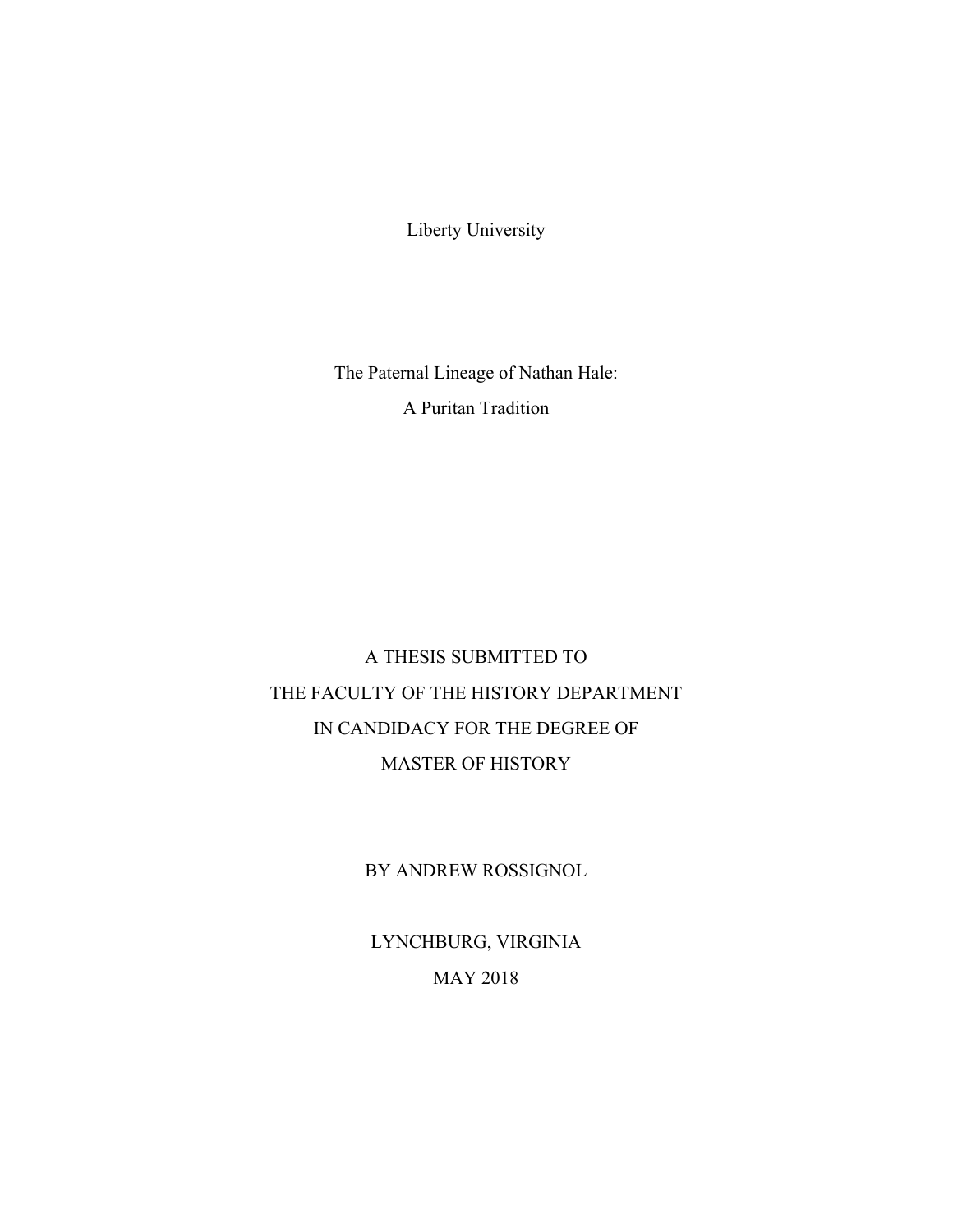Liberty University

# The Paternal Lineage of Nathan Hale:
# A Puritan Tradition

A THESIS SUBMITTED TO
THE FACULTY OF THE HISTORY DEPARTMENT
IN CANDIDACY FOR THE DEGREE OF
MASTER OF HISTORY

BY ANDREW ROSSIGNOL

LYNCHBURG, VIRGINIA
MAY 2018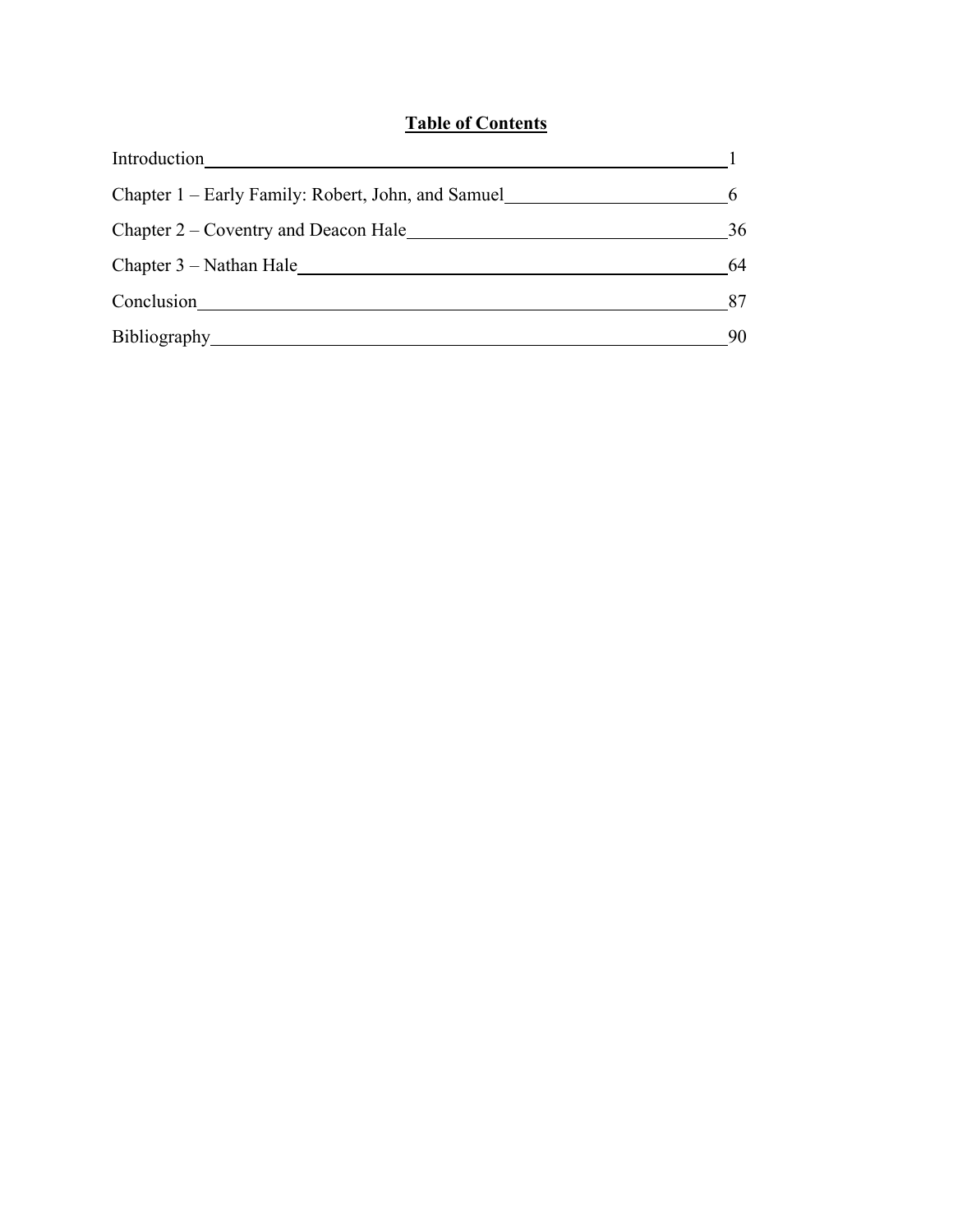# Table of Contents

| | |
|---|---|
| Introduction | 1 |
| Chapter 1 – Early Family: Robert, John, and Samuel | 6 |
| Chapter 2 – Coventry and Deacon Hale | 36 |
| Chapter 3 – Nathan Hale | 64 |
| Conclusion | 87 |
| Bibliography | 90 |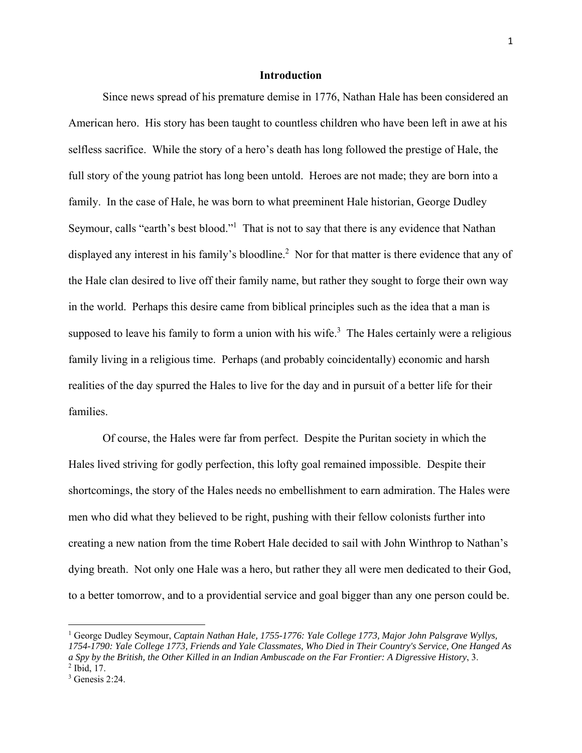## Introduction

Since news spread of his premature demise in 1776, Nathan Hale has been considered an American hero. His story has been taught to countless children who have been left in awe at his selfless sacrifice. While the story of a hero's death has long followed the prestige of Hale, the full story of the young patriot has long been untold. Heroes are not made; they are born into a family. In the case of Hale, he was born to what preeminent Hale historian, George Dudley Seymour, calls "earth's best blood."[1] That is not to say that there is any evidence that Nathan displayed any interest in his family's bloodline.[2] Nor for that matter is there evidence that any of the Hale clan desired to live off their family name, but rather they sought to forge their own way in the world. Perhaps this desire came from biblical principles such as the idea that a man is supposed to leave his family to form a union with his wife.[3] The Hales certainly were a religious family living in a religious time. Perhaps (and probably coincidentally) economic and harsh realities of the day spurred the Hales to live for the day and in pursuit of a better life for their families.

Of course, the Hales were far from perfect. Despite the Puritan society in which the Hales lived striving for godly perfection, this lofty goal remained impossible. Despite their shortcomings, the story of the Hales needs no embellishment to earn admiration. The Hales were men who did what they believed to be right, pushing with their fellow colonists further into creating a new nation from the time Robert Hale decided to sail with John Winthrop to Nathan's dying breath. Not only one Hale was a hero, but rather they all were men dedicated to their God, to a better tomorrow, and to a providential service and goal bigger than any one person could be.

---

[1] George Dudley Seymour, *Captain Nathan Hale, 1755-1776: Yale College 1773, Major John Palsgrave Wyllys, 1754-1790: Yale College 1773, Friends and Yale Classmates, Who Died in Their Country's Service, One Hanged As a Spy by the British, the Other Killed in an Indian Ambuscade on the Far Frontier: A Digressive History*, 3.

[2] Ibid, 17.

[3] Genesis 2:24.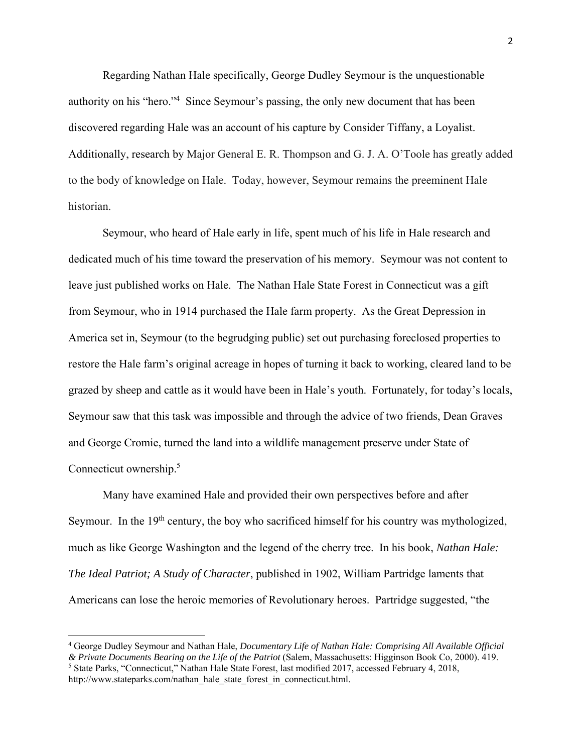Regarding Nathan Hale specifically, George Dudley Seymour is the unquestionable authority on his "hero."[4] Since Seymour's passing, the only new document that has been discovered regarding Hale was an account of his capture by Consider Tiffany, a Loyalist. Additionally, research by Major General E. R. Thompson and G. J. A. O'Toole has greatly added to the body of knowledge on Hale. Today, however, Seymour remains the preeminent Hale historian.

Seymour, who heard of Hale early in life, spent much of his life in Hale research and dedicated much of his time toward the preservation of his memory. Seymour was not content to leave just published works on Hale. The Nathan Hale State Forest in Connecticut was a gift from Seymour, who in 1914 purchased the Hale farm property. As the Great Depression in America set in, Seymour (to the begrudging public) set out purchasing foreclosed properties to restore the Hale farm's original acreage in hopes of turning it back to working, cleared land to be grazed by sheep and cattle as it would have been in Hale's youth. Fortunately, for today's locals, Seymour saw that this task was impossible and through the advice of two friends, Dean Graves and George Cromie, turned the land into a wildlife management preserve under State of Connecticut ownership.[5]

Many have examined Hale and provided their own perspectives before and after Seymour. In the 19th century, the boy who sacrificed himself for his country was mythologized, much as like George Washington and the legend of the cherry tree. In his book, *Nathan Hale: The Ideal Patriot; A Study of Character*, published in 1902, William Partridge laments that Americans can lose the heroic memories of Revolutionary heroes. Partridge suggested, "the

---

[4] George Dudley Seymour and Nathan Hale, *Documentary Life of Nathan Hale: Comprising All Available Official & Private Documents Bearing on the Life of the Patriot* (Salem, Massachusetts: Higginson Book Co, 2000). 419.

[5] State Parks, "Connecticut," Nathan Hale State Forest, last modified 2017, accessed February 4, 2018, http://www.stateparks.com/nathan_hale_state_forest_in_connecticut.html.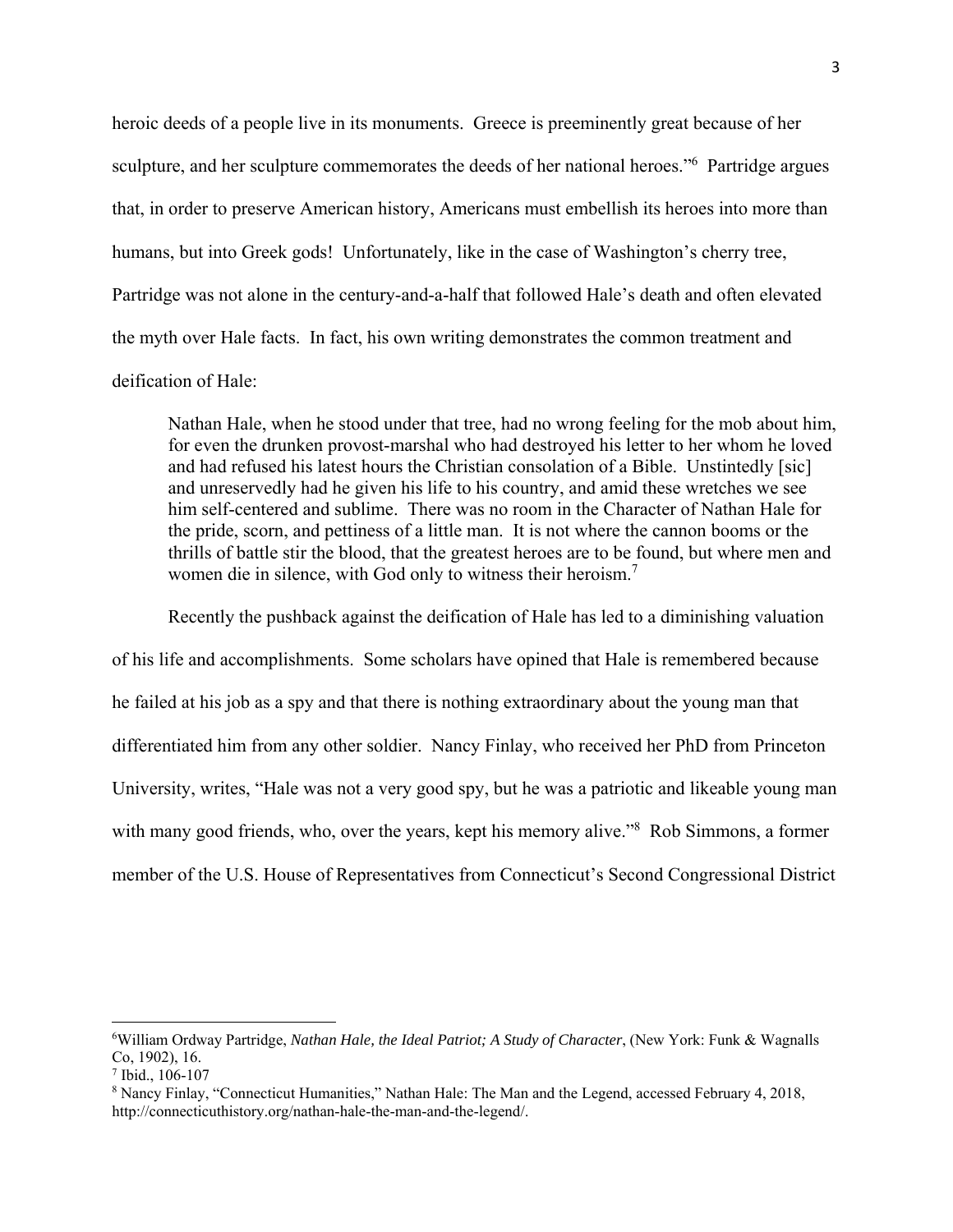heroic deeds of a people live in its monuments. Greece is preeminently great because of her sculpture, and her sculpture commemorates the deeds of her national heroes."[6] Partridge argues that, in order to preserve American history, Americans must embellish its heroes into more than humans, but into Greek gods! Unfortunately, like in the case of Washington's cherry tree, Partridge was not alone in the century-and-a-half that followed Hale's death and often elevated the myth over Hale facts. In fact, his own writing demonstrates the common treatment and deification of Hale:

> Nathan Hale, when he stood under that tree, had no wrong feeling for the mob about him, for even the drunken provost-marshal who had destroyed his letter to her whom he loved and had refused his latest hours the Christian consolation of a Bible. Unstintedly [sic] and unreservedly had he given his life to his country, and amid these wretches we see him self-centered and sublime. There was no room in the Character of Nathan Hale for the pride, scorn, and pettiness of a little man. It is not where the cannon booms or the thrills of battle stir the blood, that the greatest heroes are to be found, but where men and women die in silence, with God only to witness their heroism.[7]

Recently the pushback against the deification of Hale has led to a diminishing valuation of his life and accomplishments. Some scholars have opined that Hale is remembered because he failed at his job as a spy and that there is nothing extraordinary about the young man that differentiated him from any other soldier. Nancy Finlay, who received her PhD from Princeton University, writes, "Hale was not a very good spy, but he was a patriotic and likeable young man with many good friends, who, over the years, kept his memory alive."[8] Rob Simmons, a former member of the U.S. House of Representatives from Connecticut's Second Congressional District

---

[6] William Ordway Partridge, *Nathan Hale, the Ideal Patriot; A Study of Character*, (New York: Funk & Wagnalls Co, 1902), 16.

[7] Ibid., 106-107

[8] Nancy Finlay, "Connecticut Humanities," Nathan Hale: The Man and the Legend, accessed February 4, 2018, http://connecticuthistory.org/nathan-hale-the-man-and-the-legend/.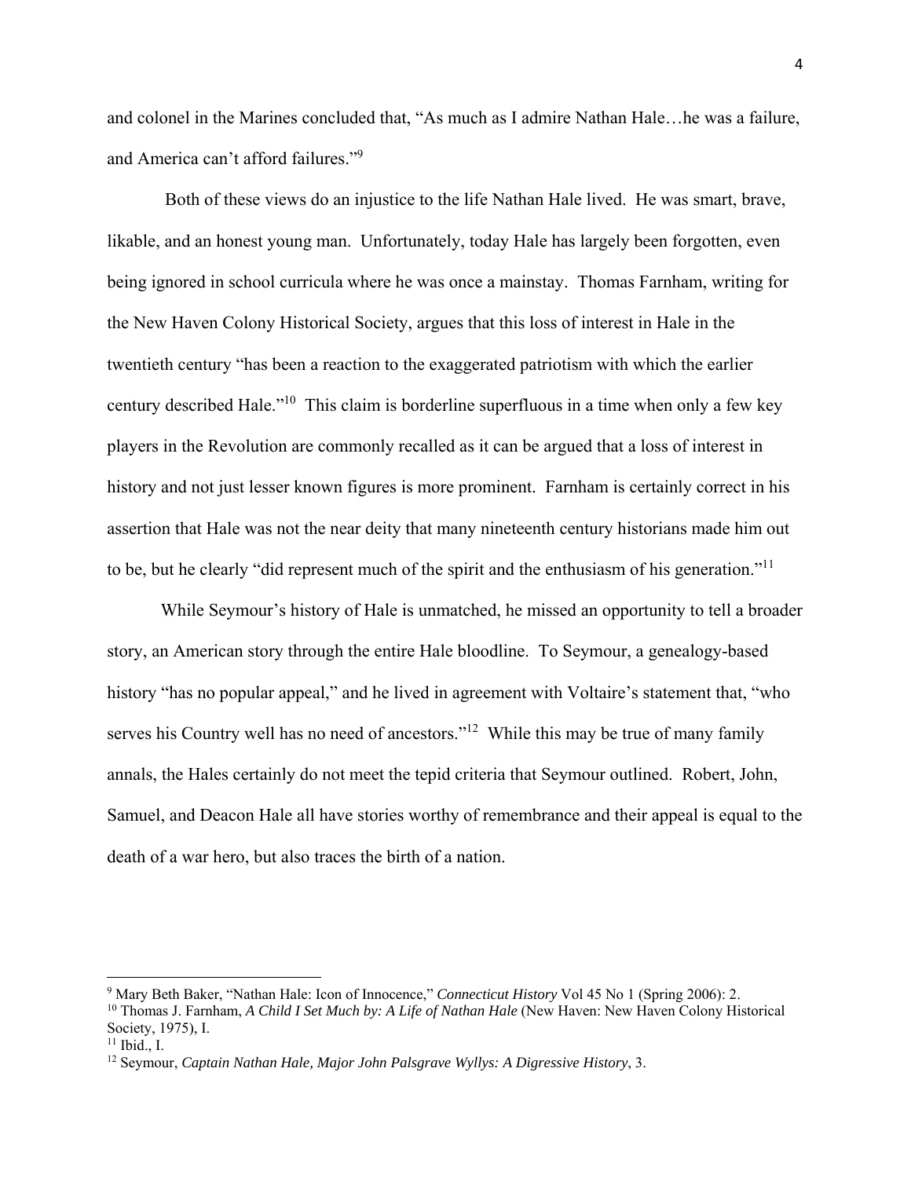and colonel in the Marines concluded that, "As much as I admire Nathan Hale…he was a failure, and America can't afford failures."[9]

Both of these views do an injustice to the life Nathan Hale lived. He was smart, brave, likable, and an honest young man. Unfortunately, today Hale has largely been forgotten, even being ignored in school curricula where he was once a mainstay. Thomas Farnham, writing for the New Haven Colony Historical Society, argues that this loss of interest in Hale in the twentieth century "has been a reaction to the exaggerated patriotism with which the earlier century described Hale."[10] This claim is borderline superfluous in a time when only a few key players in the Revolution are commonly recalled as it can be argued that a loss of interest in history and not just lesser known figures is more prominent. Farnham is certainly correct in his assertion that Hale was not the near deity that many nineteenth century historians made him out to be, but he clearly "did represent much of the spirit and the enthusiasm of his generation."[11]

While Seymour's history of Hale is unmatched, he missed an opportunity to tell a broader story, an American story through the entire Hale bloodline. To Seymour, a genealogy-based history "has no popular appeal," and he lived in agreement with Voltaire's statement that, "who serves his Country well has no need of ancestors."[12] While this may be true of many family annals, the Hales certainly do not meet the tepid criteria that Seymour outlined. Robert, John, Samuel, and Deacon Hale all have stories worthy of remembrance and their appeal is equal to the death of a war hero, but also traces the birth of a nation.

---

[9] Mary Beth Baker, "Nathan Hale: Icon of Innocence," *Connecticut History* Vol 45 No 1 (Spring 2006): 2.

[10] Thomas J. Farnham, *A Child I Set Much by: A Life of Nathan Hale* (New Haven: New Haven Colony Historical Society, 1975), I.

[11] Ibid., I.

[12] Seymour, *Captain Nathan Hale, Major John Palsgrave Wyllys: A Digressive History*, 3.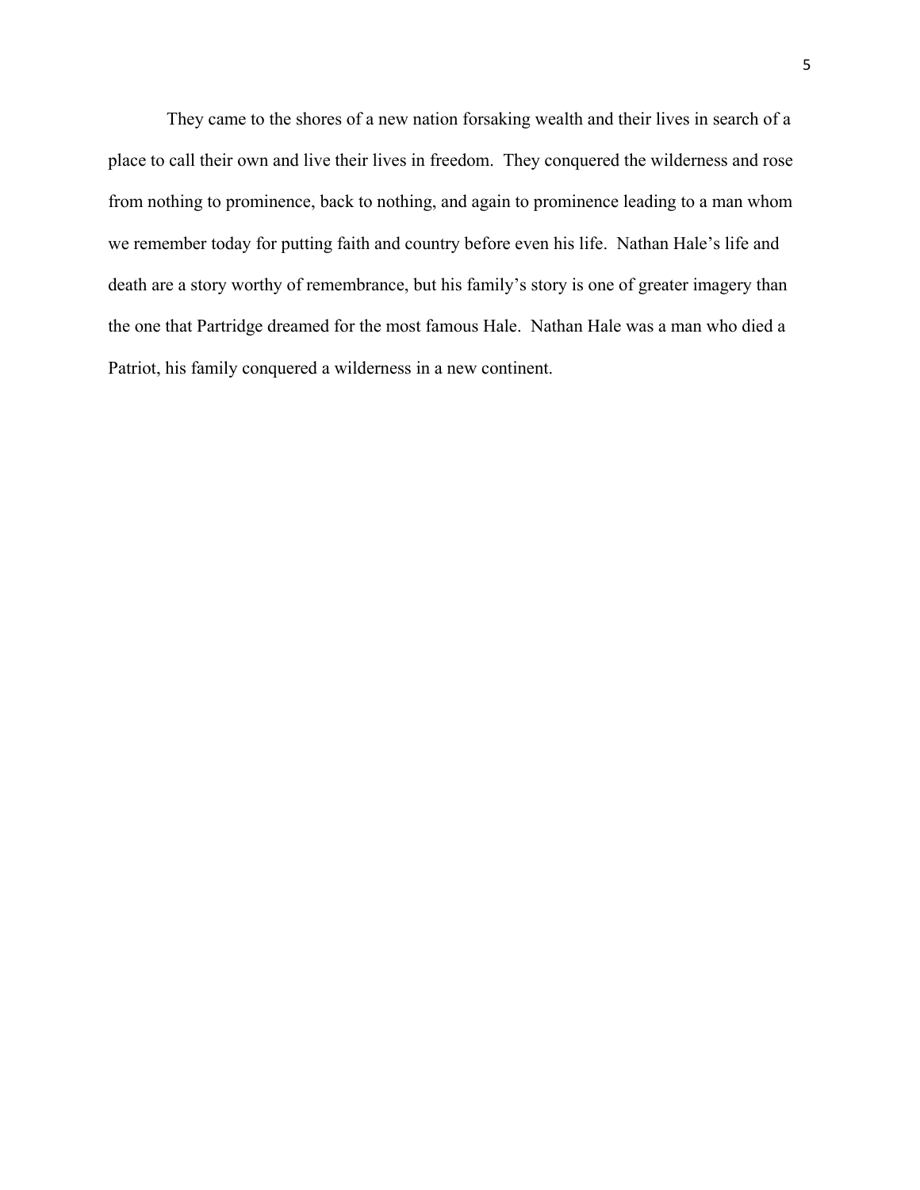They came to the shores of a new nation forsaking wealth and their lives in search of a place to call their own and live their lives in freedom.  They conquered the wilderness and rose from nothing to prominence, back to nothing, and again to prominence leading to a man whom we remember today for putting faith and country before even his life.  Nathan Hale's life and death are a story worthy of remembrance, but his family's story is one of greater imagery than the one that Partridge dreamed for the most famous Hale.  Nathan Hale was a man who died a Patriot, his family conquered a wilderness in a new continent.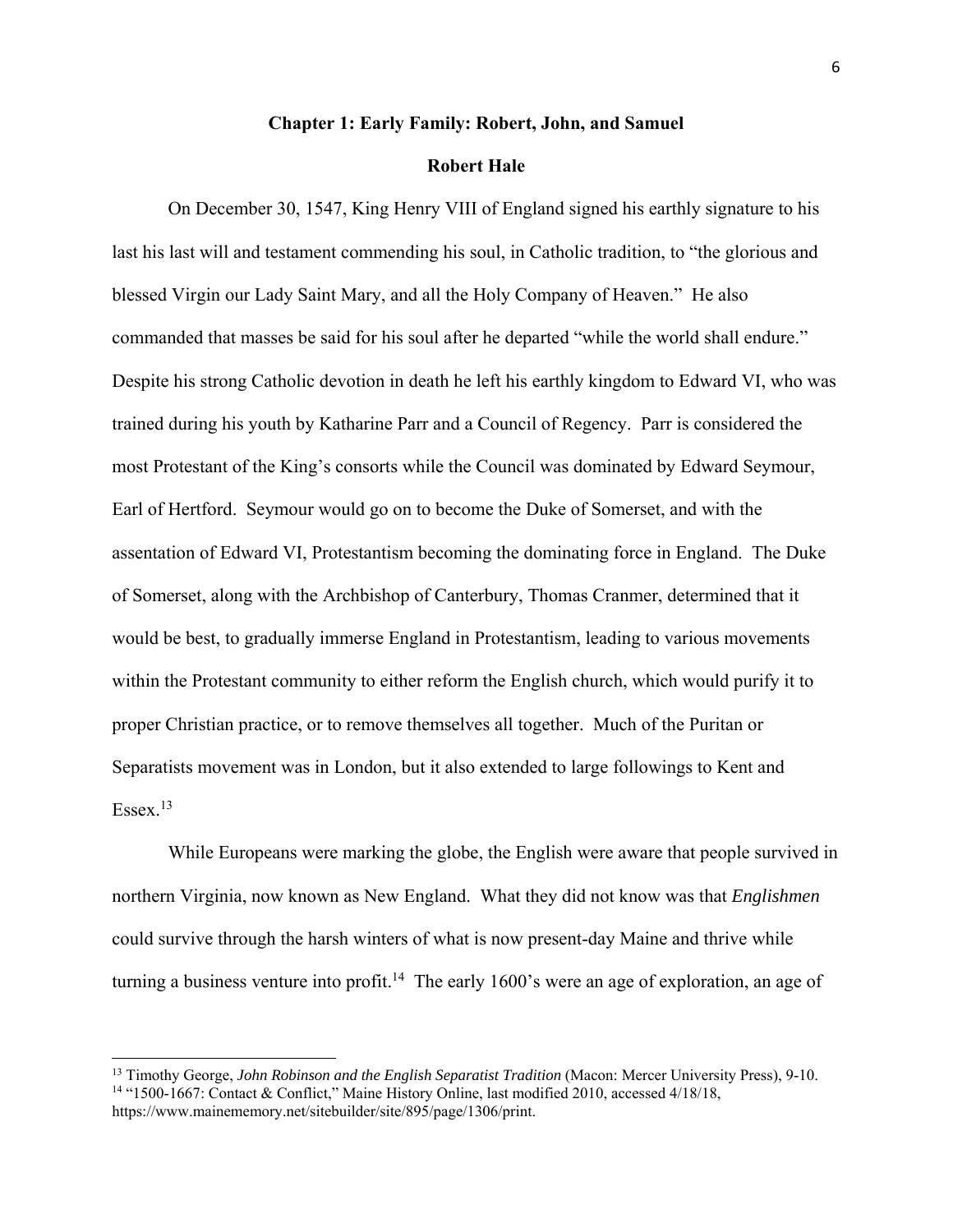## Chapter 1: Early Family: Robert, John, and Samuel

### Robert Hale

On December 30, 1547, King Henry VIII of England signed his earthly signature to his last his last will and testament commending his soul, in Catholic tradition, to "the glorious and blessed Virgin our Lady Saint Mary, and all the Holy Company of Heaven." He also commanded that masses be said for his soul after he departed "while the world shall endure." Despite his strong Catholic devotion in death he left his earthly kingdom to Edward VI, who was trained during his youth by Katharine Parr and a Council of Regency. Parr is considered the most Protestant of the King's consorts while the Council was dominated by Edward Seymour, Earl of Hertford. Seymour would go on to become the Duke of Somerset, and with the assentation of Edward VI, Protestantism becoming the dominating force in England. The Duke of Somerset, along with the Archbishop of Canterbury, Thomas Cranmer, determined that it would be best, to gradually immerse England in Protestantism, leading to various movements within the Protestant community to either reform the English church, which would purify it to proper Christian practice, or to remove themselves all together. Much of the Puritan or Separatists movement was in London, but it also extended to large followings to Kent and Essex.[13]

While Europeans were marking the globe, the English were aware that people survived in northern Virginia, now known as New England. What they did not know was that *Englishmen* could survive through the harsh winters of what is now present-day Maine and thrive while turning a business venture into profit.[14] The early 1600's were an age of exploration, an age of

---

[13] Timothy George, *John Robinson and the English Separatist Tradition* (Macon: Mercer University Press), 9-10.

[14] "1500-1667: Contact & Conflict," Maine History Online, last modified 2010, accessed 4/18/18, https://www.mainememory.net/sitebuilder/site/895/page/1306/print.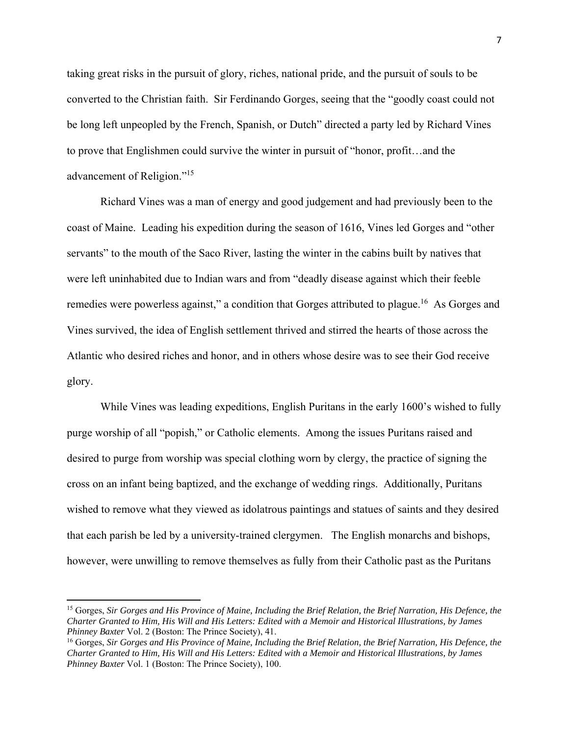taking great risks in the pursuit of glory, riches, national pride, and the pursuit of souls to be converted to the Christian faith. Sir Ferdinando Gorges, seeing that the "goodly coast could not be long left unpeopled by the French, Spanish, or Dutch" directed a party led by Richard Vines to prove that Englishmen could survive the winter in pursuit of "honor, profit…and the advancement of Religion."[15]

Richard Vines was a man of energy and good judgement and had previously been to the coast of Maine. Leading his expedition during the season of 1616, Vines led Gorges and "other servants" to the mouth of the Saco River, lasting the winter in the cabins built by natives that were left uninhabited due to Indian wars and from "deadly disease against which their feeble remedies were powerless against," a condition that Gorges attributed to plague.[16] As Gorges and Vines survived, the idea of English settlement thrived and stirred the hearts of those across the Atlantic who desired riches and honor, and in others whose desire was to see their God receive glory.

While Vines was leading expeditions, English Puritans in the early 1600's wished to fully purge worship of all "popish," or Catholic elements. Among the issues Puritans raised and desired to purge from worship was special clothing worn by clergy, the practice of signing the cross on an infant being baptized, and the exchange of wedding rings. Additionally, Puritans wished to remove what they viewed as idolatrous paintings and statues of saints and they desired that each parish be led by a university-trained clergymen. The English monarchs and bishops, however, were unwilling to remove themselves as fully from their Catholic past as the Puritans

---

[15] Gorges, *Sir Gorges and His Province of Maine, Including the Brief Relation, the Brief Narration, His Defence, the Charter Granted to Him, His Will and His Letters: Edited with a Memoir and Historical Illustrations, by James Phinney Baxter* Vol. 2 (Boston: The Prince Society), 41.

[16] Gorges, *Sir Gorges and His Province of Maine, Including the Brief Relation, the Brief Narration, His Defence, the Charter Granted to Him, His Will and His Letters: Edited with a Memoir and Historical Illustrations, by James Phinney Baxter* Vol. 1 (Boston: The Prince Society), 100.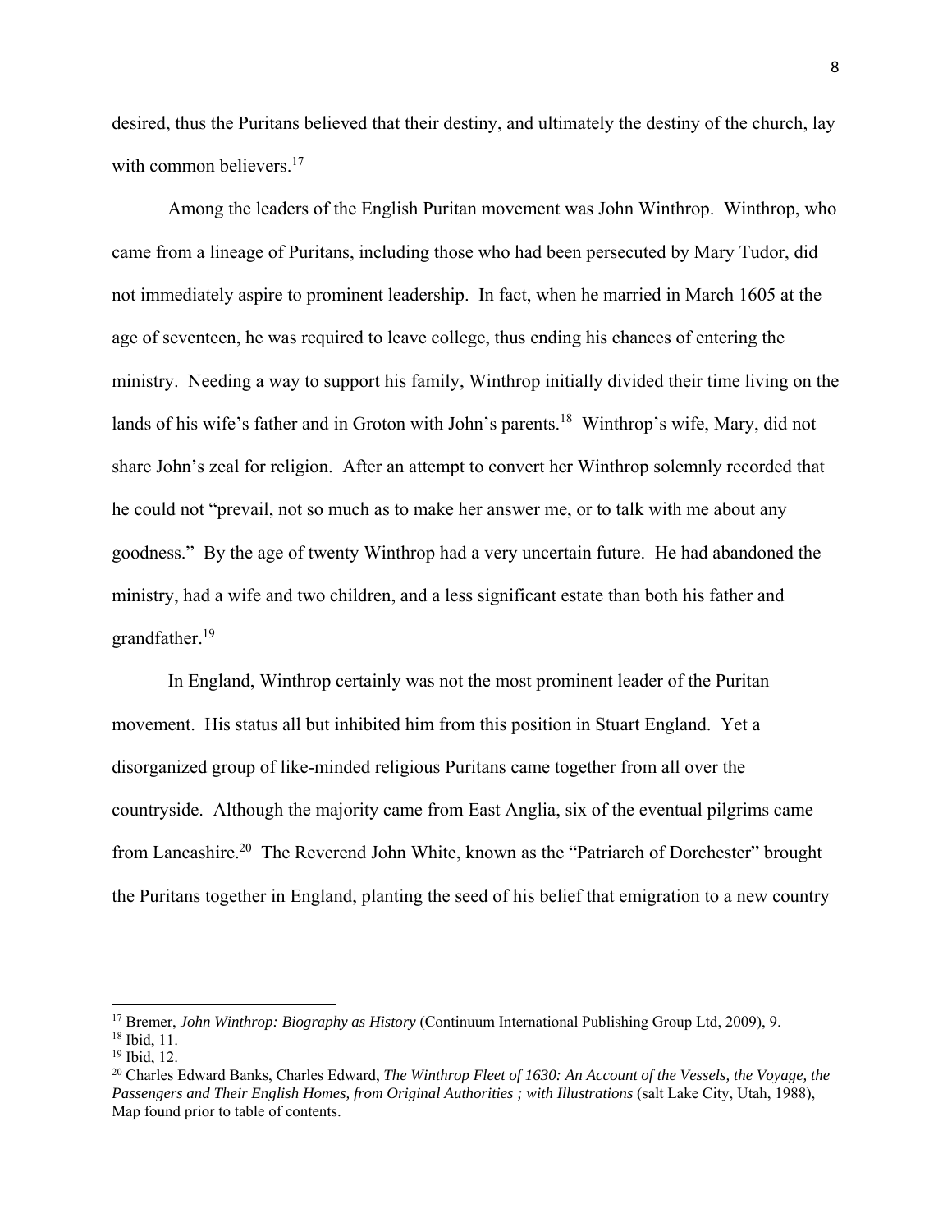desired, thus the Puritans believed that their destiny, and ultimately the destiny of the church, lay with common believers.[17]

Among the leaders of the English Puritan movement was John Winthrop. Winthrop, who came from a lineage of Puritans, including those who had been persecuted by Mary Tudor, did not immediately aspire to prominent leadership. In fact, when he married in March 1605 at the age of seventeen, he was required to leave college, thus ending his chances of entering the ministry. Needing a way to support his family, Winthrop initially divided their time living on the lands of his wife's father and in Groton with John's parents.[18] Winthrop's wife, Mary, did not share John's zeal for religion. After an attempt to convert her Winthrop solemnly recorded that he could not "prevail, not so much as to make her answer me, or to talk with me about any goodness." By the age of twenty Winthrop had a very uncertain future. He had abandoned the ministry, had a wife and two children, and a less significant estate than both his father and grandfather.[19]

In England, Winthrop certainly was not the most prominent leader of the Puritan movement. His status all but inhibited him from this position in Stuart England. Yet a disorganized group of like-minded religious Puritans came together from all over the countryside. Although the majority came from East Anglia, six of the eventual pilgrims came from Lancashire.[20] The Reverend John White, known as the "Patriarch of Dorchester" brought the Puritans together in England, planting the seed of his belief that emigration to a new country

---

[17] Bremer, *John Winthrop: Biography as History* (Continuum International Publishing Group Ltd, 2009), 9.

[18] Ibid, 11.

[19] Ibid, 12.

[20] Charles Edward Banks, Charles Edward, *The Winthrop Fleet of 1630: An Account of the Vessels, the Voyage, the Passengers and Their English Homes, from Original Authorities ; with Illustrations* (salt Lake City, Utah, 1988), Map found prior to table of contents.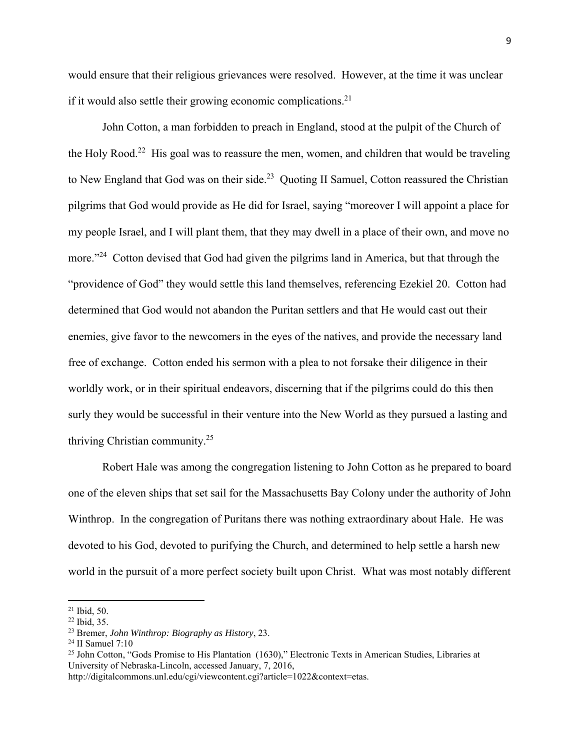would ensure that their religious grievances were resolved. However, at the time it was unclear if it would also settle their growing economic complications.[21]

John Cotton, a man forbidden to preach in England, stood at the pulpit of the Church of the Holy Rood.[22] His goal was to reassure the men, women, and children that would be traveling to New England that God was on their side.[23] Quoting II Samuel, Cotton reassured the Christian pilgrims that God would provide as He did for Israel, saying "moreover I will appoint a place for my people Israel, and I will plant them, that they may dwell in a place of their own, and move no more."[24] Cotton devised that God had given the pilgrims land in America, but that through the "providence of God" they would settle this land themselves, referencing Ezekiel 20. Cotton had determined that God would not abandon the Puritan settlers and that He would cast out their enemies, give favor to the newcomers in the eyes of the natives, and provide the necessary land free of exchange. Cotton ended his sermon with a plea to not forsake their diligence in their worldly work, or in their spiritual endeavors, discerning that if the pilgrims could do this then surly they would be successful in their venture into the New World as they pursued a lasting and thriving Christian community.[25]

Robert Hale was among the congregation listening to John Cotton as he prepared to board one of the eleven ships that set sail for the Massachusetts Bay Colony under the authority of John Winthrop. In the congregation of Puritans there was nothing extraordinary about Hale. He was devoted to his God, devoted to purifying the Church, and determined to help settle a harsh new world in the pursuit of a more perfect society built upon Christ. What was most notably different

---

[21] Ibid, 50.

[22] Ibid, 35.

[23] Bremer, *John Winthrop: Biography as History*, 23.

[24] II Samuel 7:10

[25] John Cotton, "Gods Promise to His Plantation (1630)," Electronic Texts in American Studies, Libraries at University of Nebraska-Lincoln, accessed January, 7, 2016, http://digitalcommons.unl.edu/cgi/viewcontent.cgi?article=1022&context=etas.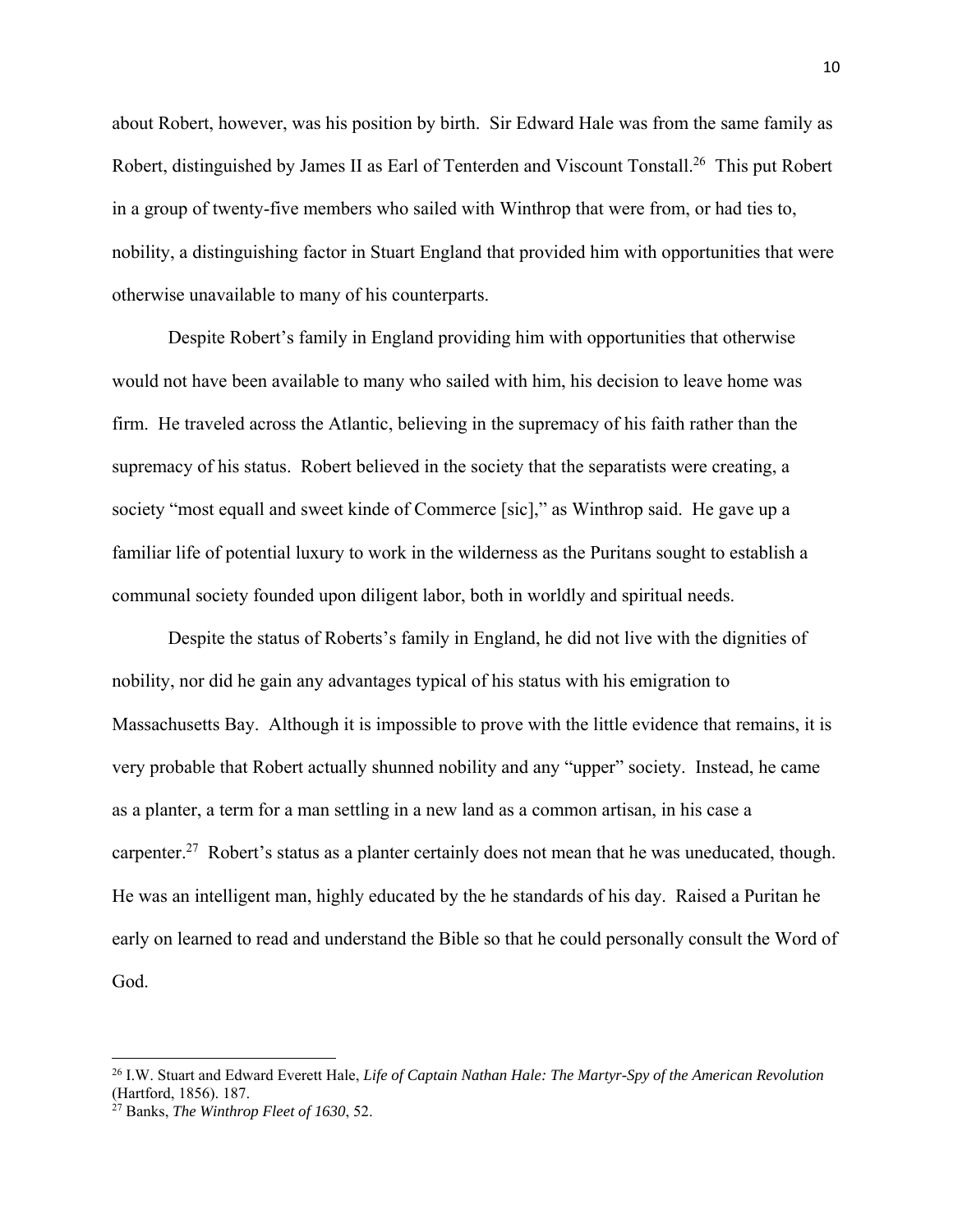about Robert, however, was his position by birth. Sir Edward Hale was from the same family as Robert, distinguished by James II as Earl of Tenterden and Viscount Tonstall.[26] This put Robert in a group of twenty-five members who sailed with Winthrop that were from, or had ties to, nobility, a distinguishing factor in Stuart England that provided him with opportunities that were otherwise unavailable to many of his counterparts.

Despite Robert's family in England providing him with opportunities that otherwise would not have been available to many who sailed with him, his decision to leave home was firm. He traveled across the Atlantic, believing in the supremacy of his faith rather than the supremacy of his status. Robert believed in the society that the separatists were creating, a society "most equall and sweet kinde of Commerce [sic]," as Winthrop said. He gave up a familiar life of potential luxury to work in the wilderness as the Puritans sought to establish a communal society founded upon diligent labor, both in worldly and spiritual needs.

Despite the status of Roberts's family in England, he did not live with the dignities of nobility, nor did he gain any advantages typical of his status with his emigration to Massachusetts Bay. Although it is impossible to prove with the little evidence that remains, it is very probable that Robert actually shunned nobility and any "upper" society. Instead, he came as a planter, a term for a man settling in a new land as a common artisan, in his case a carpenter.[27] Robert's status as a planter certainly does not mean that he was uneducated, though. He was an intelligent man, highly educated by the he standards of his day. Raised a Puritan he early on learned to read and understand the Bible so that he could personally consult the Word of God.

---

[26] I.W. Stuart and Edward Everett Hale, *Life of Captain Nathan Hale: The Martyr-Spy of the American Revolution* (Hartford, 1856). 187.

[27] Banks, *The Winthrop Fleet of 1630*, 52.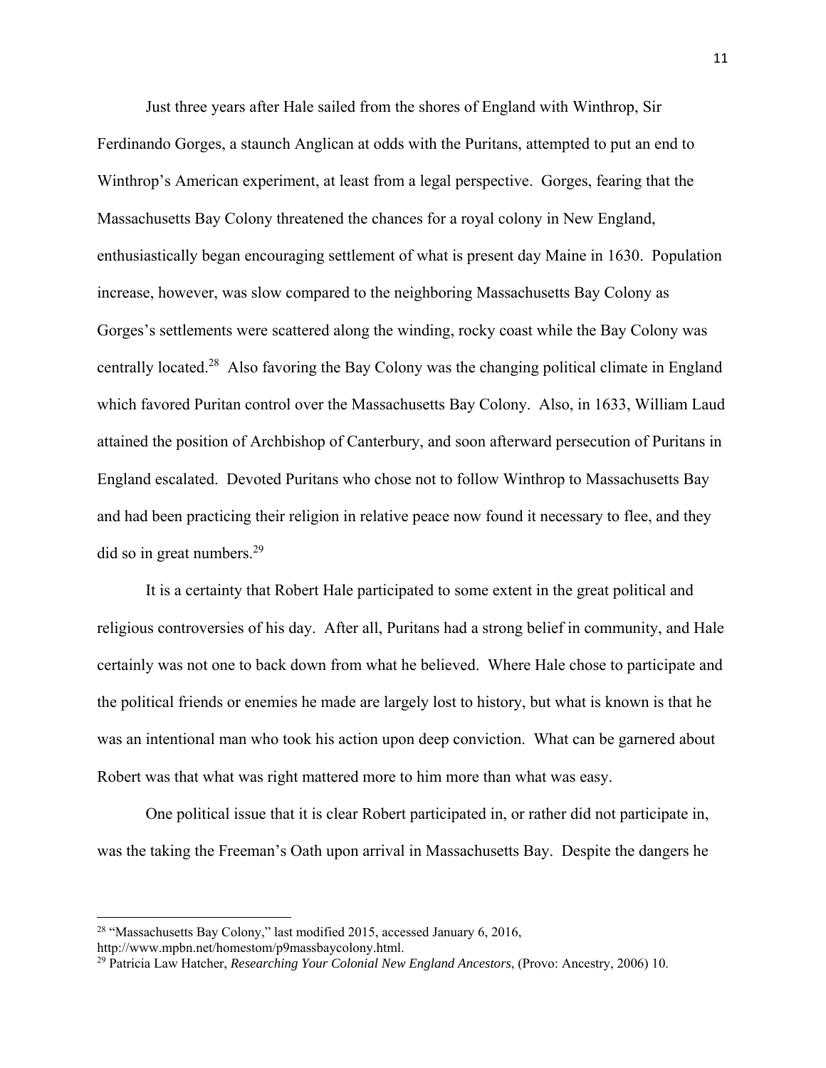Just three years after Hale sailed from the shores of England with Winthrop, Sir Ferdinando Gorges, a staunch Anglican at odds with the Puritans, attempted to put an end to Winthrop's American experiment, at least from a legal perspective. Gorges, fearing that the Massachusetts Bay Colony threatened the chances for a royal colony in New England, enthusiastically began encouraging settlement of what is present day Maine in 1630. Population increase, however, was slow compared to the neighboring Massachusetts Bay Colony as Gorges's settlements were scattered along the winding, rocky coast while the Bay Colony was centrally located.[28] Also favoring the Bay Colony was the changing political climate in England which favored Puritan control over the Massachusetts Bay Colony. Also, in 1633, William Laud attained the position of Archbishop of Canterbury, and soon afterward persecution of Puritans in England escalated. Devoted Puritans who chose not to follow Winthrop to Massachusetts Bay and had been practicing their religion in relative peace now found it necessary to flee, and they did so in great numbers.[29]

It is a certainty that Robert Hale participated to some extent in the great political and religious controversies of his day. After all, Puritans had a strong belief in community, and Hale certainly was not one to back down from what he believed. Where Hale chose to participate and the political friends or enemies he made are largely lost to history, but what is known is that he was an intentional man who took his action upon deep conviction. What can be garnered about Robert was that what was right mattered more to him more than what was easy.

One political issue that it is clear Robert participated in, or rather did not participate in, was the taking the Freeman's Oath upon arrival in Massachusetts Bay. Despite the dangers he

---

[28] "Massachusetts Bay Colony," last modified 2015, accessed January 6, 2016, http://www.mpbn.net/homestom/p9massbaycolony.html.

[29] Patricia Law Hatcher, *Researching Your Colonial New England Ancestors*, (Provo: Ancestry, 2006) 10.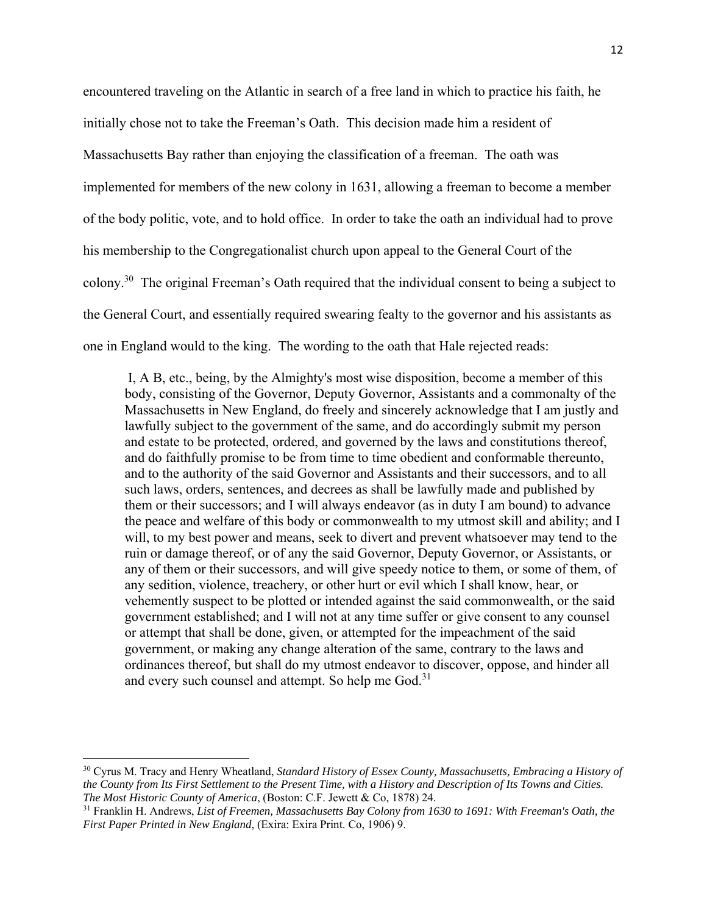encountered traveling on the Atlantic in search of a free land in which to practice his faith, he initially chose not to take the Freeman's Oath. This decision made him a resident of Massachusetts Bay rather than enjoying the classification of a freeman. The oath was implemented for members of the new colony in 1631, allowing a freeman to become a member of the body politic, vote, and to hold office. In order to take the oath an individual had to prove his membership to the Congregationalist church upon appeal to the General Court of the colony.[30] The original Freeman's Oath required that the individual consent to being a subject to the General Court, and essentially required swearing fealty to the governor and his assistants as one in England would to the king. The wording to the oath that Hale rejected reads:

> I, A B, etc., being, by the Almighty's most wise disposition, become a member of this body, consisting of the Governor, Deputy Governor, Assistants and a commonalty of the Massachusetts in New England, do freely and sincerely acknowledge that I am justly and lawfully subject to the government of the same, and do accordingly submit my person and estate to be protected, ordered, and governed by the laws and constitutions thereof, and do faithfully promise to be from time to time obedient and conformable thereunto, and to the authority of the said Governor and Assistants and their successors, and to all such laws, orders, sentences, and decrees as shall be lawfully made and published by them or their successors; and I will always endeavor (as in duty I am bound) to advance the peace and welfare of this body or commonwealth to my utmost skill and ability; and I will, to my best power and means, seek to divert and prevent whatsoever may tend to the ruin or damage thereof, or of any the said Governor, Deputy Governor, or Assistants, or any of them or their successors, and will give speedy notice to them, or some of them, of any sedition, violence, treachery, or other hurt or evil which I shall know, hear, or vehemently suspect to be plotted or intended against the said commonwealth, or the said government established; and I will not at any time suffer or give consent to any counsel or attempt that shall be done, given, or attempted for the impeachment of the said government, or making any change alteration of the same, contrary to the laws and ordinances thereof, but shall do my utmost endeavor to discover, oppose, and hinder all and every such counsel and attempt. So help me God.[31]

---

[30] Cyrus M. Tracy and Henry Wheatland, *Standard History of Essex County, Massachusetts, Embracing a History of the County from Its First Settlement to the Present Time, with a History and Description of Its Towns and Cities. The Most Historic County of America*, (Boston: C.F. Jewett & Co, 1878) 24.

[31] Franklin H. Andrews, *List of Freemen, Massachusetts Bay Colony from 1630 to 1691: With Freeman's Oath, the First Paper Printed in New England*, (Exira: Exira Print. Co, 1906) 9.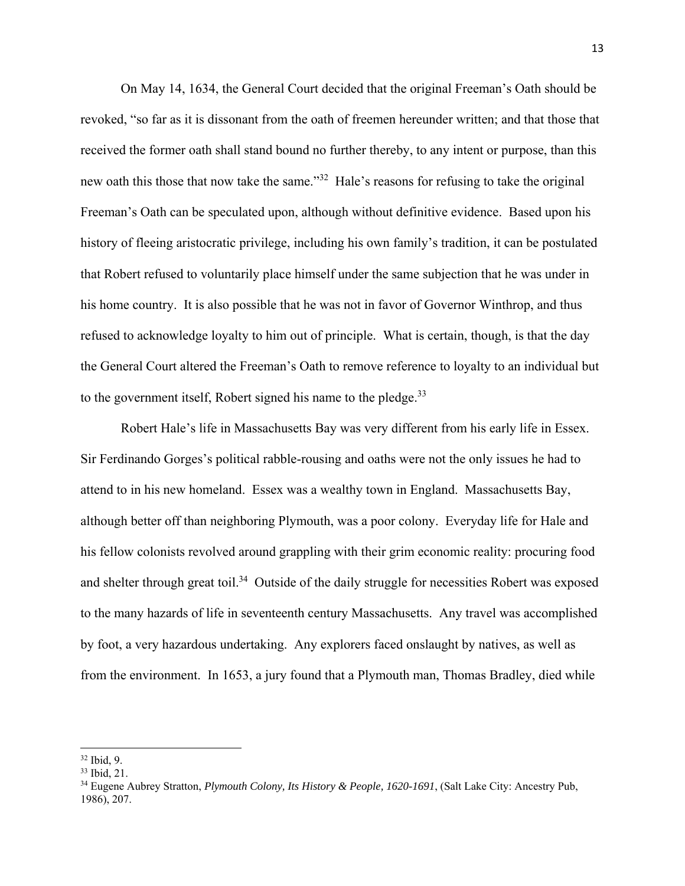On May 14, 1634, the General Court decided that the original Freeman's Oath should be revoked, "so far as it is dissonant from the oath of freemen hereunder written; and that those that received the former oath shall stand bound no further thereby, to any intent or purpose, than this new oath this those that now take the same."[32] Hale's reasons for refusing to take the original Freeman's Oath can be speculated upon, although without definitive evidence. Based upon his history of fleeing aristocratic privilege, including his own family's tradition, it can be postulated that Robert refused to voluntarily place himself under the same subjection that he was under in his home country. It is also possible that he was not in favor of Governor Winthrop, and thus refused to acknowledge loyalty to him out of principle. What is certain, though, is that the day the General Court altered the Freeman's Oath to remove reference to loyalty to an individual but to the government itself, Robert signed his name to the pledge.[33]

Robert Hale's life in Massachusetts Bay was very different from his early life in Essex. Sir Ferdinando Gorges's political rabble-rousing and oaths were not the only issues he had to attend to in his new homeland. Essex was a wealthy town in England. Massachusetts Bay, although better off than neighboring Plymouth, was a poor colony. Everyday life for Hale and his fellow colonists revolved around grappling with their grim economic reality: procuring food and shelter through great toil.[34] Outside of the daily struggle for necessities Robert was exposed to the many hazards of life in seventeenth century Massachusetts. Any travel was accomplished by foot, a very hazardous undertaking. Any explorers faced onslaught by natives, as well as from the environment. In 1653, a jury found that a Plymouth man, Thomas Bradley, died while

---

[32] Ibid, 9.

[33] Ibid, 21.

[34] Eugene Aubrey Stratton, *Plymouth Colony, Its History & People, 1620-1691*, (Salt Lake City: Ancestry Pub, 1986), 207.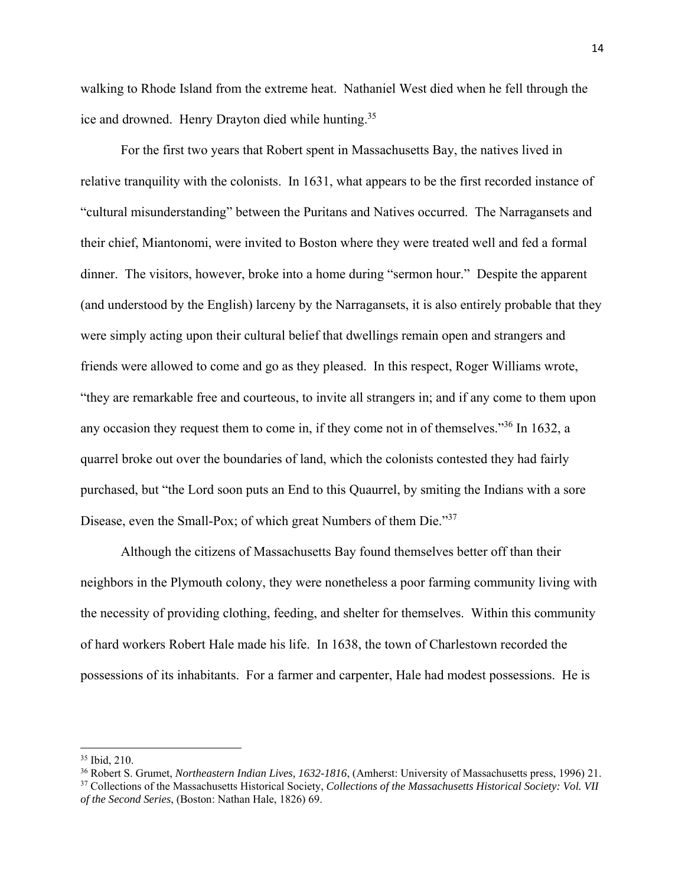walking to Rhode Island from the extreme heat. Nathaniel West died when he fell through the ice and drowned. Henry Drayton died while hunting.[35]

For the first two years that Robert spent in Massachusetts Bay, the natives lived in relative tranquility with the colonists. In 1631, what appears to be the first recorded instance of "cultural misunderstanding" between the Puritans and Natives occurred. The Narragansets and their chief, Miantonomi, were invited to Boston where they were treated well and fed a formal dinner. The visitors, however, broke into a home during "sermon hour." Despite the apparent (and understood by the English) larceny by the Narragansets, it is also entirely probable that they were simply acting upon their cultural belief that dwellings remain open and strangers and friends were allowed to come and go as they pleased. In this respect, Roger Williams wrote, "they are remarkable free and courteous, to invite all strangers in; and if any come to them upon any occasion they request them to come in, if they come not in of themselves."[36] In 1632, a quarrel broke out over the boundaries of land, which the colonists contested they had fairly purchased, but "the Lord soon puts an End to this Quaurrel, by smiting the Indians with a sore Disease, even the Small-Pox; of which great Numbers of them Die."[37]

Although the citizens of Massachusetts Bay found themselves better off than their neighbors in the Plymouth colony, they were nonetheless a poor farming community living with the necessity of providing clothing, feeding, and shelter for themselves. Within this community of hard workers Robert Hale made his life. In 1638, the town of Charlestown recorded the possessions of its inhabitants. For a farmer and carpenter, Hale had modest possessions. He is

---

[35] Ibid, 210.

[36] Robert S. Grumet, *Northeastern Indian Lives, 1632-1816*, (Amherst: University of Massachusetts press, 1996) 21.

[37] Collections of the Massachusetts Historical Society, *Collections of the Massachusetts Historical Society: Vol. VII of the Second Series*, (Boston: Nathan Hale, 1826) 69.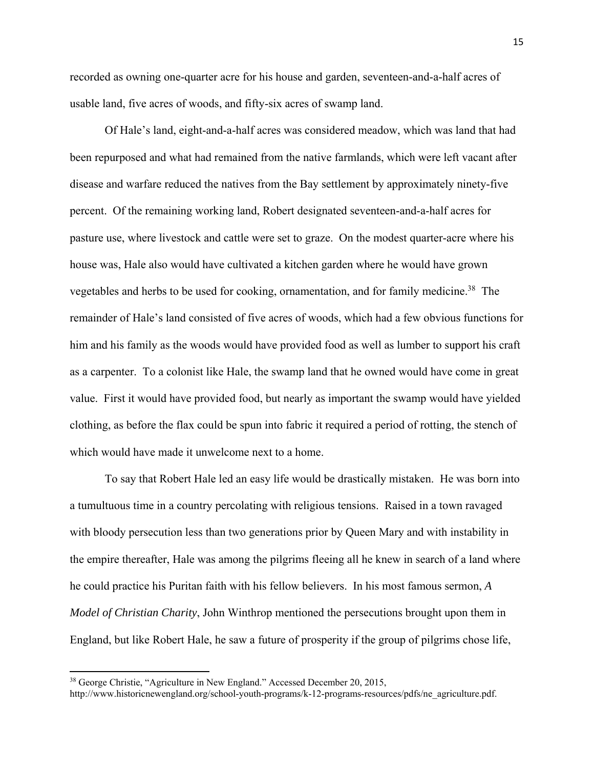recorded as owning one-quarter acre for his house and garden, seventeen-and-a-half acres of usable land, five acres of woods, and fifty-six acres of swamp land.

Of Hale's land, eight-and-a-half acres was considered meadow, which was land that had been repurposed and what had remained from the native farmlands, which were left vacant after disease and warfare reduced the natives from the Bay settlement by approximately ninety-five percent. Of the remaining working land, Robert designated seventeen-and-a-half acres for pasture use, where livestock and cattle were set to graze. On the modest quarter-acre where his house was, Hale also would have cultivated a kitchen garden where he would have grown vegetables and herbs to be used for cooking, ornamentation, and for family medicine.[38] The remainder of Hale's land consisted of five acres of woods, which had a few obvious functions for him and his family as the woods would have provided food as well as lumber to support his craft as a carpenter. To a colonist like Hale, the swamp land that he owned would have come in great value. First it would have provided food, but nearly as important the swamp would have yielded clothing, as before the flax could be spun into fabric it required a period of rotting, the stench of which would have made it unwelcome next to a home.

To say that Robert Hale led an easy life would be drastically mistaken. He was born into a tumultuous time in a country percolating with religious tensions. Raised in a town ravaged with bloody persecution less than two generations prior by Queen Mary and with instability in the empire thereafter, Hale was among the pilgrims fleeing all he knew in search of a land where he could practice his Puritan faith with his fellow believers. In his most famous sermon, *A Model of Christian Charity*, John Winthrop mentioned the persecutions brought upon them in England, but like Robert Hale, he saw a future of prosperity if the group of pilgrims chose life,

---

[38] George Christie, "Agriculture in New England." Accessed December 20, 2015, http://www.historicnewengland.org/school-youth-programs/k-12-programs-resources/pdfs/ne_agriculture.pdf.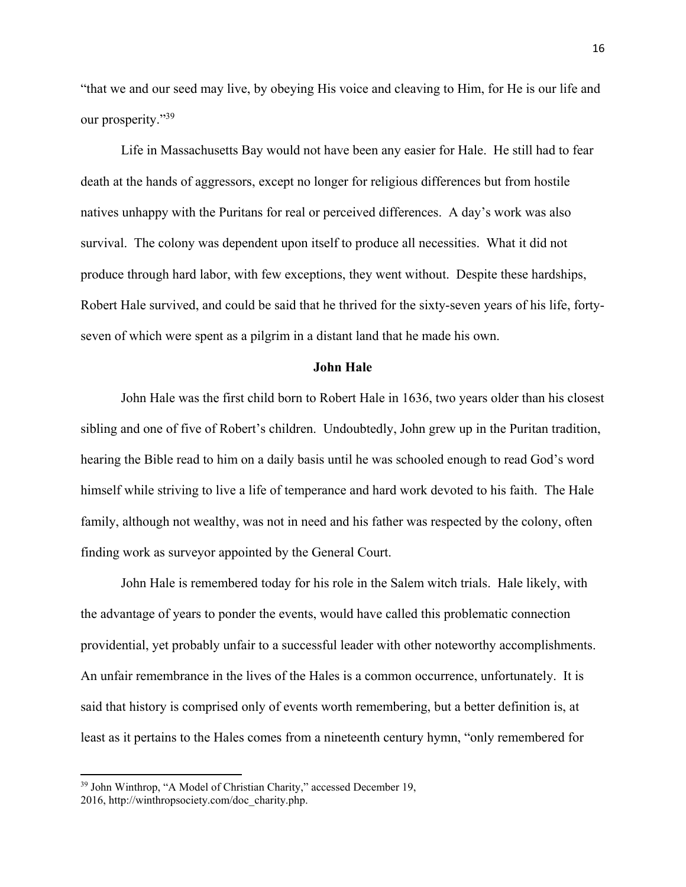"that we and our seed may live, by obeying His voice and cleaving to Him, for He is our life and our prosperity."[39]

Life in Massachusetts Bay would not have been any easier for Hale. He still had to fear death at the hands of aggressors, except no longer for religious differences but from hostile natives unhappy with the Puritans for real or perceived differences. A day's work was also survival. The colony was dependent upon itself to produce all necessities. What it did not produce through hard labor, with few exceptions, they went without. Despite these hardships, Robert Hale survived, and could be said that he thrived for the sixty-seven years of his life, forty-seven of which were spent as a pilgrim in a distant land that he made his own.

**John Hale**

John Hale was the first child born to Robert Hale in 1636, two years older than his closest sibling and one of five of Robert's children. Undoubtedly, John grew up in the Puritan tradition, hearing the Bible read to him on a daily basis until he was schooled enough to read God's word himself while striving to live a life of temperance and hard work devoted to his faith. The Hale family, although not wealthy, was not in need and his father was respected by the colony, often finding work as surveyor appointed by the General Court.

John Hale is remembered today for his role in the Salem witch trials. Hale likely, with the advantage of years to ponder the events, would have called this problematic connection providential, yet probably unfair to a successful leader with other noteworthy accomplishments. An unfair remembrance in the lives of the Hales is a common occurrence, unfortunately. It is said that history is comprised only of events worth remembering, but a better definition is, at least as it pertains to the Hales comes from a nineteenth century hymn, "only remembered for

---

[39] John Winthrop, "A Model of Christian Charity," accessed December 19, 2016, http://winthropsociety.com/doc_charity.php.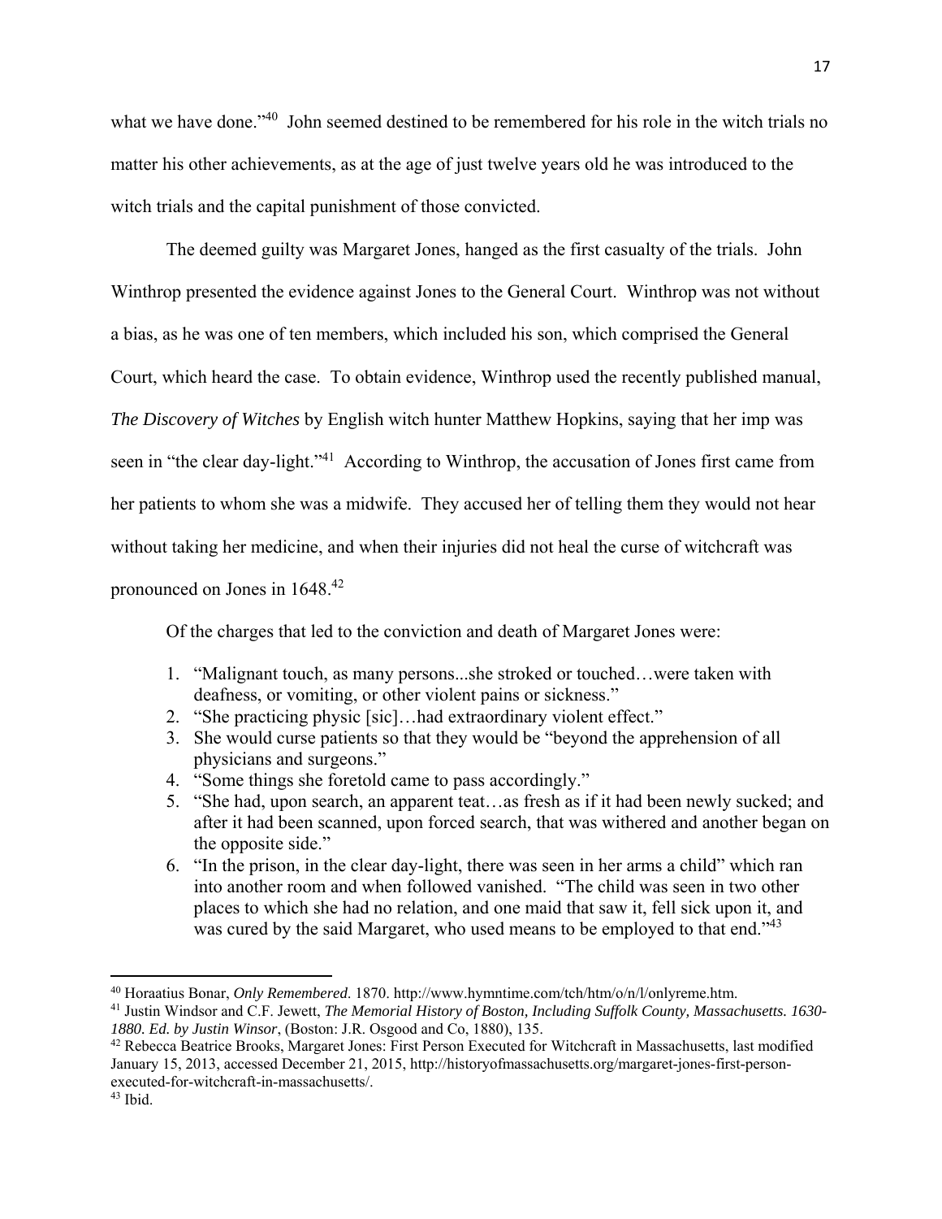what we have done."[40] John seemed destined to be remembered for his role in the witch trials no matter his other achievements, as at the age of just twelve years old he was introduced to the witch trials and the capital punishment of those convicted.

The deemed guilty was Margaret Jones, hanged as the first casualty of the trials. John Winthrop presented the evidence against Jones to the General Court. Winthrop was not without a bias, as he was one of ten members, which included his son, which comprised the General Court, which heard the case. To obtain evidence, Winthrop used the recently published manual, *The Discovery of Witches* by English witch hunter Matthew Hopkins, saying that her imp was seen in "the clear day-light."[41] According to Winthrop, the accusation of Jones first came from her patients to whom she was a midwife. They accused her of telling them they would not hear without taking her medicine, and when their injuries did not heal the curse of witchcraft was pronounced on Jones in 1648.[42]

Of the charges that led to the conviction and death of Margaret Jones were:

1. "Malignant touch, as many persons...she stroked or touched…were taken with deafness, or vomiting, or other violent pains or sickness."
2. "She practicing physic [sic]…had extraordinary violent effect."
3. She would curse patients so that they would be "beyond the apprehension of all physicians and surgeons."
4. "Some things she foretold came to pass accordingly."
5. "She had, upon search, an apparent teat…as fresh as if it had been newly sucked; and after it had been scanned, upon forced search, that was withered and another began on the opposite side."
6. "In the prison, in the clear day-light, there was seen in her arms a child" which ran into another room and when followed vanished. "The child was seen in two other places to which she had no relation, and one maid that saw it, fell sick upon it, and was cured by the said Margaret, who used means to be employed to that end."[43]

---

[40] Horaatius Bonar, *Only Remembered*. 1870. http://www.hymntime.com/tch/htm/o/n/l/onlyreme.htm.

[41] Justin Windsor and C.F. Jewett, *The Memorial History of Boston, Including Suffolk County, Massachusetts. 1630-1880. Ed. by Justin Winsor*, (Boston: J.R. Osgood and Co, 1880), 135.

[42] Rebecca Beatrice Brooks, Margaret Jones: First Person Executed for Witchcraft in Massachusetts, last modified January 15, 2013, accessed December 21, 2015, http://historyofmassachusetts.org/margaret-jones-first-person-executed-for-witchcraft-in-massachusetts/.

[43] Ibid.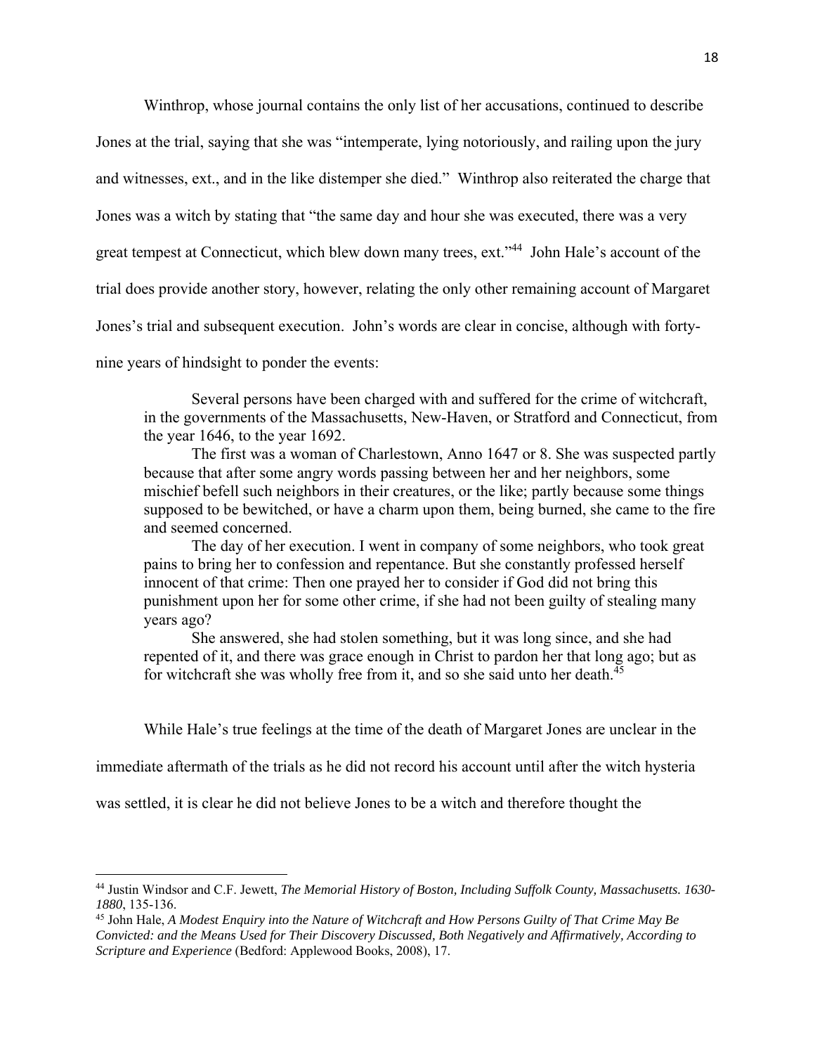Winthrop, whose journal contains the only list of her accusations, continued to describe Jones at the trial, saying that she was "intemperate, lying notoriously, and railing upon the jury and witnesses, ext., and in the like distemper she died." Winthrop also reiterated the charge that Jones was a witch by stating that "the same day and hour she was executed, there was a very great tempest at Connecticut, which blew down many trees, ext."[44] John Hale's account of the trial does provide another story, however, relating the only other remaining account of Margaret Jones's trial and subsequent execution. John's words are clear in concise, although with forty-nine years of hindsight to ponder the events:

> Several persons have been charged with and suffered for the crime of witchcraft, in the governments of the Massachusetts, New-Haven, or Stratford and Connecticut, from the year 1646, to the year 1692.
>
> The first was a woman of Charlestown, Anno 1647 or 8. She was suspected partly because that after some angry words passing between her and her neighbors, some mischief befell such neighbors in their creatures, or the like; partly because some things supposed to be bewitched, or have a charm upon them, being burned, she came to the fire and seemed concerned.
>
> The day of her execution. I went in company of some neighbors, who took great pains to bring her to confession and repentance. But she constantly professed herself innocent of that crime: Then one prayed her to consider if God did not bring this punishment upon her for some other crime, if she had not been guilty of stealing many years ago?
>
> She answered, she had stolen something, but it was long since, and she had repented of it, and there was grace enough in Christ to pardon her that long ago; but as for witchcraft she was wholly free from it, and so she said unto her death.[45]

While Hale's true feelings at the time of the death of Margaret Jones are unclear in the immediate aftermath of the trials as he did not record his account until after the witch hysteria was settled, it is clear he did not believe Jones to be a witch and therefore thought the

---

[44] Justin Windsor and C.F. Jewett, *The Memorial History of Boston, Including Suffolk County, Massachusetts. 1630-1880*, 135-136.

[45] John Hale, *A Modest Enquiry into the Nature of Witchcraft and How Persons Guilty of That Crime May Be Convicted: and the Means Used for Their Discovery Discussed, Both Negatively and Affirmatively, According to Scripture and Experience* (Bedford: Applewood Books, 2008), 17.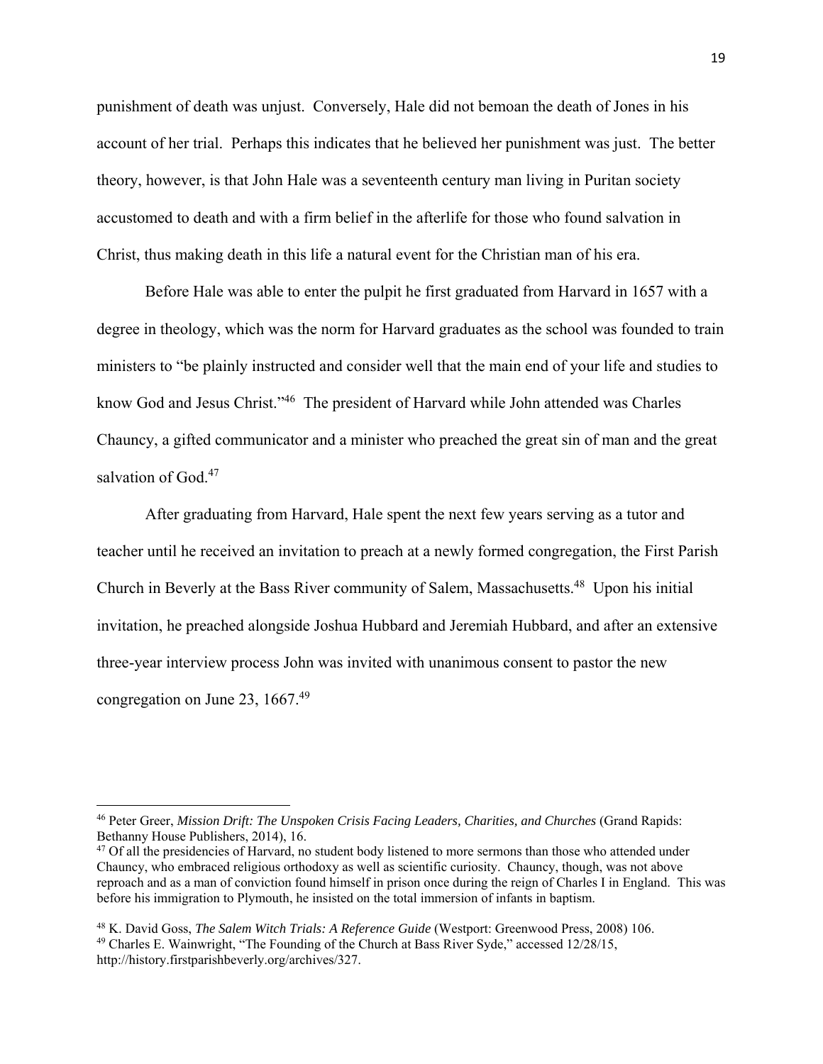punishment of death was unjust. Conversely, Hale did not bemoan the death of Jones in his account of her trial. Perhaps this indicates that he believed her punishment was just. The better theory, however, is that John Hale was a seventeenth century man living in Puritan society accustomed to death and with a firm belief in the afterlife for those who found salvation in Christ, thus making death in this life a natural event for the Christian man of his era.

Before Hale was able to enter the pulpit he first graduated from Harvard in 1657 with a degree in theology, which was the norm for Harvard graduates as the school was founded to train ministers to "be plainly instructed and consider well that the main end of your life and studies to know God and Jesus Christ."[46] The president of Harvard while John attended was Charles Chauncy, a gifted communicator and a minister who preached the great sin of man and the great salvation of God.[47]

After graduating from Harvard, Hale spent the next few years serving as a tutor and teacher until he received an invitation to preach at a newly formed congregation, the First Parish Church in Beverly at the Bass River community of Salem, Massachusetts.[48] Upon his initial invitation, he preached alongside Joshua Hubbard and Jeremiah Hubbard, and after an extensive three-year interview process John was invited with unanimous consent to pastor the new congregation on June 23, 1667.[49]

---

[46] Peter Greer, *Mission Drift: The Unspoken Crisis Facing Leaders, Charities, and Churches* (Grand Rapids: Bethanny House Publishers, 2014), 16.

[47] Of all the presidencies of Harvard, no student body listened to more sermons than those who attended under Chauncy, who embraced religious orthodoxy as well as scientific curiosity. Chauncy, though, was not above reproach and as a man of conviction found himself in prison once during the reign of Charles I in England. This was before his immigration to Plymouth, he insisted on the total immersion of infants in baptism.

[48] K. David Goss, *The Salem Witch Trials: A Reference Guide* (Westport: Greenwood Press, 2008) 106.

[49] Charles E. Wainwright, "The Founding of the Church at Bass River Syde," accessed 12/28/15, http://history.firstparishbeverly.org/archives/327.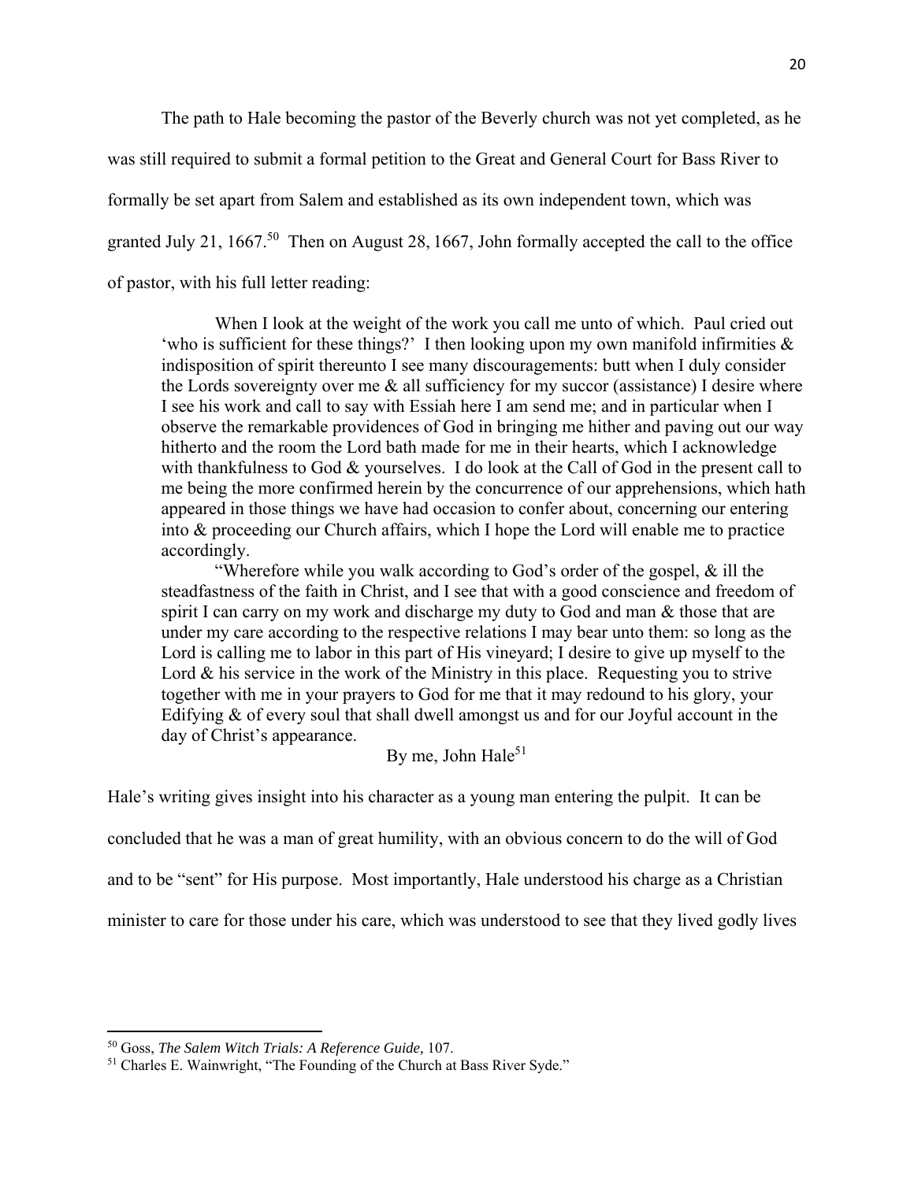The path to Hale becoming the pastor of the Beverly church was not yet completed, as he was still required to submit a formal petition to the Great and General Court for Bass River to formally be set apart from Salem and established as its own independent town, which was granted July 21, 1667.[50] Then on August 28, 1667, John formally accepted the call to the office of pastor, with his full letter reading:

> When I look at the weight of the work you call me unto of which. Paul cried out 'who is sufficient for these things?' I then looking upon my own manifold infirmities & indisposition of spirit thereunto I see many discouragements: butt when I duly consider the Lords sovereignty over me & all sufficiency for my succor (assistance) I desire where I see his work and call to say with Essiah here I am send me; and in particular when I observe the remarkable providences of God in bringing me hither and paving out our way hitherto and the room the Lord bath made for me in their hearts, which I acknowledge with thankfulness to God & yourselves. I do look at the Call of God in the present call to me being the more confirmed herein by the concurrence of our apprehensions, which hath appeared in those things we have had occasion to confer about, concerning our entering into & proceeding our Church affairs, which I hope the Lord will enable me to practice accordingly.
>
> "Wherefore while you walk according to God's order of the gospel, & ill the steadfastness of the faith in Christ, and I see that with a good conscience and freedom of spirit I can carry on my work and discharge my duty to God and man & those that are under my care according to the respective relations I may bear unto them: so long as the Lord is calling me to labor in this part of His vineyard; I desire to give up myself to the Lord & his service in the work of the Ministry in this place. Requesting you to strive together with me in your prayers to God for me that it may redound to his glory, your Edifying & of every soul that shall dwell amongst us and for our Joyful account in the day of Christ's appearance.
>
> By me, John Hale[51]

Hale's writing gives insight into his character as a young man entering the pulpit. It can be concluded that he was a man of great humility, with an obvious concern to do the will of God and to be "sent" for His purpose. Most importantly, Hale understood his charge as a Christian minister to care for those under his care, which was understood to see that they lived godly lives

---

[50] Goss, *The Salem Witch Trials: A Reference Guide,* 107.

[51] Charles E. Wainwright, "The Founding of the Church at Bass River Syde."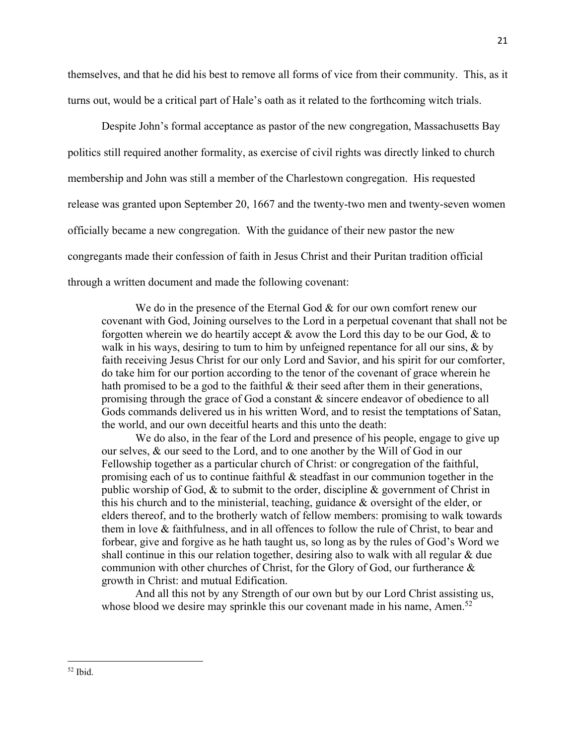themselves, and that he did his best to remove all forms of vice from their community. This, as it turns out, would be a critical part of Hale's oath as it related to the forthcoming witch trials.

Despite John's formal acceptance as pastor of the new congregation, Massachusetts Bay politics still required another formality, as exercise of civil rights was directly linked to church membership and John was still a member of the Charlestown congregation. His requested release was granted upon September 20, 1667 and the twenty-two men and twenty-seven women officially became a new congregation. With the guidance of their new pastor the new congregants made their confession of faith in Jesus Christ and their Puritan tradition official through a written document and made the following covenant:

> We do in the presence of the Eternal God & for our own comfort renew our covenant with God, Joining ourselves to the Lord in a perpetual covenant that shall not be forgotten wherein we do heartily accept & avow the Lord this day to be our God, & to walk in his ways, desiring to tum to him by unfeigned repentance for all our sins, & by faith receiving Jesus Christ for our only Lord and Savior, and his spirit for our comforter, do take him for our portion according to the tenor of the covenant of grace wherein he hath promised to be a god to the faithful & their seed after them in their generations, promising through the grace of God a constant & sincere endeavor of obedience to all Gods commands delivered us in his written Word, and to resist the temptations of Satan, the world, and our own deceitful hearts and this unto the death:
>
> We do also, in the fear of the Lord and presence of his people, engage to give up our selves, & our seed to the Lord, and to one another by the Will of God in our Fellowship together as a particular church of Christ: or congregation of the faithful, promising each of us to continue faithful & steadfast in our communion together in the public worship of God, & to submit to the order, discipline & government of Christ in this his church and to the ministerial, teaching, guidance & oversight of the elder, or elders thereof, and to the brotherly watch of fellow members: promising to walk towards them in love & faithfulness, and in all offences to follow the rule of Christ, to bear and forbear, give and forgive as he hath taught us, so long as by the rules of God's Word we shall continue in this our relation together, desiring also to walk with all regular & due communion with other churches of Christ, for the Glory of God, our furtherance & growth in Christ: and mutual Edification.
>
> And all this not by any Strength of our own but by our Lord Christ assisting us, whose blood we desire may sprinkle this our covenant made in his name, Amen.[52]

---

[52] Ibid.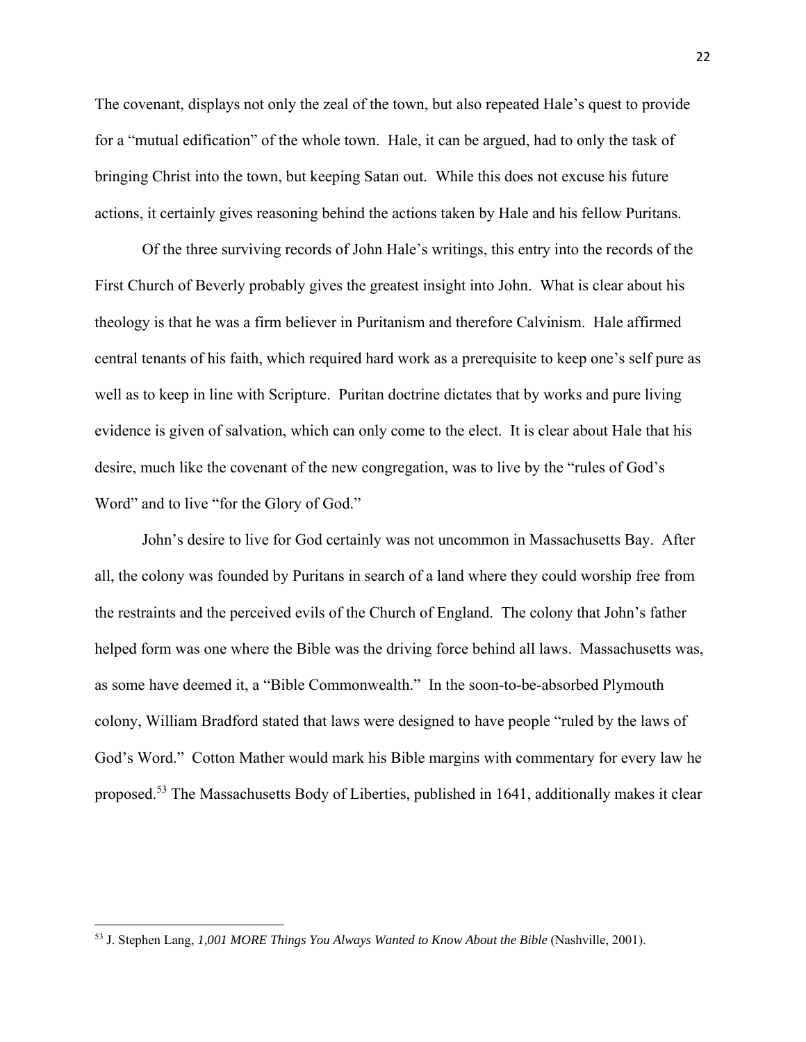The covenant, displays not only the zeal of the town, but also repeated Hale's quest to provide for a "mutual edification" of the whole town. Hale, it can be argued, had to only the task of bringing Christ into the town, but keeping Satan out. While this does not excuse his future actions, it certainly gives reasoning behind the actions taken by Hale and his fellow Puritans.

Of the three surviving records of John Hale's writings, this entry into the records of the First Church of Beverly probably gives the greatest insight into John. What is clear about his theology is that he was a firm believer in Puritanism and therefore Calvinism. Hale affirmed central tenants of his faith, which required hard work as a prerequisite to keep one's self pure as well as to keep in line with Scripture. Puritan doctrine dictates that by works and pure living evidence is given of salvation, which can only come to the elect. It is clear about Hale that his desire, much like the covenant of the new congregation, was to live by the "rules of God's Word" and to live "for the Glory of God."

John's desire to live for God certainly was not uncommon in Massachusetts Bay. After all, the colony was founded by Puritans in search of a land where they could worship free from the restraints and the perceived evils of the Church of England. The colony that John's father helped form was one where the Bible was the driving force behind all laws. Massachusetts was, as some have deemed it, a "Bible Commonwealth." In the soon-to-be-absorbed Plymouth colony, William Bradford stated that laws were designed to have people "ruled by the laws of God's Word." Cotton Mather would mark his Bible margins with commentary for every law he proposed.[53] The Massachusetts Body of Liberties, published in 1641, additionally makes it clear

---

[53] J. Stephen Lang, *1,001 MORE Things You Always Wanted to Know About the Bible* (Nashville, 2001).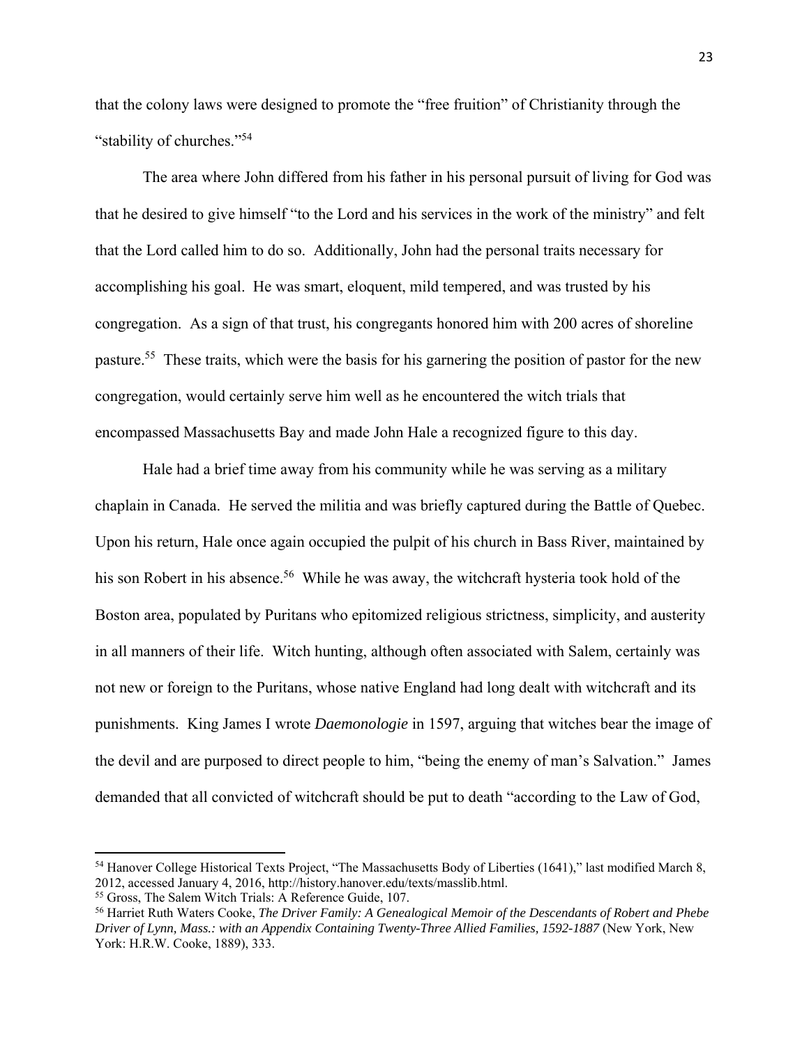that the colony laws were designed to promote the "free fruition" of Christianity through the "stability of churches."[54]

The area where John differed from his father in his personal pursuit of living for God was that he desired to give himself "to the Lord and his services in the work of the ministry" and felt that the Lord called him to do so. Additionally, John had the personal traits necessary for accomplishing his goal. He was smart, eloquent, mild tempered, and was trusted by his congregation. As a sign of that trust, his congregants honored him with 200 acres of shoreline pasture.[55] These traits, which were the basis for his garnering the position of pastor for the new congregation, would certainly serve him well as he encountered the witch trials that encompassed Massachusetts Bay and made John Hale a recognized figure to this day.

Hale had a brief time away from his community while he was serving as a military chaplain in Canada. He served the militia and was briefly captured during the Battle of Quebec. Upon his return, Hale once again occupied the pulpit of his church in Bass River, maintained by his son Robert in his absence.[56] While he was away, the witchcraft hysteria took hold of the Boston area, populated by Puritans who epitomized religious strictness, simplicity, and austerity in all manners of their life. Witch hunting, although often associated with Salem, certainly was not new or foreign to the Puritans, whose native England had long dealt with witchcraft and its punishments. King James I wrote *Daemonologie* in 1597, arguing that witches bear the image of the devil and are purposed to direct people to him, "being the enemy of man's Salvation." James demanded that all convicted of witchcraft should be put to death "according to the Law of God,

---

[54] Hanover College Historical Texts Project, "The Massachusetts Body of Liberties (1641)," last modified March 8, 2012, accessed January 4, 2016, http://history.hanover.edu/texts/masslib.html.

[55] Gross, The Salem Witch Trials: A Reference Guide, 107.

[56] Harriet Ruth Waters Cooke, *The Driver Family: A Genealogical Memoir of the Descendants of Robert and Phebe Driver of Lynn, Mass.: with an Appendix Containing Twenty-Three Allied Families, 1592-1887* (New York, New York: H.R.W. Cooke, 1889), 333.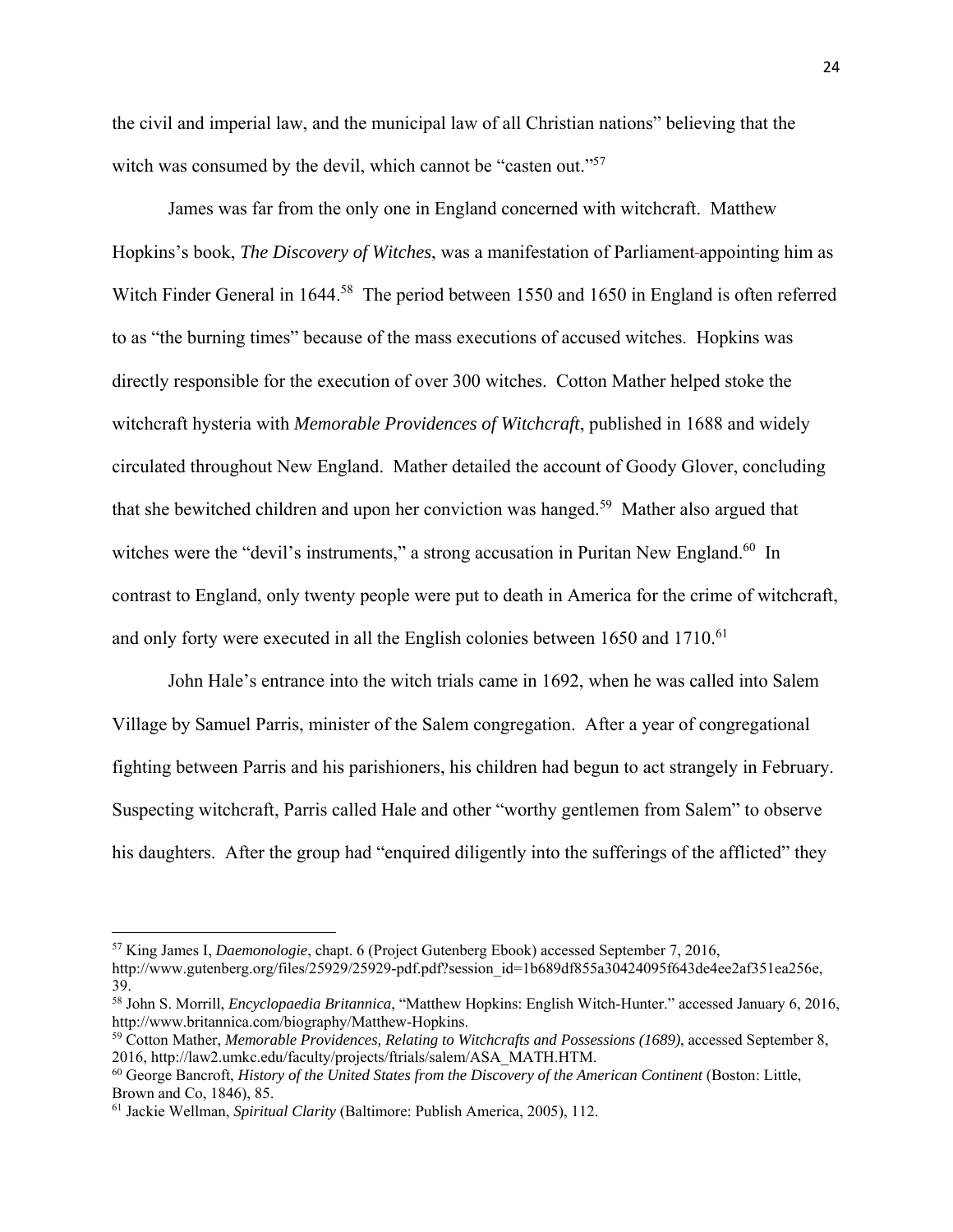the civil and imperial law, and the municipal law of all Christian nations" believing that the witch was consumed by the devil, which cannot be "casten out."[57]

James was far from the only one in England concerned with witchcraft. Matthew Hopkins's book, *The Discovery of Witches*, was a manifestation of Parliament appointing him as Witch Finder General in 1644.[58] The period between 1550 and 1650 in England is often referred to as "the burning times" because of the mass executions of accused witches. Hopkins was directly responsible for the execution of over 300 witches. Cotton Mather helped stoke the witchcraft hysteria with *Memorable Providences of Witchcraft*, published in 1688 and widely circulated throughout New England. Mather detailed the account of Goody Glover, concluding that she bewitched children and upon her conviction was hanged.[59] Mather also argued that witches were the "devil's instruments," a strong accusation in Puritan New England.[60] In contrast to England, only twenty people were put to death in America for the crime of witchcraft, and only forty were executed in all the English colonies between 1650 and 1710.[61]

John Hale's entrance into the witch trials came in 1692, when he was called into Salem Village by Samuel Parris, minister of the Salem congregation. After a year of congregational fighting between Parris and his parishioners, his children had begun to act strangely in February. Suspecting witchcraft, Parris called Hale and other "worthy gentlemen from Salem" to observe his daughters. After the group had "enquired diligently into the sufferings of the afflicted" they

---

[57] King James I, *Daemonologie*, chapt. 6 (Project Gutenberg Ebook) accessed September 7, 2016, http://www.gutenberg.org/files/25929/25929-pdf.pdf?session_id=1b689df855a30424095f643de4ee2af351ea256e, 39.

[58] John S. Morrill, *Encyclopaedia Britannica*, "Matthew Hopkins: English Witch-Hunter." accessed January 6, 2016, http://www.britannica.com/biography/Matthew-Hopkins.

[59] Cotton Mather, *Memorable Providences, Relating to Witchcrafts and Possessions (1689)*, accessed September 8, 2016, http://law2.umkc.edu/faculty/projects/ftrials/salem/ASA_MATH.HTM.

[60] George Bancroft, *History of the United States from the Discovery of the American Continent* (Boston: Little, Brown and Co, 1846), 85.

[61] Jackie Wellman, *Spiritual Clarity* (Baltimore: Publish America, 2005), 112.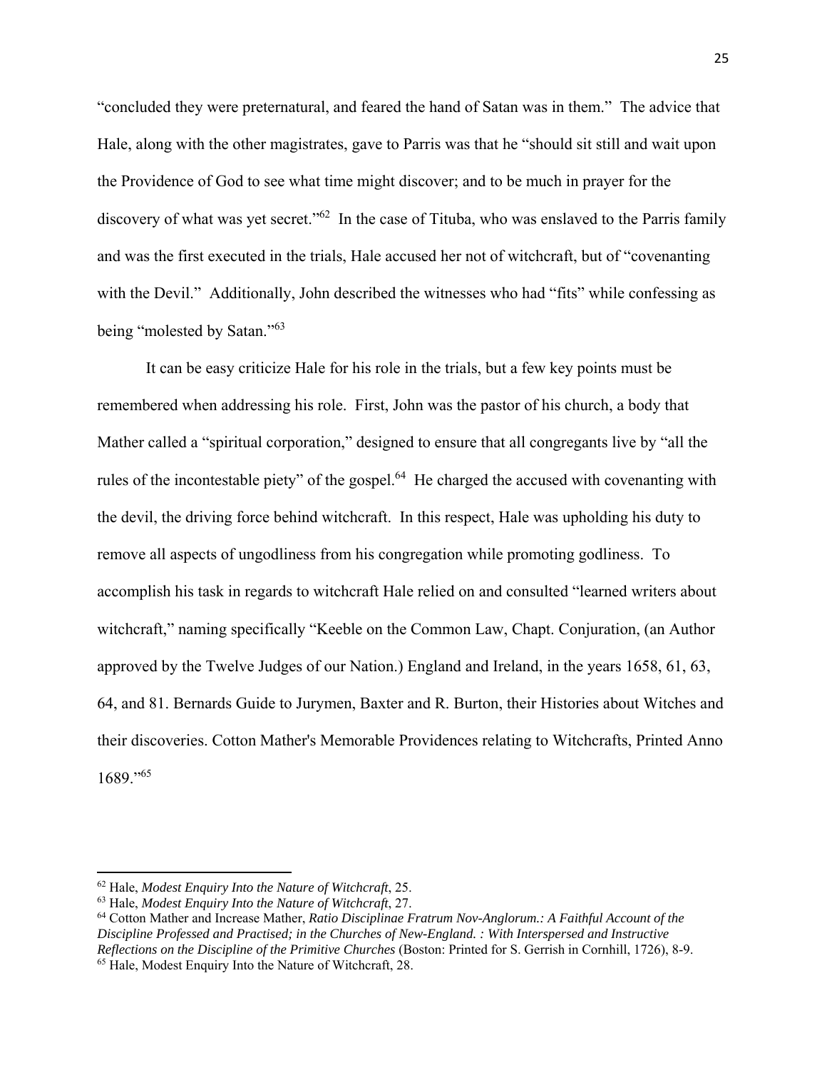"concluded they were preternatural, and feared the hand of Satan was in them." The advice that Hale, along with the other magistrates, gave to Parris was that he "should sit still and wait upon the Providence of God to see what time might discover; and to be much in prayer for the discovery of what was yet secret."[62] In the case of Tituba, who was enslaved to the Parris family and was the first executed in the trials, Hale accused her not of witchcraft, but of "covenanting with the Devil." Additionally, John described the witnesses who had "fits" while confessing as being "molested by Satan."[63]

It can be easy criticize Hale for his role in the trials, but a few key points must be remembered when addressing his role. First, John was the pastor of his church, a body that Mather called a "spiritual corporation," designed to ensure that all congregants live by "all the rules of the incontestable piety" of the gospel.[64] He charged the accused with covenanting with the devil, the driving force behind witchcraft. In this respect, Hale was upholding his duty to remove all aspects of ungodliness from his congregation while promoting godliness. To accomplish his task in regards to witchcraft Hale relied on and consulted "learned writers about witchcraft," naming specifically "Keeble on the Common Law, Chapt. Conjuration, (an Author approved by the Twelve Judges of our Nation.) England and Ireland, in the years 1658, 61, 63, 64, and 81. Bernards Guide to Jurymen, Baxter and R. Burton, their Histories about Witches and their discoveries. Cotton Mather's Memorable Providences relating to Witchcrafts, Printed Anno 1689."[65]

---

[62] Hale, *Modest Enquiry Into the Nature of Witchcraft*, 25.

[63] Hale, *Modest Enquiry Into the Nature of Witchcraft*, 27.

[64] Cotton Mather and Increase Mather, *Ratio Disciplinae Fratrum Nov-Anglorum.: A Faithful Account of the Discipline Professed and Practised; in the Churches of New-England. : With Interspersed and Instructive Reflections on the Discipline of the Primitive Churches* (Boston: Printed for S. Gerrish in Cornhill, 1726), 8-9.

[65] Hale, Modest Enquiry Into the Nature of Witchcraft, 28.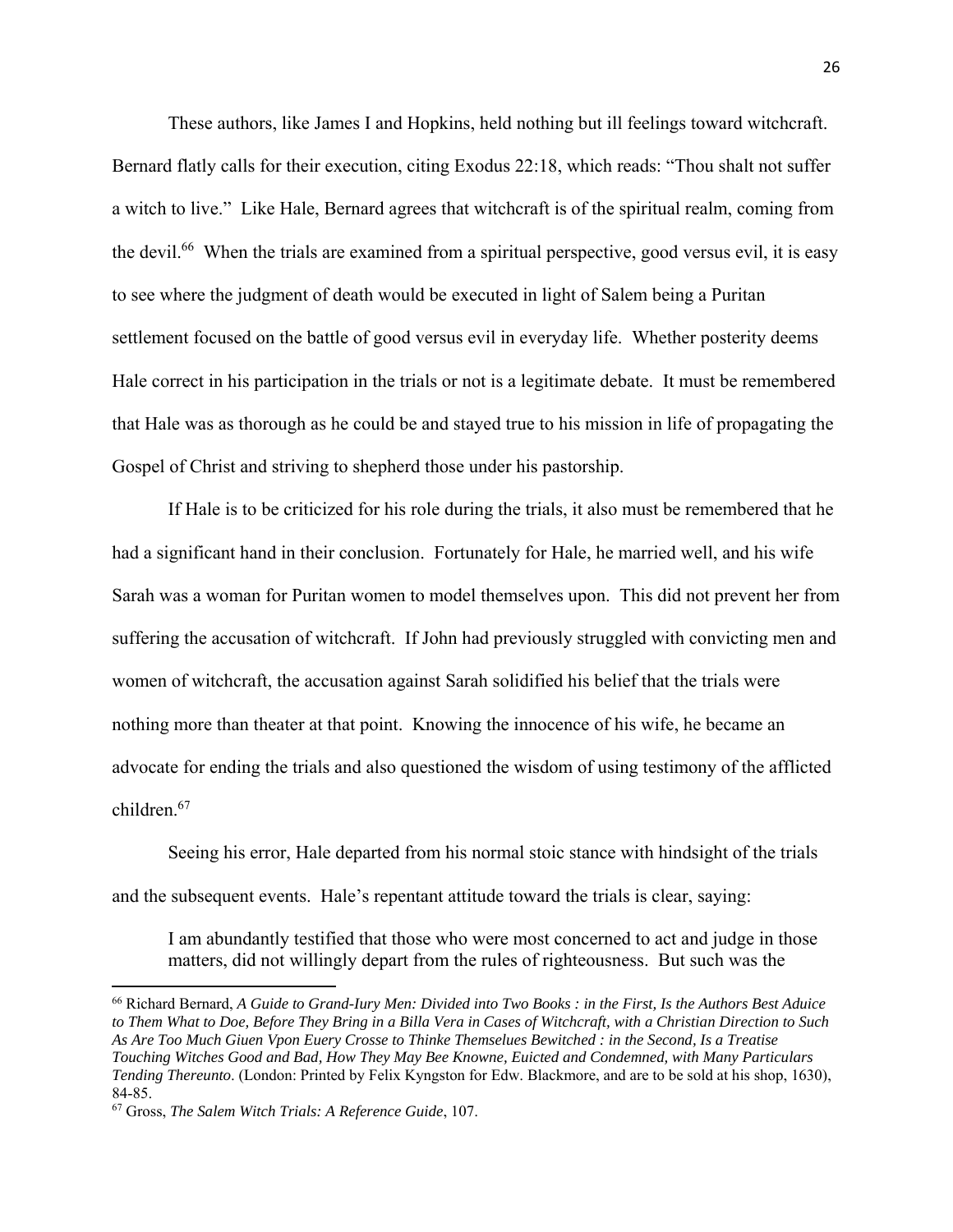These authors, like James I and Hopkins, held nothing but ill feelings toward witchcraft. Bernard flatly calls for their execution, citing Exodus 22:18, which reads: "Thou shalt not suffer a witch to live." Like Hale, Bernard agrees that witchcraft is of the spiritual realm, coming from the devil.[66] When the trials are examined from a spiritual perspective, good versus evil, it is easy to see where the judgment of death would be executed in light of Salem being a Puritan settlement focused on the battle of good versus evil in everyday life. Whether posterity deems Hale correct in his participation in the trials or not is a legitimate debate. It must be remembered that Hale was as thorough as he could be and stayed true to his mission in life of propagating the Gospel of Christ and striving to shepherd those under his pastorship.

If Hale is to be criticized for his role during the trials, it also must be remembered that he had a significant hand in their conclusion. Fortunately for Hale, he married well, and his wife Sarah was a woman for Puritan women to model themselves upon. This did not prevent her from suffering the accusation of witchcraft. If John had previously struggled with convicting men and women of witchcraft, the accusation against Sarah solidified his belief that the trials were nothing more than theater at that point. Knowing the innocence of his wife, he became an advocate for ending the trials and also questioned the wisdom of using testimony of the afflicted children.[67]

Seeing his error, Hale departed from his normal stoic stance with hindsight of the trials and the subsequent events. Hale's repentant attitude toward the trials is clear, saying:

> I am abundantly testified that those who were most concerned to act and judge in those matters, did not willingly depart from the rules of righteousness. But such was the

---

[66] Richard Bernard, *A Guide to Grand-Iury Men: Divided into Two Books : in the First, Is the Authors Best Aduice to Them What to Doe, Before They Bring in a Billa Vera in Cases of Witchcraft, with a Christian Direction to Such As Are Too Much Giuen Vpon Euery Crosse to Thinke Themselues Bewitched : in the Second, Is a Treatise Touching Witches Good and Bad, How They May Bee Knowne, Euicted and Condemned, with Many Particulars Tending Thereunto*. (London: Printed by Felix Kyngston for Edw. Blackmore, and are to be sold at his shop, 1630), 84-85.

[67] Gross, *The Salem Witch Trials: A Reference Guide*, 107.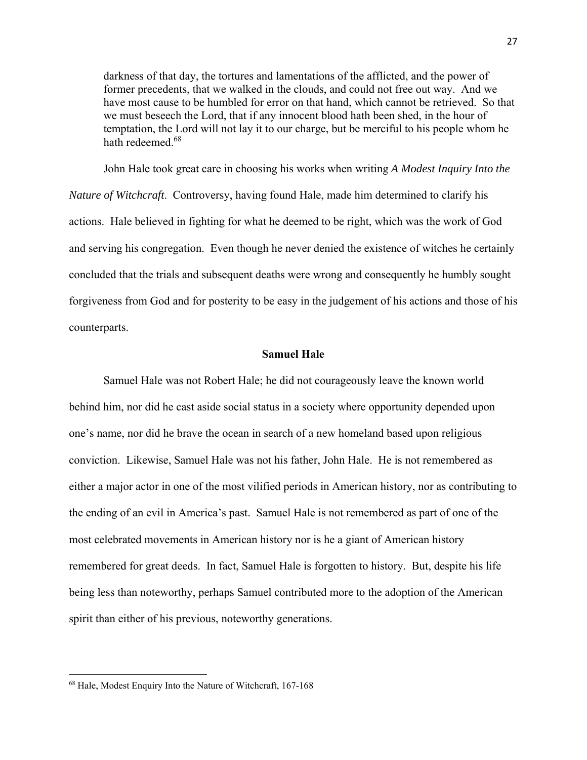> darkness of that day, the tortures and lamentations of the afflicted, and the power of former precedents, that we walked in the clouds, and could not free out way. And we have most cause to be humbled for error on that hand, which cannot be retrieved. So that we must beseech the Lord, that if any innocent blood hath been shed, in the hour of temptation, the Lord will not lay it to our charge, but be merciful to his people whom he hath redeemed.[68]

John Hale took great care in choosing his works when writing *A Modest Inquiry Into the Nature of Witchcraft*. Controversy, having found Hale, made him determined to clarify his actions. Hale believed in fighting for what he deemed to be right, which was the work of God and serving his congregation. Even though he never denied the existence of witches he certainly concluded that the trials and subsequent deaths were wrong and consequently he humbly sought forgiveness from God and for posterity to be easy in the judgement of his actions and those of his counterparts.

## Samuel Hale

Samuel Hale was not Robert Hale; he did not courageously leave the known world behind him, nor did he cast aside social status in a society where opportunity depended upon one's name, nor did he brave the ocean in search of a new homeland based upon religious conviction. Likewise, Samuel Hale was not his father, John Hale. He is not remembered as either a major actor in one of the most vilified periods in American history, nor as contributing to the ending of an evil in America's past. Samuel Hale is not remembered as part of one of the most celebrated movements in American history nor is he a giant of American history remembered for great deeds. In fact, Samuel Hale is forgotten to history. But, despite his life being less than noteworthy, perhaps Samuel contributed more to the adoption of the American spirit than either of his previous, noteworthy generations.

---

[68] Hale, Modest Enquiry Into the Nature of Witchcraft, 167-168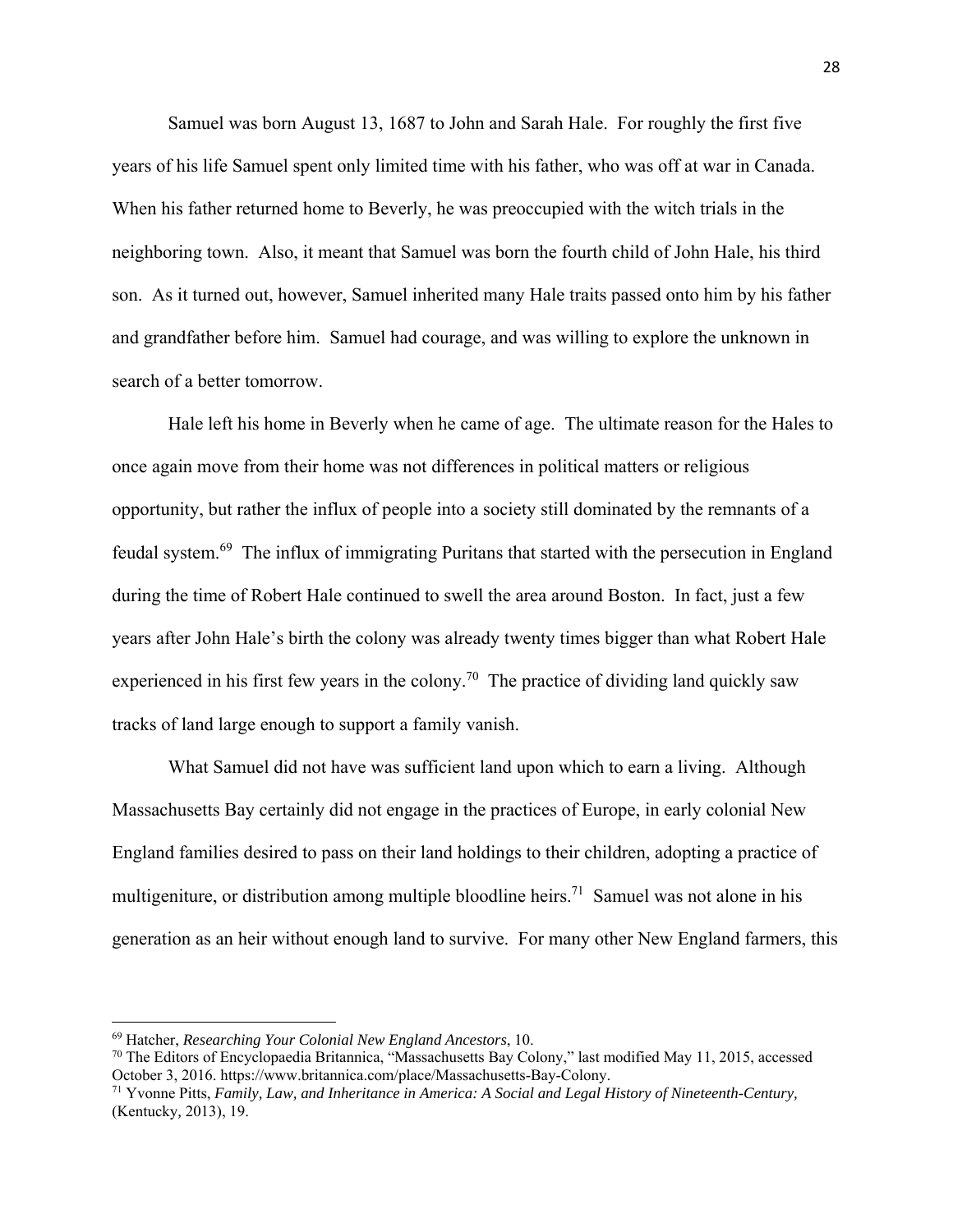Samuel was born August 13, 1687 to John and Sarah Hale. For roughly the first five years of his life Samuel spent only limited time with his father, who was off at war in Canada. When his father returned home to Beverly, he was preoccupied with the witch trials in the neighboring town. Also, it meant that Samuel was born the fourth child of John Hale, his third son. As it turned out, however, Samuel inherited many Hale traits passed onto him by his father and grandfather before him. Samuel had courage, and was willing to explore the unknown in search of a better tomorrow.

Hale left his home in Beverly when he came of age. The ultimate reason for the Hales to once again move from their home was not differences in political matters or religious opportunity, but rather the influx of people into a society still dominated by the remnants of a feudal system.[69] The influx of immigrating Puritans that started with the persecution in England during the time of Robert Hale continued to swell the area around Boston. In fact, just a few years after John Hale's birth the colony was already twenty times bigger than what Robert Hale experienced in his first few years in the colony.[70] The practice of dividing land quickly saw tracks of land large enough to support a family vanish.

What Samuel did not have was sufficient land upon which to earn a living. Although Massachusetts Bay certainly did not engage in the practices of Europe, in early colonial New England families desired to pass on their land holdings to their children, adopting a practice of multigeniture, or distribution among multiple bloodline heirs.[71] Samuel was not alone in his generation as an heir without enough land to survive. For many other New England farmers, this

---

[69] Hatcher, *Researching Your Colonial New England Ancestors*, 10.

[70] The Editors of Encyclopaedia Britannica, "Massachusetts Bay Colony," last modified May 11, 2015, accessed October 3, 2016. https://www.britannica.com/place/Massachusetts-Bay-Colony.

[71] Yvonne Pitts, *Family, Law, and Inheritance in America: A Social and Legal History of Nineteenth-Century,* (Kentucky, 2013), 19.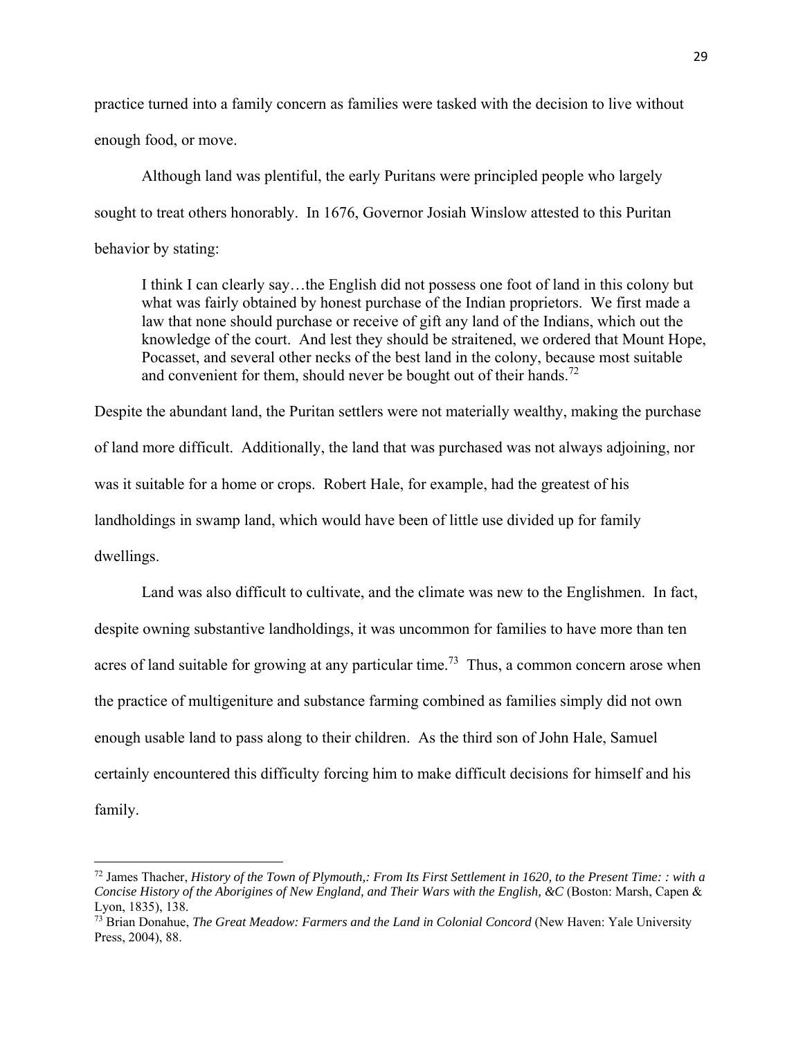practice turned into a family concern as families were tasked with the decision to live without enough food, or move.

Although land was plentiful, the early Puritans were principled people who largely sought to treat others honorably. In 1676, Governor Josiah Winslow attested to this Puritan behavior by stating:

> I think I can clearly say…the English did not possess one foot of land in this colony but what was fairly obtained by honest purchase of the Indian proprietors. We first made a law that none should purchase or receive of gift any land of the Indians, which out the knowledge of the court. And lest they should be straitened, we ordered that Mount Hope, Pocasset, and several other necks of the best land in the colony, because most suitable and convenient for them, should never be bought out of their hands.[72]

Despite the abundant land, the Puritan settlers were not materially wealthy, making the purchase of land more difficult. Additionally, the land that was purchased was not always adjoining, nor was it suitable for a home or crops. Robert Hale, for example, had the greatest of his landholdings in swamp land, which would have been of little use divided up for family dwellings.

Land was also difficult to cultivate, and the climate was new to the Englishmen. In fact, despite owning substantive landholdings, it was uncommon for families to have more than ten acres of land suitable for growing at any particular time.[73] Thus, a common concern arose when the practice of multigeniture and substance farming combined as families simply did not own enough usable land to pass along to their children. As the third son of John Hale, Samuel certainly encountered this difficulty forcing him to make difficult decisions for himself and his family.

---

[72] James Thacher, *History of the Town of Plymouth,: From Its First Settlement in 1620, to the Present Time: : with a Concise History of the Aborigines of New England, and Their Wars with the English, &C* (Boston: Marsh, Capen & Lyon, 1835), 138.

[73] Brian Donahue, *The Great Meadow: Farmers and the Land in Colonial Concord* (New Haven: Yale University Press, 2004), 88.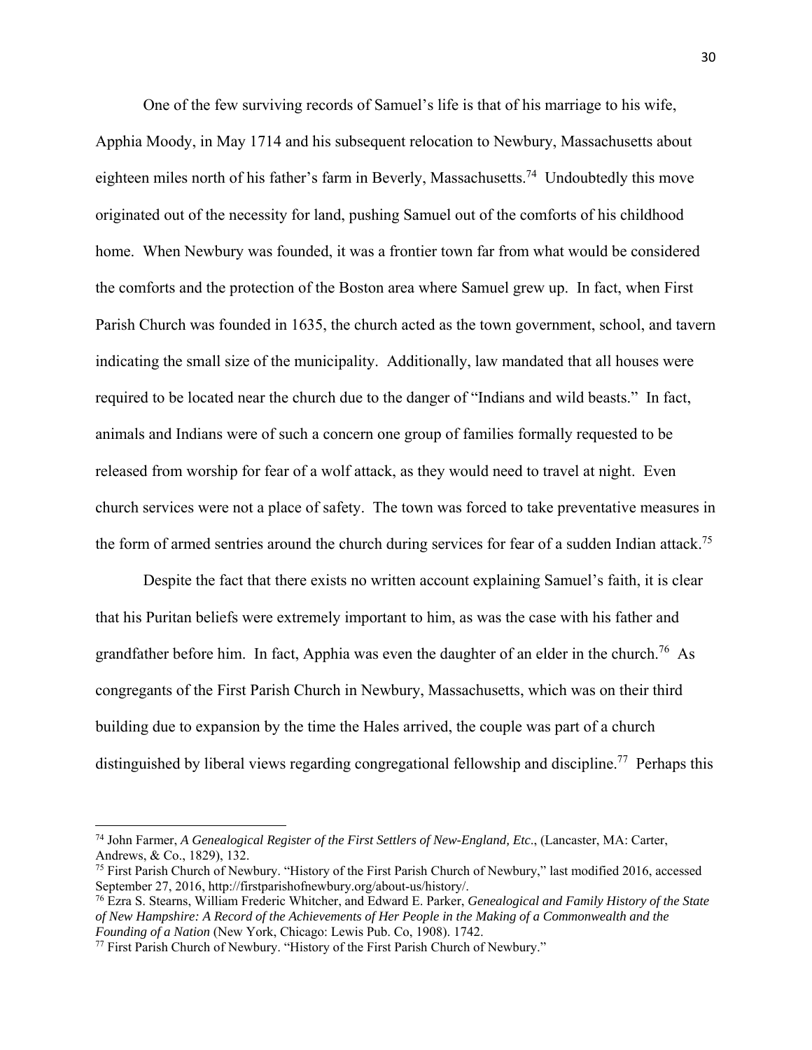One of the few surviving records of Samuel's life is that of his marriage to his wife, Apphia Moody, in May 1714 and his subsequent relocation to Newbury, Massachusetts about eighteen miles north of his father's farm in Beverly, Massachusetts.[74] Undoubtedly this move originated out of the necessity for land, pushing Samuel out of the comforts of his childhood home. When Newbury was founded, it was a frontier town far from what would be considered the comforts and the protection of the Boston area where Samuel grew up. In fact, when First Parish Church was founded in 1635, the church acted as the town government, school, and tavern indicating the small size of the municipality. Additionally, law mandated that all houses were required to be located near the church due to the danger of "Indians and wild beasts." In fact, animals and Indians were of such a concern one group of families formally requested to be released from worship for fear of a wolf attack, as they would need to travel at night. Even church services were not a place of safety. The town was forced to take preventative measures in the form of armed sentries around the church during services for fear of a sudden Indian attack.[75]

Despite the fact that there exists no written account explaining Samuel's faith, it is clear that his Puritan beliefs were extremely important to him, as was the case with his father and grandfather before him. In fact, Apphia was even the daughter of an elder in the church.[76] As congregants of the First Parish Church in Newbury, Massachusetts, which was on their third building due to expansion by the time the Hales arrived, the couple was part of a church distinguished by liberal views regarding congregational fellowship and discipline.[77] Perhaps this

---

[74] John Farmer, *A Genealogical Register of the First Settlers of New-England, Etc*., (Lancaster, MA: Carter, Andrews, & Co., 1829), 132.

[75] First Parish Church of Newbury. "History of the First Parish Church of Newbury," last modified 2016, accessed September 27, 2016, http://firstparishofnewbury.org/about-us/history/.

[76] Ezra S. Stearns, William Frederic Whitcher, and Edward E. Parker, *Genealogical and Family History of the State of New Hampshire: A Record of the Achievements of Her People in the Making of a Commonwealth and the Founding of a Nation* (New York, Chicago: Lewis Pub. Co, 1908). 1742.

[77] First Parish Church of Newbury. "History of the First Parish Church of Newbury."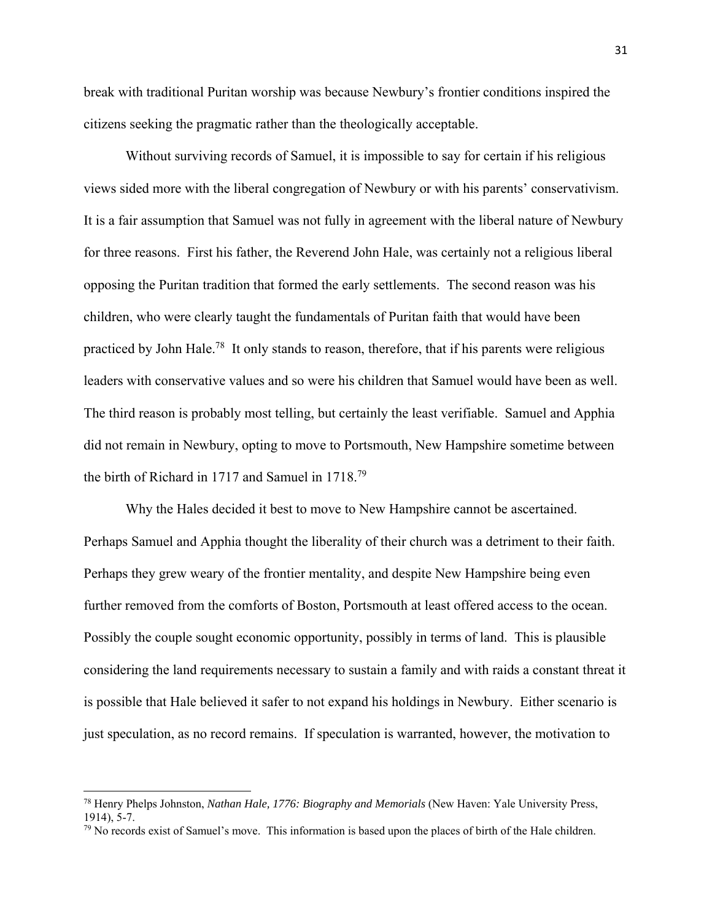break with traditional Puritan worship was because Newbury's frontier conditions inspired the citizens seeking the pragmatic rather than the theologically acceptable.

Without surviving records of Samuel, it is impossible to say for certain if his religious views sided more with the liberal congregation of Newbury or with his parents' conservativism. It is a fair assumption that Samuel was not fully in agreement with the liberal nature of Newbury for three reasons. First his father, the Reverend John Hale, was certainly not a religious liberal opposing the Puritan tradition that formed the early settlements. The second reason was his children, who were clearly taught the fundamentals of Puritan faith that would have been practiced by John Hale.[78] It only stands to reason, therefore, that if his parents were religious leaders with conservative values and so were his children that Samuel would have been as well. The third reason is probably most telling, but certainly the least verifiable. Samuel and Apphia did not remain in Newbury, opting to move to Portsmouth, New Hampshire sometime between the birth of Richard in 1717 and Samuel in 1718.[79]

Why the Hales decided it best to move to New Hampshire cannot be ascertained. Perhaps Samuel and Apphia thought the liberality of their church was a detriment to their faith. Perhaps they grew weary of the frontier mentality, and despite New Hampshire being even further removed from the comforts of Boston, Portsmouth at least offered access to the ocean. Possibly the couple sought economic opportunity, possibly in terms of land. This is plausible considering the land requirements necessary to sustain a family and with raids a constant threat it is possible that Hale believed it safer to not expand his holdings in Newbury. Either scenario is just speculation, as no record remains. If speculation is warranted, however, the motivation to

---

[78] Henry Phelps Johnston, *Nathan Hale, 1776: Biography and Memorials* (New Haven: Yale University Press, 1914), 5-7.

[79] No records exist of Samuel's move. This information is based upon the places of birth of the Hale children.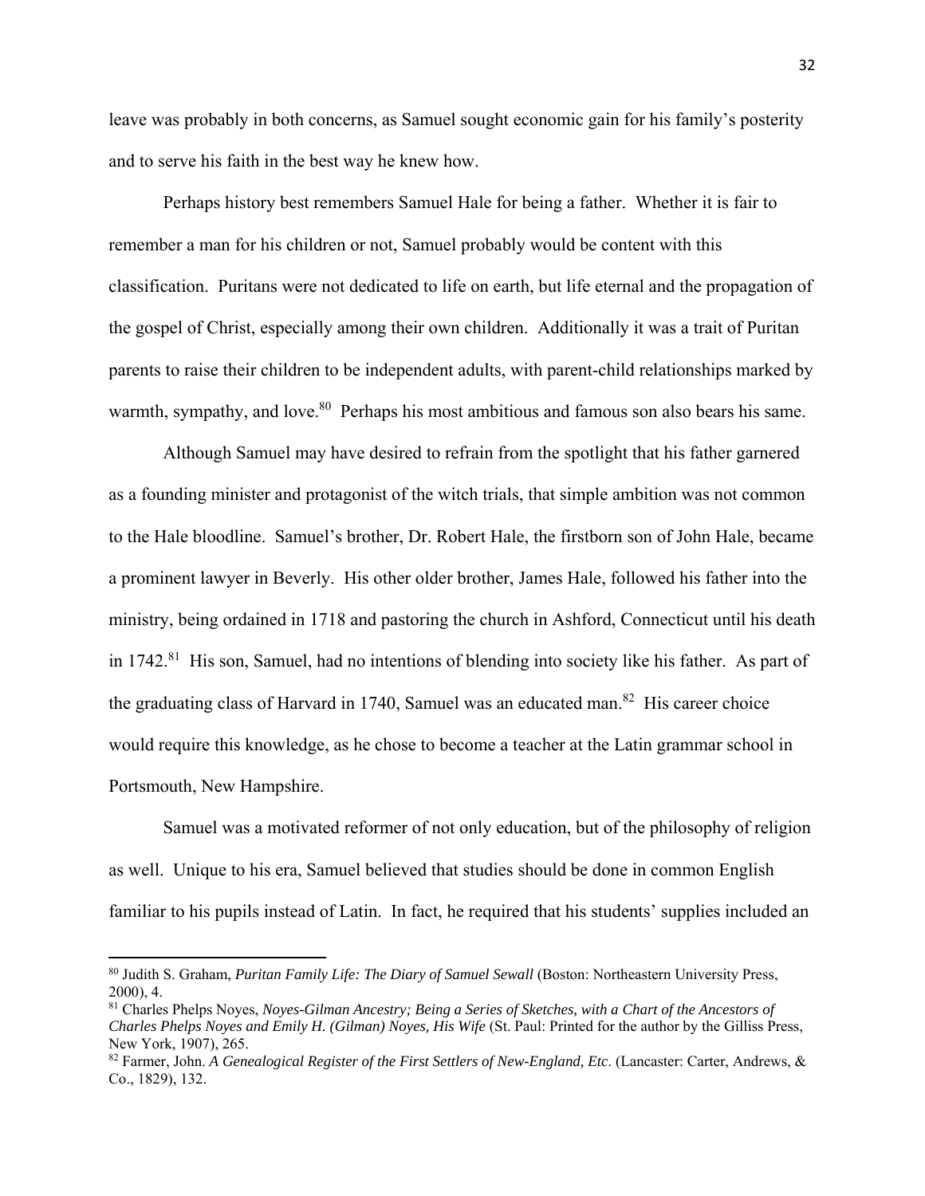leave was probably in both concerns, as Samuel sought economic gain for his family's posterity and to serve his faith in the best way he knew how.

Perhaps history best remembers Samuel Hale for being a father. Whether it is fair to remember a man for his children or not, Samuel probably would be content with this classification. Puritans were not dedicated to life on earth, but life eternal and the propagation of the gospel of Christ, especially among their own children. Additionally it was a trait of Puritan parents to raise their children to be independent adults, with parent-child relationships marked by warmth, sympathy, and love.[80] Perhaps his most ambitious and famous son also bears his same.

Although Samuel may have desired to refrain from the spotlight that his father garnered as a founding minister and protagonist of the witch trials, that simple ambition was not common to the Hale bloodline. Samuel's brother, Dr. Robert Hale, the firstborn son of John Hale, became a prominent lawyer in Beverly. His other older brother, James Hale, followed his father into the ministry, being ordained in 1718 and pastoring the church in Ashford, Connecticut until his death in 1742.[81] His son, Samuel, had no intentions of blending into society like his father. As part of the graduating class of Harvard in 1740, Samuel was an educated man.[82] His career choice would require this knowledge, as he chose to become a teacher at the Latin grammar school in Portsmouth, New Hampshire.

Samuel was a motivated reformer of not only education, but of the philosophy of religion as well. Unique to his era, Samuel believed that studies should be done in common English familiar to his pupils instead of Latin. In fact, he required that his students' supplies included an

---

[80] Judith S. Graham, *Puritan Family Life: The Diary of Samuel Sewall* (Boston: Northeastern University Press, 2000), 4.

[81] Charles Phelps Noyes, *Noyes-Gilman Ancestry; Being a Series of Sketches, with a Chart of the Ancestors of Charles Phelps Noyes and Emily H. (Gilman) Noyes, His Wife* (St. Paul: Printed for the author by the Gilliss Press, New York, 1907), 265.

[82] Farmer, John. *A Genealogical Register of the First Settlers of New-England, Etc*. (Lancaster: Carter, Andrews, & Co., 1829), 132.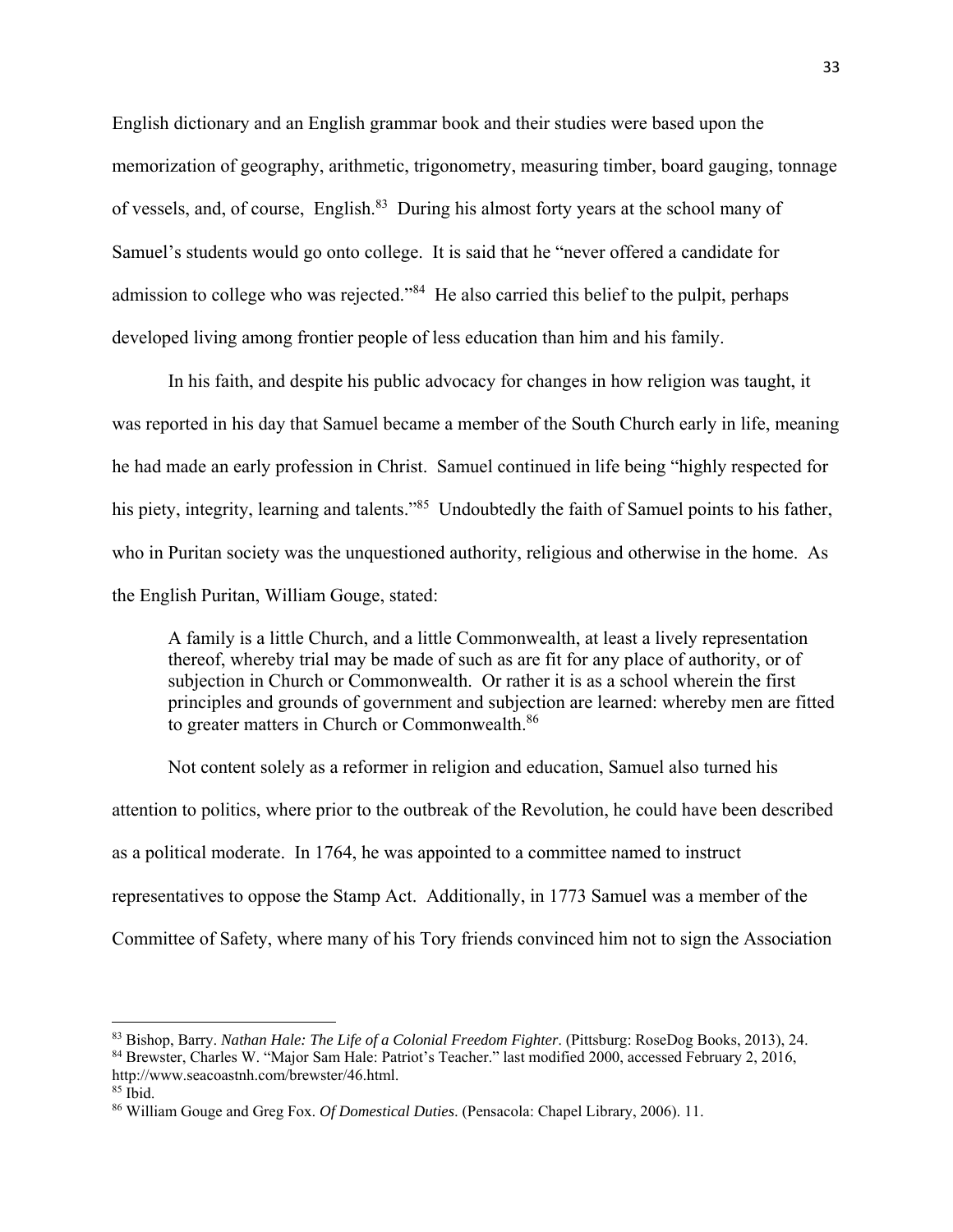English dictionary and an English grammar book and their studies were based upon the memorization of geography, arithmetic, trigonometry, measuring timber, board gauging, tonnage of vessels, and, of course, English.[83] During his almost forty years at the school many of Samuel's students would go onto college. It is said that he "never offered a candidate for admission to college who was rejected."[84] He also carried this belief to the pulpit, perhaps developed living among frontier people of less education than him and his family.

In his faith, and despite his public advocacy for changes in how religion was taught, it was reported in his day that Samuel became a member of the South Church early in life, meaning he had made an early profession in Christ. Samuel continued in life being "highly respected for his piety, integrity, learning and talents."[85] Undoubtedly the faith of Samuel points to his father, who in Puritan society was the unquestioned authority, religious and otherwise in the home. As the English Puritan, William Gouge, stated:

> A family is a little Church, and a little Commonwealth, at least a lively representation thereof, whereby trial may be made of such as are fit for any place of authority, or of subjection in Church or Commonwealth. Or rather it is as a school wherein the first principles and grounds of government and subjection are learned: whereby men are fitted to greater matters in Church or Commonwealth.[86]

Not content solely as a reformer in religion and education, Samuel also turned his attention to politics, where prior to the outbreak of the Revolution, he could have been described as a political moderate. In 1764, he was appointed to a committee named to instruct representatives to oppose the Stamp Act. Additionally, in 1773 Samuel was a member of the Committee of Safety, where many of his Tory friends convinced him not to sign the Association

---

[83] Bishop, Barry. *Nathan Hale: The Life of a Colonial Freedom Fighter*. (Pittsburg: RoseDog Books, 2013), 24.

[84] Brewster, Charles W. "Major Sam Hale: Patriot's Teacher." last modified 2000, accessed February 2, 2016, http://www.seacoastnh.com/brewster/46.html.

[85] Ibid.

[86] William Gouge and Greg Fox. *Of Domestical Duties*. (Pensacola: Chapel Library, 2006). 11.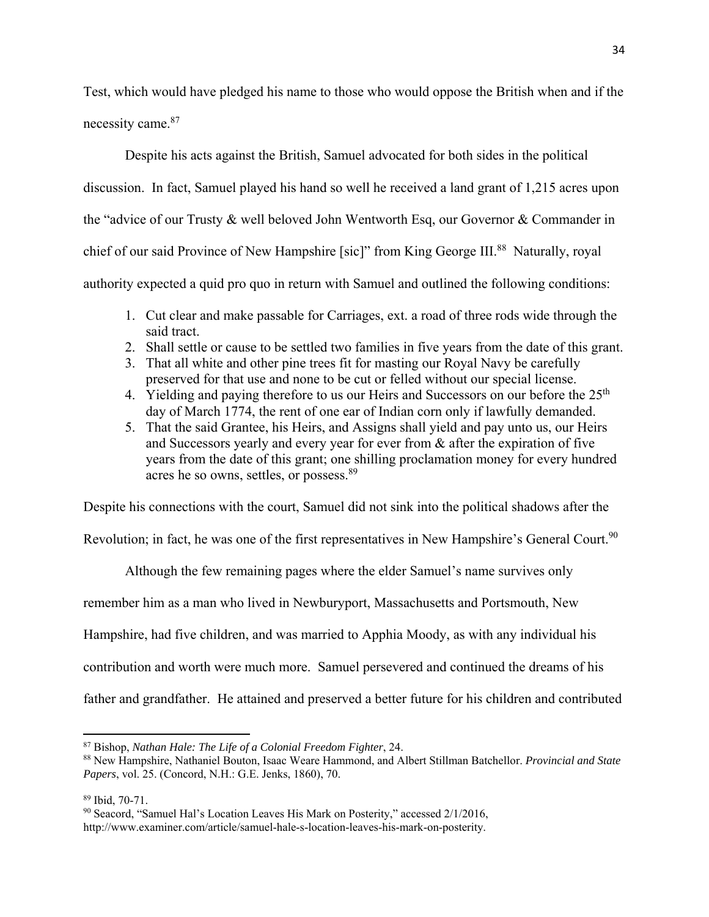Test, which would have pledged his name to those who would oppose the British when and if the necessity came.[87]

Despite his acts against the British, Samuel advocated for both sides in the political discussion. In fact, Samuel played his hand so well he received a land grant of 1,215 acres upon the "advice of our Trusty & well beloved John Wentworth Esq, our Governor & Commander in chief of our said Province of New Hampshire [sic]" from King George III.[88] Naturally, royal authority expected a quid pro quo in return with Samuel and outlined the following conditions:

1. Cut clear and make passable for Carriages, ext. a road of three rods wide through the said tract.
2. Shall settle or cause to be settled two families in five years from the date of this grant.
3. That all white and other pine trees fit for masting our Royal Navy be carefully preserved for that use and none to be cut or felled without our special license.
4. Yielding and paying therefore to us our Heirs and Successors on our before the 25th day of March 1774, the rent of one ear of Indian corn only if lawfully demanded.
5. That the said Grantee, his Heirs, and Assigns shall yield and pay unto us, our Heirs and Successors yearly and every year for ever from & after the expiration of five years from the date of this grant; one shilling proclamation money for every hundred acres he so owns, settles, or possess.[89]

Despite his connections with the court, Samuel did not sink into the political shadows after the Revolution; in fact, he was one of the first representatives in New Hampshire's General Court.[90]

Although the few remaining pages where the elder Samuel's name survives only remember him as a man who lived in Newburyport, Massachusetts and Portsmouth, New Hampshire, had five children, and was married to Apphia Moody, as with any individual his contribution and worth were much more. Samuel persevered and continued the dreams of his father and grandfather. He attained and preserved a better future for his children and contributed

---

[87] Bishop, *Nathan Hale: The Life of a Colonial Freedom Fighter*, 24.
[88] New Hampshire, Nathaniel Bouton, Isaac Weare Hammond, and Albert Stillman Batchellor. *Provincial and State Papers*, vol. 25. (Concord, N.H.: G.E. Jenks, 1860), 70.

[89] Ibid, 70-71.
[90] Seacord, "Samuel Hal's Location Leaves His Mark on Posterity," accessed 2/1/2016, http://www.examiner.com/article/samuel-hale-s-location-leaves-his-mark-on-posterity.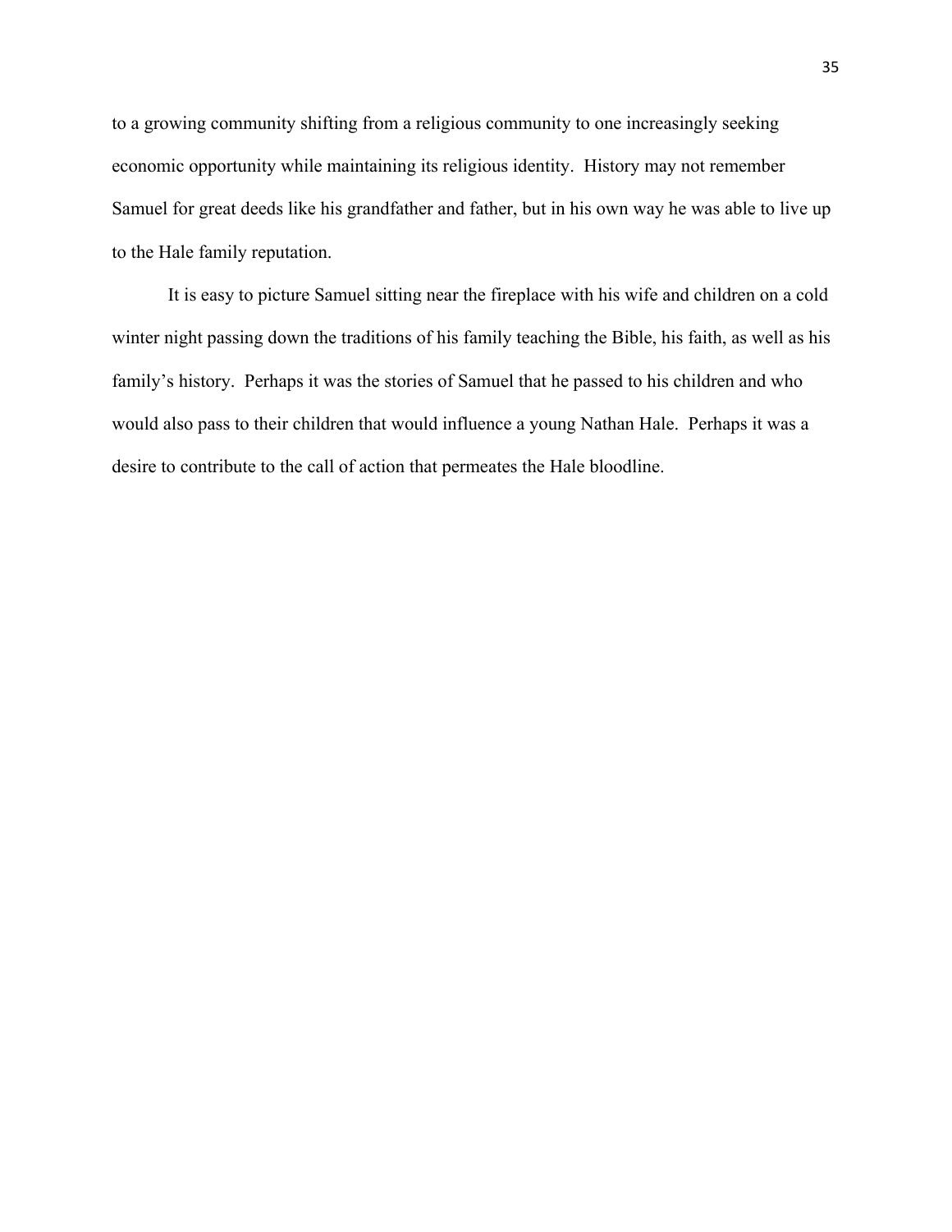to a growing community shifting from a religious community to one increasingly seeking economic opportunity while maintaining its religious identity.  History may not remember Samuel for great deeds like his grandfather and father, but in his own way he was able to live up to the Hale family reputation.

It is easy to picture Samuel sitting near the fireplace with his wife and children on a cold winter night passing down the traditions of his family teaching the Bible, his faith, as well as his family's history.  Perhaps it was the stories of Samuel that he passed to his children and who would also pass to their children that would influence a young Nathan Hale.  Perhaps it was a desire to contribute to the call of action that permeates the Hale bloodline.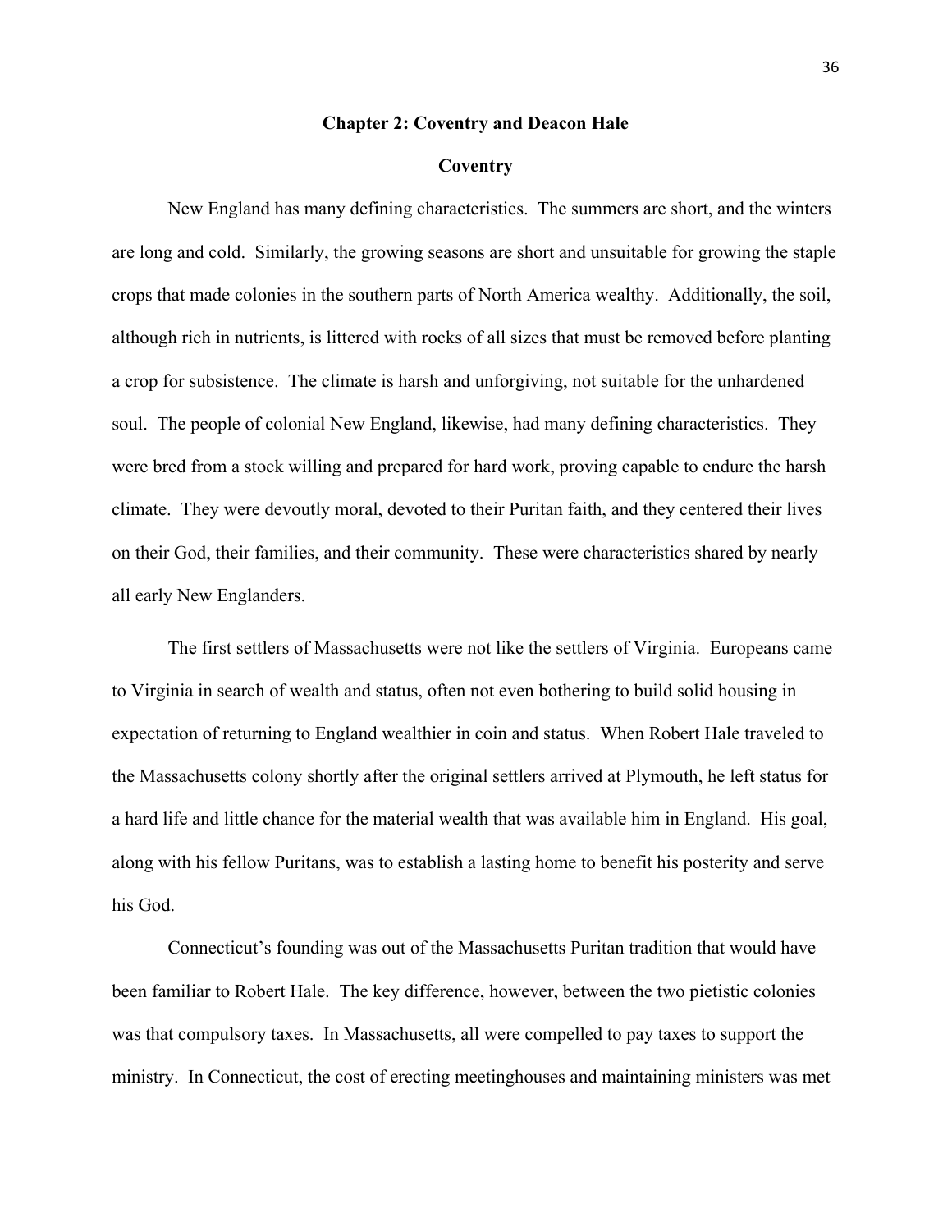## Chapter 2: Coventry and Deacon Hale

### Coventry

New England has many defining characteristics. The summers are short, and the winters are long and cold. Similarly, the growing seasons are short and unsuitable for growing the staple crops that made colonies in the southern parts of North America wealthy. Additionally, the soil, although rich in nutrients, is littered with rocks of all sizes that must be removed before planting a crop for subsistence. The climate is harsh and unforgiving, not suitable for the unhardened soul. The people of colonial New England, likewise, had many defining characteristics. They were bred from a stock willing and prepared for hard work, proving capable to endure the harsh climate. They were devoutly moral, devoted to their Puritan faith, and they centered their lives on their God, their families, and their community. These were characteristics shared by nearly all early New Englanders.

The first settlers of Massachusetts were not like the settlers of Virginia. Europeans came to Virginia in search of wealth and status, often not even bothering to build solid housing in expectation of returning to England wealthier in coin and status. When Robert Hale traveled to the Massachusetts colony shortly after the original settlers arrived at Plymouth, he left status for a hard life and little chance for the material wealth that was available him in England. His goal, along with his fellow Puritans, was to establish a lasting home to benefit his posterity and serve his God.

Connecticut's founding was out of the Massachusetts Puritan tradition that would have been familiar to Robert Hale. The key difference, however, between the two pietistic colonies was that compulsory taxes. In Massachusetts, all were compelled to pay taxes to support the ministry. In Connecticut, the cost of erecting meetinghouses and maintaining ministers was met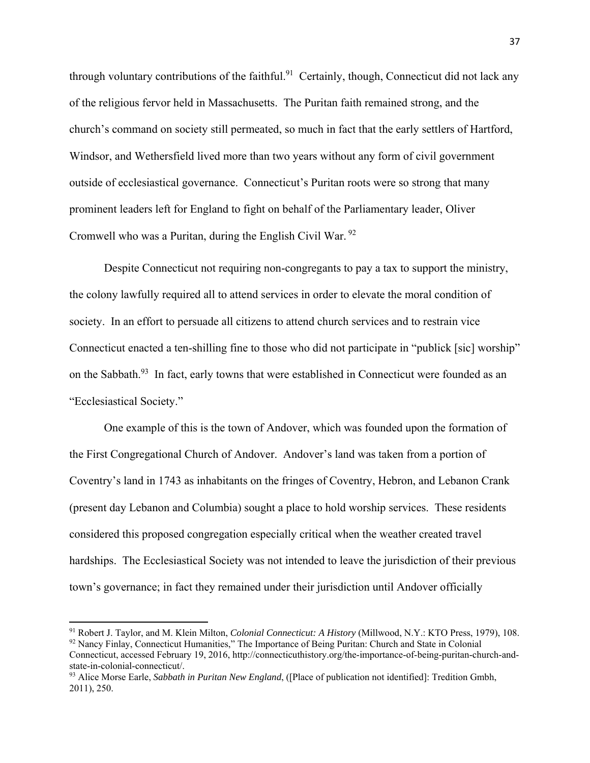through voluntary contributions of the faithful.[91] Certainly, though, Connecticut did not lack any of the religious fervor held in Massachusetts. The Puritan faith remained strong, and the church's command on society still permeated, so much in fact that the early settlers of Hartford, Windsor, and Wethersfield lived more than two years without any form of civil government outside of ecclesiastical governance. Connecticut's Puritan roots were so strong that many prominent leaders left for England to fight on behalf of the Parliamentary leader, Oliver Cromwell who was a Puritan, during the English Civil War.[92]

Despite Connecticut not requiring non-congregants to pay a tax to support the ministry, the colony lawfully required all to attend services in order to elevate the moral condition of society. In an effort to persuade all citizens to attend church services and to restrain vice Connecticut enacted a ten-shilling fine to those who did not participate in "publick [sic] worship" on the Sabbath.[93] In fact, early towns that were established in Connecticut were founded as an "Ecclesiastical Society."

One example of this is the town of Andover, which was founded upon the formation of the First Congregational Church of Andover. Andover's land was taken from a portion of Coventry's land in 1743 as inhabitants on the fringes of Coventry, Hebron, and Lebanon Crank (present day Lebanon and Columbia) sought a place to hold worship services. These residents considered this proposed congregation especially critical when the weather created travel hardships. The Ecclesiastical Society was not intended to leave the jurisdiction of their previous town's governance; in fact they remained under their jurisdiction until Andover officially

---

[91] Robert J. Taylor, and M. Klein Milton, *Colonial Connecticut: A History* (Millwood, N.Y.: KTO Press, 1979), 108.

[92] Nancy Finlay, Connecticut Humanities," The Importance of Being Puritan: Church and State in Colonial Connecticut, accessed February 19, 2016, http://connecticuthistory.org/the-importance-of-being-puritan-church-and-state-in-colonial-connecticut/.

[93] Alice Morse Earle, *Sabbath in Puritan New England*, ([Place of publication not identified]: Tredition Gmbh, 2011), 250.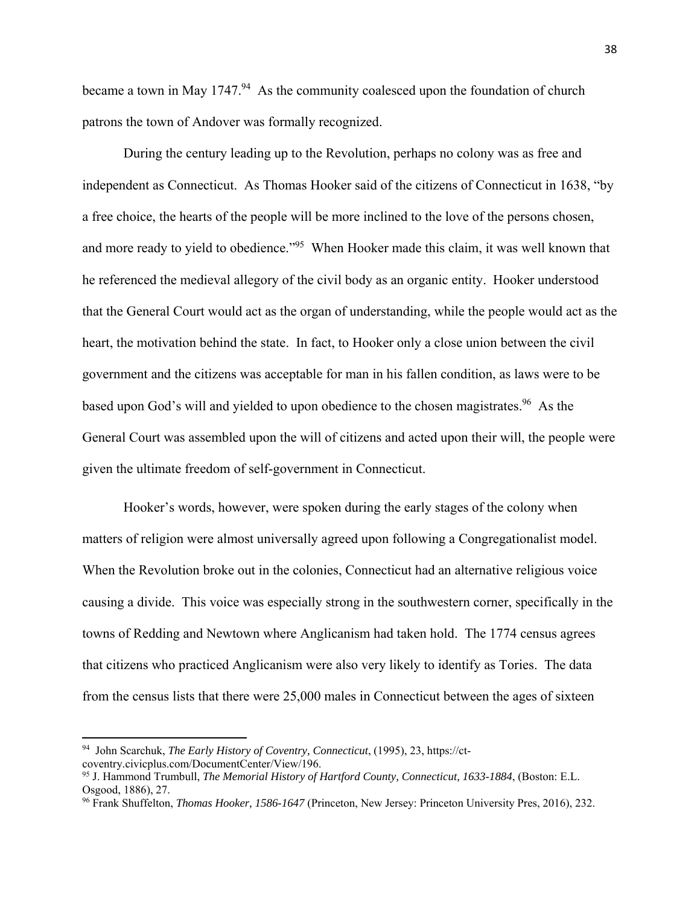became a town in May 1747.[94] As the community coalesced upon the foundation of church patrons the town of Andover was formally recognized.

During the century leading up to the Revolution, perhaps no colony was as free and independent as Connecticut. As Thomas Hooker said of the citizens of Connecticut in 1638, "by a free choice, the hearts of the people will be more inclined to the love of the persons chosen, and more ready to yield to obedience."[95] When Hooker made this claim, it was well known that he referenced the medieval allegory of the civil body as an organic entity. Hooker understood that the General Court would act as the organ of understanding, while the people would act as the heart, the motivation behind the state. In fact, to Hooker only a close union between the civil government and the citizens was acceptable for man in his fallen condition, as laws were to be based upon God's will and yielded to upon obedience to the chosen magistrates.[96] As the General Court was assembled upon the will of citizens and acted upon their will, the people were given the ultimate freedom of self-government in Connecticut.

Hooker's words, however, were spoken during the early stages of the colony when matters of religion were almost universally agreed upon following a Congregationalist model. When the Revolution broke out in the colonies, Connecticut had an alternative religious voice causing a divide. This voice was especially strong in the southwestern corner, specifically in the towns of Redding and Newtown where Anglicanism had taken hold. The 1774 census agrees that citizens who practiced Anglicanism were also very likely to identify as Tories. The data from the census lists that there were 25,000 males in Connecticut between the ages of sixteen

---

[94] John Scarchuk, *The Early History of Coventry, Connecticut*, (1995), 23, https://ct-coventry.civicplus.com/DocumentCenter/View/196.

[95] J. Hammond Trumbull, *The Memorial History of Hartford County, Connecticut, 1633-1884*, (Boston: E.L. Osgood, 1886), 27.

[96] Frank Shuffelton, *Thomas Hooker, 1586-1647* (Princeton, New Jersey: Princeton University Pres, 2016), 232.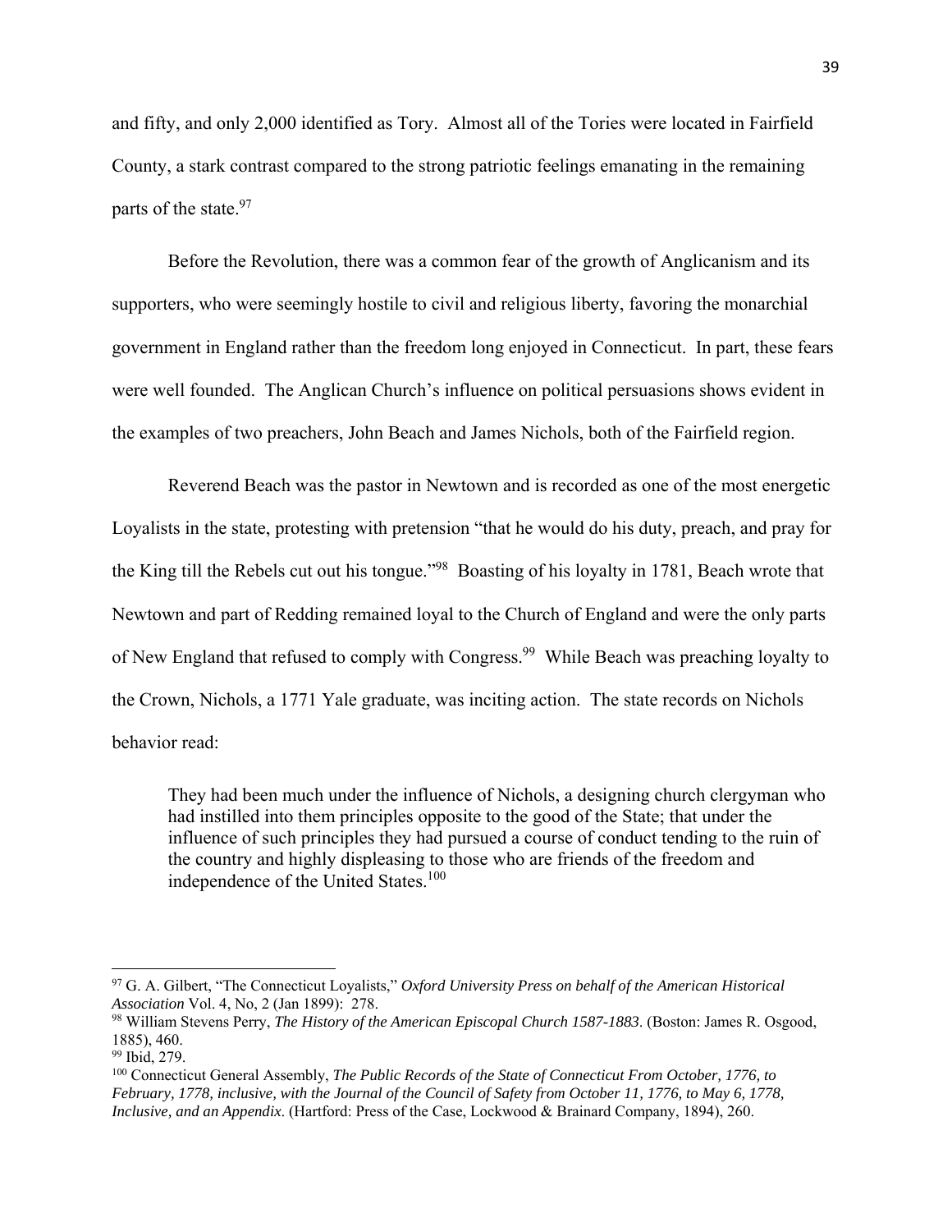and fifty, and only 2,000 identified as Tory. Almost all of the Tories were located in Fairfield County, a stark contrast compared to the strong patriotic feelings emanating in the remaining parts of the state.[97]

Before the Revolution, there was a common fear of the growth of Anglicanism and its supporters, who were seemingly hostile to civil and religious liberty, favoring the monarchial government in England rather than the freedom long enjoyed in Connecticut. In part, these fears were well founded. The Anglican Church's influence on political persuasions shows evident in the examples of two preachers, John Beach and James Nichols, both of the Fairfield region.

Reverend Beach was the pastor in Newtown and is recorded as one of the most energetic Loyalists in the state, protesting with pretension "that he would do his duty, preach, and pray for the King till the Rebels cut out his tongue."[98] Boasting of his loyalty in 1781, Beach wrote that Newtown and part of Redding remained loyal to the Church of England and were the only parts of New England that refused to comply with Congress.[99] While Beach was preaching loyalty to the Crown, Nichols, a 1771 Yale graduate, was inciting action. The state records on Nichols behavior read:

> They had been much under the influence of Nichols, a designing church clergyman who had instilled into them principles opposite to the good of the State; that under the influence of such principles they had pursued a course of conduct tending to the ruin of the country and highly displeasing to those who are friends of the freedom and independence of the United States.[100]

---

[97] G. A. Gilbert, "The Connecticut Loyalists," *Oxford University Press on behalf of the American Historical Association* Vol. 4, No, 2 (Jan 1899): 278.

[98] William Stevens Perry, *The History of the American Episcopal Church 1587-1883*. (Boston: James R. Osgood, 1885), 460.

[99] Ibid, 279.

[100] Connecticut General Assembly, *The Public Records of the State of Connecticut From October, 1776, to February, 1778, inclusive, with the Journal of the Council of Safety from October 11, 1776, to May 6, 1778, Inclusive, and an Appendix*. (Hartford: Press of the Case, Lockwood & Brainard Company, 1894), 260.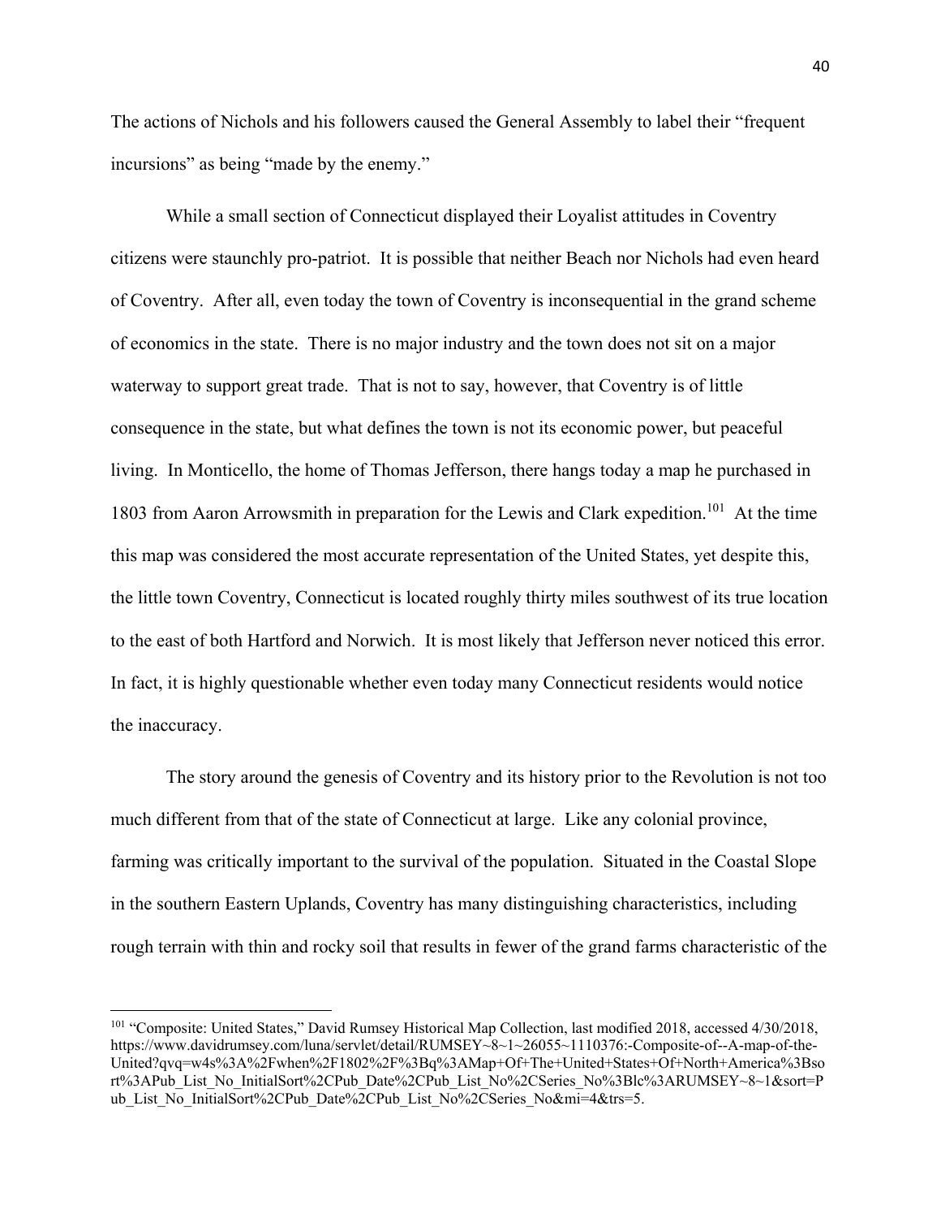The actions of Nichols and his followers caused the General Assembly to label their "frequent incursions" as being "made by the enemy."

While a small section of Connecticut displayed their Loyalist attitudes in Coventry citizens were staunchly pro-patriot. It is possible that neither Beach nor Nichols had even heard of Coventry. After all, even today the town of Coventry is inconsequential in the grand scheme of economics in the state. There is no major industry and the town does not sit on a major waterway to support great trade. That is not to say, however, that Coventry is of little consequence in the state, but what defines the town is not its economic power, but peaceful living. In Monticello, the home of Thomas Jefferson, there hangs today a map he purchased in 1803 from Aaron Arrowsmith in preparation for the Lewis and Clark expedition.[101] At the time this map was considered the most accurate representation of the United States, yet despite this, the little town Coventry, Connecticut is located roughly thirty miles southwest of its true location to the east of both Hartford and Norwich. It is most likely that Jefferson never noticed this error. In fact, it is highly questionable whether even today many Connecticut residents would notice the inaccuracy.

The story around the genesis of Coventry and its history prior to the Revolution is not too much different from that of the state of Connecticut at large. Like any colonial province, farming was critically important to the survival of the population. Situated in the Coastal Slope in the southern Eastern Uplands, Coventry has many distinguishing characteristics, including rough terrain with thin and rocky soil that results in fewer of the grand farms characteristic of the

---

[101] "Composite: United States," David Rumsey Historical Map Collection, last modified 2018, accessed 4/30/2018, https://www.davidrumsey.com/luna/servlet/detail/RUMSEY~8~1~26055~1110376:-Composite-of--A-map-of-the-United?qvq=w4s%3A%2Fwhen%2F1802%2F%3Bq%3AMap+Of+The+United+States+Of+North+America%3Bsort%3APub_List_No_InitialSort%2CPub_Date%2CPub_List_No%2CSeries_No%3Blc%3ARUMSEY~8~1&sort=Pub_List_No_InitialSort%2CPub_Date%2CPub_List_No%2CSeries_No&mi=4&trs=5.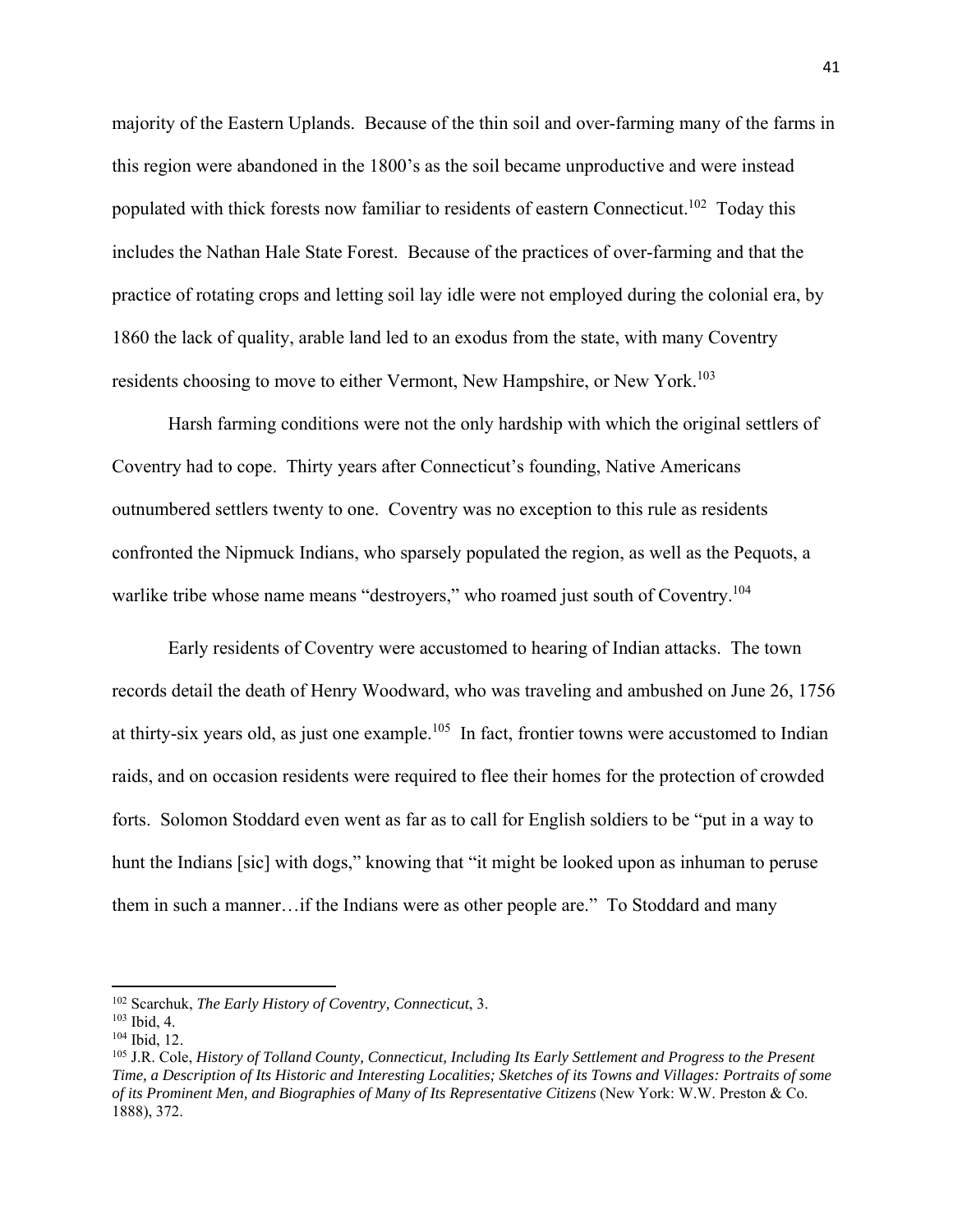majority of the Eastern Uplands. Because of the thin soil and over-farming many of the farms in this region were abandoned in the 1800's as the soil became unproductive and were instead populated with thick forests now familiar to residents of eastern Connecticut.[102] Today this includes the Nathan Hale State Forest. Because of the practices of over-farming and that the practice of rotating crops and letting soil lay idle were not employed during the colonial era, by 1860 the lack of quality, arable land led to an exodus from the state, with many Coventry residents choosing to move to either Vermont, New Hampshire, or New York.[103]

Harsh farming conditions were not the only hardship with which the original settlers of Coventry had to cope. Thirty years after Connecticut's founding, Native Americans outnumbered settlers twenty to one. Coventry was no exception to this rule as residents confronted the Nipmuck Indians, who sparsely populated the region, as well as the Pequots, a warlike tribe whose name means "destroyers," who roamed just south of Coventry.[104]

Early residents of Coventry were accustomed to hearing of Indian attacks. The town records detail the death of Henry Woodward, who was traveling and ambushed on June 26, 1756 at thirty-six years old, as just one example.[105] In fact, frontier towns were accustomed to Indian raids, and on occasion residents were required to flee their homes for the protection of crowded forts. Solomon Stoddard even went as far as to call for English soldiers to be "put in a way to hunt the Indians [sic] with dogs," knowing that "it might be looked upon as inhuman to peruse them in such a manner…if the Indians were as other people are." To Stoddard and many

---

[102] Scarchuk, *The Early History of Coventry, Connecticut*, 3.

[103] Ibid, 4.

[104] Ibid, 12.

[105] J.R. Cole, *History of Tolland County, Connecticut, Including Its Early Settlement and Progress to the Present Time, a Description of Its Historic and Interesting Localities; Sketches of its Towns and Villages: Portraits of some of its Prominent Men, and Biographies of Many of Its Representative Citizens* (New York: W.W. Preston & Co. 1888), 372.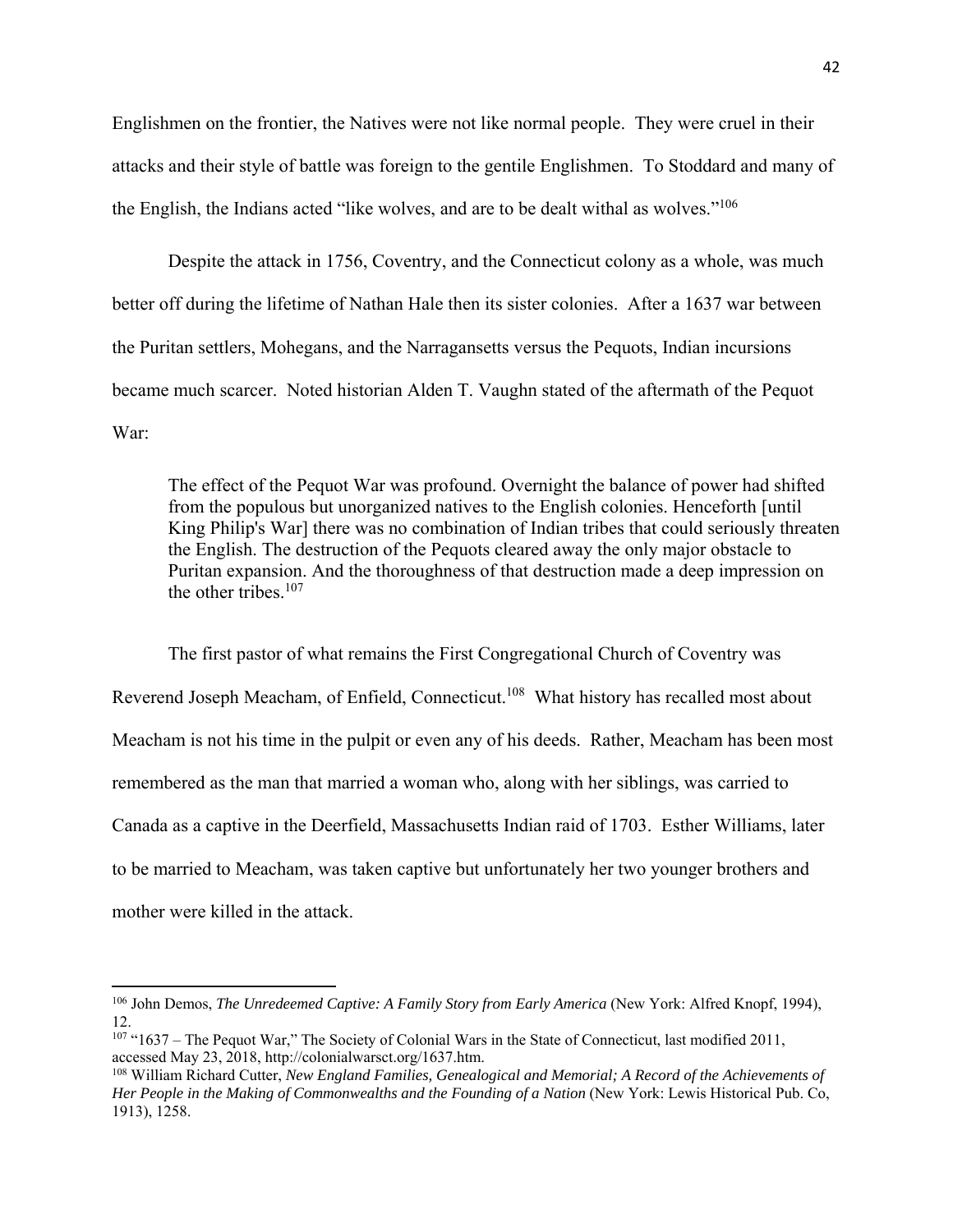Englishmen on the frontier, the Natives were not like normal people. They were cruel in their attacks and their style of battle was foreign to the gentile Englishmen. To Stoddard and many of the English, the Indians acted "like wolves, and are to be dealt withal as wolves."[106]

Despite the attack in 1756, Coventry, and the Connecticut colony as a whole, was much better off during the lifetime of Nathan Hale then its sister colonies. After a 1637 war between the Puritan settlers, Mohegans, and the Narragansetts versus the Pequots, Indian incursions became much scarcer. Noted historian Alden T. Vaughn stated of the aftermath of the Pequot War:

> The effect of the Pequot War was profound. Overnight the balance of power had shifted from the populous but unorganized natives to the English colonies. Henceforth [until King Philip's War] there was no combination of Indian tribes that could seriously threaten the English. The destruction of the Pequots cleared away the only major obstacle to Puritan expansion. And the thoroughness of that destruction made a deep impression on the other tribes.[107]

The first pastor of what remains the First Congregational Church of Coventry was Reverend Joseph Meacham, of Enfield, Connecticut.[108] What history has recalled most about Meacham is not his time in the pulpit or even any of his deeds. Rather, Meacham has been most remembered as the man that married a woman who, along with her siblings, was carried to Canada as a captive in the Deerfield, Massachusetts Indian raid of 1703. Esther Williams, later to be married to Meacham, was taken captive but unfortunately her two younger brothers and mother were killed in the attack.

---

[106] John Demos, *The Unredeemed Captive: A Family Story from Early America* (New York: Alfred Knopf, 1994), 12.

[107] "1637 – The Pequot War," The Society of Colonial Wars in the State of Connecticut, last modified 2011, accessed May 23, 2018, http://colonialwarsct.org/1637.htm.

[108] William Richard Cutter, *New England Families, Genealogical and Memorial; A Record of the Achievements of Her People in the Making of Commonwealths and the Founding of a Nation* (New York: Lewis Historical Pub. Co, 1913), 1258.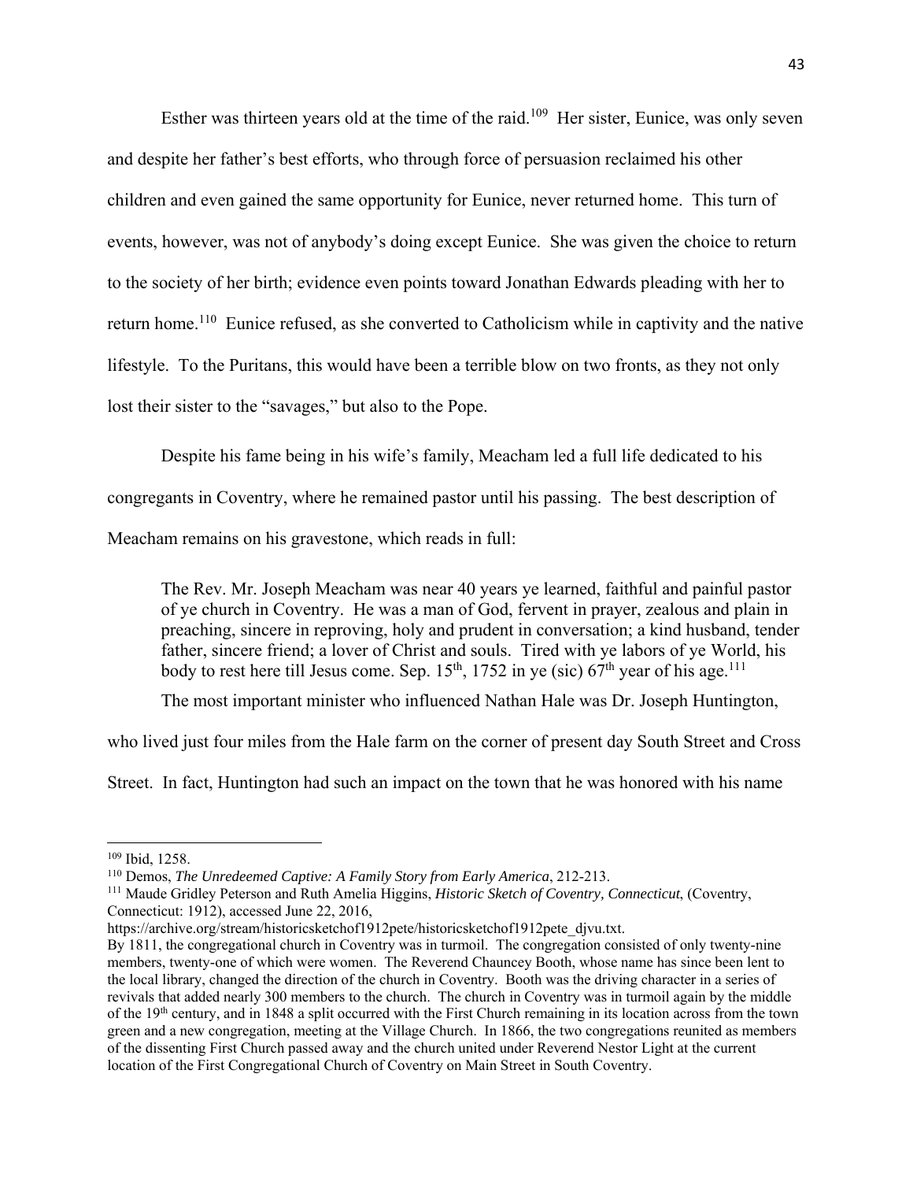Esther was thirteen years old at the time of the raid.[109] Her sister, Eunice, was only seven and despite her father's best efforts, who through force of persuasion reclaimed his other children and even gained the same opportunity for Eunice, never returned home. This turn of events, however, was not of anybody's doing except Eunice. She was given the choice to return to the society of her birth; evidence even points toward Jonathan Edwards pleading with her to return home.[110] Eunice refused, as she converted to Catholicism while in captivity and the native lifestyle. To the Puritans, this would have been a terrible blow on two fronts, as they not only lost their sister to the "savages," but also to the Pope.

Despite his fame being in his wife's family, Meacham led a full life dedicated to his congregants in Coventry, where he remained pastor until his passing. The best description of Meacham remains on his gravestone, which reads in full:

> The Rev. Mr. Joseph Meacham was near 40 years ye learned, faithful and painful pastor of ye church in Coventry. He was a man of God, fervent in prayer, zealous and plain in preaching, sincere in reproving, holy and prudent in conversation; a kind husband, tender father, sincere friend; a lover of Christ and souls. Tired with ye labors of ye World, his body to rest here till Jesus come. Sep. 15th, 1752 in ye (sic) 67th year of his age.[111]

The most important minister who influenced Nathan Hale was Dr. Joseph Huntington, who lived just four miles from the Hale farm on the corner of present day South Street and Cross Street. In fact, Huntington had such an impact on the town that he was honored with his name

---

[109] Ibid, 1258.

[110] Demos, *The Unredeemed Captive: A Family Story from Early America*, 212-213.

[111] Maude Gridley Peterson and Ruth Amelia Higgins, *Historic Sketch of Coventry, Connecticut*, (Coventry, Connecticut: 1912), accessed June 22, 2016, https://archive.org/stream/historicsketchof1912pete/historicsketchof1912pete_djvu.txt.
By 1811, the congregational church in Coventry was in turmoil. The congregation consisted of only twenty-nine members, twenty-one of which were women. The Reverend Chauncey Booth, whose name has since been lent to the local library, changed the direction of the church in Coventry. Booth was the driving character in a series of revivals that added nearly 300 members to the church. The church in Coventry was in turmoil again by the middle of the 19th century, and in 1848 a split occurred with the First Church remaining in its location across from the town green and a new congregation, meeting at the Village Church. In 1866, the two congregations reunited as members of the dissenting First Church passed away and the church united under Reverend Nestor Light at the current location of the First Congregational Church of Coventry on Main Street in South Coventry.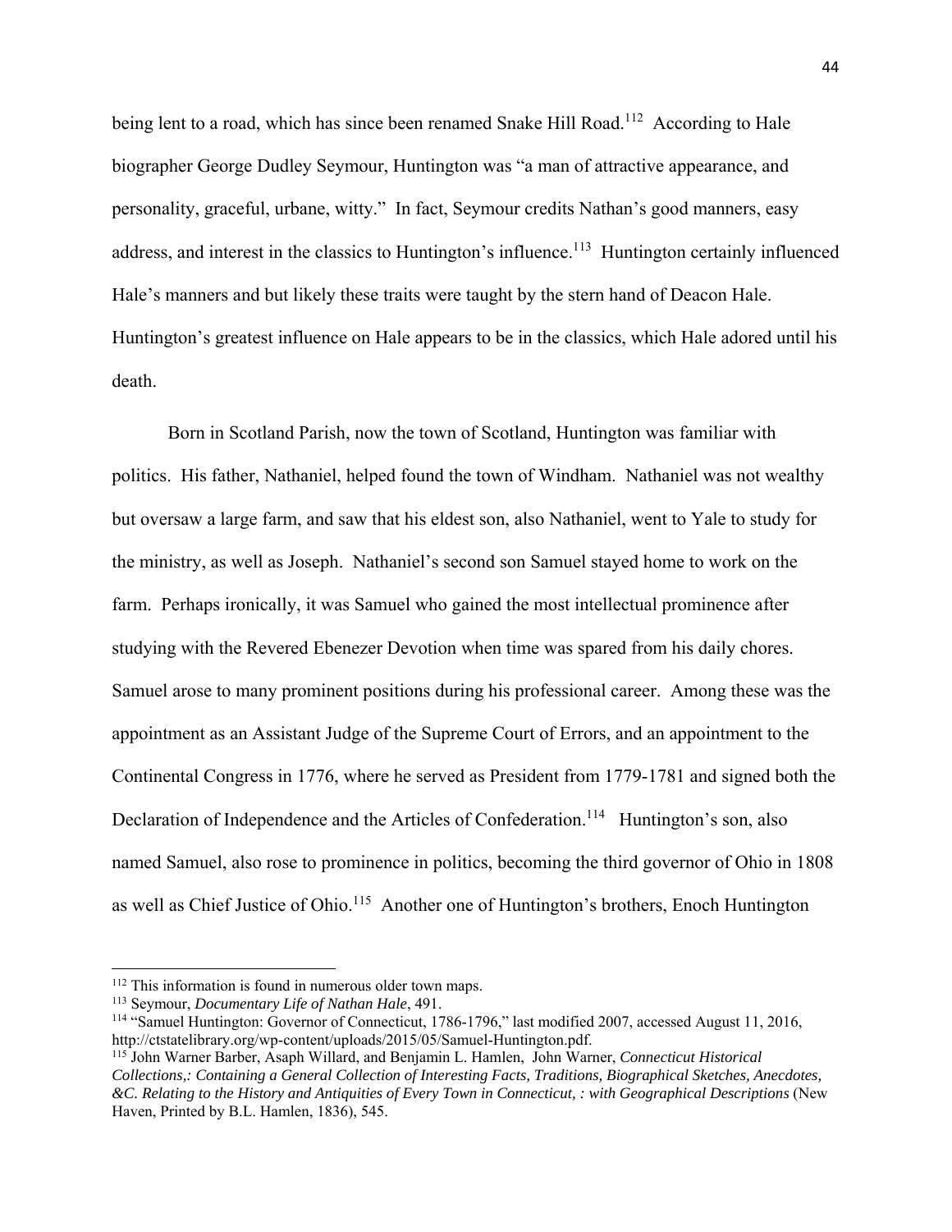being lent to a road, which has since been renamed Snake Hill Road.[112] According to Hale biographer George Dudley Seymour, Huntington was "a man of attractive appearance, and personality, graceful, urbane, witty." In fact, Seymour credits Nathan's good manners, easy address, and interest in the classics to Huntington's influence.[113] Huntington certainly influenced Hale's manners and but likely these traits were taught by the stern hand of Deacon Hale. Huntington's greatest influence on Hale appears to be in the classics, which Hale adored until his death.

Born in Scotland Parish, now the town of Scotland, Huntington was familiar with politics. His father, Nathaniel, helped found the town of Windham. Nathaniel was not wealthy but oversaw a large farm, and saw that his eldest son, also Nathaniel, went to Yale to study for the ministry, as well as Joseph. Nathaniel's second son Samuel stayed home to work on the farm. Perhaps ironically, it was Samuel who gained the most intellectual prominence after studying with the Revered Ebenezer Devotion when time was spared from his daily chores. Samuel arose to many prominent positions during his professional career. Among these was the appointment as an Assistant Judge of the Supreme Court of Errors, and an appointment to the Continental Congress in 1776, where he served as President from 1779-1781 and signed both the Declaration of Independence and the Articles of Confederation.[114] Huntington's son, also named Samuel, also rose to prominence in politics, becoming the third governor of Ohio in 1808 as well as Chief Justice of Ohio.[115] Another one of Huntington's brothers, Enoch Huntington

---

[112] This information is found in numerous older town maps.

[113] Seymour, *Documentary Life of Nathan Hale*, 491.

[114] "Samuel Huntington: Governor of Connecticut, 1786-1796," last modified 2007, accessed August 11, 2016, http://ctstatelibrary.org/wp-content/uploads/2015/05/Samuel-Huntington.pdf.

[115] John Warner Barber, Asaph Willard, and Benjamin L. Hamlen, John Warner, *Connecticut Historical Collections,: Containing a General Collection of Interesting Facts, Traditions, Biographical Sketches, Anecdotes, &C. Relating to the History and Antiquities of Every Town in Connecticut, : with Geographical Descriptions* (New Haven, Printed by B.L. Hamlen, 1836), 545.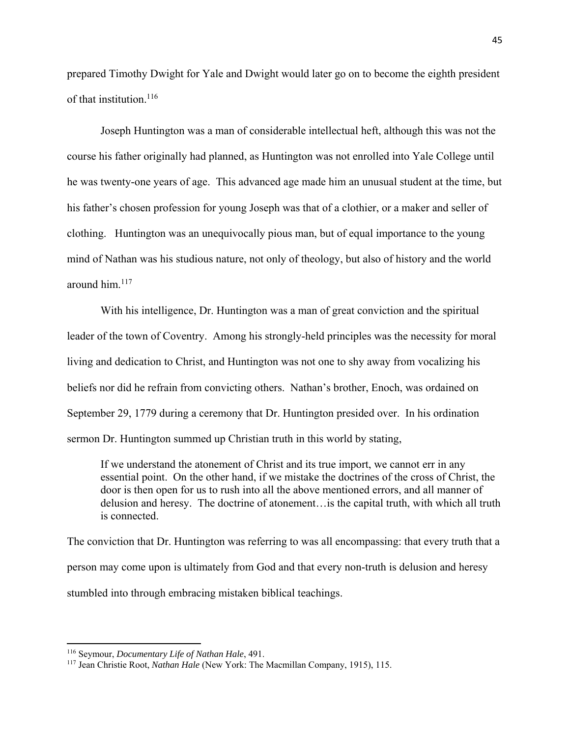prepared Timothy Dwight for Yale and Dwight would later go on to become the eighth president of that institution.[116]

Joseph Huntington was a man of considerable intellectual heft, although this was not the course his father originally had planned, as Huntington was not enrolled into Yale College until he was twenty-one years of age. This advanced age made him an unusual student at the time, but his father's chosen profession for young Joseph was that of a clothier, or a maker and seller of clothing. Huntington was an unequivocally pious man, but of equal importance to the young mind of Nathan was his studious nature, not only of theology, but also of history and the world around him.[117]

With his intelligence, Dr. Huntington was a man of great conviction and the spiritual leader of the town of Coventry. Among his strongly-held principles was the necessity for moral living and dedication to Christ, and Huntington was not one to shy away from vocalizing his beliefs nor did he refrain from convicting others. Nathan's brother, Enoch, was ordained on September 29, 1779 during a ceremony that Dr. Huntington presided over. In his ordination sermon Dr. Huntington summed up Christian truth in this world by stating,

> If we understand the atonement of Christ and its true import, we cannot err in any essential point. On the other hand, if we mistake the doctrines of the cross of Christ, the door is then open for us to rush into all the above mentioned errors, and all manner of delusion and heresy. The doctrine of atonement…is the capital truth, with which all truth is connected.

The conviction that Dr. Huntington was referring to was all encompassing: that every truth that a person may come upon is ultimately from God and that every non-truth is delusion and heresy stumbled into through embracing mistaken biblical teachings.

---

[116] Seymour, *Documentary Life of Nathan Hale*, 491.

[117] Jean Christie Root, *Nathan Hale* (New York: The Macmillan Company, 1915), 115.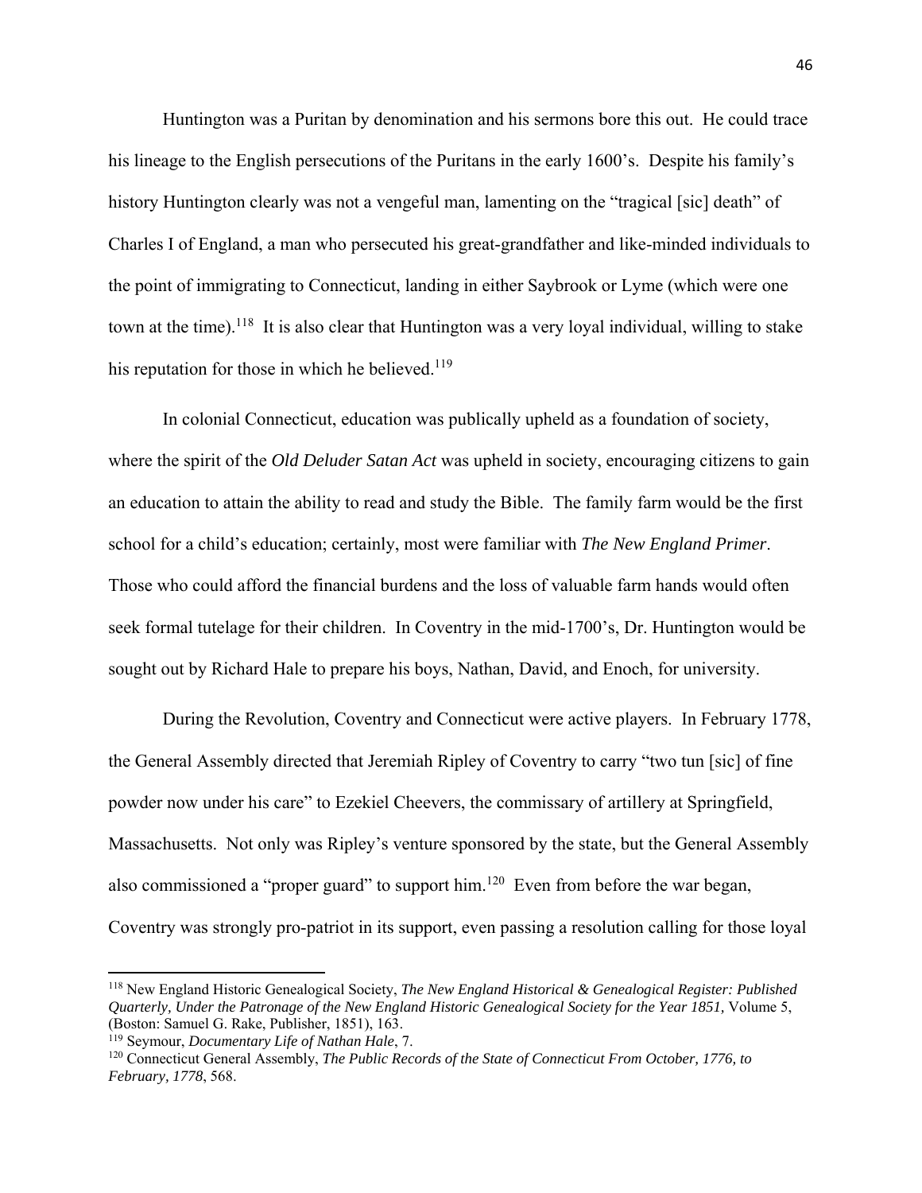Huntington was a Puritan by denomination and his sermons bore this out. He could trace his lineage to the English persecutions of the Puritans in the early 1600's. Despite his family's history Huntington clearly was not a vengeful man, lamenting on the "tragical [sic] death" of Charles I of England, a man who persecuted his great-grandfather and like-minded individuals to the point of immigrating to Connecticut, landing in either Saybrook or Lyme (which were one town at the time).[118] It is also clear that Huntington was a very loyal individual, willing to stake his reputation for those in which he believed.[119]

In colonial Connecticut, education was publically upheld as a foundation of society, where the spirit of the *Old Deluder Satan Act* was upheld in society, encouraging citizens to gain an education to attain the ability to read and study the Bible. The family farm would be the first school for a child's education; certainly, most were familiar with *The New England Primer*. Those who could afford the financial burdens and the loss of valuable farm hands would often seek formal tutelage for their children. In Coventry in the mid-1700's, Dr. Huntington would be sought out by Richard Hale to prepare his boys, Nathan, David, and Enoch, for university.

During the Revolution, Coventry and Connecticut were active players. In February 1778, the General Assembly directed that Jeremiah Ripley of Coventry to carry "two tun [sic] of fine powder now under his care" to Ezekiel Cheevers, the commissary of artillery at Springfield, Massachusetts. Not only was Ripley's venture sponsored by the state, but the General Assembly also commissioned a "proper guard" to support him.[120] Even from before the war began, Coventry was strongly pro-patriot in its support, even passing a resolution calling for those loyal

---

[118] New England Historic Genealogical Society, *The New England Historical & Genealogical Register: Published Quarterly, Under the Patronage of the New England Historic Genealogical Society for the Year 1851*, Volume 5, (Boston: Samuel G. Rake, Publisher, 1851), 163.

[119] Seymour, *Documentary Life of Nathan Hale*, 7.

[120] Connecticut General Assembly, *The Public Records of the State of Connecticut From October, 1776, to February, 1778*, 568.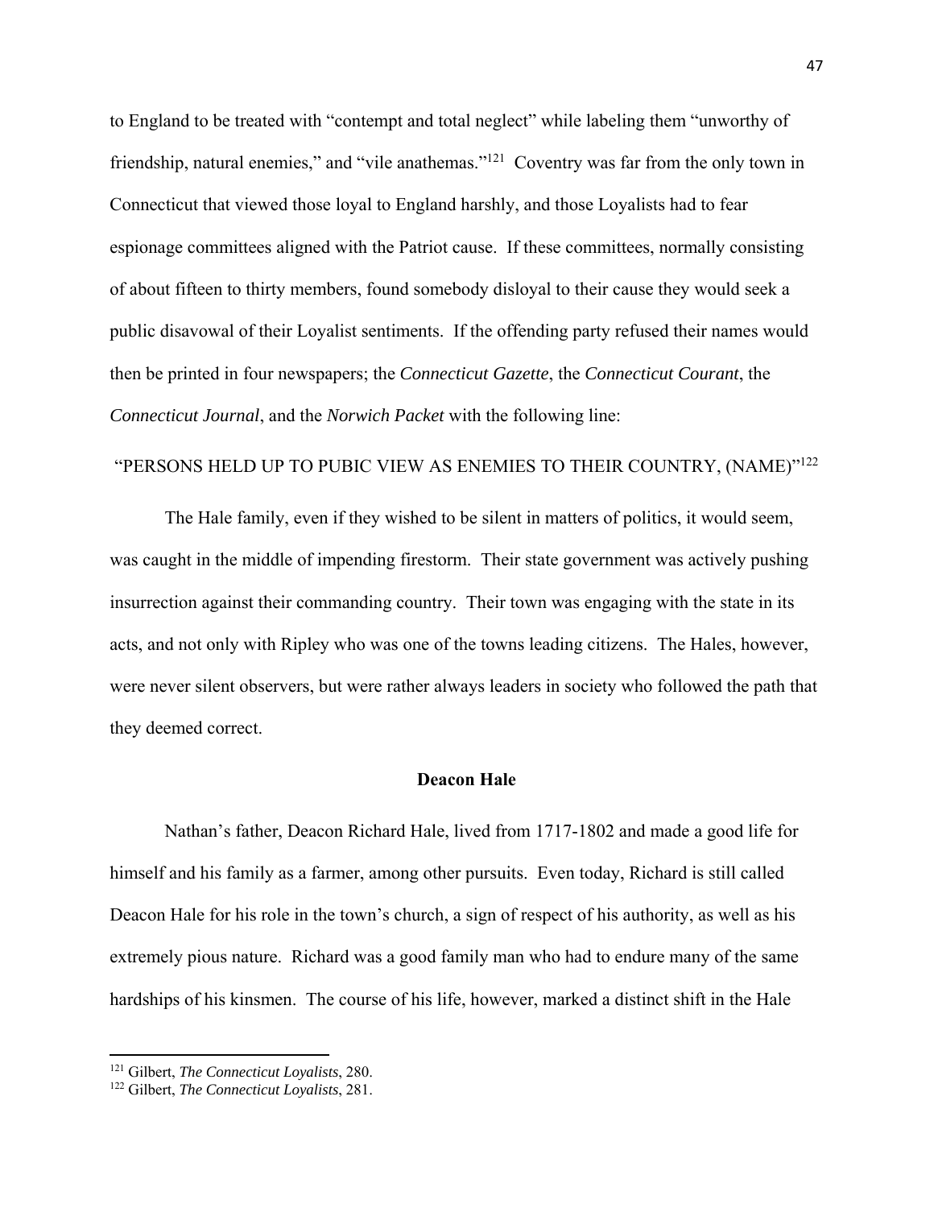to England to be treated with "contempt and total neglect" while labeling them "unworthy of friendship, natural enemies," and "vile anathemas."[121] Coventry was far from the only town in Connecticut that viewed those loyal to England harshly, and those Loyalists had to fear espionage committees aligned with the Patriot cause. If these committees, normally consisting of about fifteen to thirty members, found somebody disloyal to their cause they would seek a public disavowal of their Loyalist sentiments. If the offending party refused their names would then be printed in four newspapers; the *Connecticut Gazette*, the *Connecticut Courant*, the *Connecticut Journal*, and the *Norwich Packet* with the following line:

"PERSONS HELD UP TO PUBIC VIEW AS ENEMIES TO THEIR COUNTRY, (NAME)"[122]

The Hale family, even if they wished to be silent in matters of politics, it would seem, was caught in the middle of impending firestorm. Their state government was actively pushing insurrection against their commanding country. Their town was engaging with the state in its acts, and not only with Ripley who was one of the towns leading citizens. The Hales, however, were never silent observers, but were rather always leaders in society who followed the path that they deemed correct.

## Deacon Hale

Nathan's father, Deacon Richard Hale, lived from 1717-1802 and made a good life for himself and his family as a farmer, among other pursuits. Even today, Richard is still called Deacon Hale for his role in the town's church, a sign of respect of his authority, as well as his extremely pious nature. Richard was a good family man who had to endure many of the same hardships of his kinsmen. The course of his life, however, marked a distinct shift in the Hale

[121] Gilbert, *The Connecticut Loyalists*, 280.
[122] Gilbert, *The Connecticut Loyalists*, 281.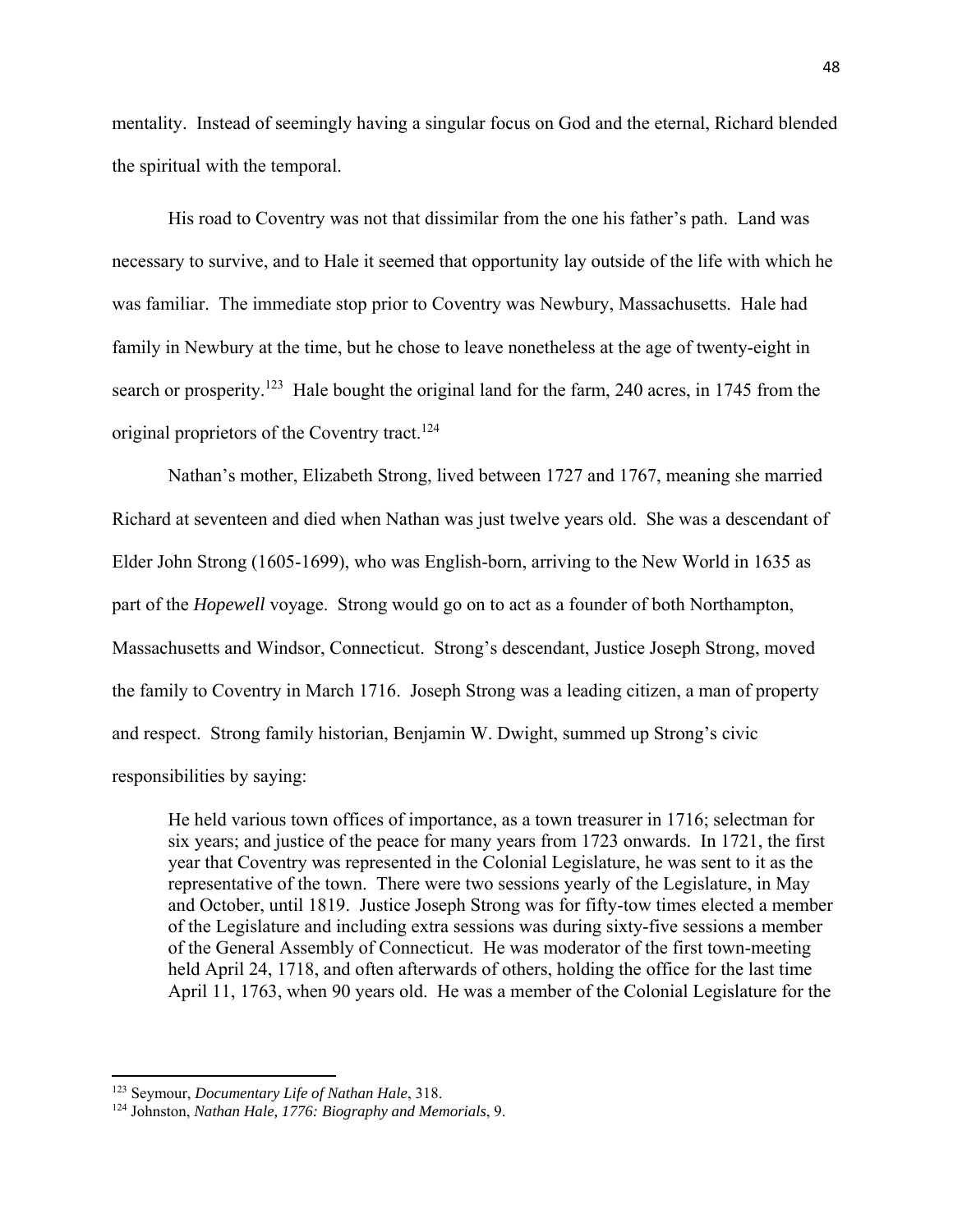mentality. Instead of seemingly having a singular focus on God and the eternal, Richard blended the spiritual with the temporal.

His road to Coventry was not that dissimilar from the one his father's path. Land was necessary to survive, and to Hale it seemed that opportunity lay outside of the life with which he was familiar. The immediate stop prior to Coventry was Newbury, Massachusetts. Hale had family in Newbury at the time, but he chose to leave nonetheless at the age of twenty-eight in search or prosperity.[123] Hale bought the original land for the farm, 240 acres, in 1745 from the original proprietors of the Coventry tract.[124]

Nathan's mother, Elizabeth Strong, lived between 1727 and 1767, meaning she married Richard at seventeen and died when Nathan was just twelve years old. She was a descendant of Elder John Strong (1605-1699), who was English-born, arriving to the New World in 1635 as part of the *Hopewell* voyage. Strong would go on to act as a founder of both Northampton, Massachusetts and Windsor, Connecticut. Strong's descendant, Justice Joseph Strong, moved the family to Coventry in March 1716. Joseph Strong was a leading citizen, a man of property and respect. Strong family historian, Benjamin W. Dwight, summed up Strong's civic responsibilities by saying:

> He held various town offices of importance, as a town treasurer in 1716; selectman for six years; and justice of the peace for many years from 1723 onwards. In 1721, the first year that Coventry was represented in the Colonial Legislature, he was sent to it as the representative of the town. There were two sessions yearly of the Legislature, in May and October, until 1819. Justice Joseph Strong was for fifty-tow times elected a member of the Legislature and including extra sessions was during sixty-five sessions a member of the General Assembly of Connecticut. He was moderator of the first town-meeting held April 24, 1718, and often afterwards of others, holding the office for the last time April 11, 1763, when 90 years old. He was a member of the Colonial Legislature for the

---

[123] Seymour, *Documentary Life of Nathan Hale*, 318.

[124] Johnston, *Nathan Hale, 1776: Biography and Memorials*, 9.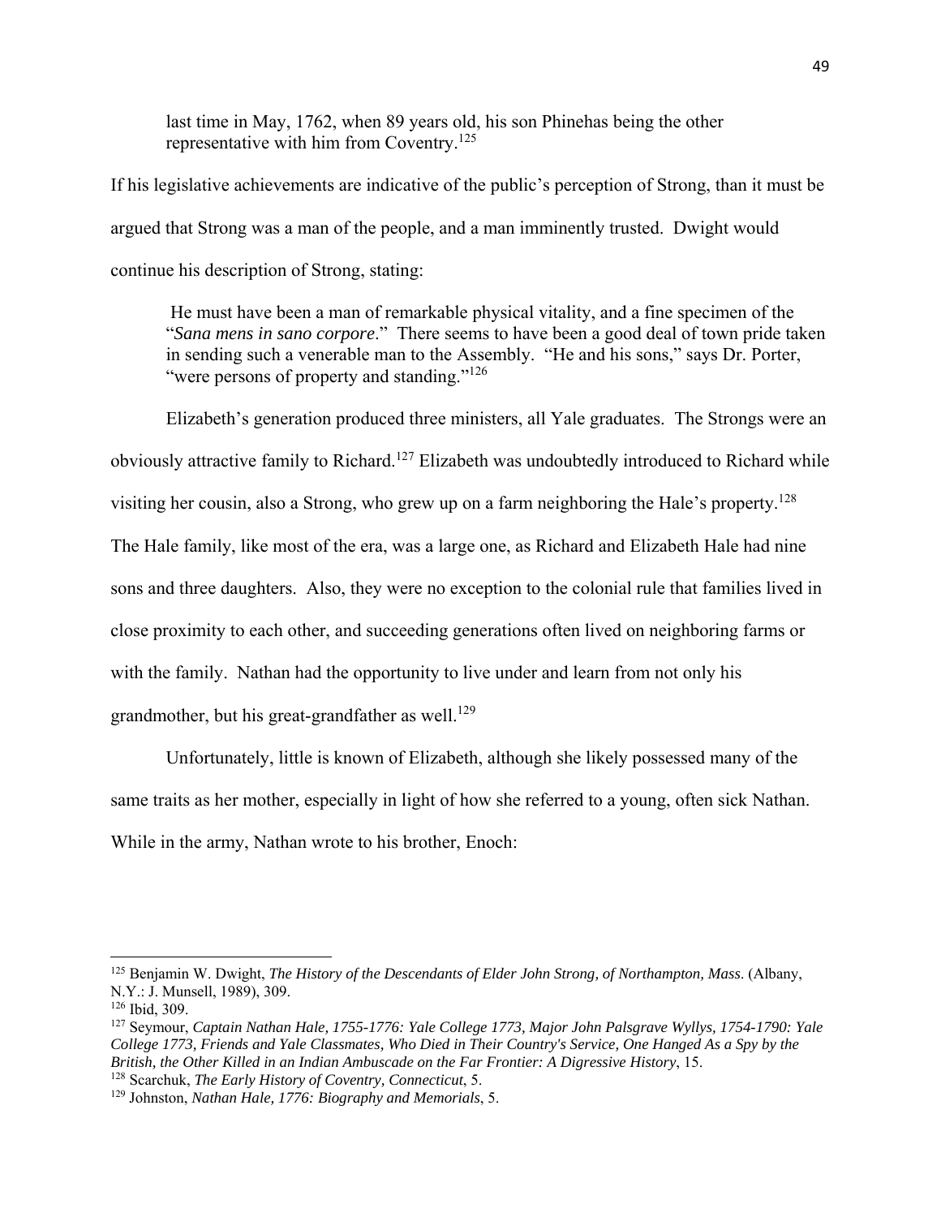> last time in May, 1762, when 89 years old, his son Phinehas being the other representative with him from Coventry.[125]

If his legislative achievements are indicative of the public's perception of Strong, than it must be argued that Strong was a man of the people, and a man imminently trusted. Dwight would continue his description of Strong, stating:

> He must have been a man of remarkable physical vitality, and a fine specimen of the "*Sana mens in sano corpore*." There seems to have been a good deal of town pride taken in sending such a venerable man to the Assembly. "He and his sons," says Dr. Porter, "were persons of property and standing."[126]

Elizabeth's generation produced three ministers, all Yale graduates. The Strongs were an obviously attractive family to Richard.[127] Elizabeth was undoubtedly introduced to Richard while visiting her cousin, also a Strong, who grew up on a farm neighboring the Hale's property.[128] The Hale family, like most of the era, was a large one, as Richard and Elizabeth Hale had nine sons and three daughters. Also, they were no exception to the colonial rule that families lived in close proximity to each other, and succeeding generations often lived on neighboring farms or with the family. Nathan had the opportunity to live under and learn from not only his grandmother, but his great-grandfather as well.[129]

Unfortunately, little is known of Elizabeth, although she likely possessed many of the same traits as her mother, especially in light of how she referred to a young, often sick Nathan. While in the army, Nathan wrote to his brother, Enoch:

---

[125] Benjamin W. Dwight, *The History of the Descendants of Elder John Strong, of Northampton, Mass.* (Albany, N.Y.: J. Munsell, 1989), 309.

[126] Ibid, 309.

[127] Seymour, *Captain Nathan Hale, 1755-1776: Yale College 1773, Major John Palsgrave Wyllys, 1754-1790: Yale College 1773, Friends and Yale Classmates, Who Died in Their Country's Service, One Hanged As a Spy by the British, the Other Killed in an Indian Ambuscade on the Far Frontier: A Digressive History*, 15.

[128] Scarchuk, *The Early History of Coventry, Connecticut*, 5.

[129] Johnston, *Nathan Hale, 1776: Biography and Memorials*, 5.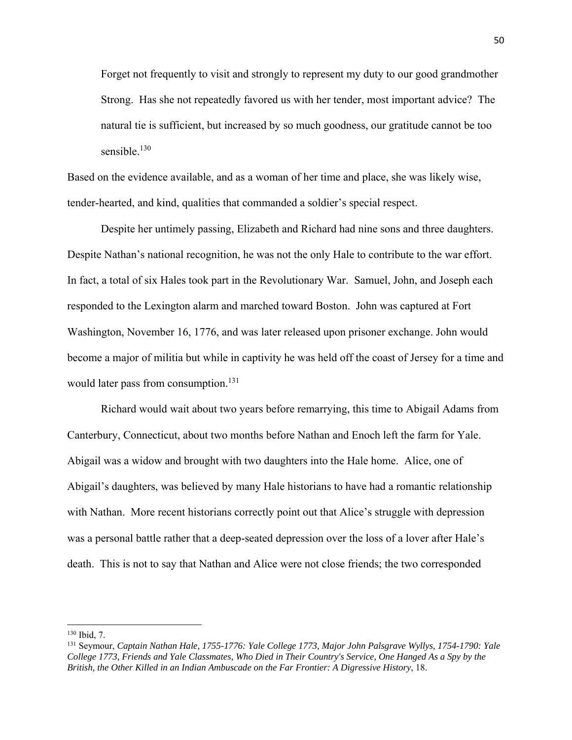> Forget not frequently to visit and strongly to represent my duty to our good grandmother Strong. Has she not repeatedly favored us with her tender, most important advice? The natural tie is sufficient, but increased by so much goodness, our gratitude cannot be too sensible.[130]

Based on the evidence available, and as a woman of her time and place, she was likely wise, tender-hearted, and kind, qualities that commanded a soldier's special respect.

Despite her untimely passing, Elizabeth and Richard had nine sons and three daughters. Despite Nathan's national recognition, he was not the only Hale to contribute to the war effort. In fact, a total of six Hales took part in the Revolutionary War. Samuel, John, and Joseph each responded to the Lexington alarm and marched toward Boston. John was captured at Fort Washington, November 16, 1776, and was later released upon prisoner exchange. John would become a major of militia but while in captivity he was held off the coast of Jersey for a time and would later pass from consumption.[131]

Richard would wait about two years before remarrying, this time to Abigail Adams from Canterbury, Connecticut, about two months before Nathan and Enoch left the farm for Yale. Abigail was a widow and brought with two daughters into the Hale home. Alice, one of Abigail's daughters, was believed by many Hale historians to have had a romantic relationship with Nathan. More recent historians correctly point out that Alice's struggle with depression was a personal battle rather that a deep-seated depression over the loss of a lover after Hale's death. This is not to say that Nathan and Alice were not close friends; the two corresponded

---

[130] Ibid, 7.

[131] Seymour, *Captain Nathan Hale, 1755-1776: Yale College 1773, Major John Palsgrave Wyllys, 1754-1790: Yale College 1773, Friends and Yale Classmates, Who Died in Their Country's Service, One Hanged As a Spy by the British, the Other Killed in an Indian Ambuscade on the Far Frontier: A Digressive History*, 18.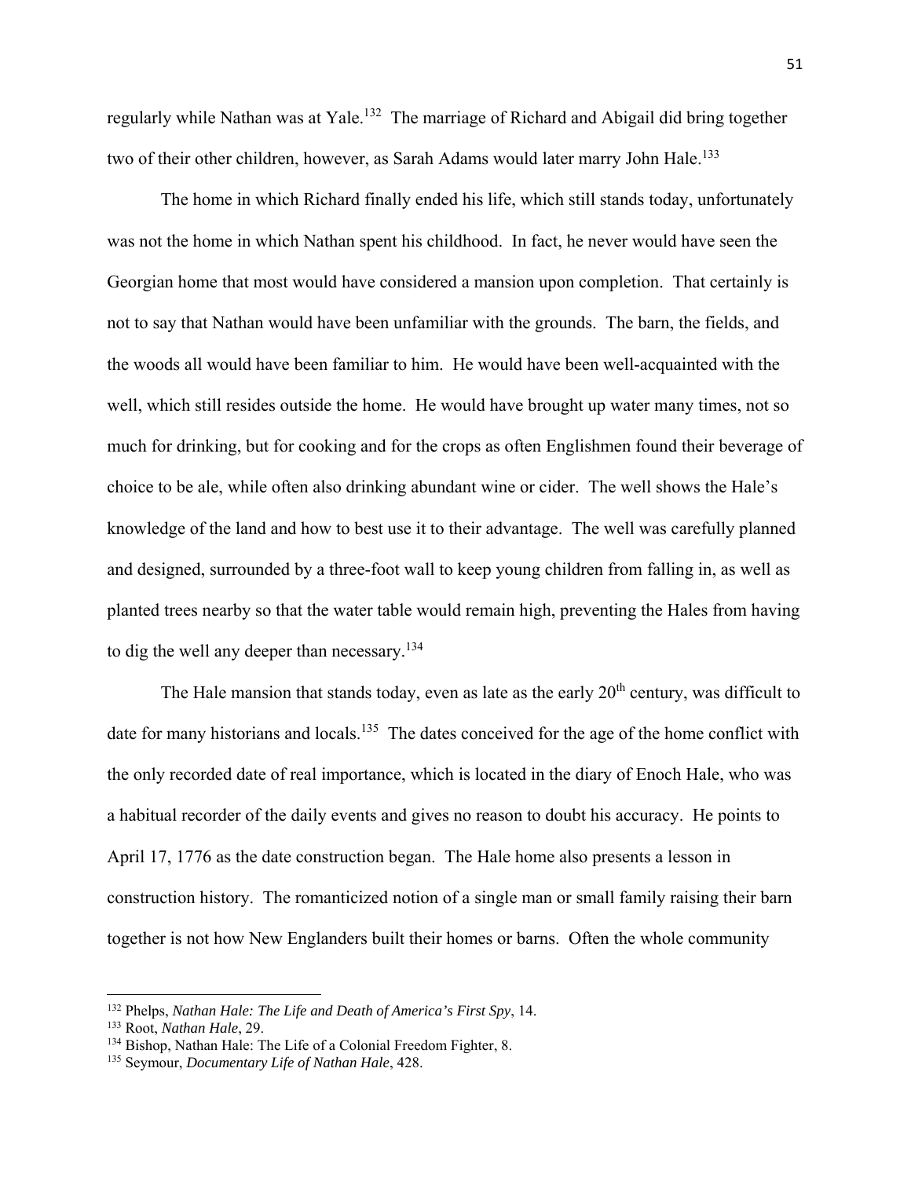regularly while Nathan was at Yale.[132] The marriage of Richard and Abigail did bring together two of their other children, however, as Sarah Adams would later marry John Hale.[133]

The home in which Richard finally ended his life, which still stands today, unfortunately was not the home in which Nathan spent his childhood. In fact, he never would have seen the Georgian home that most would have considered a mansion upon completion. That certainly is not to say that Nathan would have been unfamiliar with the grounds. The barn, the fields, and the woods all would have been familiar to him. He would have been well-acquainted with the well, which still resides outside the home. He would have brought up water many times, not so much for drinking, but for cooking and for the crops as often Englishmen found their beverage of choice to be ale, while often also drinking abundant wine or cider. The well shows the Hale's knowledge of the land and how to best use it to their advantage. The well was carefully planned and designed, surrounded by a three-foot wall to keep young children from falling in, as well as planted trees nearby so that the water table would remain high, preventing the Hales from having to dig the well any deeper than necessary.[134]

The Hale mansion that stands today, even as late as the early 20th century, was difficult to date for many historians and locals.[135] The dates conceived for the age of the home conflict with the only recorded date of real importance, which is located in the diary of Enoch Hale, who was a habitual recorder of the daily events and gives no reason to doubt his accuracy. He points to April 17, 1776 as the date construction began. The Hale home also presents a lesson in construction history. The romanticized notion of a single man or small family raising their barn together is not how New Englanders built their homes or barns. Often the whole community

---

[132] Phelps, *Nathan Hale: The Life and Death of America's First Spy*, 14.

[133] Root, *Nathan Hale*, 29.

[134] Bishop, Nathan Hale: The Life of a Colonial Freedom Fighter, 8.

[135] Seymour, *Documentary Life of Nathan Hale*, 428.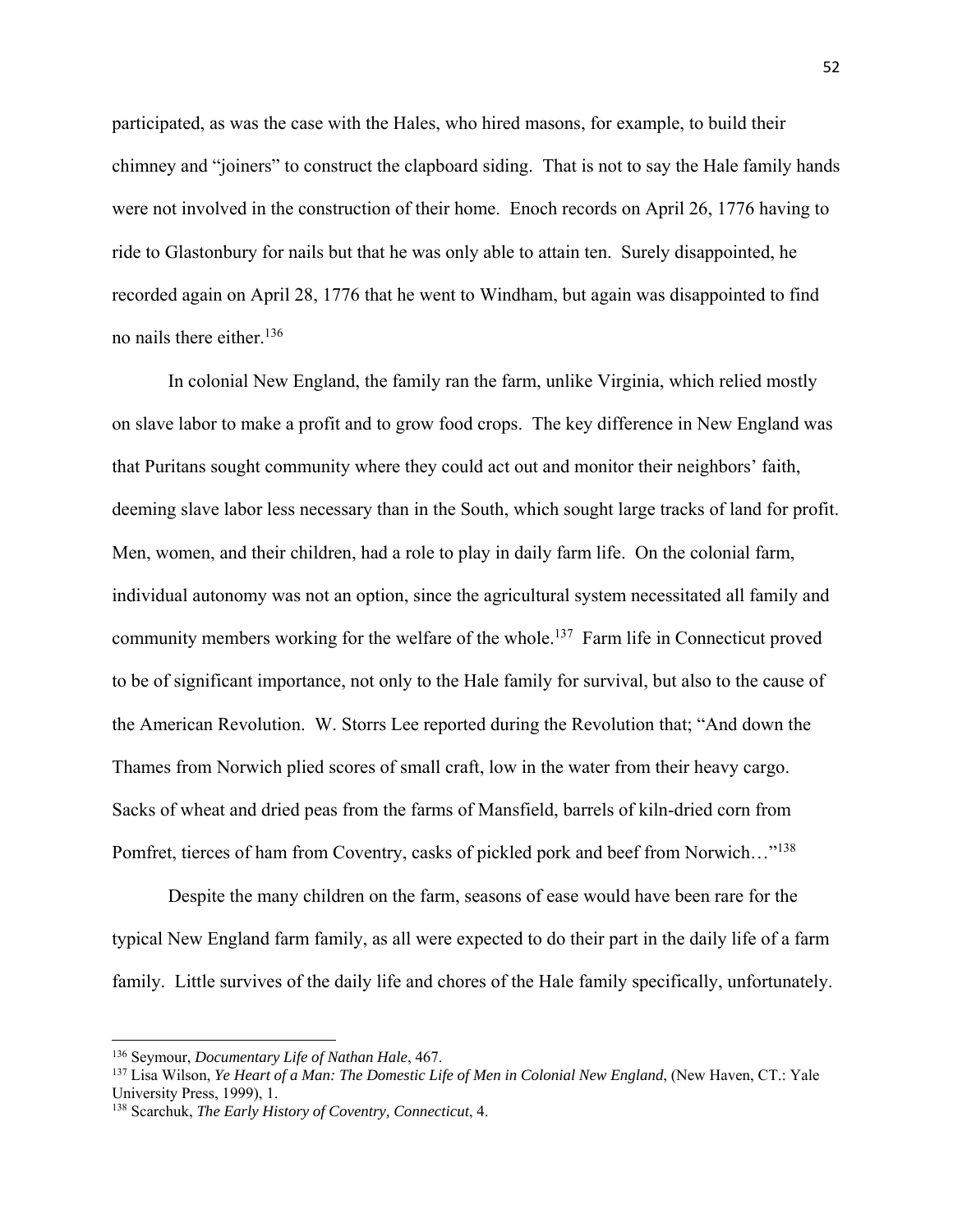participated, as was the case with the Hales, who hired masons, for example, to build their chimney and "joiners" to construct the clapboard siding. That is not to say the Hale family hands were not involved in the construction of their home. Enoch records on April 26, 1776 having to ride to Glastonbury for nails but that he was only able to attain ten. Surely disappointed, he recorded again on April 28, 1776 that he went to Windham, but again was disappointed to find no nails there either.[136]

In colonial New England, the family ran the farm, unlike Virginia, which relied mostly on slave labor to make a profit and to grow food crops. The key difference in New England was that Puritans sought community where they could act out and monitor their neighbors' faith, deeming slave labor less necessary than in the South, which sought large tracks of land for profit. Men, women, and their children, had a role to play in daily farm life. On the colonial farm, individual autonomy was not an option, since the agricultural system necessitated all family and community members working for the welfare of the whole.[137] Farm life in Connecticut proved to be of significant importance, not only to the Hale family for survival, but also to the cause of the American Revolution. W. Storrs Lee reported during the Revolution that; "And down the Thames from Norwich plied scores of small craft, low in the water from their heavy cargo. Sacks of wheat and dried peas from the farms of Mansfield, barrels of kiln-dried corn from Pomfret, tierces of ham from Coventry, casks of pickled pork and beef from Norwich…"[138]

Despite the many children on the farm, seasons of ease would have been rare for the typical New England farm family, as all were expected to do their part in the daily life of a farm family. Little survives of the daily life and chores of the Hale family specifically, unfortunately.

---

[136] Seymour, *Documentary Life of Nathan Hale*, 467.

[137] Lisa Wilson, *Ye Heart of a Man: The Domestic Life of Men in Colonial New England*, (New Haven, CT.: Yale University Press, 1999), 1.

[138] Scarchuk, *The Early History of Coventry, Connecticut*, 4.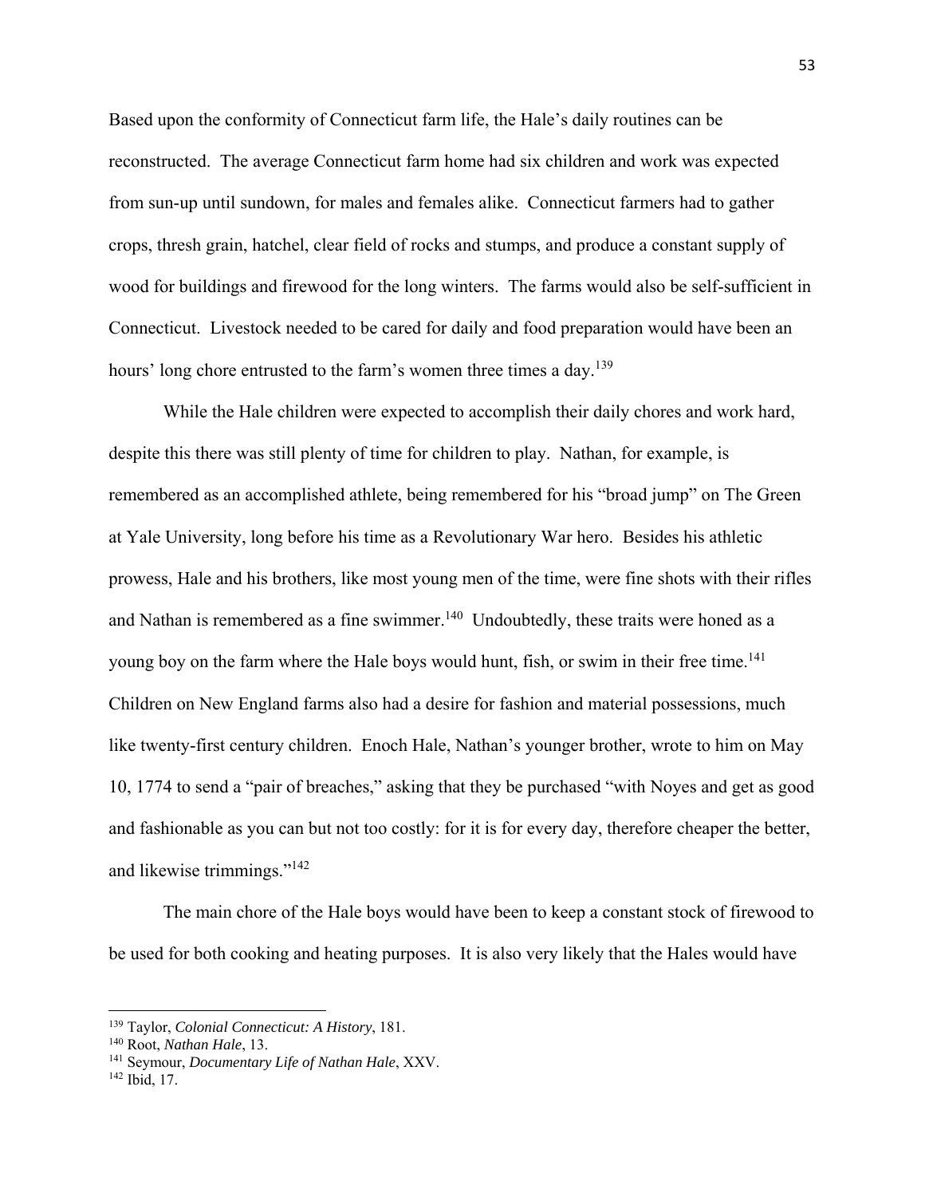Based upon the conformity of Connecticut farm life, the Hale's daily routines can be reconstructed. The average Connecticut farm home had six children and work was expected from sun-up until sundown, for males and females alike. Connecticut farmers had to gather crops, thresh grain, hatchel, clear field of rocks and stumps, and produce a constant supply of wood for buildings and firewood for the long winters. The farms would also be self-sufficient in Connecticut. Livestock needed to be cared for daily and food preparation would have been an hours' long chore entrusted to the farm's women three times a day.[139]

While the Hale children were expected to accomplish their daily chores and work hard, despite this there was still plenty of time for children to play. Nathan, for example, is remembered as an accomplished athlete, being remembered for his "broad jump" on The Green at Yale University, long before his time as a Revolutionary War hero. Besides his athletic prowess, Hale and his brothers, like most young men of the time, were fine shots with their rifles and Nathan is remembered as a fine swimmer.[140] Undoubtedly, these traits were honed as a young boy on the farm where the Hale boys would hunt, fish, or swim in their free time.[141] Children on New England farms also had a desire for fashion and material possessions, much like twenty-first century children. Enoch Hale, Nathan's younger brother, wrote to him on May 10, 1774 to send a "pair of breaches," asking that they be purchased "with Noyes and get as good and fashionable as you can but not too costly: for it is for every day, therefore cheaper the better, and likewise trimmings."[142]

The main chore of the Hale boys would have been to keep a constant stock of firewood to be used for both cooking and heating purposes. It is also very likely that the Hales would have

---

[139] Taylor, *Colonial Connecticut: A History*, 181.

[140] Root, *Nathan Hale*, 13.

[141] Seymour, *Documentary Life of Nathan Hale*, XXV.

[142] Ibid, 17.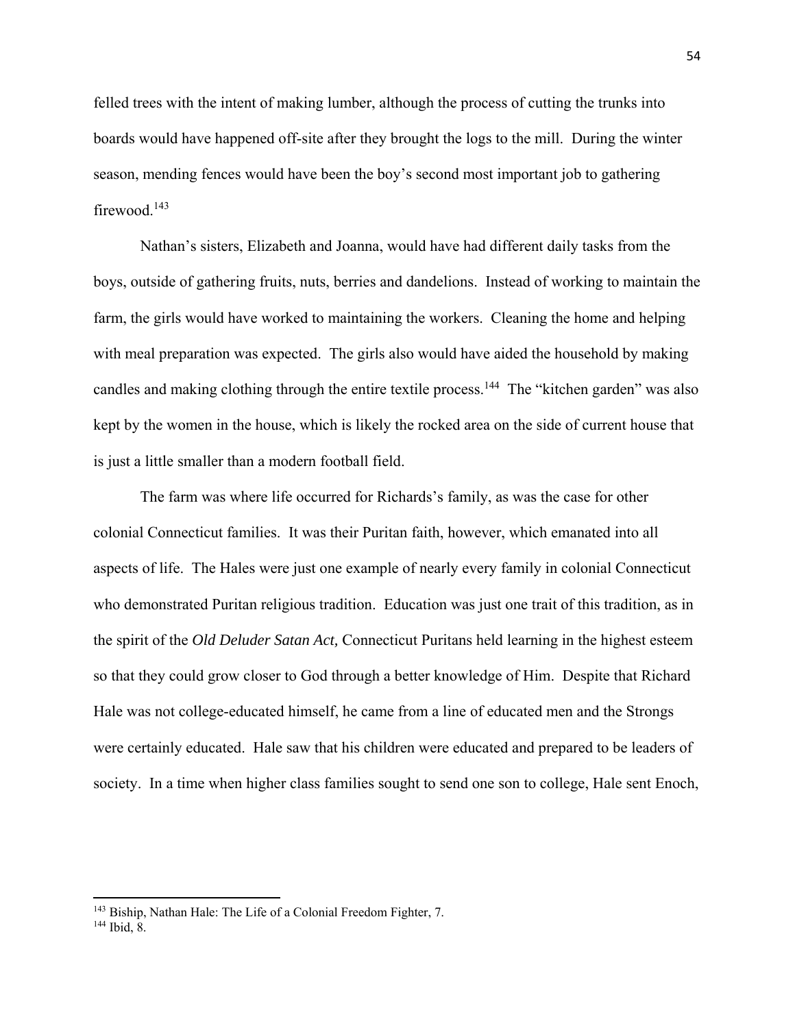felled trees with the intent of making lumber, although the process of cutting the trunks into boards would have happened off-site after they brought the logs to the mill. During the winter season, mending fences would have been the boy's second most important job to gathering firewood.[143]

Nathan's sisters, Elizabeth and Joanna, would have had different daily tasks from the boys, outside of gathering fruits, nuts, berries and dandelions. Instead of working to maintain the farm, the girls would have worked to maintaining the workers. Cleaning the home and helping with meal preparation was expected. The girls also would have aided the household by making candles and making clothing through the entire textile process.[144] The "kitchen garden" was also kept by the women in the house, which is likely the rocked area on the side of current house that is just a little smaller than a modern football field.

The farm was where life occurred for Richards's family, as was the case for other colonial Connecticut families. It was their Puritan faith, however, which emanated into all aspects of life. The Hales were just one example of nearly every family in colonial Connecticut who demonstrated Puritan religious tradition. Education was just one trait of this tradition, as in the spirit of the *Old Deluder Satan Act,* Connecticut Puritans held learning in the highest esteem so that they could grow closer to God through a better knowledge of Him. Despite that Richard Hale was not college-educated himself, he came from a line of educated men and the Strongs were certainly educated. Hale saw that his children were educated and prepared to be leaders of society. In a time when higher class families sought to send one son to college, Hale sent Enoch,

---

[143] Biship, Nathan Hale: The Life of a Colonial Freedom Fighter, 7.

[144] Ibid, 8.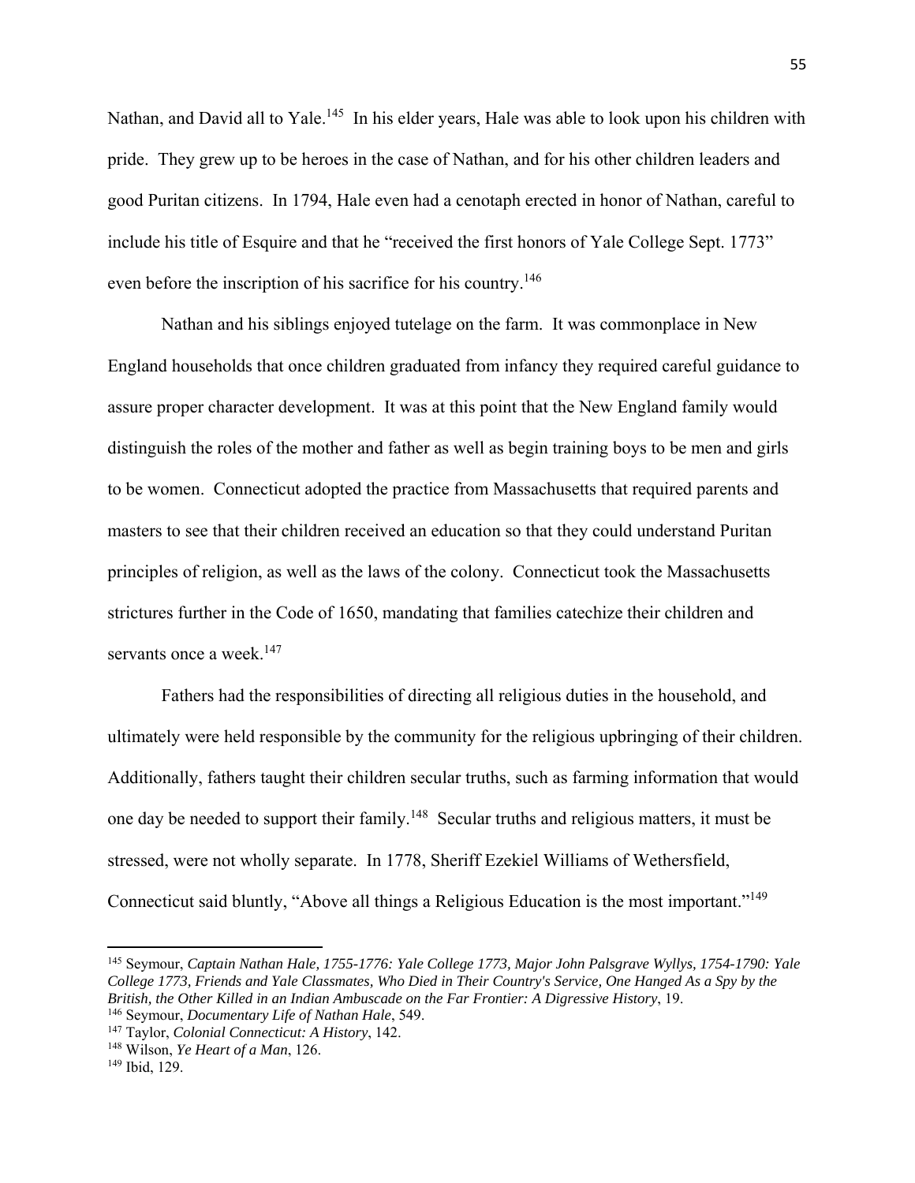Nathan, and David all to Yale.[145] In his elder years, Hale was able to look upon his children with pride. They grew up to be heroes in the case of Nathan, and for his other children leaders and good Puritan citizens. In 1794, Hale even had a cenotaph erected in honor of Nathan, careful to include his title of Esquire and that he "received the first honors of Yale College Sept. 1773" even before the inscription of his sacrifice for his country.[146]

Nathan and his siblings enjoyed tutelage on the farm. It was commonplace in New England households that once children graduated from infancy they required careful guidance to assure proper character development. It was at this point that the New England family would distinguish the roles of the mother and father as well as begin training boys to be men and girls to be women. Connecticut adopted the practice from Massachusetts that required parents and masters to see that their children received an education so that they could understand Puritan principles of religion, as well as the laws of the colony. Connecticut took the Massachusetts strictures further in the Code of 1650, mandating that families catechize their children and servants once a week.[147]

Fathers had the responsibilities of directing all religious duties in the household, and ultimately were held responsible by the community for the religious upbringing of their children. Additionally, fathers taught their children secular truths, such as farming information that would one day be needed to support their family.[148] Secular truths and religious matters, it must be stressed, were not wholly separate. In 1778, Sheriff Ezekiel Williams of Wethersfield, Connecticut said bluntly, "Above all things a Religious Education is the most important."[149]

---

[145] Seymour, *Captain Nathan Hale, 1755-1776: Yale College 1773, Major John Palsgrave Wyllys, 1754-1790: Yale College 1773, Friends and Yale Classmates, Who Died in Their Country's Service, One Hanged As a Spy by the British, the Other Killed in an Indian Ambuscade on the Far Frontier: A Digressive History*, 19.

[146] Seymour, *Documentary Life of Nathan Hale*, 549.

[147] Taylor, *Colonial Connecticut: A History*, 142.

[148] Wilson, *Ye Heart of a Man*, 126.

[149] Ibid, 129.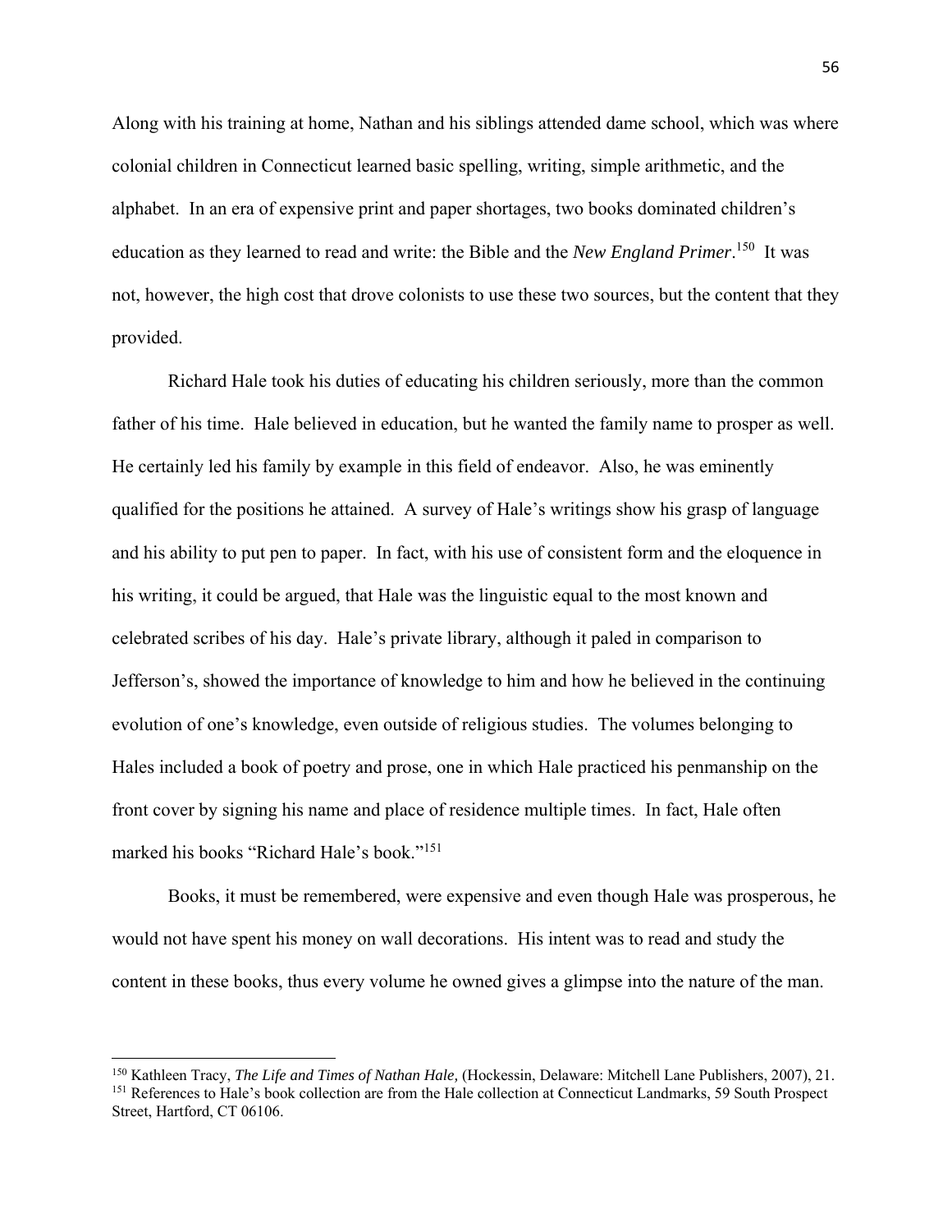Along with his training at home, Nathan and his siblings attended dame school, which was where colonial children in Connecticut learned basic spelling, writing, simple arithmetic, and the alphabet. In an era of expensive print and paper shortages, two books dominated children's education as they learned to read and write: the Bible and the *New England Primer*.[150] It was not, however, the high cost that drove colonists to use these two sources, but the content that they provided.

Richard Hale took his duties of educating his children seriously, more than the common father of his time. Hale believed in education, but he wanted the family name to prosper as well. He certainly led his family by example in this field of endeavor. Also, he was eminently qualified for the positions he attained. A survey of Hale's writings show his grasp of language and his ability to put pen to paper. In fact, with his use of consistent form and the eloquence in his writing, it could be argued, that Hale was the linguistic equal to the most known and celebrated scribes of his day. Hale's private library, although it paled in comparison to Jefferson's, showed the importance of knowledge to him and how he believed in the continuing evolution of one's knowledge, even outside of religious studies. The volumes belonging to Hales included a book of poetry and prose, one in which Hale practiced his penmanship on the front cover by signing his name and place of residence multiple times. In fact, Hale often marked his books "Richard Hale's book."[151]

Books, it must be remembered, were expensive and even though Hale was prosperous, he would not have spent his money on wall decorations. His intent was to read and study the content in these books, thus every volume he owned gives a glimpse into the nature of the man.

---

[150] Kathleen Tracy, *The Life and Times of Nathan Hale,* (Hockessin, Delaware: Mitchell Lane Publishers, 2007), 21.

[151] References to Hale's book collection are from the Hale collection at Connecticut Landmarks, 59 South Prospect Street, Hartford, CT 06106.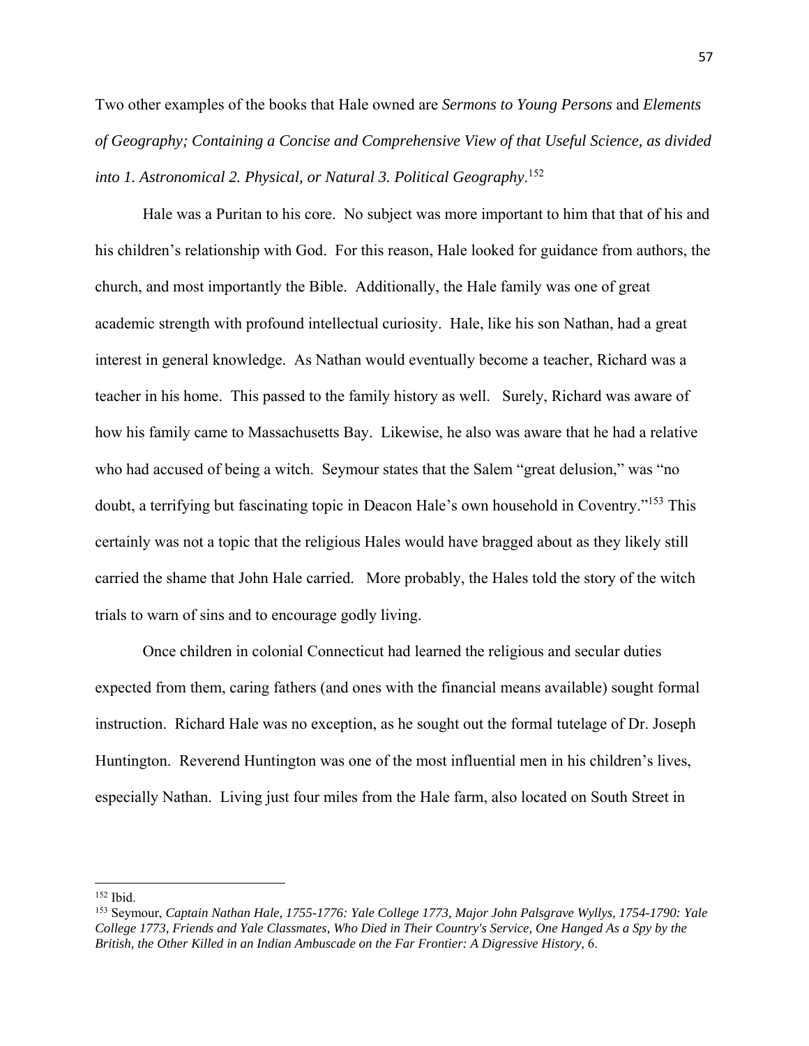Two other examples of the books that Hale owned are *Sermons to Young Persons* and *Elements of Geography; Containing a Concise and Comprehensive View of that Useful Science, as divided into 1. Astronomical 2. Physical, or Natural 3. Political Geography*.[152]

Hale was a Puritan to his core. No subject was more important to him that that of his and his children's relationship with God. For this reason, Hale looked for guidance from authors, the church, and most importantly the Bible. Additionally, the Hale family was one of great academic strength with profound intellectual curiosity. Hale, like his son Nathan, had a great interest in general knowledge. As Nathan would eventually become a teacher, Richard was a teacher in his home. This passed to the family history as well. Surely, Richard was aware of how his family came to Massachusetts Bay. Likewise, he also was aware that he had a relative who had accused of being a witch. Seymour states that the Salem "great delusion," was "no doubt, a terrifying but fascinating topic in Deacon Hale's own household in Coventry."[153] This certainly was not a topic that the religious Hales would have bragged about as they likely still carried the shame that John Hale carried. More probably, the Hales told the story of the witch trials to warn of sins and to encourage godly living.

Once children in colonial Connecticut had learned the religious and secular duties expected from them, caring fathers (and ones with the financial means available) sought formal instruction. Richard Hale was no exception, as he sought out the formal tutelage of Dr. Joseph Huntington. Reverend Huntington was one of the most influential men in his children's lives, especially Nathan. Living just four miles from the Hale farm, also located on South Street in

---

[152] Ibid.

[153] Seymour, *Captain Nathan Hale, 1755-1776: Yale College 1773, Major John Palsgrave Wyllys, 1754-1790: Yale College 1773, Friends and Yale Classmates, Who Died in Their Country's Service, One Hanged As a Spy by the British, the Other Killed in an Indian Ambuscade on the Far Frontier: A Digressive History*, 6.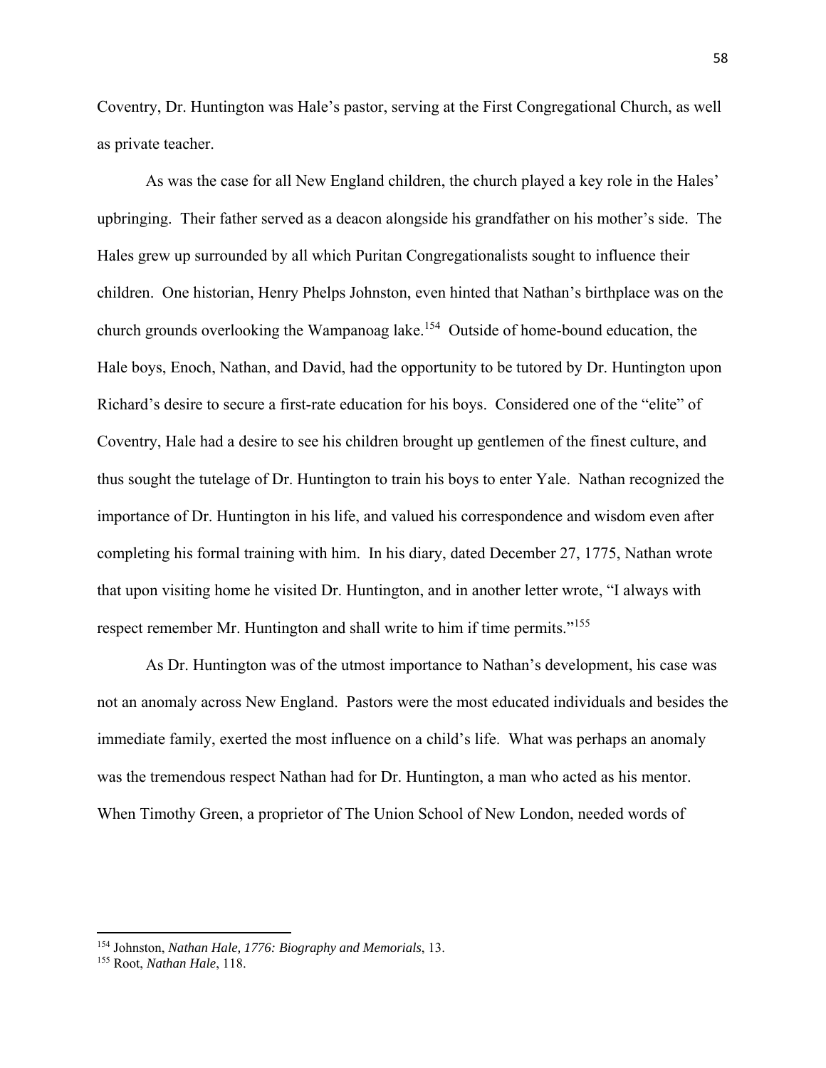Coventry, Dr. Huntington was Hale's pastor, serving at the First Congregational Church, as well as private teacher.

As was the case for all New England children, the church played a key role in the Hales' upbringing. Their father served as a deacon alongside his grandfather on his mother's side. The Hales grew up surrounded by all which Puritan Congregationalists sought to influence their children. One historian, Henry Phelps Johnston, even hinted that Nathan's birthplace was on the church grounds overlooking the Wampanoag lake.[154] Outside of home-bound education, the Hale boys, Enoch, Nathan, and David, had the opportunity to be tutored by Dr. Huntington upon Richard's desire to secure a first-rate education for his boys. Considered one of the "elite" of Coventry, Hale had a desire to see his children brought up gentlemen of the finest culture, and thus sought the tutelage of Dr. Huntington to train his boys to enter Yale. Nathan recognized the importance of Dr. Huntington in his life, and valued his correspondence and wisdom even after completing his formal training with him. In his diary, dated December 27, 1775, Nathan wrote that upon visiting home he visited Dr. Huntington, and in another letter wrote, "I always with respect remember Mr. Huntington and shall write to him if time permits."[155]

As Dr. Huntington was of the utmost importance to Nathan's development, his case was not an anomaly across New England. Pastors were the most educated individuals and besides the immediate family, exerted the most influence on a child's life. What was perhaps an anomaly was the tremendous respect Nathan had for Dr. Huntington, a man who acted as his mentor. When Timothy Green, a proprietor of The Union School of New London, needed words of

---

[154] Johnston, *Nathan Hale, 1776: Biography and Memorials*, 13.

[155] Root, *Nathan Hale*, 118.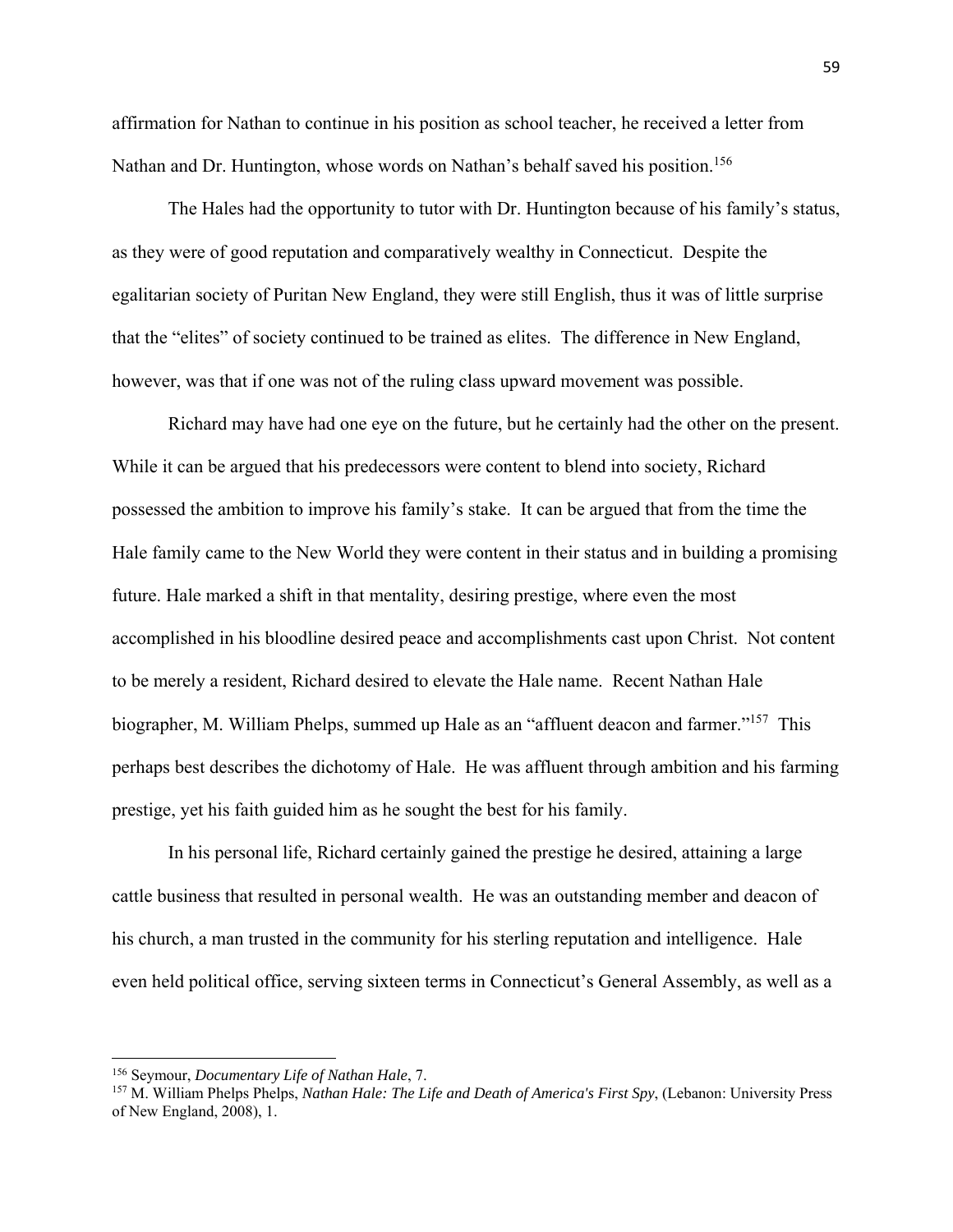affirmation for Nathan to continue in his position as school teacher, he received a letter from Nathan and Dr. Huntington, whose words on Nathan's behalf saved his position.[156]

The Hales had the opportunity to tutor with Dr. Huntington because of his family's status, as they were of good reputation and comparatively wealthy in Connecticut. Despite the egalitarian society of Puritan New England, they were still English, thus it was of little surprise that the "elites" of society continued to be trained as elites. The difference in New England, however, was that if one was not of the ruling class upward movement was possible.

Richard may have had one eye on the future, but he certainly had the other on the present. While it can be argued that his predecessors were content to blend into society, Richard possessed the ambition to improve his family's stake. It can be argued that from the time the Hale family came to the New World they were content in their status and in building a promising future. Hale marked a shift in that mentality, desiring prestige, where even the most accomplished in his bloodline desired peace and accomplishments cast upon Christ. Not content to be merely a resident, Richard desired to elevate the Hale name. Recent Nathan Hale biographer, M. William Phelps, summed up Hale as an "affluent deacon and farmer."[157] This perhaps best describes the dichotomy of Hale. He was affluent through ambition and his farming prestige, yet his faith guided him as he sought the best for his family.

In his personal life, Richard certainly gained the prestige he desired, attaining a large cattle business that resulted in personal wealth. He was an outstanding member and deacon of his church, a man trusted in the community for his sterling reputation and intelligence. Hale even held political office, serving sixteen terms in Connecticut's General Assembly, as well as a

---

[156] Seymour, *Documentary Life of Nathan Hale*, 7.

[157] M. William Phelps Phelps, *Nathan Hale: The Life and Death of America's First Spy*, (Lebanon: University Press of New England, 2008), 1.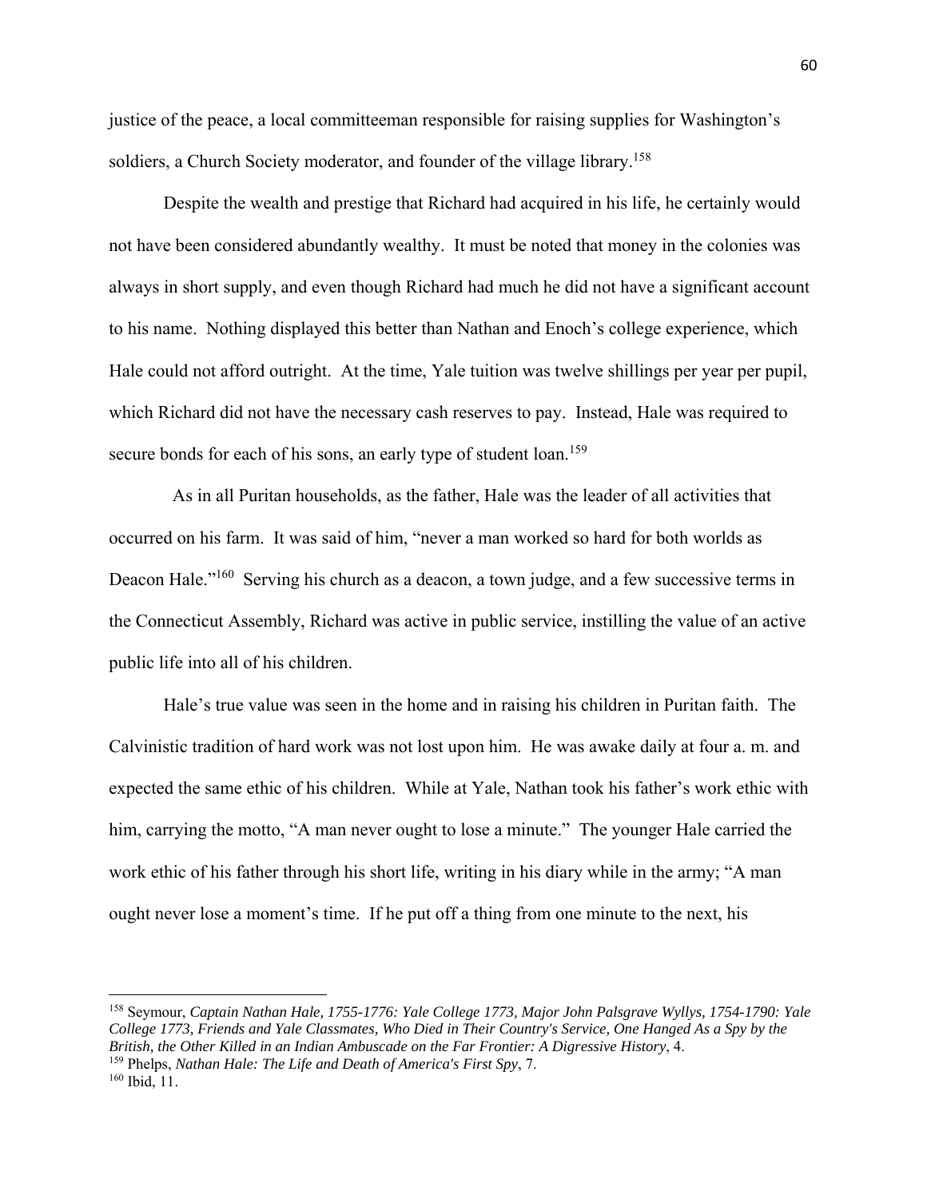justice of the peace, a local committeeman responsible for raising supplies for Washington's soldiers, a Church Society moderator, and founder of the village library.[158]

Despite the wealth and prestige that Richard had acquired in his life, he certainly would not have been considered abundantly wealthy. It must be noted that money in the colonies was always in short supply, and even though Richard had much he did not have a significant account to his name. Nothing displayed this better than Nathan and Enoch's college experience, which Hale could not afford outright. At the time, Yale tuition was twelve shillings per year per pupil, which Richard did not have the necessary cash reserves to pay. Instead, Hale was required to secure bonds for each of his sons, an early type of student loan.[159]

As in all Puritan households, as the father, Hale was the leader of all activities that occurred on his farm. It was said of him, "never a man worked so hard for both worlds as Deacon Hale."[160] Serving his church as a deacon, a town judge, and a few successive terms in the Connecticut Assembly, Richard was active in public service, instilling the value of an active public life into all of his children.

Hale's true value was seen in the home and in raising his children in Puritan faith. The Calvinistic tradition of hard work was not lost upon him. He was awake daily at four a. m. and expected the same ethic of his children. While at Yale, Nathan took his father's work ethic with him, carrying the motto, "A man never ought to lose a minute." The younger Hale carried the work ethic of his father through his short life, writing in his diary while in the army; "A man ought never lose a moment's time. If he put off a thing from one minute to the next, his

---

[158] Seymour, *Captain Nathan Hale, 1755-1776: Yale College 1773, Major John Palsgrave Wyllys, 1754-1790: Yale College 1773, Friends and Yale Classmates, Who Died in Their Country's Service, One Hanged As a Spy by the British, the Other Killed in an Indian Ambuscade on the Far Frontier: A Digressive History*, 4.

[159] Phelps, *Nathan Hale: The Life and Death of America's First Spy*, 7.

[160] Ibid, 11.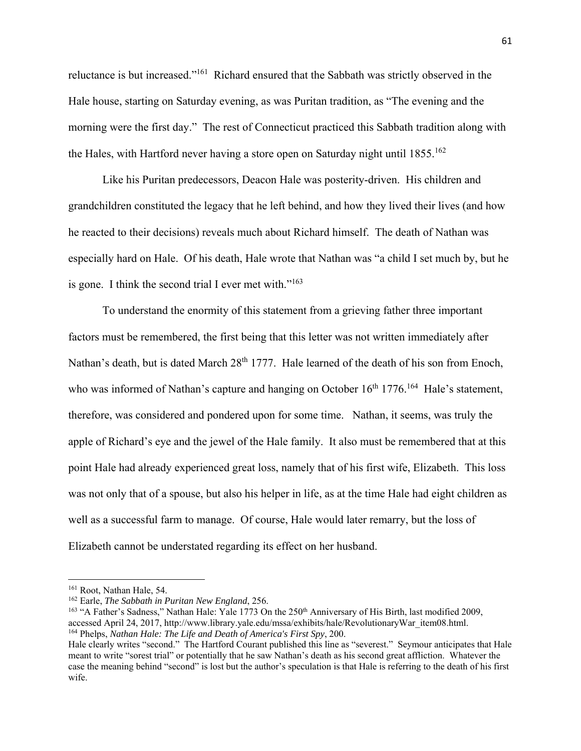reluctance is but increased."[161] Richard ensured that the Sabbath was strictly observed in the Hale house, starting on Saturday evening, as was Puritan tradition, as "The evening and the morning were the first day." The rest of Connecticut practiced this Sabbath tradition along with the Hales, with Hartford never having a store open on Saturday night until 1855.[162]

Like his Puritan predecessors, Deacon Hale was posterity-driven. His children and grandchildren constituted the legacy that he left behind, and how they lived their lives (and how he reacted to their decisions) reveals much about Richard himself. The death of Nathan was especially hard on Hale. Of his death, Hale wrote that Nathan was "a child I set much by, but he is gone. I think the second trial I ever met with."[163]

To understand the enormity of this statement from a grieving father three important factors must be remembered, the first being that this letter was not written immediately after Nathan's death, but is dated March 28th 1777. Hale learned of the death of his son from Enoch, who was informed of Nathan's capture and hanging on October 16th 1776.[164] Hale's statement, therefore, was considered and pondered upon for some time. Nathan, it seems, was truly the apple of Richard's eye and the jewel of the Hale family. It also must be remembered that at this point Hale had already experienced great loss, namely that of his first wife, Elizabeth. This loss was not only that of a spouse, but also his helper in life, as at the time Hale had eight children as well as a successful farm to manage. Of course, Hale would later remarry, but the loss of Elizabeth cannot be understated regarding its effect on her husband.

---

[161] Root, Nathan Hale, 54.

[162] Earle, *The Sabbath in Puritan New England*, 256.

[163] "A Father's Sadness," Nathan Hale: Yale 1773 On the 250th Anniversary of His Birth, last modified 2009, accessed April 24, 2017, http://www.library.yale.edu/mssa/exhibits/hale/RevolutionaryWar_item08.html.

[164] Phelps, *Nathan Hale: The Life and Death of America's First Spy*, 200.

Hale clearly writes "second." The Hartford Courant published this line as "severest." Seymour anticipates that Hale meant to write "sorest trial" or potentially that he saw Nathan's death as his second great affliction. Whatever the case the meaning behind "second" is lost but the author's speculation is that Hale is referring to the death of his first wife.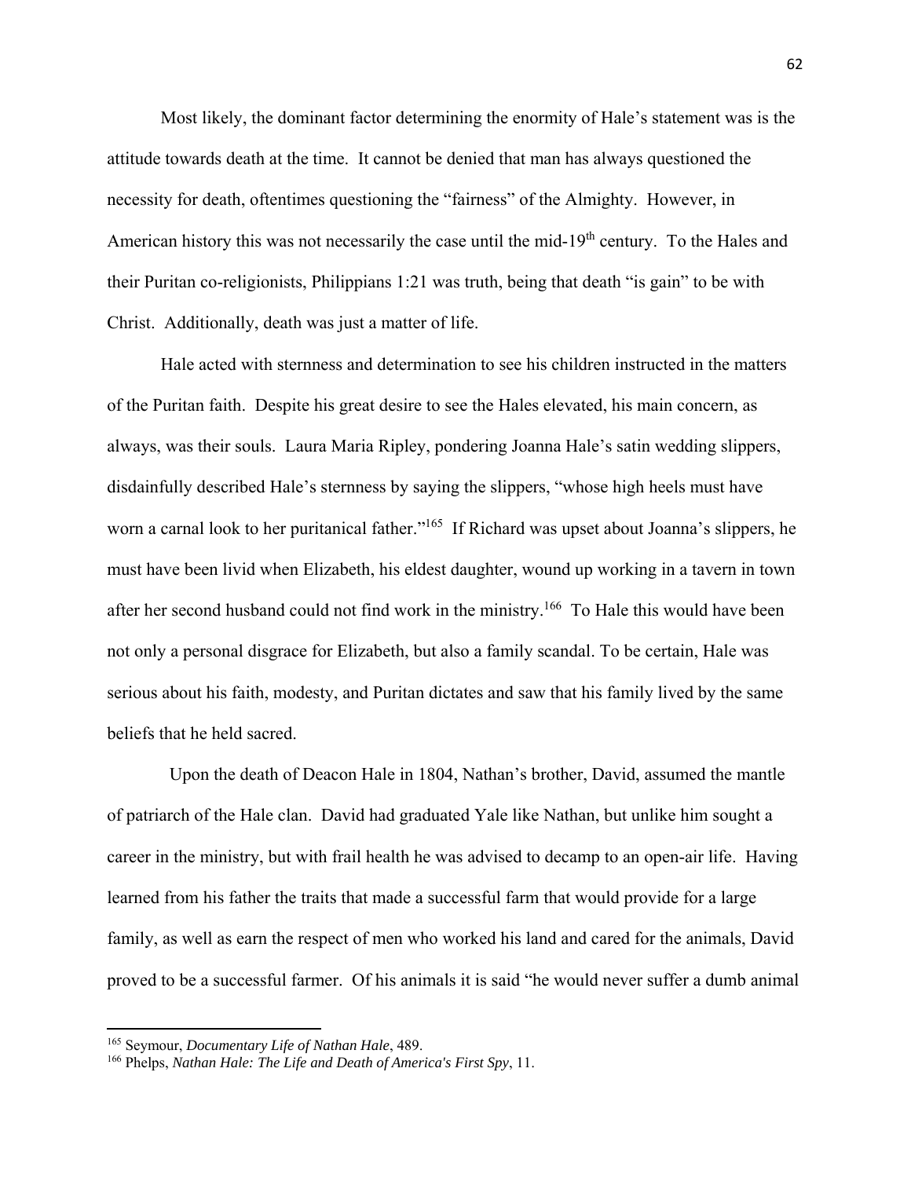Most likely, the dominant factor determining the enormity of Hale's statement was is the attitude towards death at the time. It cannot be denied that man has always questioned the necessity for death, oftentimes questioning the "fairness" of the Almighty. However, in American history this was not necessarily the case until the mid-19th century. To the Hales and their Puritan co-religionists, Philippians 1:21 was truth, being that death "is gain" to be with Christ. Additionally, death was just a matter of life.

Hale acted with sternness and determination to see his children instructed in the matters of the Puritan faith. Despite his great desire to see the Hales elevated, his main concern, as always, was their souls. Laura Maria Ripley, pondering Joanna Hale's satin wedding slippers, disdainfully described Hale's sternness by saying the slippers, "whose high heels must have worn a carnal look to her puritanical father."[165] If Richard was upset about Joanna's slippers, he must have been livid when Elizabeth, his eldest daughter, wound up working in a tavern in town after her second husband could not find work in the ministry.[166] To Hale this would have been not only a personal disgrace for Elizabeth, but also a family scandal. To be certain, Hale was serious about his faith, modesty, and Puritan dictates and saw that his family lived by the same beliefs that he held sacred.

Upon the death of Deacon Hale in 1804, Nathan's brother, David, assumed the mantle of patriarch of the Hale clan. David had graduated Yale like Nathan, but unlike him sought a career in the ministry, but with frail health he was advised to decamp to an open-air life. Having learned from his father the traits that made a successful farm that would provide for a large family, as well as earn the respect of men who worked his land and cared for the animals, David proved to be a successful farmer. Of his animals it is said "he would never suffer a dumb animal

---

[165] Seymour, *Documentary Life of Nathan Hale*, 489.

[166] Phelps, *Nathan Hale: The Life and Death of America's First Spy*, 11.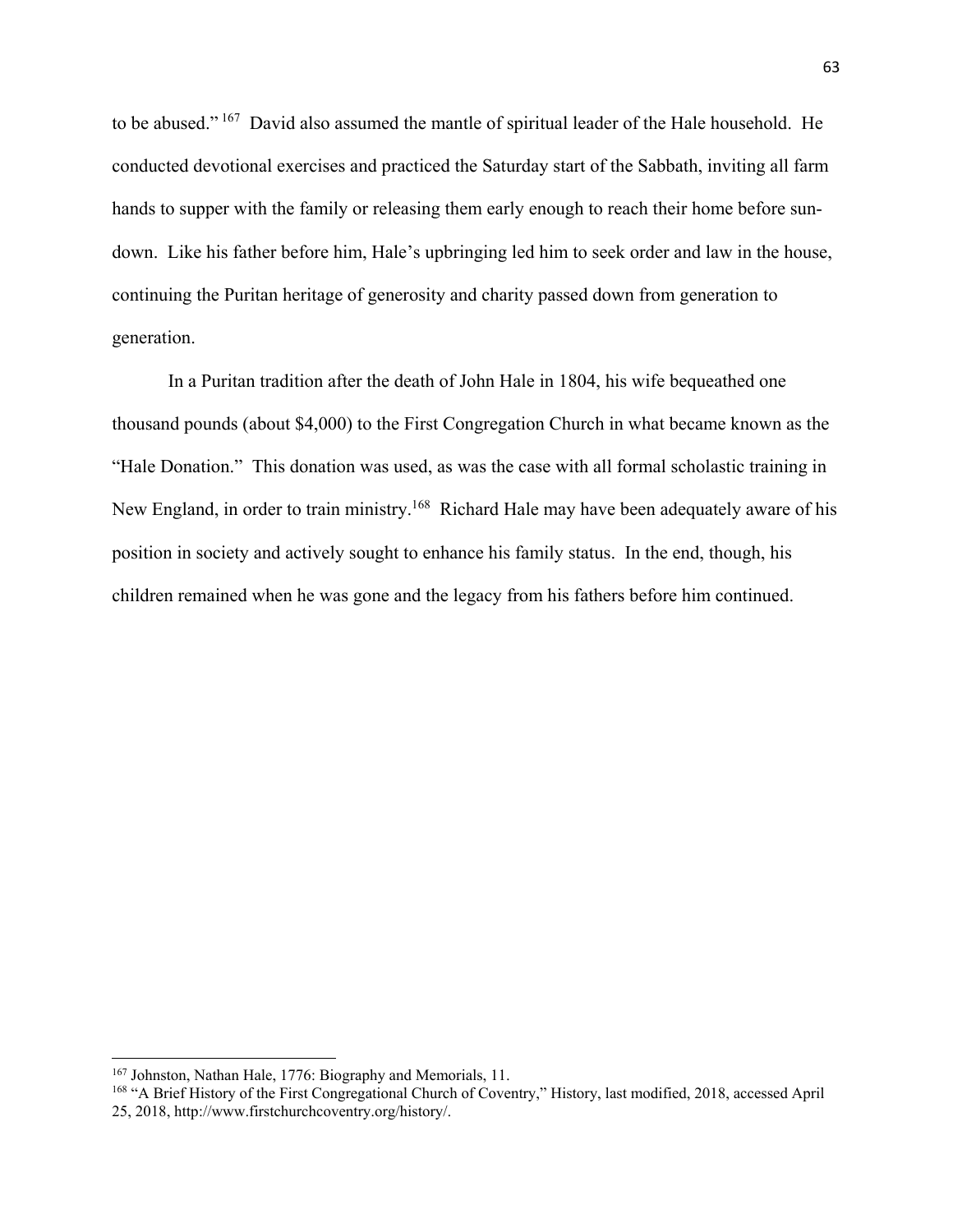to be abused."[167] David also assumed the mantle of spiritual leader of the Hale household. He conducted devotional exercises and practiced the Saturday start of the Sabbath, inviting all farm hands to supper with the family or releasing them early enough to reach their home before sun-down. Like his father before him, Hale's upbringing led him to seek order and law in the house, continuing the Puritan heritage of generosity and charity passed down from generation to generation.

In a Puritan tradition after the death of John Hale in 1804, his wife bequeathed one thousand pounds (about $4,000) to the First Congregation Church in what became known as the "Hale Donation." This donation was used, as was the case with all formal scholastic training in New England, in order to train ministry.[168] Richard Hale may have been adequately aware of his position in society and actively sought to enhance his family status. In the end, though, his children remained when he was gone and the legacy from his fathers before him continued.

---

[167] Johnston, Nathan Hale, 1776: Biography and Memorials, 11.

[168] "A Brief History of the First Congregational Church of Coventry," History, last modified, 2018, accessed April 25, 2018, http://www.firstchurchcoventry.org/history/.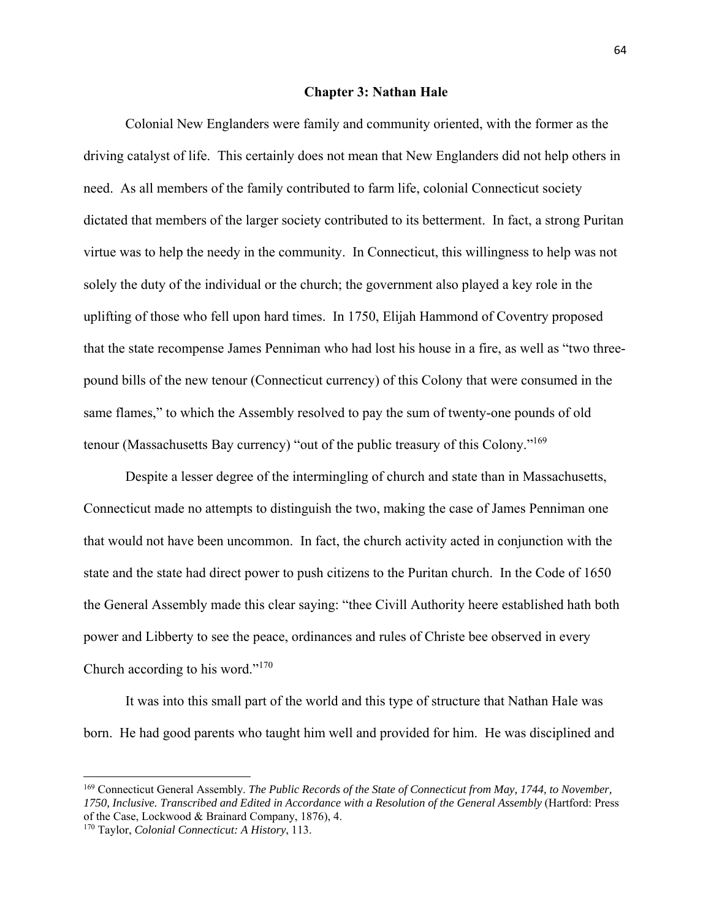## Chapter 3: Nathan Hale

Colonial New Englanders were family and community oriented, with the former as the driving catalyst of life. This certainly does not mean that New Englanders did not help others in need. As all members of the family contributed to farm life, colonial Connecticut society dictated that members of the larger society contributed to its betterment. In fact, a strong Puritan virtue was to help the needy in the community. In Connecticut, this willingness to help was not solely the duty of the individual or the church; the government also played a key role in the uplifting of those who fell upon hard times. In 1750, Elijah Hammond of Coventry proposed that the state recompense James Penniman who had lost his house in a fire, as well as "two three-pound bills of the new tenour (Connecticut currency) of this Colony that were consumed in the same flames," to which the Assembly resolved to pay the sum of twenty-one pounds of old tenour (Massachusetts Bay currency) "out of the public treasury of this Colony."[169]

Despite a lesser degree of the intermingling of church and state than in Massachusetts, Connecticut made no attempts to distinguish the two, making the case of James Penniman one that would not have been uncommon. In fact, the church activity acted in conjunction with the state and the state had direct power to push citizens to the Puritan church. In the Code of 1650 the General Assembly made this clear saying: "thee Civill Authority heere established hath both power and Libberty to see the peace, ordinances and rules of Christe bee observed in every Church according to his word."[170]

It was into this small part of the world and this type of structure that Nathan Hale was born. He had good parents who taught him well and provided for him. He was disciplined and

---

[169] Connecticut General Assembly. *The Public Records of the State of Connecticut from May, 1744, to November, 1750, Inclusive. Transcribed and Edited in Accordance with a Resolution of the General Assembly* (Hartford: Press of the Case, Lockwood & Brainard Company, 1876), 4.

[170] Taylor, *Colonial Connecticut: A History*, 113.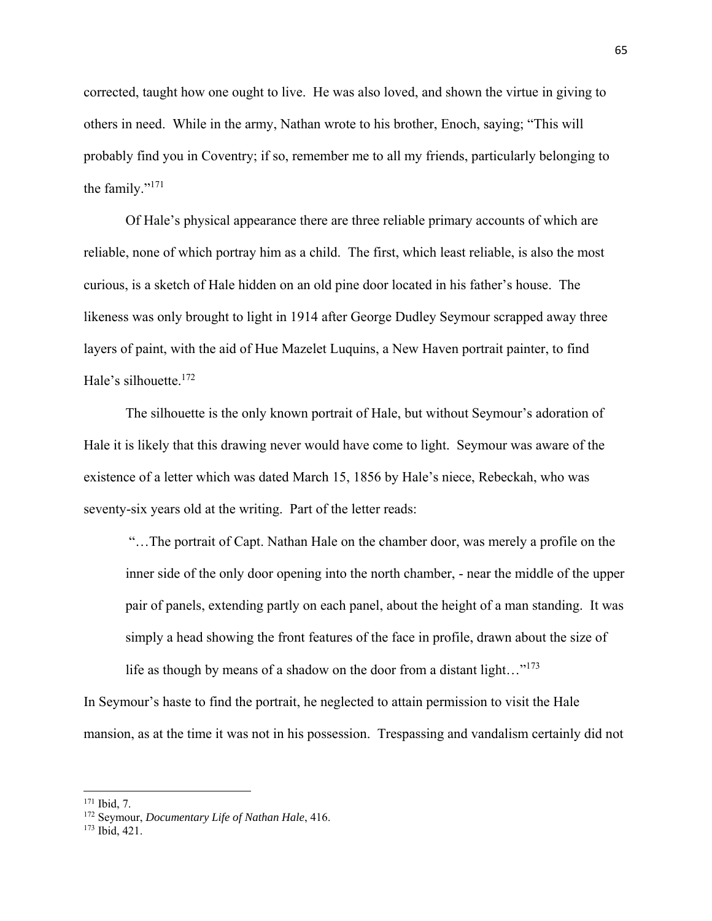corrected, taught how one ought to live. He was also loved, and shown the virtue in giving to others in need. While in the army, Nathan wrote to his brother, Enoch, saying; "This will probably find you in Coventry; if so, remember me to all my friends, particularly belonging to the family."[171]

Of Hale's physical appearance there are three reliable primary accounts of which are reliable, none of which portray him as a child. The first, which least reliable, is also the most curious, is a sketch of Hale hidden on an old pine door located in his father's house. The likeness was only brought to light in 1914 after George Dudley Seymour scrapped away three layers of paint, with the aid of Hue Mazelet Luquins, a New Haven portrait painter, to find Hale's silhouette.[172]

The silhouette is the only known portrait of Hale, but without Seymour's adoration of Hale it is likely that this drawing never would have come to light. Seymour was aware of the existence of a letter which was dated March 15, 1856 by Hale's niece, Rebeckah, who was seventy-six years old at the writing. Part of the letter reads:

> "…The portrait of Capt. Nathan Hale on the chamber door, was merely a profile on the inner side of the only door opening into the north chamber, - near the middle of the upper pair of panels, extending partly on each panel, about the height of a man standing. It was simply a head showing the front features of the face in profile, drawn about the size of life as though by means of a shadow on the door from a distant light…"[173]

In Seymour's haste to find the portrait, he neglected to attain permission to visit the Hale mansion, as at the time it was not in his possession. Trespassing and vandalism certainly did not

---

[171] Ibid, 7.

[172] Seymour, *Documentary Life of Nathan Hale*, 416.

[173] Ibid, 421.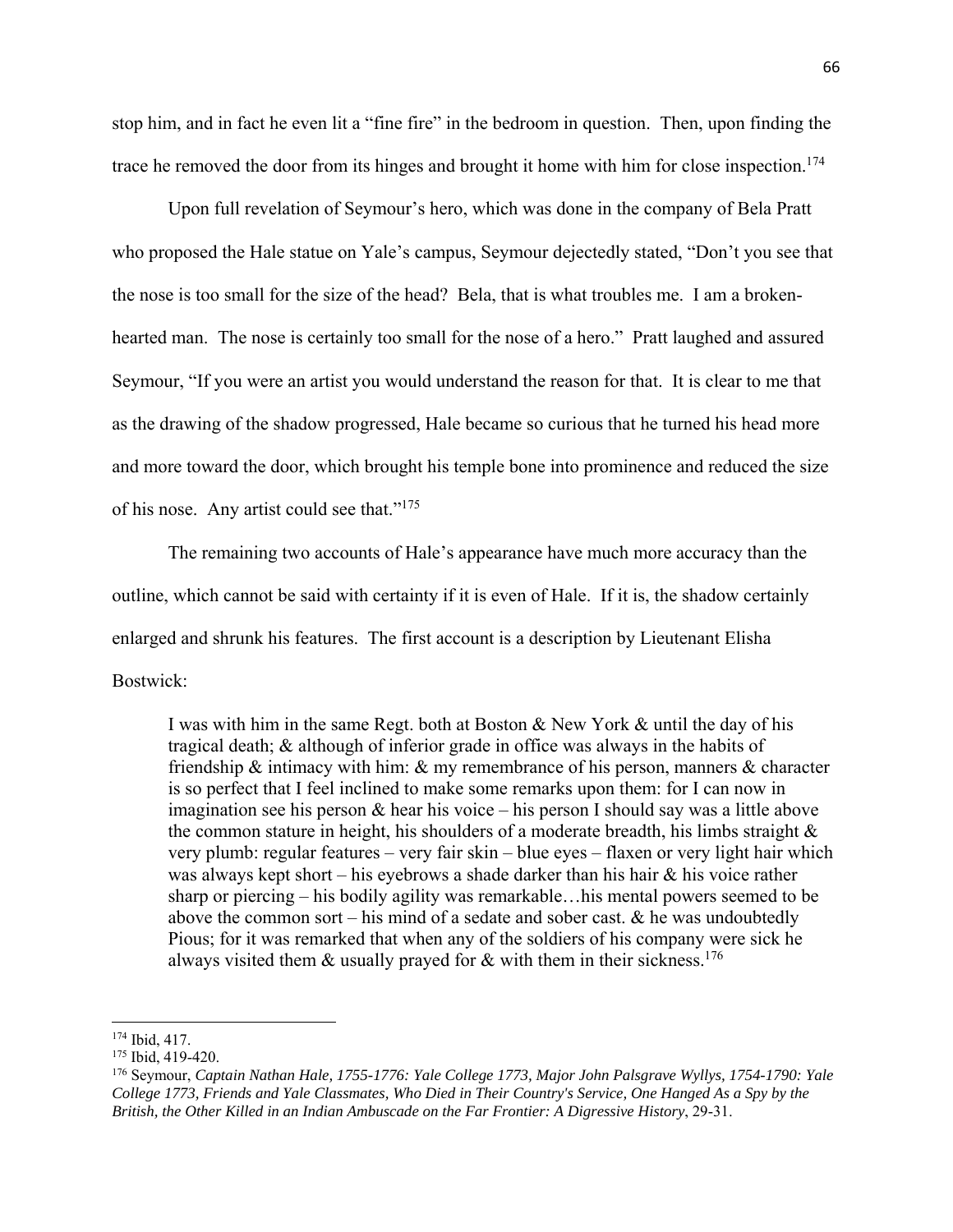stop him, and in fact he even lit a "fine fire" in the bedroom in question. Then, upon finding the trace he removed the door from its hinges and brought it home with him for close inspection.[174]

Upon full revelation of Seymour's hero, which was done in the company of Bela Pratt who proposed the Hale statue on Yale's campus, Seymour dejectedly stated, "Don't you see that the nose is too small for the size of the head? Bela, that is what troubles me. I am a broken-hearted man. The nose is certainly too small for the nose of a hero." Pratt laughed and assured Seymour, "If you were an artist you would understand the reason for that. It is clear to me that as the drawing of the shadow progressed, Hale became so curious that he turned his head more and more toward the door, which brought his temple bone into prominence and reduced the size of his nose. Any artist could see that."[175]

The remaining two accounts of Hale's appearance have much more accuracy than the outline, which cannot be said with certainty if it is even of Hale. If it is, the shadow certainly enlarged and shrunk his features. The first account is a description by Lieutenant Elisha Bostwick:

> I was with him in the same Regt. both at Boston & New York & until the day of his tragical death; & although of inferior grade in office was always in the habits of friendship & intimacy with him: & my remembrance of his person, manners & character is so perfect that I feel inclined to make some remarks upon them: for I can now in imagination see his person & hear his voice – his person I should say was a little above the common stature in height, his shoulders of a moderate breadth, his limbs straight & very plumb: regular features – very fair skin – blue eyes – flaxen or very light hair which was always kept short – his eyebrows a shade darker than his hair & his voice rather sharp or piercing – his bodily agility was remarkable…his mental powers seemed to be above the common sort – his mind of a sedate and sober cast. & he was undoubtedly Pious; for it was remarked that when any of the soldiers of his company were sick he always visited them & usually prayed for & with them in their sickness.[176]

---

[174] Ibid, 417.

[175] Ibid, 419-420.

[176] Seymour, *Captain Nathan Hale, 1755-1776: Yale College 1773, Major John Palsgrave Wyllys, 1754-1790: Yale College 1773, Friends and Yale Classmates, Who Died in Their Country's Service, One Hanged As a Spy by the British, the Other Killed in an Indian Ambuscade on the Far Frontier: A Digressive History*, 29-31.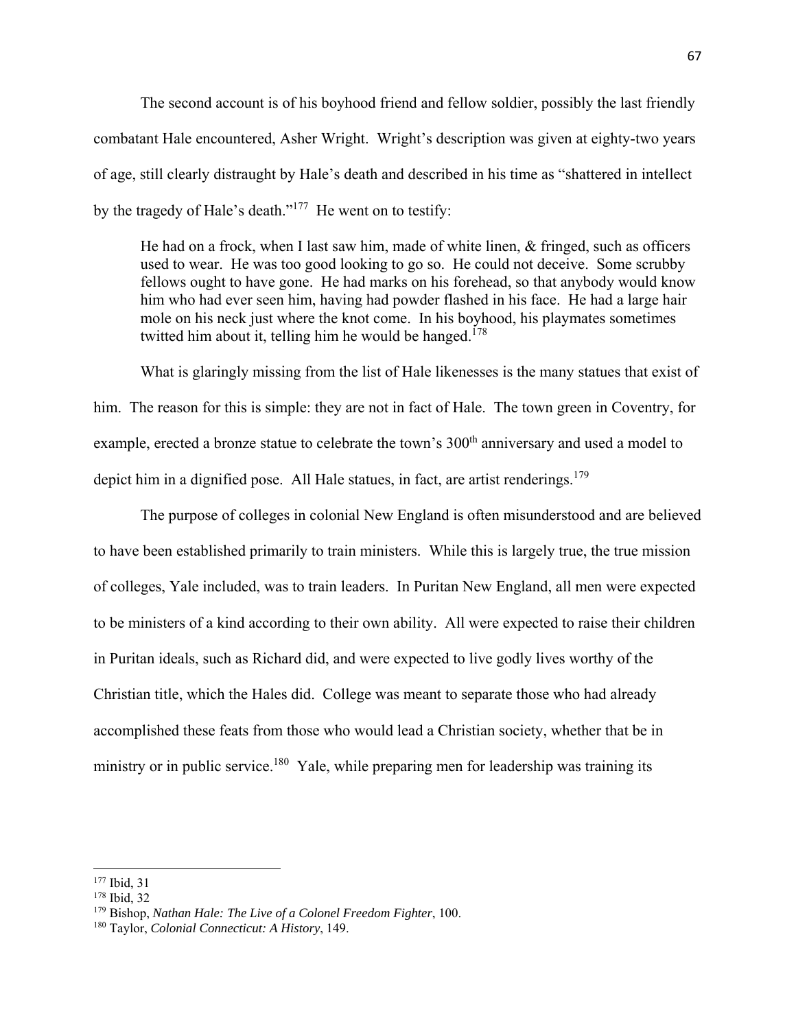The second account is of his boyhood friend and fellow soldier, possibly the last friendly combatant Hale encountered, Asher Wright. Wright's description was given at eighty-two years of age, still clearly distraught by Hale's death and described in his time as "shattered in intellect by the tragedy of Hale's death."[177] He went on to testify:

> He had on a frock, when I last saw him, made of white linen, & fringed, such as officers used to wear. He was too good looking to go so. He could not deceive. Some scrubby fellows ought to have gone. He had marks on his forehead, so that anybody would know him who had ever seen him, having had powder flashed in his face. He had a large hair mole on his neck just where the knot come. In his boyhood, his playmates sometimes twitted him about it, telling him he would be hanged.[178]

What is glaringly missing from the list of Hale likenesses is the many statues that exist of him. The reason for this is simple: they are not in fact of Hale. The town green in Coventry, for example, erected a bronze statue to celebrate the town's 300th anniversary and used a model to depict him in a dignified pose. All Hale statues, in fact, are artist renderings.[179]

The purpose of colleges in colonial New England is often misunderstood and are believed to have been established primarily to train ministers. While this is largely true, the true mission of colleges, Yale included, was to train leaders. In Puritan New England, all men were expected to be ministers of a kind according to their own ability. All were expected to raise their children in Puritan ideals, such as Richard did, and were expected to live godly lives worthy of the Christian title, which the Hales did. College was meant to separate those who had already accomplished these feats from those who would lead a Christian society, whether that be in ministry or in public service.[180] Yale, while preparing men for leadership was training its

---

[177] Ibid, 31

[178] Ibid, 32

[179] Bishop, *Nathan Hale: The Live of a Colonel Freedom Fighter*, 100.

[180] Taylor, *Colonial Connecticut: A History*, 149.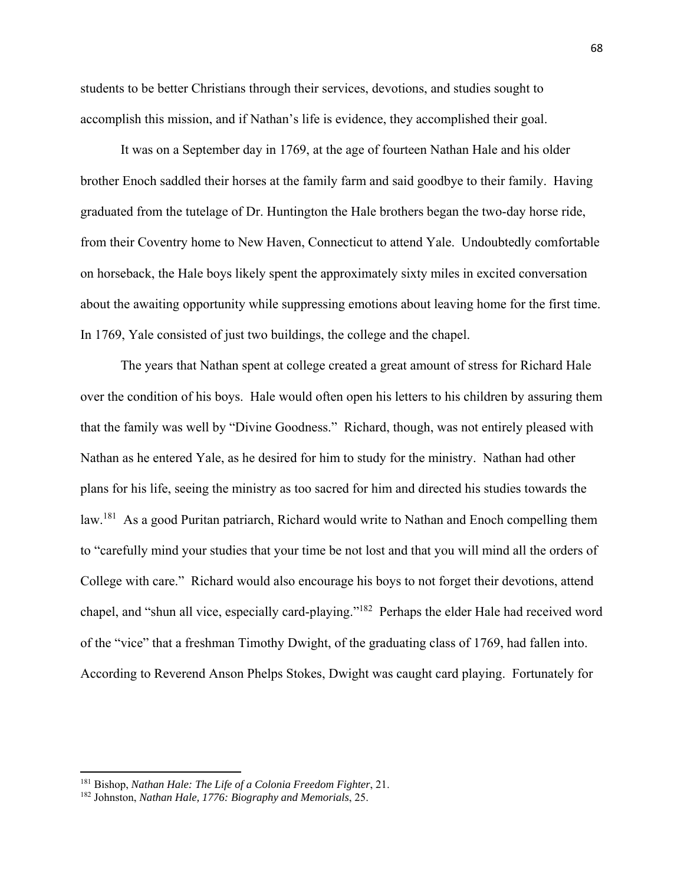students to be better Christians through their services, devotions, and studies sought to accomplish this mission, and if Nathan's life is evidence, they accomplished their goal.

It was on a September day in 1769, at the age of fourteen Nathan Hale and his older brother Enoch saddled their horses at the family farm and said goodbye to their family. Having graduated from the tutelage of Dr. Huntington the Hale brothers began the two-day horse ride, from their Coventry home to New Haven, Connecticut to attend Yale. Undoubtedly comfortable on horseback, the Hale boys likely spent the approximately sixty miles in excited conversation about the awaiting opportunity while suppressing emotions about leaving home for the first time. In 1769, Yale consisted of just two buildings, the college and the chapel.

The years that Nathan spent at college created a great amount of stress for Richard Hale over the condition of his boys. Hale would often open his letters to his children by assuring them that the family was well by "Divine Goodness." Richard, though, was not entirely pleased with Nathan as he entered Yale, as he desired for him to study for the ministry. Nathan had other plans for his life, seeing the ministry as too sacred for him and directed his studies towards the law.[181] As a good Puritan patriarch, Richard would write to Nathan and Enoch compelling them to "carefully mind your studies that your time be not lost and that you will mind all the orders of College with care." Richard would also encourage his boys to not forget their devotions, attend chapel, and "shun all vice, especially card-playing."[182] Perhaps the elder Hale had received word of the "vice" that a freshman Timothy Dwight, of the graduating class of 1769, had fallen into. According to Reverend Anson Phelps Stokes, Dwight was caught card playing. Fortunately for

---

[181] Bishop, *Nathan Hale: The Life of a Colonia Freedom Fighter*, 21.

[182] Johnston, *Nathan Hale, 1776: Biography and Memorials*, 25.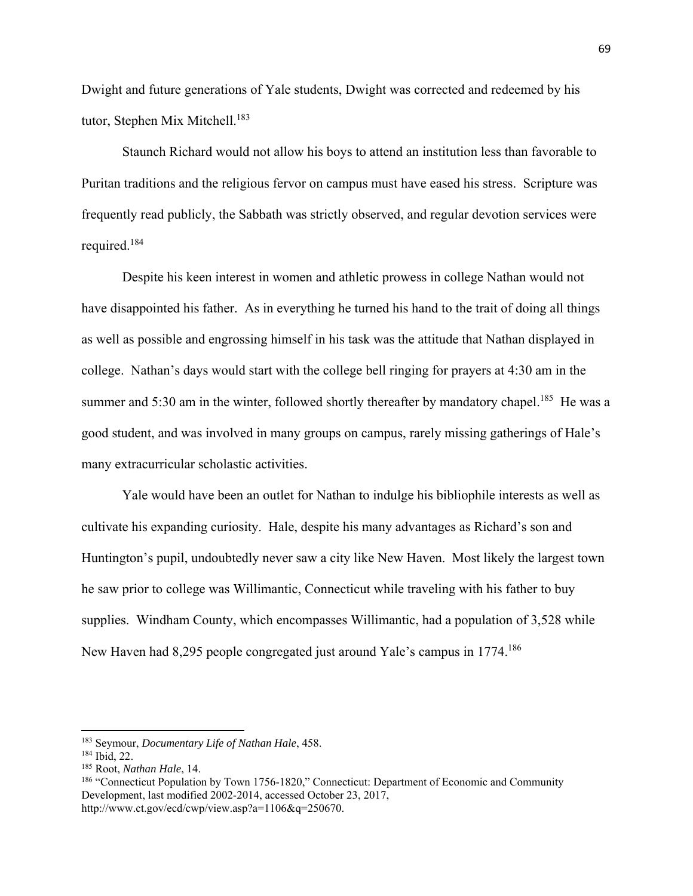Dwight and future generations of Yale students, Dwight was corrected and redeemed by his tutor, Stephen Mix Mitchell.[183]

Staunch Richard would not allow his boys to attend an institution less than favorable to Puritan traditions and the religious fervor on campus must have eased his stress. Scripture was frequently read publicly, the Sabbath was strictly observed, and regular devotion services were required.[184]

Despite his keen interest in women and athletic prowess in college Nathan would not have disappointed his father. As in everything he turned his hand to the trait of doing all things as well as possible and engrossing himself in his task was the attitude that Nathan displayed in college. Nathan's days would start with the college bell ringing for prayers at 4:30 am in the summer and 5:30 am in the winter, followed shortly thereafter by mandatory chapel.[185] He was a good student, and was involved in many groups on campus, rarely missing gatherings of Hale's many extracurricular scholastic activities.

Yale would have been an outlet for Nathan to indulge his bibliophile interests as well as cultivate his expanding curiosity. Hale, despite his many advantages as Richard's son and Huntington's pupil, undoubtedly never saw a city like New Haven. Most likely the largest town he saw prior to college was Willimantic, Connecticut while traveling with his father to buy supplies. Windham County, which encompasses Willimantic, had a population of 3,528 while New Haven had 8,295 people congregated just around Yale's campus in 1774.[186]

---

[183] Seymour, *Documentary Life of Nathan Hale*, 458.

[184] Ibid, 22.

[185] Root, *Nathan Hale*, 14.

[186] "Connecticut Population by Town 1756-1820," Connecticut: Department of Economic and Community Development, last modified 2002-2014, accessed October 23, 2017, http://www.ct.gov/ecd/cwp/view.asp?a=1106&q=250670.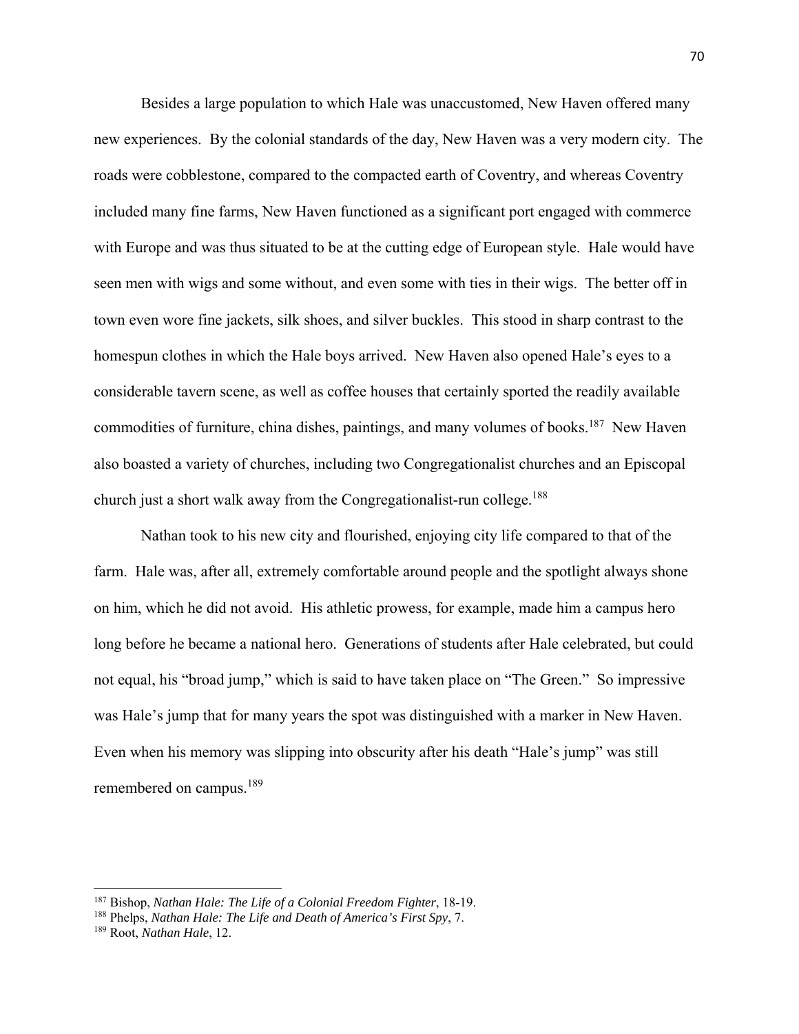Besides a large population to which Hale was unaccustomed, New Haven offered many new experiences. By the colonial standards of the day, New Haven was a very modern city. The roads were cobblestone, compared to the compacted earth of Coventry, and whereas Coventry included many fine farms, New Haven functioned as a significant port engaged with commerce with Europe and was thus situated to be at the cutting edge of European style. Hale would have seen men with wigs and some without, and even some with ties in their wigs. The better off in town even wore fine jackets, silk shoes, and silver buckles. This stood in sharp contrast to the homespun clothes in which the Hale boys arrived. New Haven also opened Hale's eyes to a considerable tavern scene, as well as coffee houses that certainly sported the readily available commodities of furniture, china dishes, paintings, and many volumes of books.[187] New Haven also boasted a variety of churches, including two Congregationalist churches and an Episcopal church just a short walk away from the Congregationalist-run college.[188]

Nathan took to his new city and flourished, enjoying city life compared to that of the farm. Hale was, after all, extremely comfortable around people and the spotlight always shone on him, which he did not avoid. His athletic prowess, for example, made him a campus hero long before he became a national hero. Generations of students after Hale celebrated, but could not equal, his "broad jump," which is said to have taken place on "The Green." So impressive was Hale's jump that for many years the spot was distinguished with a marker in New Haven. Even when his memory was slipping into obscurity after his death "Hale's jump" was still remembered on campus.[189]

---

[187] Bishop, *Nathan Hale: The Life of a Colonial Freedom Fighter*, 18-19.

[188] Phelps, *Nathan Hale: The Life and Death of America's First Spy*, 7.

[189] Root, *Nathan Hale*, 12.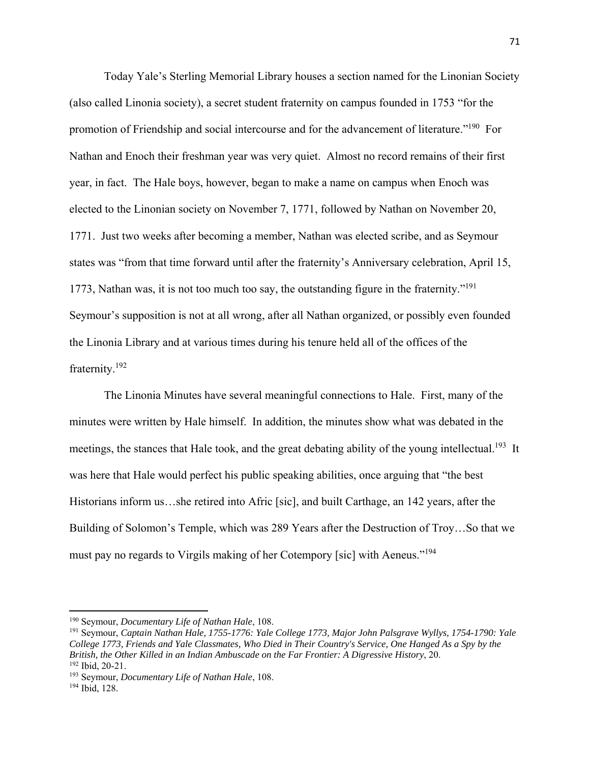Today Yale's Sterling Memorial Library houses a section named for the Linonian Society (also called Linonia society), a secret student fraternity on campus founded in 1753 "for the promotion of Friendship and social intercourse and for the advancement of literature."[190] For Nathan and Enoch their freshman year was very quiet. Almost no record remains of their first year, in fact. The Hale boys, however, began to make a name on campus when Enoch was elected to the Linonian society on November 7, 1771, followed by Nathan on November 20, 1771. Just two weeks after becoming a member, Nathan was elected scribe, and as Seymour states was "from that time forward until after the fraternity's Anniversary celebration, April 15, 1773, Nathan was, it is not too much too say, the outstanding figure in the fraternity."[191] Seymour's supposition is not at all wrong, after all Nathan organized, or possibly even founded the Linonia Library and at various times during his tenure held all of the offices of the fraternity.[192]

The Linonia Minutes have several meaningful connections to Hale. First, many of the minutes were written by Hale himself. In addition, the minutes show what was debated in the meetings, the stances that Hale took, and the great debating ability of the young intellectual.[193] It was here that Hale would perfect his public speaking abilities, once arguing that "the best Historians inform us…she retired into Afric [sic], and built Carthage, an 142 years, after the Building of Solomon's Temple, which was 289 Years after the Destruction of Troy…So that we must pay no regards to Virgils making of her Cotempory [sic] with Aeneus."[194]

---

[190] Seymour, *Documentary Life of Nathan Hale*, 108.

[191] Seymour, *Captain Nathan Hale, 1755-1776: Yale College 1773, Major John Palsgrave Wyllys, 1754-1790: Yale College 1773, Friends and Yale Classmates, Who Died in Their Country's Service, One Hanged As a Spy by the British, the Other Killed in an Indian Ambuscade on the Far Frontier: A Digressive History*, 20.

[192] Ibid, 20-21.

[193] Seymour, *Documentary Life of Nathan Hale*, 108.

[194] Ibid, 128.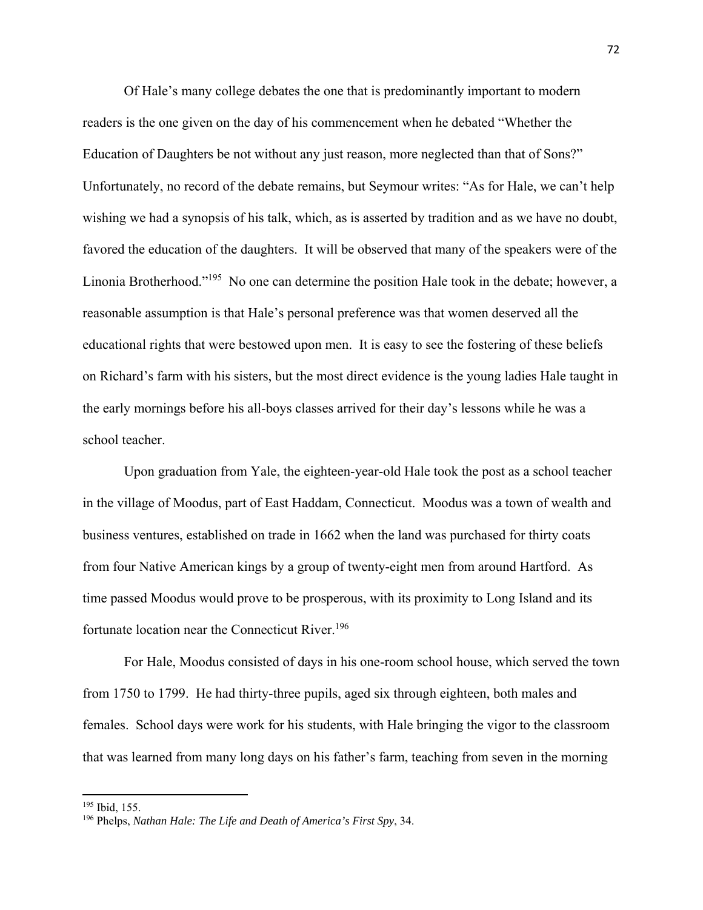Of Hale's many college debates the one that is predominantly important to modern readers is the one given on the day of his commencement when he debated "Whether the Education of Daughters be not without any just reason, more neglected than that of Sons?" Unfortunately, no record of the debate remains, but Seymour writes: "As for Hale, we can't help wishing we had a synopsis of his talk, which, as is asserted by tradition and as we have no doubt, favored the education of the daughters. It will be observed that many of the speakers were of the Linonia Brotherhood."[195] No one can determine the position Hale took in the debate; however, a reasonable assumption is that Hale's personal preference was that women deserved all the educational rights that were bestowed upon men. It is easy to see the fostering of these beliefs on Richard's farm with his sisters, but the most direct evidence is the young ladies Hale taught in the early mornings before his all-boys classes arrived for their day's lessons while he was a school teacher.

Upon graduation from Yale, the eighteen-year-old Hale took the post as a school teacher in the village of Moodus, part of East Haddam, Connecticut. Moodus was a town of wealth and business ventures, established on trade in 1662 when the land was purchased for thirty coats from four Native American kings by a group of twenty-eight men from around Hartford. As time passed Moodus would prove to be prosperous, with its proximity to Long Island and its fortunate location near the Connecticut River.[196]

For Hale, Moodus consisted of days in his one-room school house, which served the town from 1750 to 1799. He had thirty-three pupils, aged six through eighteen, both males and females. School days were work for his students, with Hale bringing the vigor to the classroom that was learned from many long days on his father's farm, teaching from seven in the morning

---

[195] Ibid, 155.

[196] Phelps, *Nathan Hale: The Life and Death of America's First Spy*, 34.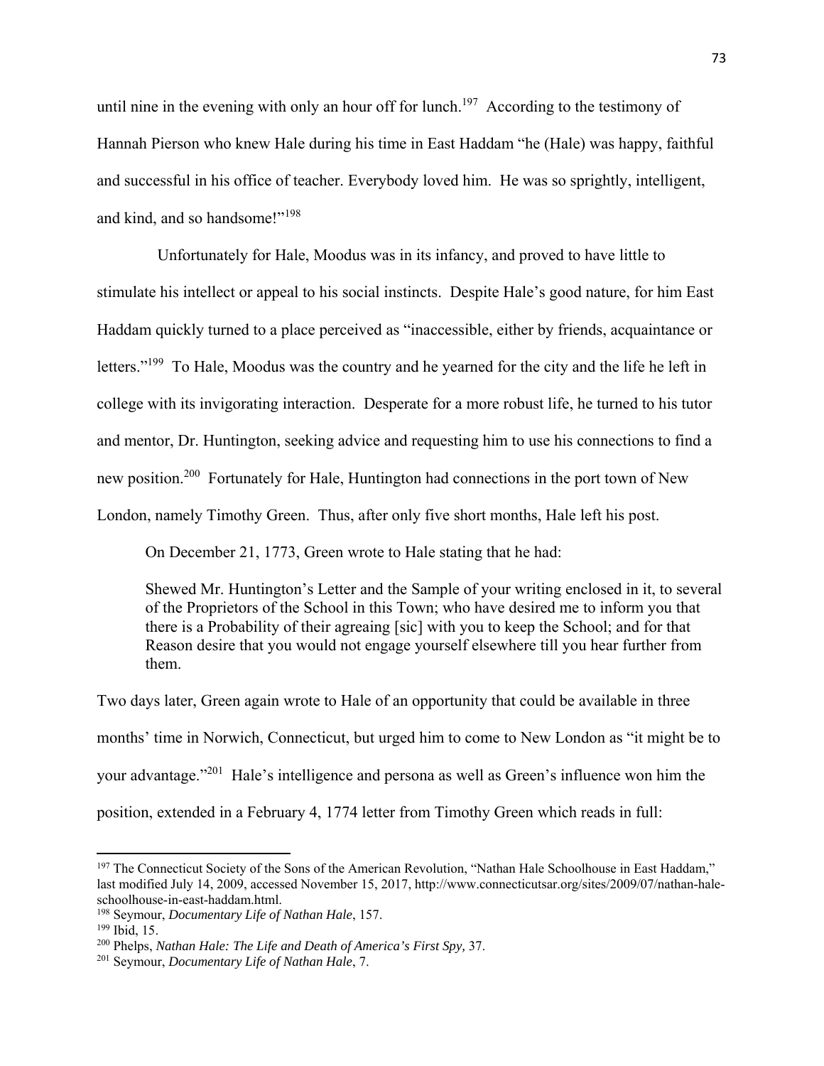until nine in the evening with only an hour off for lunch.[197] According to the testimony of Hannah Pierson who knew Hale during his time in East Haddam "he (Hale) was happy, faithful and successful in his office of teacher. Everybody loved him. He was so sprightly, intelligent, and kind, and so handsome!"[198]

Unfortunately for Hale, Moodus was in its infancy, and proved to have little to stimulate his intellect or appeal to his social instincts. Despite Hale's good nature, for him East Haddam quickly turned to a place perceived as "inaccessible, either by friends, acquaintance or letters."[199] To Hale, Moodus was the country and he yearned for the city and the life he left in college with its invigorating interaction. Desperate for a more robust life, he turned to his tutor and mentor, Dr. Huntington, seeking advice and requesting him to use his connections to find a new position.[200] Fortunately for Hale, Huntington had connections in the port town of New London, namely Timothy Green. Thus, after only five short months, Hale left his post.

On December 21, 1773, Green wrote to Hale stating that he had:

> Shewed Mr. Huntington's Letter and the Sample of your writing enclosed in it, to several of the Proprietors of the School in this Town; who have desired me to inform you that there is a Probability of their agreaing [sic] with you to keep the School; and for that Reason desire that you would not engage yourself elsewhere till you hear further from them.

Two days later, Green again wrote to Hale of an opportunity that could be available in three months' time in Norwich, Connecticut, but urged him to come to New London as "it might be to your advantage."[201] Hale's intelligence and persona as well as Green's influence won him the position, extended in a February 4, 1774 letter from Timothy Green which reads in full:

---

[197] The Connecticut Society of the Sons of the American Revolution, "Nathan Hale Schoolhouse in East Haddam," last modified July 14, 2009, accessed November 15, 2017, http://www.connecticutsar.org/sites/2009/07/nathan-hale-schoolhouse-in-east-haddam.html.

[198] Seymour, *Documentary Life of Nathan Hale*, 157.

[199] Ibid, 15.

[200] Phelps, *Nathan Hale: The Life and Death of America's First Spy,* 37.

[201] Seymour, *Documentary Life of Nathan Hale*, 7.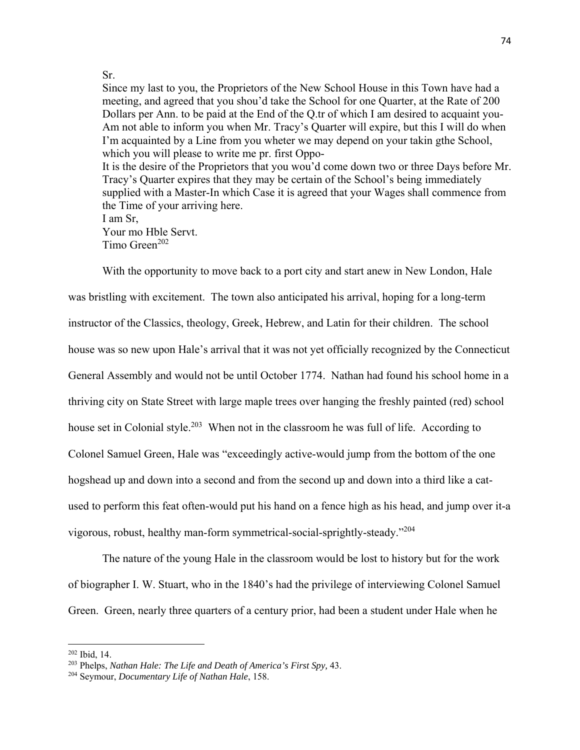> Sr.
> Since my last to you, the Proprietors of the New School House in this Town have had a meeting, and agreed that you shou'd take the School for one Quarter, at the Rate of 200 Dollars per Ann. to be paid at the End of the Q.tr of which I am desired to acquaint you-Am not able to inform you when Mr. Tracy's Quarter will expire, but this I will do when I'm acquainted by a Line from you wheter we may depend on your takin gthe School, which you will please to write me pr. first Oppo-
> It is the desire of the Proprietors that you wou'd come down two or three Days before Mr. Tracy's Quarter expires that they may be certain of the School's being immediately supplied with a Master-In which Case it is agreed that your Wages shall commence from the Time of your arriving here.
> I am Sr,
> Your mo Hble Servt.
> Timo Green[202]

With the opportunity to move back to a port city and start anew in New London, Hale was bristling with excitement. The town also anticipated his arrival, hoping for a long-term instructor of the Classics, theology, Greek, Hebrew, and Latin for their children. The school house was so new upon Hale's arrival that it was not yet officially recognized by the Connecticut General Assembly and would not be until October 1774. Nathan had found his school home in a thriving city on State Street with large maple trees over hanging the freshly painted (red) school house set in Colonial style.[203] When not in the classroom he was full of life. According to Colonel Samuel Green, Hale was "exceedingly active-would jump from the bottom of the one hogshead up and down into a second and from the second up and down into a third like a cat-used to perform this feat often-would put his hand on a fence high as his head, and jump over it-a vigorous, robust, healthy man-form symmetrical-social-sprightly-steady."[204]

The nature of the young Hale in the classroom would be lost to history but for the work of biographer I. W. Stuart, who in the 1840's had the privilege of interviewing Colonel Samuel Green. Green, nearly three quarters of a century prior, had been a student under Hale when he

---

[202] Ibid, 14.

[203] Phelps, *Nathan Hale: The Life and Death of America's First Spy,* 43.

[204] Seymour, *Documentary Life of Nathan Hale*, 158.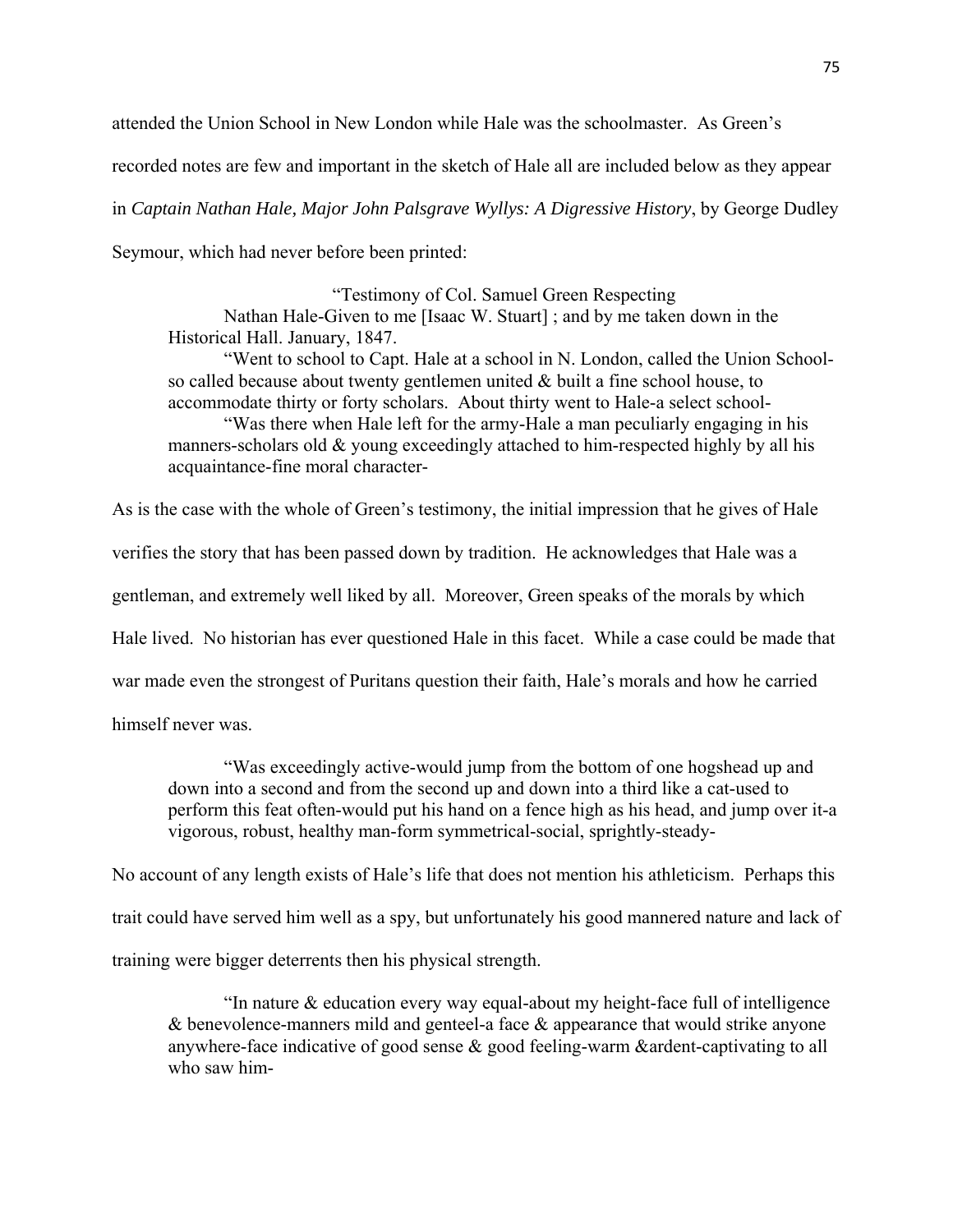attended the Union School in New London while Hale was the schoolmaster. As Green's recorded notes are few and important in the sketch of Hale all are included below as they appear in *Captain Nathan Hale, Major John Palsgrave Wyllys: A Digressive History*, by George Dudley Seymour, which had never before been printed:

> "Testimony of Col. Samuel Green Respecting Nathan Hale-Given to me [Isaac W. Stuart] ; and by me taken down in the Historical Hall. January, 1847.
>
> "Went to school to Capt. Hale at a school in N. London, called the Union School-so called because about twenty gentlemen united & built a fine school house, to accommodate thirty or forty scholars. About thirty went to Hale-a select school-
>
> "Was there when Hale left for the army-Hale a man peculiarly engaging in his manners-scholars old & young exceedingly attached to him-respected highly by all his acquaintance-fine moral character-

As is the case with the whole of Green's testimony, the initial impression that he gives of Hale verifies the story that has been passed down by tradition. He acknowledges that Hale was a gentleman, and extremely well liked by all. Moreover, Green speaks of the morals by which Hale lived. No historian has ever questioned Hale in this facet. While a case could be made that war made even the strongest of Puritans question their faith, Hale's morals and how he carried himself never was.

> "Was exceedingly active-would jump from the bottom of one hogshead up and down into a second and from the second up and down into a third like a cat-used to perform this feat often-would put his hand on a fence high as his head, and jump over it-a vigorous, robust, healthy man-form symmetrical-social, sprightly-steady-

No account of any length exists of Hale's life that does not mention his athleticism. Perhaps this trait could have served him well as a spy, but unfortunately his good mannered nature and lack of training were bigger deterrents then his physical strength.

> "In nature & education every way equal-about my height-face full of intelligence & benevolence-manners mild and genteel-a face & appearance that would strike anyone anywhere-face indicative of good sense & good feeling-warm &ardent-captivating to all who saw him-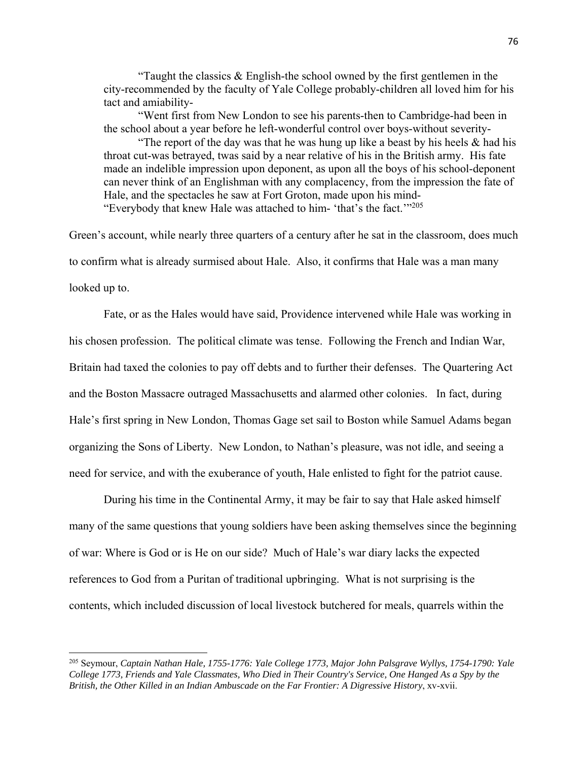> "Taught the classics & English-the school owned by the first gentlemen in the city-recommended by the faculty of Yale College probably-children all loved him for his tact and amiability-
>
> "Went first from New London to see his parents-then to Cambridge-had been in the school about a year before he left-wonderful control over boys-without severity-
>
> "The report of the day was that he was hung up like a beast by his heels & had his throat cut-was betrayed, twas said by a near relative of his in the British army. His fate made an indelible impression upon deponent, as upon all the boys of his school-deponent can never think of an Englishman with any complacency, from the impression the fate of Hale, and the spectacles he saw at Fort Groton, made upon his mind-
> "Everybody that knew Hale was attached to him- 'that's the fact.'"[205]

Green's account, while nearly three quarters of a century after he sat in the classroom, does much to confirm what is already surmised about Hale. Also, it confirms that Hale was a man many looked up to.

Fate, or as the Hales would have said, Providence intervened while Hale was working in his chosen profession. The political climate was tense. Following the French and Indian War, Britain had taxed the colonies to pay off debts and to further their defenses. The Quartering Act and the Boston Massacre outraged Massachusetts and alarmed other colonies. In fact, during Hale's first spring in New London, Thomas Gage set sail to Boston while Samuel Adams began organizing the Sons of Liberty. New London, to Nathan's pleasure, was not idle, and seeing a need for service, and with the exuberance of youth, Hale enlisted to fight for the patriot cause.

During his time in the Continental Army, it may be fair to say that Hale asked himself many of the same questions that young soldiers have been asking themselves since the beginning of war: Where is God or is He on our side? Much of Hale's war diary lacks the expected references to God from a Puritan of traditional upbringing. What is not surprising is the contents, which included discussion of local livestock butchered for meals, quarrels within the

---

[205] Seymour, *Captain Nathan Hale, 1755-1776: Yale College 1773, Major John Palsgrave Wyllys, 1754-1790: Yale College 1773, Friends and Yale Classmates, Who Died in Their Country's Service, One Hanged As a Spy by the British, the Other Killed in an Indian Ambuscade on the Far Frontier: A Digressive History*, xv-xvii.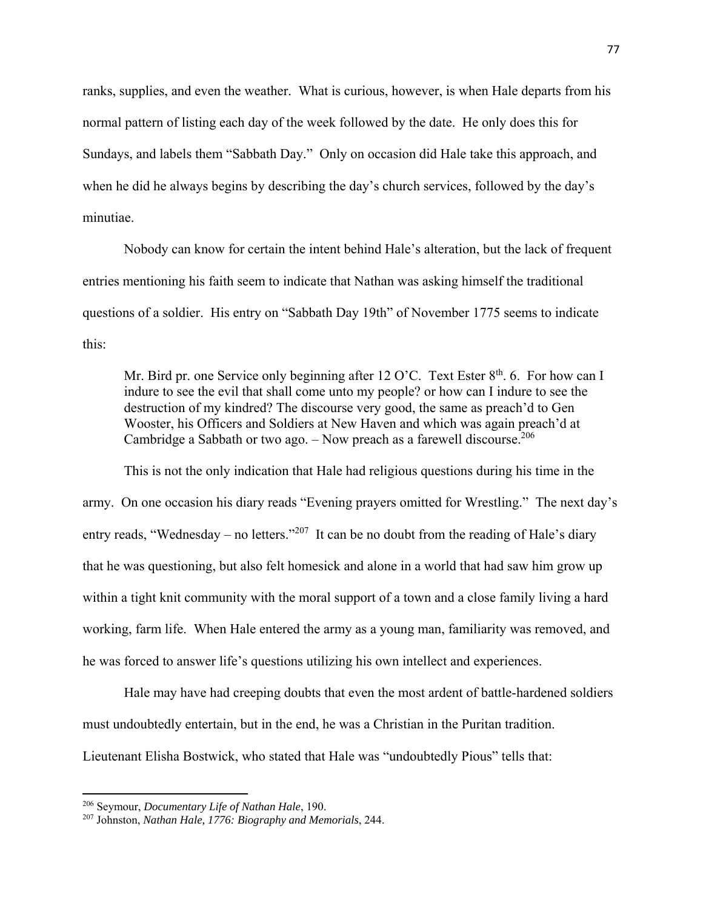ranks, supplies, and even the weather. What is curious, however, is when Hale departs from his normal pattern of listing each day of the week followed by the date. He only does this for Sundays, and labels them "Sabbath Day." Only on occasion did Hale take this approach, and when he did he always begins by describing the day's church services, followed by the day's minutiae.

Nobody can know for certain the intent behind Hale's alteration, but the lack of frequent entries mentioning his faith seem to indicate that Nathan was asking himself the traditional questions of a soldier. His entry on "Sabbath Day 19th" of November 1775 seems to indicate this:

> Mr. Bird pr. one Service only beginning after 12 O'C. Text Ester 8th. 6. For how can I indure to see the evil that shall come unto my people? or how can I indure to see the destruction of my kindred? The discourse very good, the same as preach'd to Gen Wooster, his Officers and Soldiers at New Haven and which was again preach'd at Cambridge a Sabbath or two ago. – Now preach as a farewell discourse.[206]

This is not the only indication that Hale had religious questions during his time in the army. On one occasion his diary reads "Evening prayers omitted for Wrestling." The next day's entry reads, "Wednesday – no letters."[207] It can be no doubt from the reading of Hale's diary that he was questioning, but also felt homesick and alone in a world that had saw him grow up within a tight knit community with the moral support of a town and a close family living a hard working, farm life. When Hale entered the army as a young man, familiarity was removed, and he was forced to answer life's questions utilizing his own intellect and experiences.

Hale may have had creeping doubts that even the most ardent of battle-hardened soldiers must undoubtedly entertain, but in the end, he was a Christian in the Puritan tradition. Lieutenant Elisha Bostwick, who stated that Hale was "undoubtedly Pious" tells that:

---

[206] Seymour, *Documentary Life of Nathan Hale*, 190.

[207] Johnston, *Nathan Hale, 1776: Biography and Memorials*, 244.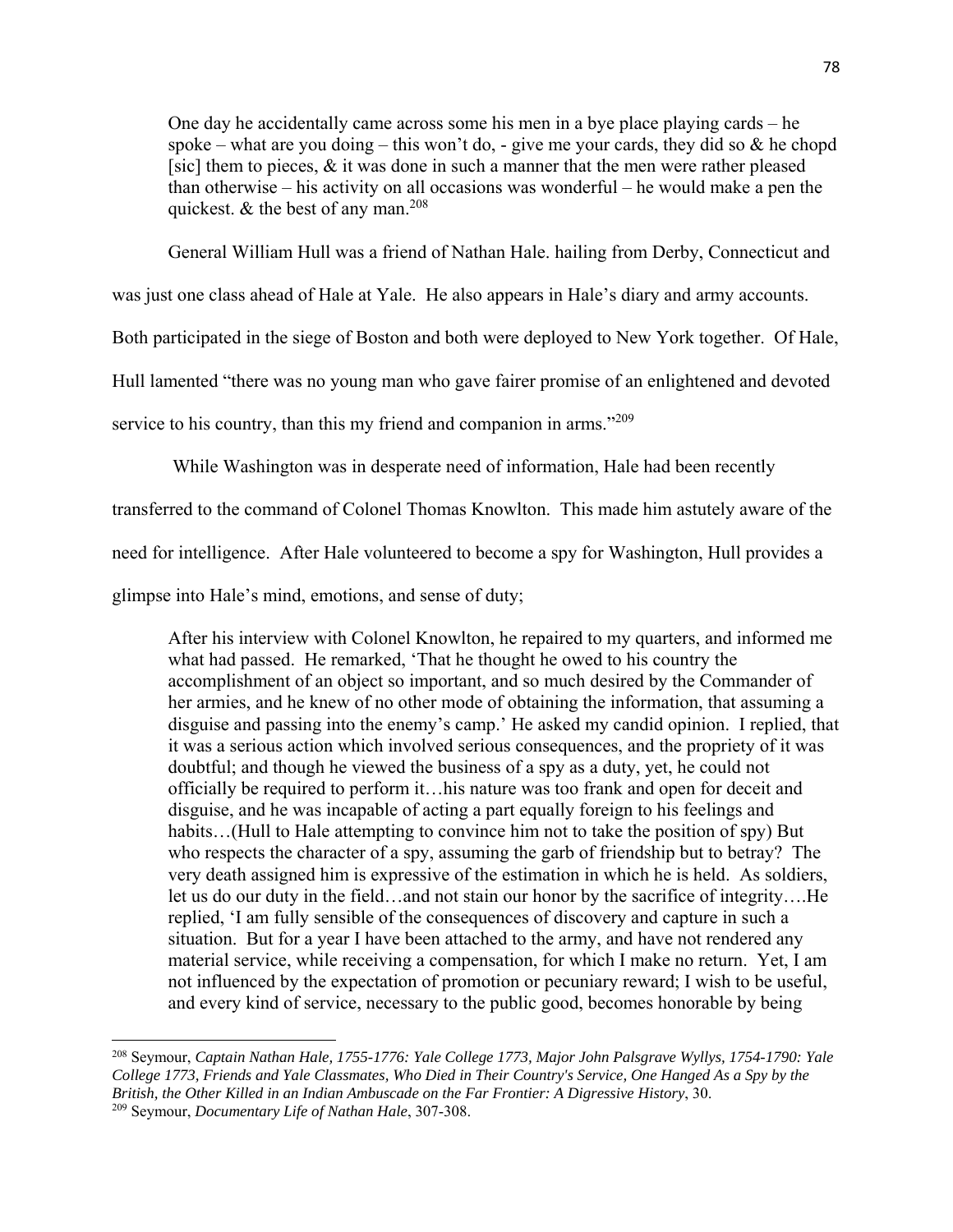> One day he accidentally came across some his men in a bye place playing cards – he spoke – what are you doing – this won't do, - give me your cards, they did so & he chopd [sic] them to pieces, & it was done in such a manner that the men were rather pleased than otherwise – his activity on all occasions was wonderful – he would make a pen the quickest. & the best of any man.[208]

General William Hull was a friend of Nathan Hale. hailing from Derby, Connecticut and was just one class ahead of Hale at Yale. He also appears in Hale's diary and army accounts. Both participated in the siege of Boston and both were deployed to New York together. Of Hale, Hull lamented "there was no young man who gave fairer promise of an enlightened and devoted service to his country, than this my friend and companion in arms."[209]

While Washington was in desperate need of information, Hale had been recently transferred to the command of Colonel Thomas Knowlton. This made him astutely aware of the need for intelligence. After Hale volunteered to become a spy for Washington, Hull provides a glimpse into Hale's mind, emotions, and sense of duty;

> After his interview with Colonel Knowlton, he repaired to my quarters, and informed me what had passed. He remarked, 'That he thought he owed to his country the accomplishment of an object so important, and so much desired by the Commander of her armies, and he knew of no other mode of obtaining the information, that assuming a disguise and passing into the enemy's camp.' He asked my candid opinion. I replied, that it was a serious action which involved serious consequences, and the propriety of it was doubtful; and though he viewed the business of a spy as a duty, yet, he could not officially be required to perform it…his nature was too frank and open for deceit and disguise, and he was incapable of acting a part equally foreign to his feelings and habits…(Hull to Hale attempting to convince him not to take the position of spy) But who respects the character of a spy, assuming the garb of friendship but to betray? The very death assigned him is expressive of the estimation in which he is held. As soldiers, let us do our duty in the field…and not stain our honor by the sacrifice of integrity….He replied, 'I am fully sensible of the consequences of discovery and capture in such a situation. But for a year I have been attached to the army, and have not rendered any material service, while receiving a compensation, for which I make no return. Yet, I am not influenced by the expectation of promotion or pecuniary reward; I wish to be useful, and every kind of service, necessary to the public good, becomes honorable by being

---

[208] Seymour, *Captain Nathan Hale, 1755-1776: Yale College 1773, Major John Palsgrave Wyllys, 1754-1790: Yale College 1773, Friends and Yale Classmates, Who Died in Their Country's Service, One Hanged As a Spy by the British, the Other Killed in an Indian Ambuscade on the Far Frontier: A Digressive History*, 30.

[209] Seymour, *Documentary Life of Nathan Hale*, 307-308.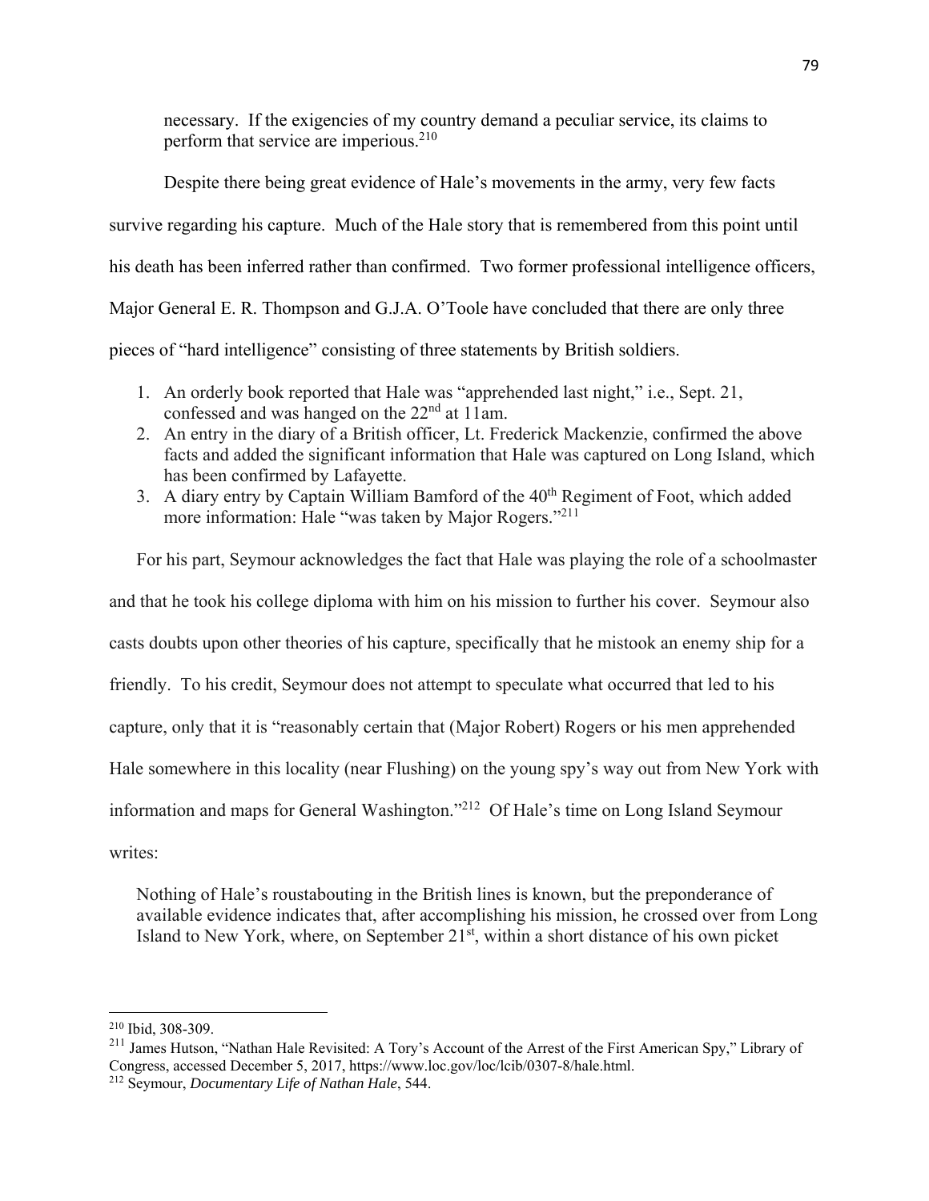necessary. If the exigencies of my country demand a peculiar service, its claims to perform that service are imperious.[210]

Despite there being great evidence of Hale's movements in the army, very few facts survive regarding his capture. Much of the Hale story that is remembered from this point until his death has been inferred rather than confirmed. Two former professional intelligence officers, Major General E. R. Thompson and G.J.A. O'Toole have concluded that there are only three pieces of "hard intelligence" consisting of three statements by British soldiers.

1. An orderly book reported that Hale was "apprehended last night," i.e., Sept. 21, confessed and was hanged on the 22nd at 11am.
2. An entry in the diary of a British officer, Lt. Frederick Mackenzie, confirmed the above facts and added the significant information that Hale was captured on Long Island, which has been confirmed by Lafayette.
3. A diary entry by Captain William Bamford of the 40th Regiment of Foot, which added more information: Hale "was taken by Major Rogers."[211]

For his part, Seymour acknowledges the fact that Hale was playing the role of a schoolmaster and that he took his college diploma with him on his mission to further his cover. Seymour also casts doubts upon other theories of his capture, specifically that he mistook an enemy ship for a friendly. To his credit, Seymour does not attempt to speculate what occurred that led to his capture, only that it is "reasonably certain that (Major Robert) Rogers or his men apprehended Hale somewhere in this locality (near Flushing) on the young spy's way out from New York with information and maps for General Washington."[212] Of Hale's time on Long Island Seymour writes:

Nothing of Hale's roustabouting in the British lines is known, but the preponderance of available evidence indicates that, after accomplishing his mission, he crossed over from Long Island to New York, where, on September 21st, within a short distance of his own picket

---

[210] Ibid, 308-309.

[211] James Hutson, "Nathan Hale Revisited: A Tory's Account of the Arrest of the First American Spy," Library of Congress, accessed December 5, 2017, https://www.loc.gov/loc/lcib/0307-8/hale.html.

[212] Seymour, *Documentary Life of Nathan Hale*, 544.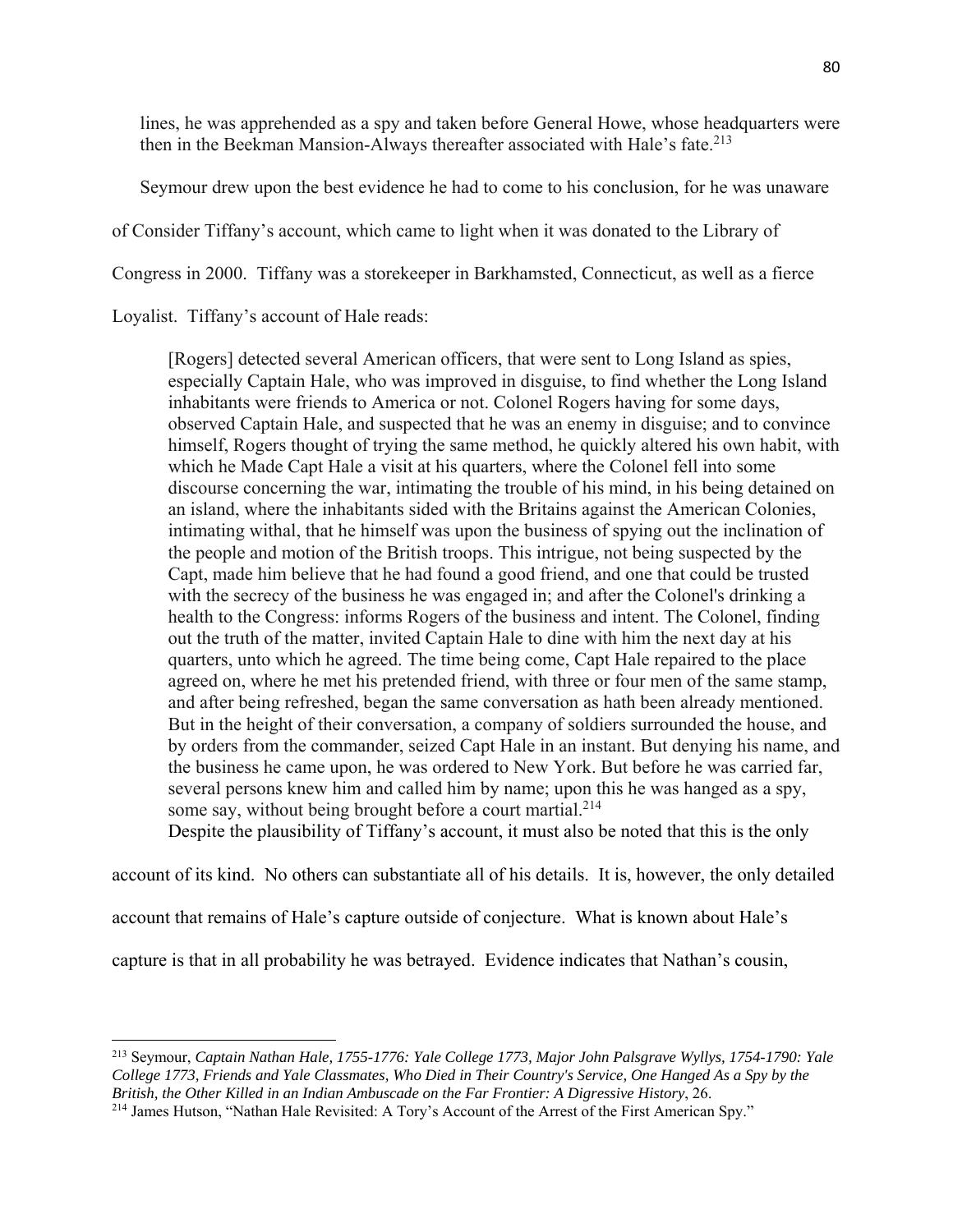> lines, he was apprehended as a spy and taken before General Howe, whose headquarters were then in the Beekman Mansion-Always thereafter associated with Hale's fate.[213]

Seymour drew upon the best evidence he had to come to his conclusion, for he was unaware of Consider Tiffany's account, which came to light when it was donated to the Library of Congress in 2000. Tiffany was a storekeeper in Barkhamsted, Connecticut, as well as a fierce Loyalist. Tiffany's account of Hale reads:

> [Rogers] detected several American officers, that were sent to Long Island as spies, especially Captain Hale, who was improved in disguise, to find whether the Long Island inhabitants were friends to America or not. Colonel Rogers having for some days, observed Captain Hale, and suspected that he was an enemy in disguise; and to convince himself, Rogers thought of trying the same method, he quickly altered his own habit, with which he Made Capt Hale a visit at his quarters, where the Colonel fell into some discourse concerning the war, intimating the trouble of his mind, in his being detained on an island, where the inhabitants sided with the Britains against the American Colonies, intimating withal, that he himself was upon the business of spying out the inclination of the people and motion of the British troops. This intrigue, not being suspected by the Capt, made him believe that he had found a good friend, and one that could be trusted with the secrecy of the business he was engaged in; and after the Colonel's drinking a health to the Congress: informs Rogers of the business and intent. The Colonel, finding out the truth of the matter, invited Captain Hale to dine with him the next day at his quarters, unto which he agreed. The time being come, Capt Hale repaired to the place agreed on, where he met his pretended friend, with three or four men of the same stamp, and after being refreshed, began the same conversation as hath been already mentioned. But in the height of their conversation, a company of soldiers surrounded the house, and by orders from the commander, seized Capt Hale in an instant. But denying his name, and the business he came upon, he was ordered to New York. But before he was carried far, several persons knew him and called him by name; upon this he was hanged as a spy, some say, without being brought before a court martial.[214]

Despite the plausibility of Tiffany's account, it must also be noted that this is the only account of its kind. No others can substantiate all of his details. It is, however, the only detailed account that remains of Hale's capture outside of conjecture. What is known about Hale's capture is that in all probability he was betrayed. Evidence indicates that Nathan's cousin,

---

[213] Seymour, *Captain Nathan Hale, 1755-1776: Yale College 1773, Major John Palsgrave Wyllys, 1754-1790: Yale College 1773, Friends and Yale Classmates, Who Died in Their Country's Service, One Hanged As a Spy by the British, the Other Killed in an Indian Ambuscade on the Far Frontier: A Digressive History*, 26.

[214] James Hutson, "Nathan Hale Revisited: A Tory's Account of the Arrest of the First American Spy."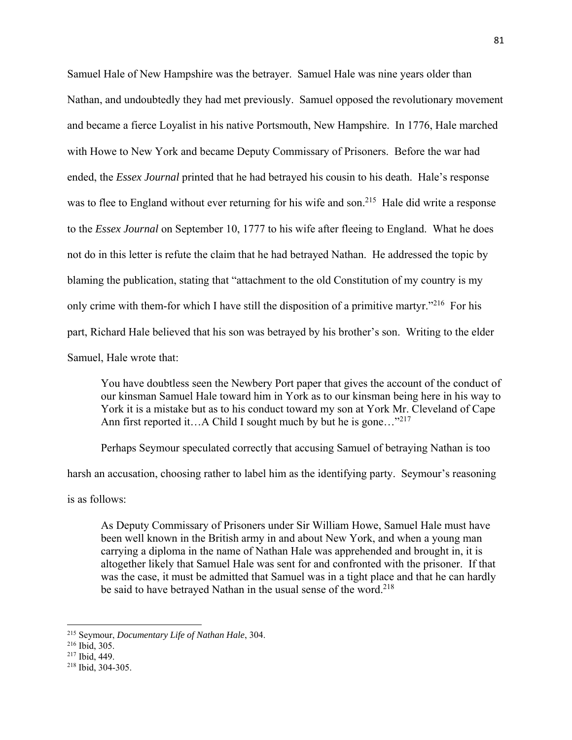Samuel Hale of New Hampshire was the betrayer. Samuel Hale was nine years older than Nathan, and undoubtedly they had met previously. Samuel opposed the revolutionary movement and became a fierce Loyalist in his native Portsmouth, New Hampshire. In 1776, Hale marched with Howe to New York and became Deputy Commissary of Prisoners. Before the war had ended, the *Essex Journal* printed that he had betrayed his cousin to his death. Hale's response was to flee to England without ever returning for his wife and son.[215] Hale did write a response to the *Essex Journal* on September 10, 1777 to his wife after fleeing to England. What he does not do in this letter is refute the claim that he had betrayed Nathan. He addressed the topic by blaming the publication, stating that "attachment to the old Constitution of my country is my only crime with them-for which I have still the disposition of a primitive martyr."[216] For his part, Richard Hale believed that his son was betrayed by his brother's son. Writing to the elder Samuel, Hale wrote that:

> You have doubtless seen the Newbery Port paper that gives the account of the conduct of our kinsman Samuel Hale toward him in York as to our kinsman being here in his way to York it is a mistake but as to his conduct toward my son at York Mr. Cleveland of Cape Ann first reported it…A Child I sought much by but he is gone…"[217]

Perhaps Seymour speculated correctly that accusing Samuel of betraying Nathan is too harsh an accusation, choosing rather to label him as the identifying party. Seymour's reasoning is as follows:

> As Deputy Commissary of Prisoners under Sir William Howe, Samuel Hale must have been well known in the British army in and about New York, and when a young man carrying a diploma in the name of Nathan Hale was apprehended and brought in, it is altogether likely that Samuel Hale was sent for and confronted with the prisoner. If that was the case, it must be admitted that Samuel was in a tight place and that he can hardly be said to have betrayed Nathan in the usual sense of the word.[218]

---

[215] Seymour, *Documentary Life of Nathan Hale*, 304.

[216] Ibid, 305.

[217] Ibid, 449.

[218] Ibid, 304-305.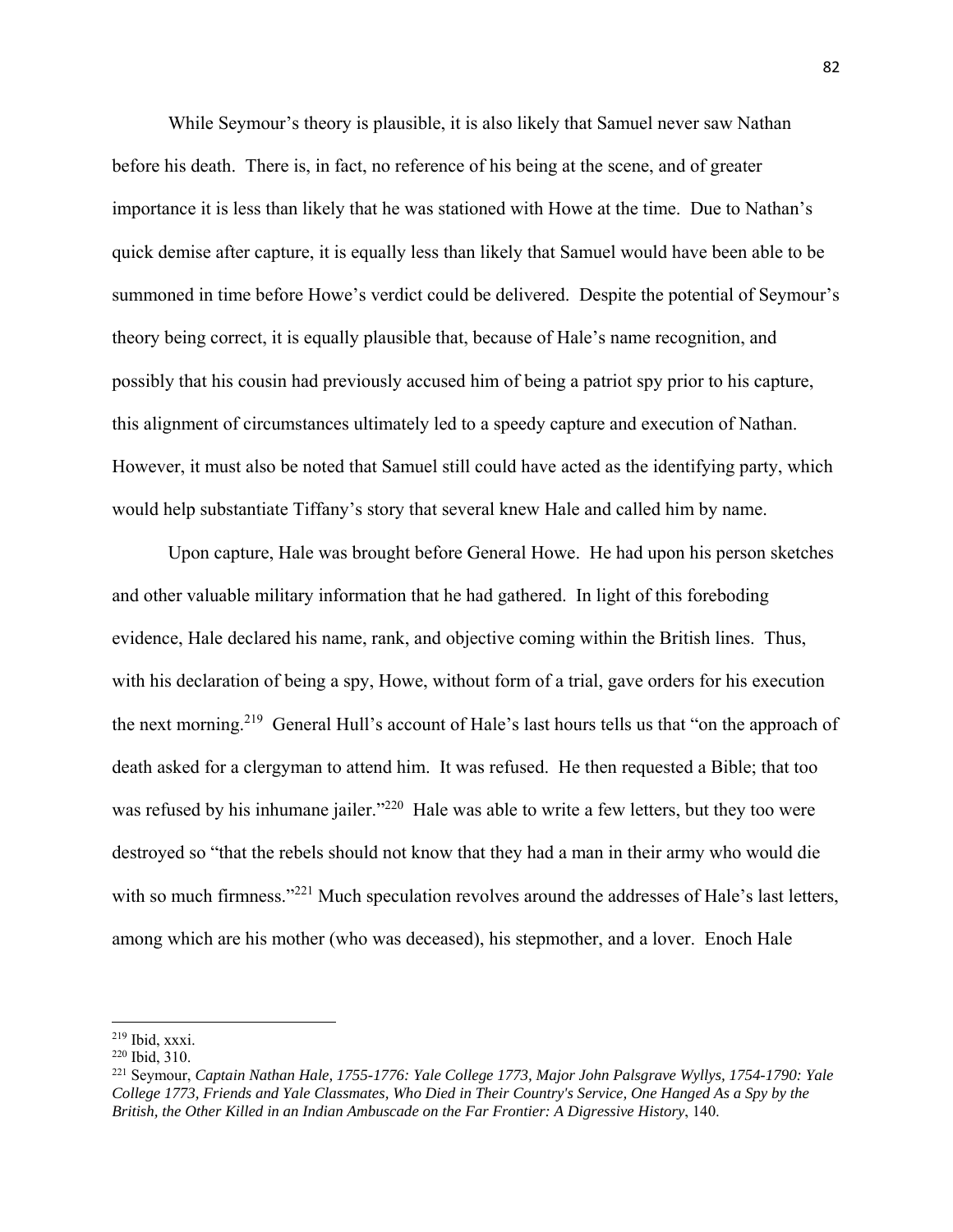While Seymour's theory is plausible, it is also likely that Samuel never saw Nathan before his death. There is, in fact, no reference of his being at the scene, and of greater importance it is less than likely that he was stationed with Howe at the time. Due to Nathan's quick demise after capture, it is equally less than likely that Samuel would have been able to be summoned in time before Howe's verdict could be delivered. Despite the potential of Seymour's theory being correct, it is equally plausible that, because of Hale's name recognition, and possibly that his cousin had previously accused him of being a patriot spy prior to his capture, this alignment of circumstances ultimately led to a speedy capture and execution of Nathan. However, it must also be noted that Samuel still could have acted as the identifying party, which would help substantiate Tiffany's story that several knew Hale and called him by name.

Upon capture, Hale was brought before General Howe. He had upon his person sketches and other valuable military information that he had gathered. In light of this foreboding evidence, Hale declared his name, rank, and objective coming within the British lines. Thus, with his declaration of being a spy, Howe, without form of a trial, gave orders for his execution the next morning.[219] General Hull's account of Hale's last hours tells us that "on the approach of death asked for a clergyman to attend him. It was refused. He then requested a Bible; that too was refused by his inhumane jailer."[220] Hale was able to write a few letters, but they too were destroyed so "that the rebels should not know that they had a man in their army who would die with so much firmness."[221] Much speculation revolves around the addresses of Hale's last letters, among which are his mother (who was deceased), his stepmother, and a lover. Enoch Hale

---

[219] Ibid, xxxi.

[220] Ibid, 310.

[221] Seymour, *Captain Nathan Hale, 1755-1776: Yale College 1773, Major John Palsgrave Wyllys, 1754-1790: Yale College 1773, Friends and Yale Classmates, Who Died in Their Country's Service, One Hanged As a Spy by the British, the Other Killed in an Indian Ambuscade on the Far Frontier: A Digressive History*, 140.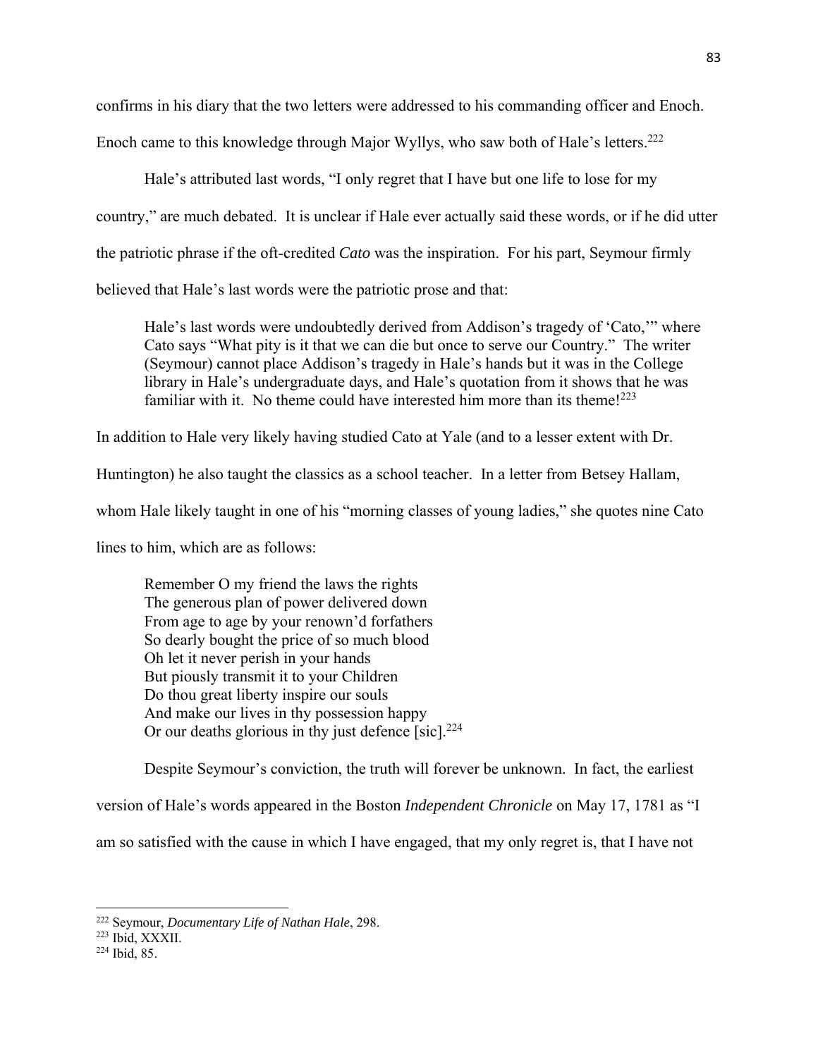confirms in his diary that the two letters were addressed to his commanding officer and Enoch. Enoch came to this knowledge through Major Wyllys, who saw both of Hale's letters.[222]

Hale's attributed last words, "I only regret that I have but one life to lose for my country," are much debated. It is unclear if Hale ever actually said these words, or if he did utter the patriotic phrase if the oft-credited *Cato* was the inspiration. For his part, Seymour firmly believed that Hale's last words were the patriotic prose and that:

> Hale's last words were undoubtedly derived from Addison's tragedy of 'Cato,'" where Cato says "What pity is it that we can die but once to serve our Country." The writer (Seymour) cannot place Addison's tragedy in Hale's hands but it was in the College library in Hale's undergraduate days, and Hale's quotation from it shows that he was familiar with it. No theme could have interested him more than its theme![223]

In addition to Hale very likely having studied Cato at Yale (and to a lesser extent with Dr. Huntington) he also taught the classics as a school teacher. In a letter from Betsey Hallam, whom Hale likely taught in one of his "morning classes of young ladies," she quotes nine Cato lines to him, which are as follows:

> Remember O my friend the laws the rights
> The generous plan of power delivered down
> From age to age by your renown'd forfathers
> So dearly bought the price of so much blood
> Oh let it never perish in your hands
> But piously transmit it to your Children
> Do thou great liberty inspire our souls
> And make our lives in thy possession happy
> Or our deaths glorious in thy just defence [sic].[224]

Despite Seymour's conviction, the truth will forever be unknown. In fact, the earliest version of Hale's words appeared in the Boston *Independent Chronicle* on May 17, 1781 as "I am so satisfied with the cause in which I have engaged, that my only regret is, that I have not

---

[222] Seymour, *Documentary Life of Nathan Hale*, 298.
[223] Ibid, XXXII.
[224] Ibid, 85.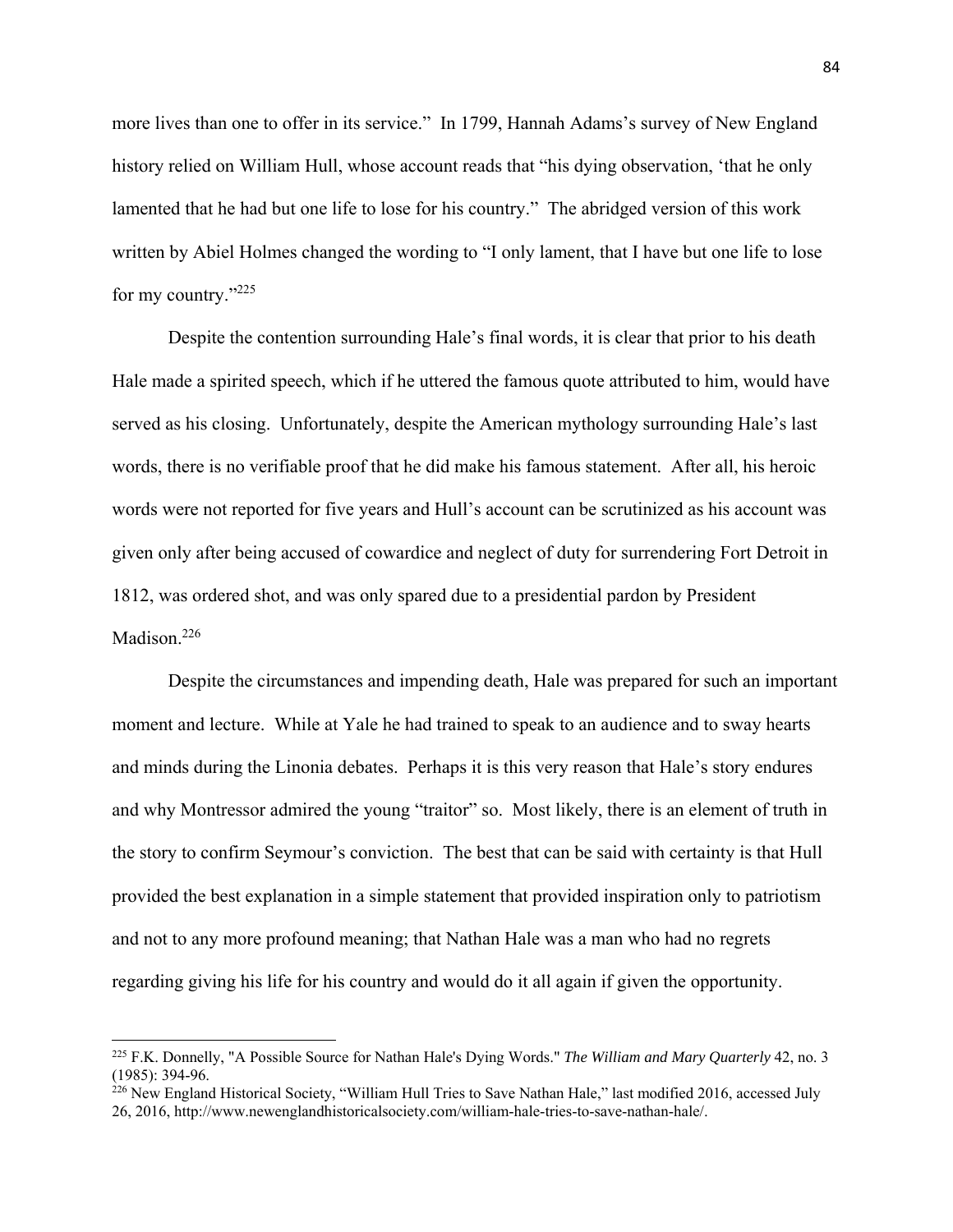more lives than one to offer in its service." In 1799, Hannah Adams's survey of New England history relied on William Hull, whose account reads that "his dying observation, 'that he only lamented that he had but one life to lose for his country." The abridged version of this work written by Abiel Holmes changed the wording to "I only lament, that I have but one life to lose for my country."[225]

Despite the contention surrounding Hale's final words, it is clear that prior to his death Hale made a spirited speech, which if he uttered the famous quote attributed to him, would have served as his closing. Unfortunately, despite the American mythology surrounding Hale's last words, there is no verifiable proof that he did make his famous statement. After all, his heroic words were not reported for five years and Hull's account can be scrutinized as his account was given only after being accused of cowardice and neglect of duty for surrendering Fort Detroit in 1812, was ordered shot, and was only spared due to a presidential pardon by President Madison.[226]

Despite the circumstances and impending death, Hale was prepared for such an important moment and lecture. While at Yale he had trained to speak to an audience and to sway hearts and minds during the Linonia debates. Perhaps it is this very reason that Hale's story endures and why Montressor admired the young "traitor" so. Most likely, there is an element of truth in the story to confirm Seymour's conviction. The best that can be said with certainty is that Hull provided the best explanation in a simple statement that provided inspiration only to patriotism and not to any more profound meaning; that Nathan Hale was a man who had no regrets regarding giving his life for his country and would do it all again if given the opportunity.

---

[225] F.K. Donnelly, "A Possible Source for Nathan Hale's Dying Words." *The William and Mary Quarterly* 42, no. 3 (1985): 394-96.

[226] New England Historical Society, "William Hull Tries to Save Nathan Hale," last modified 2016, accessed July 26, 2016, http://www.newenglandhistoricalsociety.com/william-hale-tries-to-save-nathan-hale/.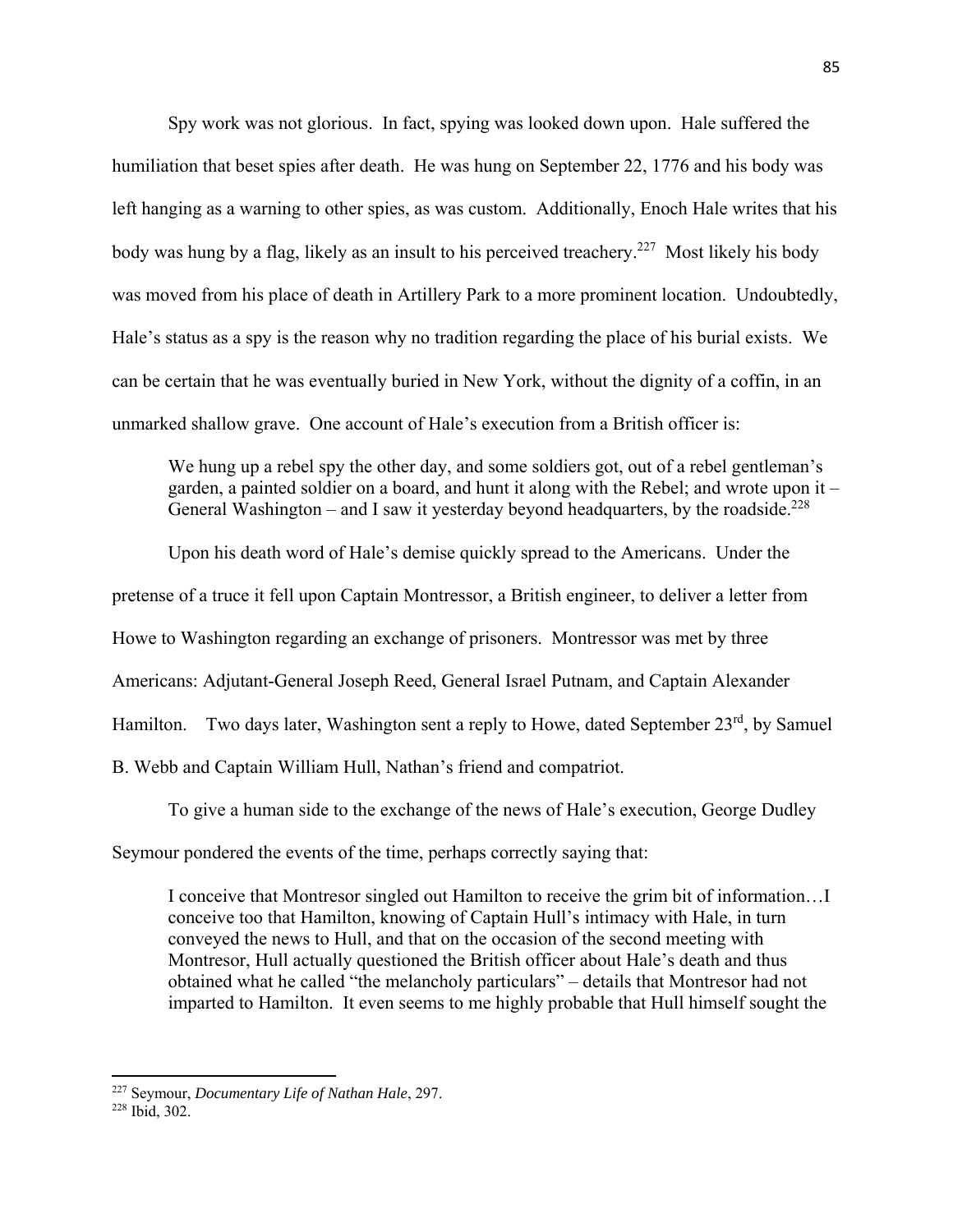Spy work was not glorious. In fact, spying was looked down upon. Hale suffered the humiliation that beset spies after death. He was hung on September 22, 1776 and his body was left hanging as a warning to other spies, as was custom. Additionally, Enoch Hale writes that his body was hung by a flag, likely as an insult to his perceived treachery.[227] Most likely his body was moved from his place of death in Artillery Park to a more prominent location. Undoubtedly, Hale's status as a spy is the reason why no tradition regarding the place of his burial exists. We can be certain that he was eventually buried in New York, without the dignity of a coffin, in an unmarked shallow grave. One account of Hale's execution from a British officer is:

> We hung up a rebel spy the other day, and some soldiers got, out of a rebel gentleman's garden, a painted soldier on a board, and hunt it along with the Rebel; and wrote upon it – General Washington – and I saw it yesterday beyond headquarters, by the roadside.[228]

Upon his death word of Hale's demise quickly spread to the Americans. Under the pretense of a truce it fell upon Captain Montressor, a British engineer, to deliver a letter from Howe to Washington regarding an exchange of prisoners. Montressor was met by three Americans: Adjutant-General Joseph Reed, General Israel Putnam, and Captain Alexander Hamilton. Two days later, Washington sent a reply to Howe, dated September 23rd, by Samuel B. Webb and Captain William Hull, Nathan's friend and compatriot.

To give a human side to the exchange of the news of Hale's execution, George Dudley Seymour pondered the events of the time, perhaps correctly saying that:

> I conceive that Montresor singled out Hamilton to receive the grim bit of information…I conceive too that Hamilton, knowing of Captain Hull's intimacy with Hale, in turn conveyed the news to Hull, and that on the occasion of the second meeting with Montresor, Hull actually questioned the British officer about Hale's death and thus obtained what he called "the melancholy particulars" – details that Montresor had not imparted to Hamilton. It even seems to me highly probable that Hull himself sought the

---

[227] Seymour, *Documentary Life of Nathan Hale*, 297.

[228] Ibid, 302.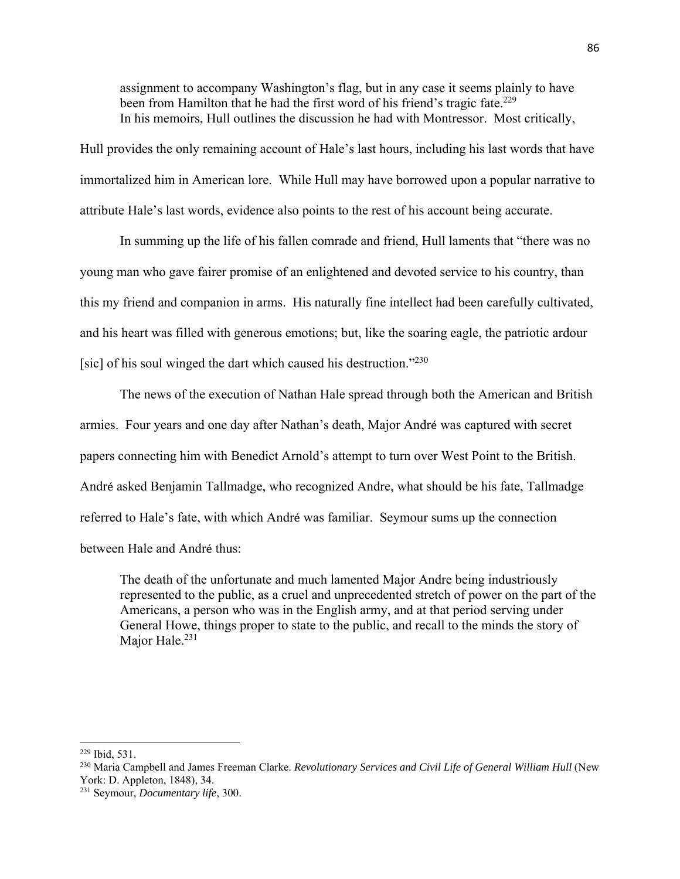> assignment to accompany Washington's flag, but in any case it seems plainly to have been from Hamilton that he had the first word of his friend's tragic fate.[229]

In his memoirs, Hull outlines the discussion he had with Montressor. Most critically, Hull provides the only remaining account of Hale's last hours, including his last words that have immortalized him in American lore. While Hull may have borrowed upon a popular narrative to attribute Hale's last words, evidence also points to the rest of his account being accurate.

In summing up the life of his fallen comrade and friend, Hull laments that "there was no young man who gave fairer promise of an enlightened and devoted service to his country, than this my friend and companion in arms. His naturally fine intellect had been carefully cultivated, and his heart was filled with generous emotions; but, like the soaring eagle, the patriotic ardour [sic] of his soul winged the dart which caused his destruction."[230]

The news of the execution of Nathan Hale spread through both the American and British armies. Four years and one day after Nathan's death, Major André was captured with secret papers connecting him with Benedict Arnold's attempt to turn over West Point to the British. André asked Benjamin Tallmadge, who recognized Andre, what should be his fate, Tallmadge referred to Hale's fate, with which André was familiar. Seymour sums up the connection between Hale and André thus:

> The death of the unfortunate and much lamented Major Andre being industriously represented to the public, as a cruel and unprecedented stretch of power on the part of the Americans, a person who was in the English army, and at that period serving under General Howe, things proper to state to the public, and recall to the minds the story of Major Hale.[231]

---

[229] Ibid, 531.

[230] Maria Campbell and James Freeman Clarke. *Revolutionary Services and Civil Life of General William Hull* (New York: D. Appleton, 1848), 34.

[231] Seymour, *Documentary life*, 300.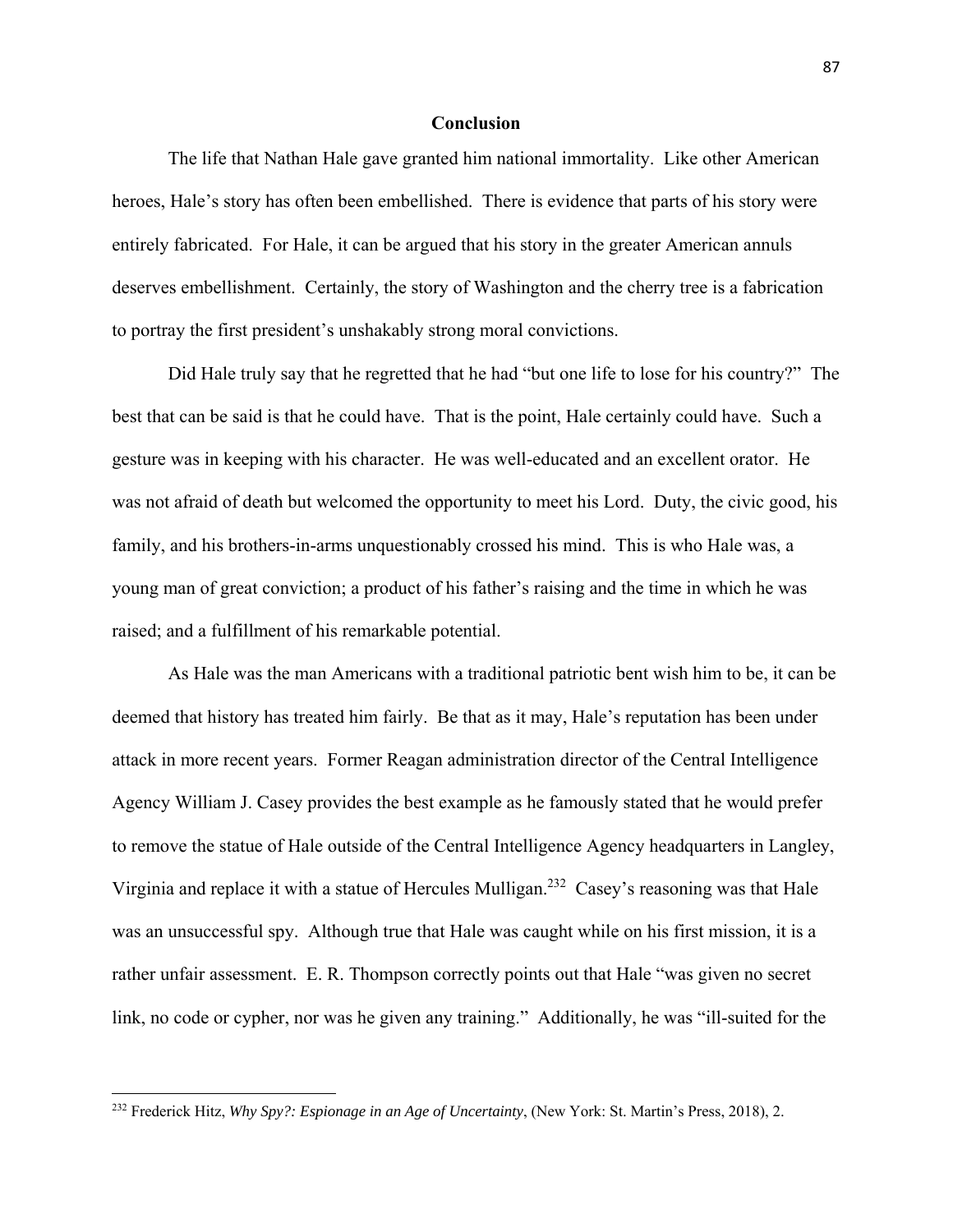## Conclusion

The life that Nathan Hale gave granted him national immortality. Like other American heroes, Hale's story has often been embellished. There is evidence that parts of his story were entirely fabricated. For Hale, it can be argued that his story in the greater American annuls deserves embellishment. Certainly, the story of Washington and the cherry tree is a fabrication to portray the first president's unshakably strong moral convictions.

Did Hale truly say that he regretted that he had "but one life to lose for his country?" The best that can be said is that he could have. That is the point, Hale certainly could have. Such a gesture was in keeping with his character. He was well-educated and an excellent orator. He was not afraid of death but welcomed the opportunity to meet his Lord. Duty, the civic good, his family, and his brothers-in-arms unquestionably crossed his mind. This is who Hale was, a young man of great conviction; a product of his father's raising and the time in which he was raised; and a fulfillment of his remarkable potential.

As Hale was the man Americans with a traditional patriotic bent wish him to be, it can be deemed that history has treated him fairly. Be that as it may, Hale's reputation has been under attack in more recent years. Former Reagan administration director of the Central Intelligence Agency William J. Casey provides the best example as he famously stated that he would prefer to remove the statue of Hale outside of the Central Intelligence Agency headquarters in Langley, Virginia and replace it with a statue of Hercules Mulligan.[232] Casey's reasoning was that Hale was an unsuccessful spy. Although true that Hale was caught while on his first mission, it is a rather unfair assessment. E. R. Thompson correctly points out that Hale "was given no secret link, no code or cypher, nor was he given any training." Additionally, he was "ill-suited for the

---

[232] Frederick Hitz, *Why Spy?: Espionage in an Age of Uncertainty*, (New York: St. Martin's Press, 2018), 2.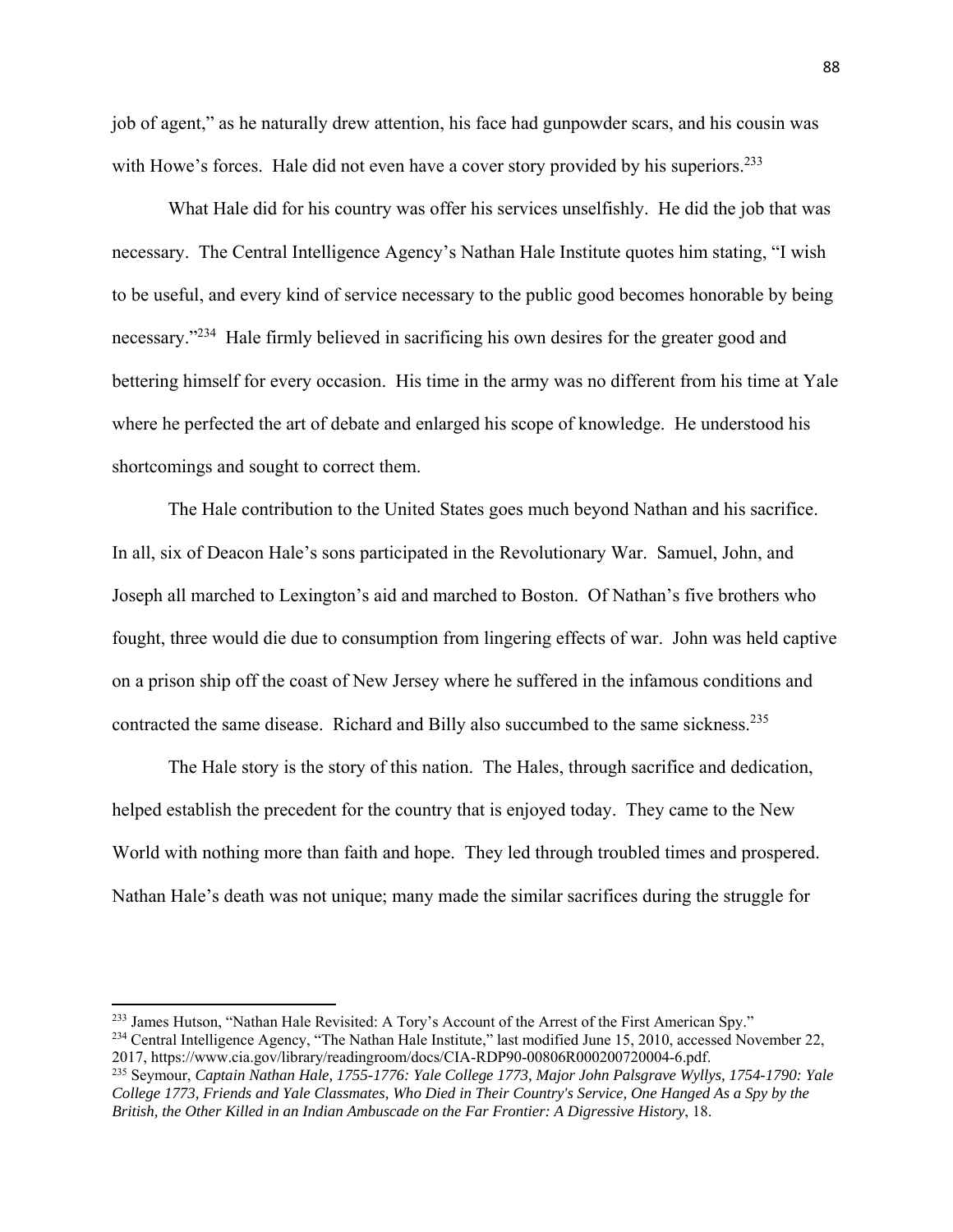job of agent," as he naturally drew attention, his face had gunpowder scars, and his cousin was with Howe's forces. Hale did not even have a cover story provided by his superiors.[233]

What Hale did for his country was offer his services unselfishly. He did the job that was necessary. The Central Intelligence Agency's Nathan Hale Institute quotes him stating, "I wish to be useful, and every kind of service necessary to the public good becomes honorable by being necessary."[234] Hale firmly believed in sacrificing his own desires for the greater good and bettering himself for every occasion. His time in the army was no different from his time at Yale where he perfected the art of debate and enlarged his scope of knowledge. He understood his shortcomings and sought to correct them.

The Hale contribution to the United States goes much beyond Nathan and his sacrifice. In all, six of Deacon Hale's sons participated in the Revolutionary War. Samuel, John, and Joseph all marched to Lexington's aid and marched to Boston. Of Nathan's five brothers who fought, three would die due to consumption from lingering effects of war. John was held captive on a prison ship off the coast of New Jersey where he suffered in the infamous conditions and contracted the same disease. Richard and Billy also succumbed to the same sickness.[235]

The Hale story is the story of this nation. The Hales, through sacrifice and dedication, helped establish the precedent for the country that is enjoyed today. They came to the New World with nothing more than faith and hope. They led through troubled times and prospered. Nathan Hale's death was not unique; many made the similar sacrifices during the struggle for

---

[233] James Hutson, "Nathan Hale Revisited: A Tory's Account of the Arrest of the First American Spy."

[234] Central Intelligence Agency, "The Nathan Hale Institute," last modified June 15, 2010, accessed November 22, 2017, https://www.cia.gov/library/readingroom/docs/CIA-RDP90-00806R000200720004-6.pdf.

[235] Seymour, *Captain Nathan Hale, 1755-1776: Yale College 1773, Major John Palsgrave Wyllys, 1754-1790: Yale College 1773, Friends and Yale Classmates, Who Died in Their Country's Service, One Hanged As a Spy by the British, the Other Killed in an Indian Ambuscade on the Far Frontier: A Digressive History*, 18.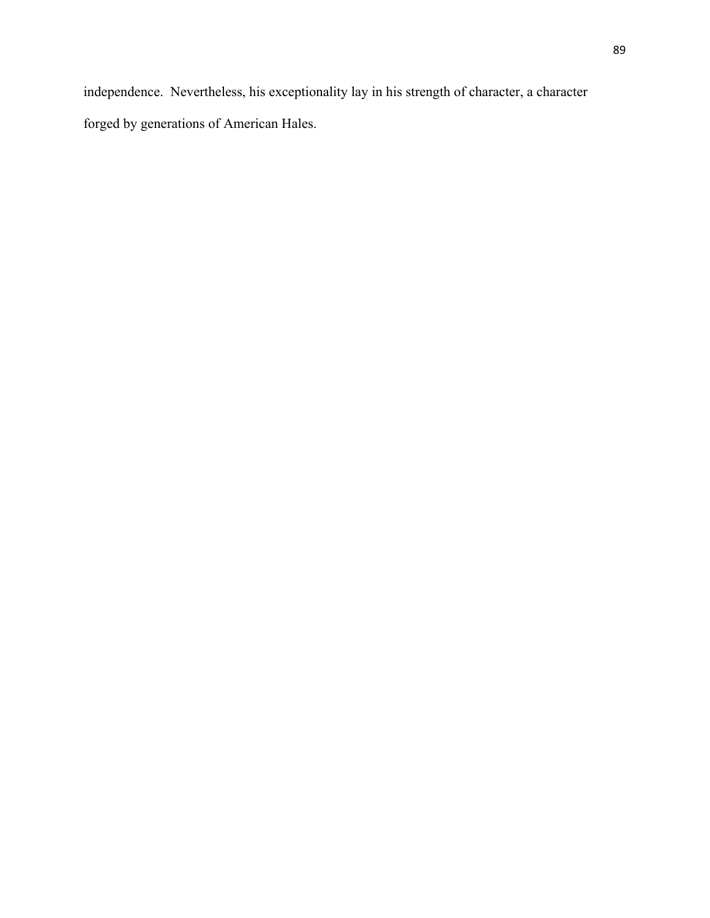independence.  Nevertheless, his exceptionality lay in his strength of character, a character forged by generations of American Hales.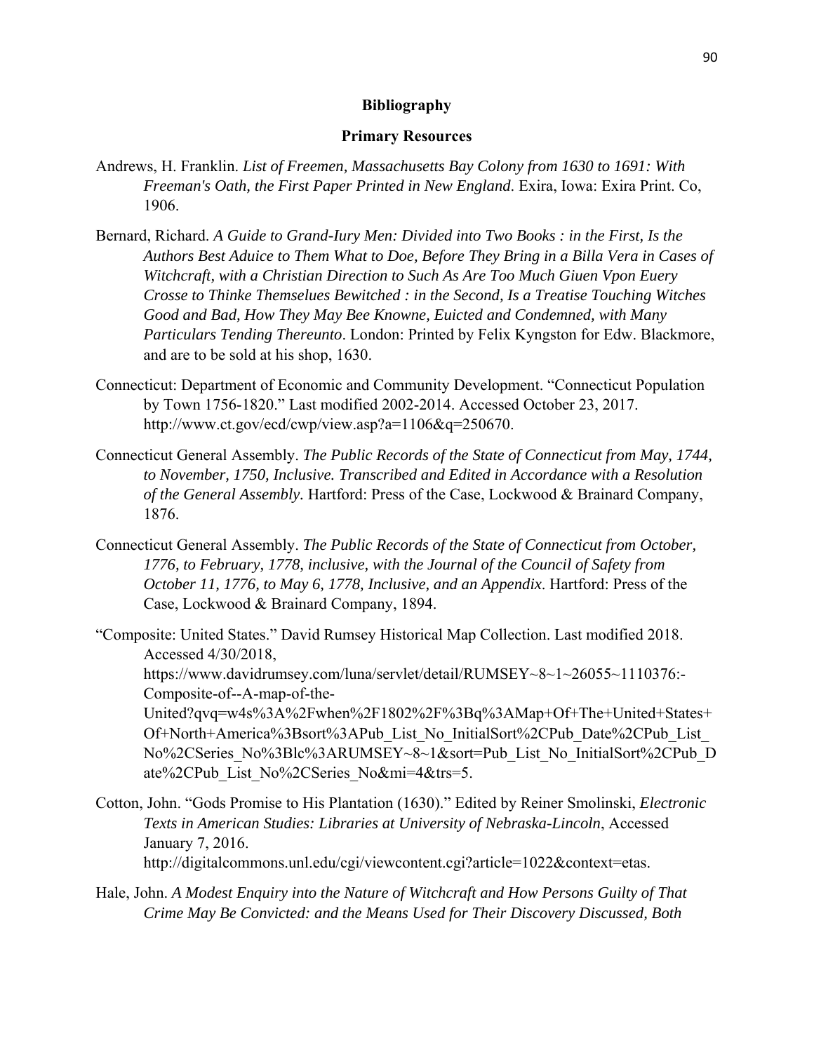## Bibliography

### Primary Resources

Andrews, H. Franklin. *List of Freemen, Massachusetts Bay Colony from 1630 to 1691: With Freeman's Oath, the First Paper Printed in New England*. Exira, Iowa: Exira Print. Co, 1906.

Bernard, Richard. *A Guide to Grand-Iury Men: Divided into Two Books : in the First, Is the Authors Best Aduice to Them What to Doe, Before They Bring in a Billa Vera in Cases of Witchcraft, with a Christian Direction to Such As Are Too Much Giuen Vpon Euery Crosse to Thinke Themselues Bewitched : in the Second, Is a Treatise Touching Witches Good and Bad, How They May Bee Knowne, Euicted and Condemned, with Many Particulars Tending Thereunto*. London: Printed by Felix Kyngston for Edw. Blackmore, and are to be sold at his shop, 1630.

Connecticut: Department of Economic and Community Development. "Connecticut Population by Town 1756-1820." Last modified 2002-2014. Accessed October 23, 2017. http://www.ct.gov/ecd/cwp/view.asp?a=1106&q=250670.

Connecticut General Assembly. *The Public Records of the State of Connecticut from May, 1744, to November, 1750, Inclusive. Transcribed and Edited in Accordance with a Resolution of the General Assembly*. Hartford: Press of the Case, Lockwood & Brainard Company, 1876.

Connecticut General Assembly. *The Public Records of the State of Connecticut from October, 1776, to February, 1778, inclusive, with the Journal of the Council of Safety from October 11, 1776, to May 6, 1778, Inclusive, and an Appendix*. Hartford: Press of the Case, Lockwood & Brainard Company, 1894.

"Composite: United States." David Rumsey Historical Map Collection. Last modified 2018. Accessed 4/30/2018, https://www.davidrumsey.com/luna/servlet/detail/RUMSEY~8~1~26055~1110376:-Composite-of--A-map-of-the-United?qvq=w4s%3A%2Fwhen%2F1802%2F%3Bq%3AMap+Of+The+United+States+Of+North+America%3Bsort%3APub_List_No_InitialSort%2CPub_Date%2CPub_List_No%2CSeries_No%3Blc%3ARUMSEY~8~1&sort=Pub_List_No_InitialSort%2CPub_Date%2CPub_List_No%2CSeries_No&mi=4&trs=5.

Cotton, John. "Gods Promise to His Plantation (1630)." Edited by Reiner Smolinski, *Electronic Texts in American Studies: Libraries at University of Nebraska-Lincoln*, Accessed January 7, 2016. http://digitalcommons.unl.edu/cgi/viewcontent.cgi?article=1022&context=etas.

Hale, John. *A Modest Enquiry into the Nature of Witchcraft and How Persons Guilty of That Crime May Be Convicted: and the Means Used for Their Discovery Discussed, Both*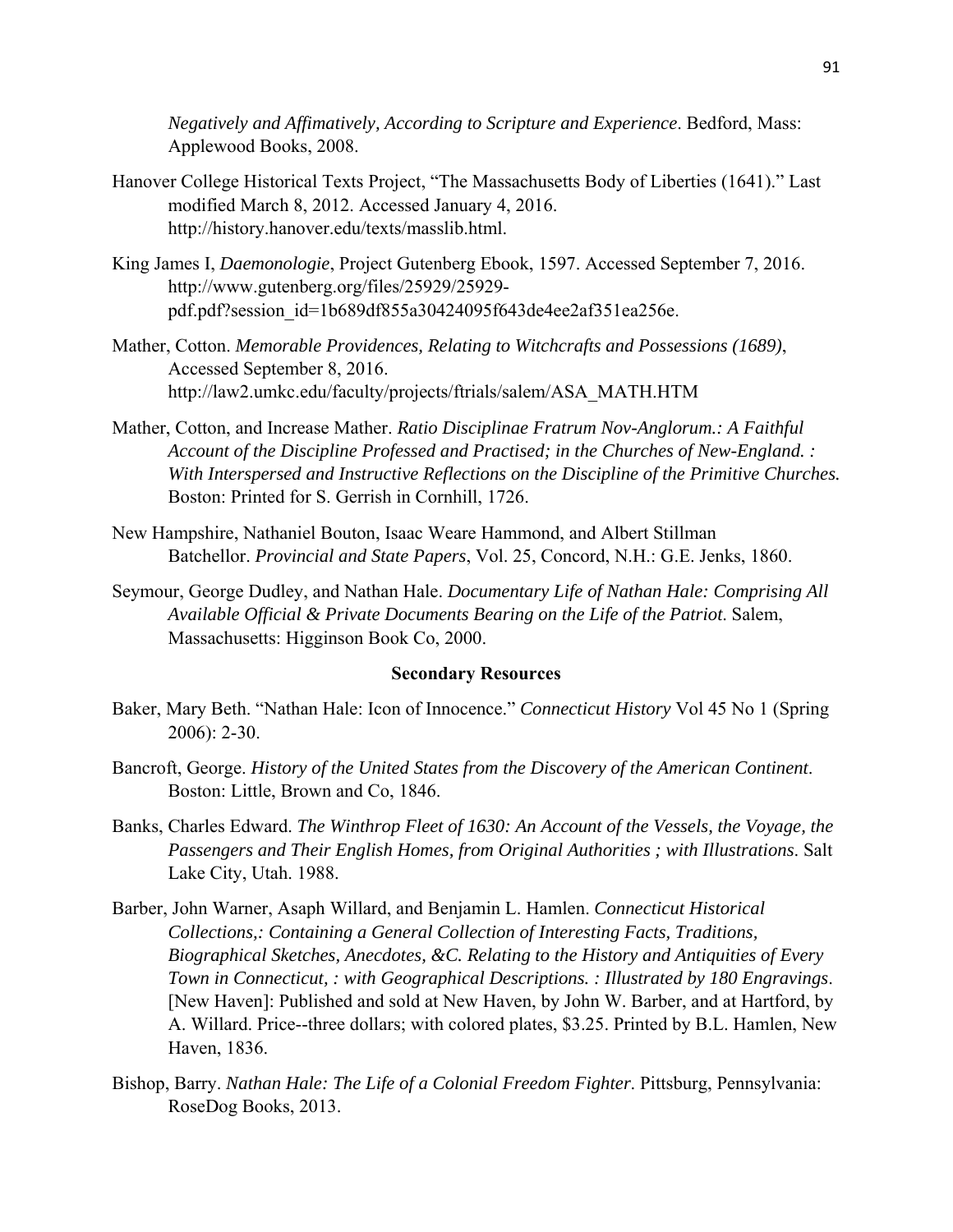*Negatively and Affimatively, According to Scripture and Experience*. Bedford, Mass: Applewood Books, 2008.

Hanover College Historical Texts Project, "The Massachusetts Body of Liberties (1641)." Last modified March 8, 2012. Accessed January 4, 2016. http://history.hanover.edu/texts/masslib.html.

King James I, *Daemonologie*, Project Gutenberg Ebook, 1597. Accessed September 7, 2016. http://www.gutenberg.org/files/25929/25929-pdf.pdf?session_id=1b689df855a30424095f643de4ee2af351ea256e.

Mather, Cotton. *Memorable Providences, Relating to Witchcrafts and Possessions (1689)*, Accessed September 8, 2016. http://law2.umkc.edu/faculty/projects/ftrials/salem/ASA_MATH.HTM

Mather, Cotton, and Increase Mather. *Ratio Disciplinae Fratrum Nov-Anglorum.: A Faithful Account of the Discipline Professed and Practised; in the Churches of New-England. : With Interspersed and Instructive Reflections on the Discipline of the Primitive Churches.* Boston: Printed for S. Gerrish in Cornhill, 1726.

New Hampshire, Nathaniel Bouton, Isaac Weare Hammond, and Albert Stillman Batchellor. *Provincial and State Papers*, Vol. 25, Concord, N.H.: G.E. Jenks, 1860.

Seymour, George Dudley, and Nathan Hale. *Documentary Life of Nathan Hale: Comprising All Available Official & Private Documents Bearing on the Life of the Patriot*. Salem, Massachusetts: Higginson Book Co, 2000.

### Secondary Resources

Baker, Mary Beth. "Nathan Hale: Icon of Innocence." *Connecticut History* Vol 45 No 1 (Spring 2006): 2-30.

Bancroft, George. *History of the United States from the Discovery of the American Continent*. Boston: Little, Brown and Co, 1846.

Banks, Charles Edward. *The Winthrop Fleet of 1630: An Account of the Vessels, the Voyage, the Passengers and Their English Homes, from Original Authorities ; with Illustrations*. Salt Lake City, Utah. 1988.

Barber, John Warner, Asaph Willard, and Benjamin L. Hamlen. *Connecticut Historical Collections,: Containing a General Collection of Interesting Facts, Traditions, Biographical Sketches, Anecdotes, &C. Relating to the History and Antiquities of Every Town in Connecticut, : with Geographical Descriptions. : Illustrated by 180 Engravings*. [New Haven]: Published and sold at New Haven, by John W. Barber, and at Hartford, by A. Willard. Price--three dollars; with colored plates, $3.25. Printed by B.L. Hamlen, New Haven, 1836.

Bishop, Barry. *Nathan Hale: The Life of a Colonial Freedom Fighter*. Pittsburg, Pennsylvania: RoseDog Books, 2013.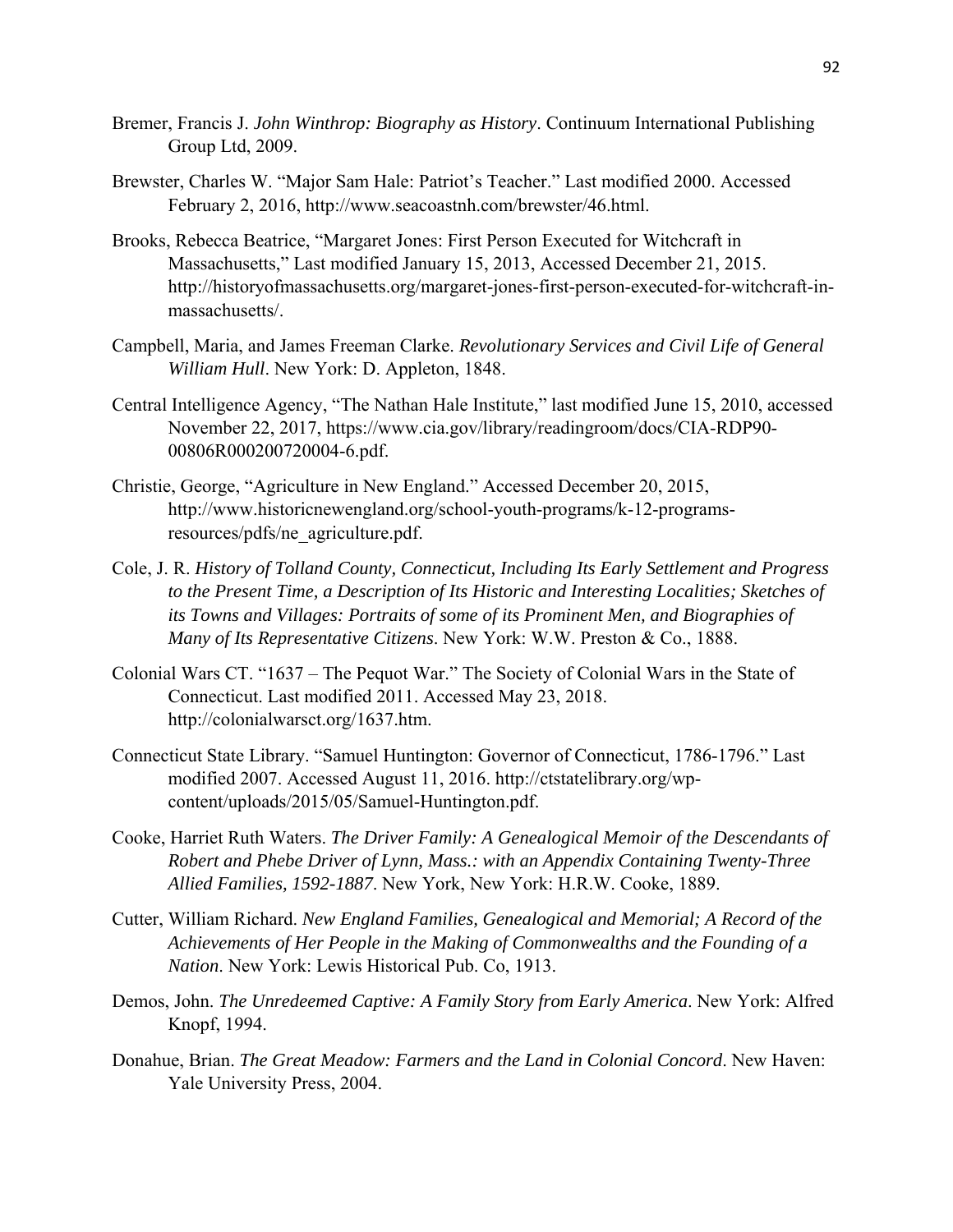Bremer, Francis J. *John Winthrop: Biography as History*. Continuum International Publishing Group Ltd, 2009.

Brewster, Charles W. "Major Sam Hale: Patriot's Teacher." Last modified 2000. Accessed February 2, 2016, http://www.seacoastnh.com/brewster/46.html.

Brooks, Rebecca Beatrice, "Margaret Jones: First Person Executed for Witchcraft in Massachusetts," Last modified January 15, 2013, Accessed December 21, 2015. http://historyofmassachusetts.org/margaret-jones-first-person-executed-for-witchcraft-in-massachusetts/.

Campbell, Maria, and James Freeman Clarke. *Revolutionary Services and Civil Life of General William Hull*. New York: D. Appleton, 1848.

Central Intelligence Agency, "The Nathan Hale Institute," last modified June 15, 2010, accessed November 22, 2017, https://www.cia.gov/library/readingroom/docs/CIA-RDP90-00806R000200720004-6.pdf.

Christie, George, "Agriculture in New England." Accessed December 20, 2015, http://www.historicnewengland.org/school-youth-programs/k-12-programs-resources/pdfs/ne_agriculture.pdf.

Cole, J. R. *History of Tolland County, Connecticut, Including Its Early Settlement and Progress to the Present Time, a Description of Its Historic and Interesting Localities; Sketches of its Towns and Villages: Portraits of some of its Prominent Men, and Biographies of Many of Its Representative Citizens*. New York: W.W. Preston & Co., 1888.

Colonial Wars CT. "1637 – The Pequot War." The Society of Colonial Wars in the State of Connecticut. Last modified 2011. Accessed May 23, 2018. http://colonialwarsct.org/1637.htm.

Connecticut State Library. "Samuel Huntington: Governor of Connecticut, 1786-1796." Last modified 2007. Accessed August 11, 2016. http://ctstatelibrary.org/wp-content/uploads/2015/05/Samuel-Huntington.pdf.

Cooke, Harriet Ruth Waters. *The Driver Family: A Genealogical Memoir of the Descendants of Robert and Phebe Driver of Lynn, Mass.: with an Appendix Containing Twenty-Three Allied Families, 1592-1887*. New York, New York: H.R.W. Cooke, 1889.

Cutter, William Richard. *New England Families, Genealogical and Memorial; A Record of the Achievements of Her People in the Making of Commonwealths and the Founding of a Nation*. New York: Lewis Historical Pub. Co, 1913.

Demos, John. *The Unredeemed Captive: A Family Story from Early America*. New York: Alfred Knopf, 1994.

Donahue, Brian. *The Great Meadow: Farmers and the Land in Colonial Concord*. New Haven: Yale University Press, 2004.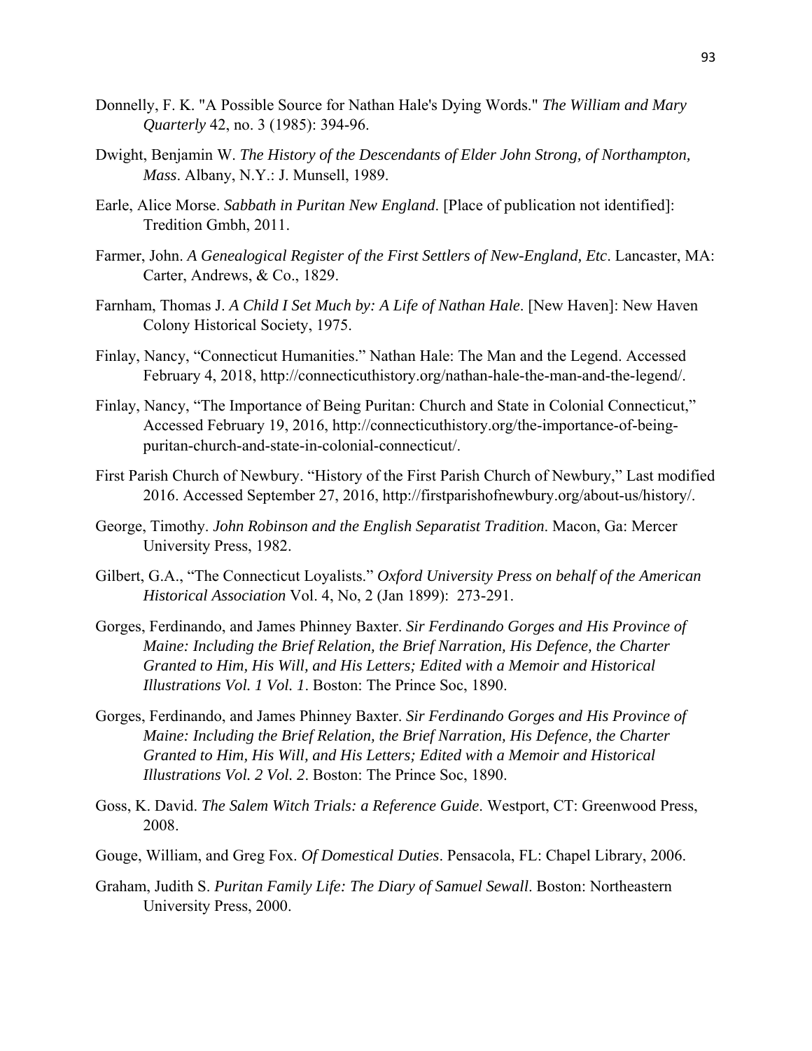Donnelly, F. K. "A Possible Source for Nathan Hale's Dying Words." *The William and Mary Quarterly* 42, no. 3 (1985): 394-96.

Dwight, Benjamin W. *The History of the Descendants of Elder John Strong, of Northampton, Mass*. Albany, N.Y.: J. Munsell, 1989.

Earle, Alice Morse. *Sabbath in Puritan New England*. [Place of publication not identified]: Tredition Gmbh, 2011.

Farmer, John. *A Genealogical Register of the First Settlers of New-England, Etc*. Lancaster, MA: Carter, Andrews, & Co., 1829.

Farnham, Thomas J. *A Child I Set Much by: A Life of Nathan Hale*. [New Haven]: New Haven Colony Historical Society, 1975.

Finlay, Nancy, "Connecticut Humanities." Nathan Hale: The Man and the Legend. Accessed February 4, 2018, http://connecticuthistory.org/nathan-hale-the-man-and-the-legend/.

Finlay, Nancy, "The Importance of Being Puritan: Church and State in Colonial Connecticut," Accessed February 19, 2016, http://connecticuthistory.org/the-importance-of-being-puritan-church-and-state-in-colonial-connecticut/.

First Parish Church of Newbury. "History of the First Parish Church of Newbury," Last modified 2016. Accessed September 27, 2016, http://firstparishofnewbury.org/about-us/history/.

George, Timothy. *John Robinson and the English Separatist Tradition*. Macon, Ga: Mercer University Press, 1982.

Gilbert, G.A., "The Connecticut Loyalists." *Oxford University Press on behalf of the American Historical Association* Vol. 4, No, 2 (Jan 1899): 273-291.

Gorges, Ferdinando, and James Phinney Baxter. *Sir Ferdinando Gorges and His Province of Maine: Including the Brief Relation, the Brief Narration, His Defence, the Charter Granted to Him, His Will, and His Letters; Edited with a Memoir and Historical Illustrations Vol. 1 Vol. 1*. Boston: The Prince Soc, 1890.

Gorges, Ferdinando, and James Phinney Baxter. *Sir Ferdinando Gorges and His Province of Maine: Including the Brief Relation, the Brief Narration, His Defence, the Charter Granted to Him, His Will, and His Letters; Edited with a Memoir and Historical Illustrations Vol. 2 Vol. 2*. Boston: The Prince Soc, 1890.

Goss, K. David. *The Salem Witch Trials: a Reference Guide*. Westport, CT: Greenwood Press, 2008.

Gouge, William, and Greg Fox. *Of Domestical Duties*. Pensacola, FL: Chapel Library, 2006.

Graham, Judith S. *Puritan Family Life: The Diary of Samuel Sewall*. Boston: Northeastern University Press, 2000.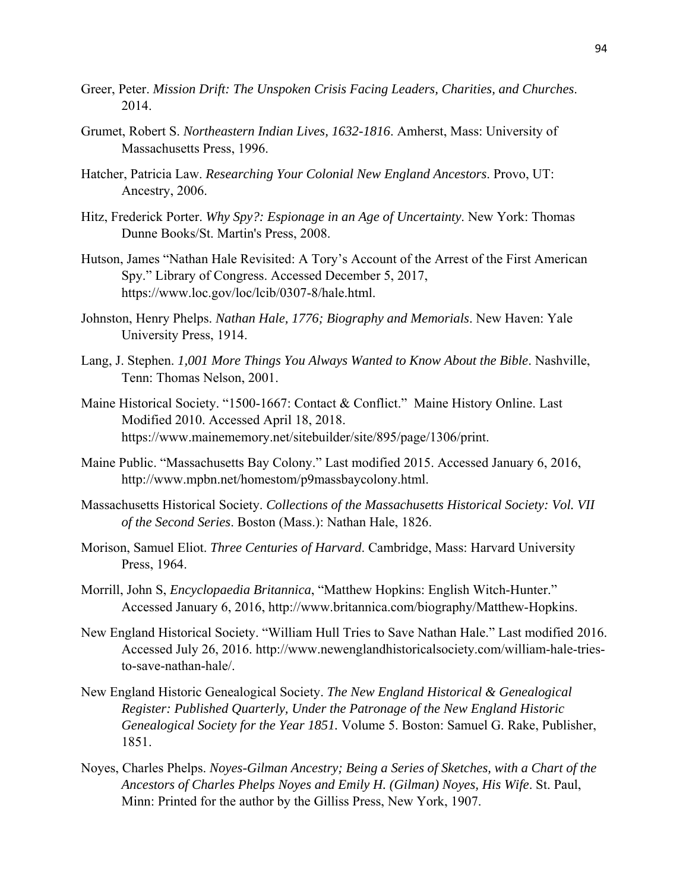Greer, Peter. *Mission Drift: The Unspoken Crisis Facing Leaders, Charities, and Churches*. 2014.

Grumet, Robert S. *Northeastern Indian Lives, 1632-1816*. Amherst, Mass: University of Massachusetts Press, 1996.

Hatcher, Patricia Law. *Researching Your Colonial New England Ancestors*. Provo, UT: Ancestry, 2006.

Hitz, Frederick Porter. *Why Spy?: Espionage in an Age of Uncertainty*. New York: Thomas Dunne Books/St. Martin's Press, 2008.

Hutson, James "Nathan Hale Revisited: A Tory's Account of the Arrest of the First American Spy." Library of Congress. Accessed December 5, 2017, https://www.loc.gov/loc/lcib/0307-8/hale.html.

Johnston, Henry Phelps. *Nathan Hale, 1776; Biography and Memorials*. New Haven: Yale University Press, 1914.

Lang, J. Stephen. *1,001 More Things You Always Wanted to Know About the Bible*. Nashville, Tenn: Thomas Nelson, 2001.

Maine Historical Society. "1500-1667: Contact & Conflict." Maine History Online. Last Modified 2010. Accessed April 18, 2018. https://www.mainememory.net/sitebuilder/site/895/page/1306/print.

Maine Public. "Massachusetts Bay Colony." Last modified 2015. Accessed January 6, 2016, http://www.mpbn.net/homestom/p9massbaycolony.html.

Massachusetts Historical Society. *Collections of the Massachusetts Historical Society: Vol. VII of the Second Series*. Boston (Mass.): Nathan Hale, 1826.

Morison, Samuel Eliot. *Three Centuries of Harvard*. Cambridge, Mass: Harvard University Press, 1964.

Morrill, John S, *Encyclopaedia Britannica*, "Matthew Hopkins: English Witch-Hunter." Accessed January 6, 2016, http://www.britannica.com/biography/Matthew-Hopkins.

New England Historical Society. "William Hull Tries to Save Nathan Hale." Last modified 2016. Accessed July 26, 2016. http://www.newenglandhistoricalsociety.com/william-hale-tries-to-save-nathan-hale/.

New England Historic Genealogical Society. *The New England Historical & Genealogical Register: Published Quarterly, Under the Patronage of the New England Historic Genealogical Society for the Year 1851.* Volume 5. Boston: Samuel G. Rake, Publisher, 1851.

Noyes, Charles Phelps. *Noyes-Gilman Ancestry; Being a Series of Sketches, with a Chart of the Ancestors of Charles Phelps Noyes and Emily H. (Gilman) Noyes, His Wife*. St. Paul, Minn: Printed for the author by the Gilliss Press, New York, 1907.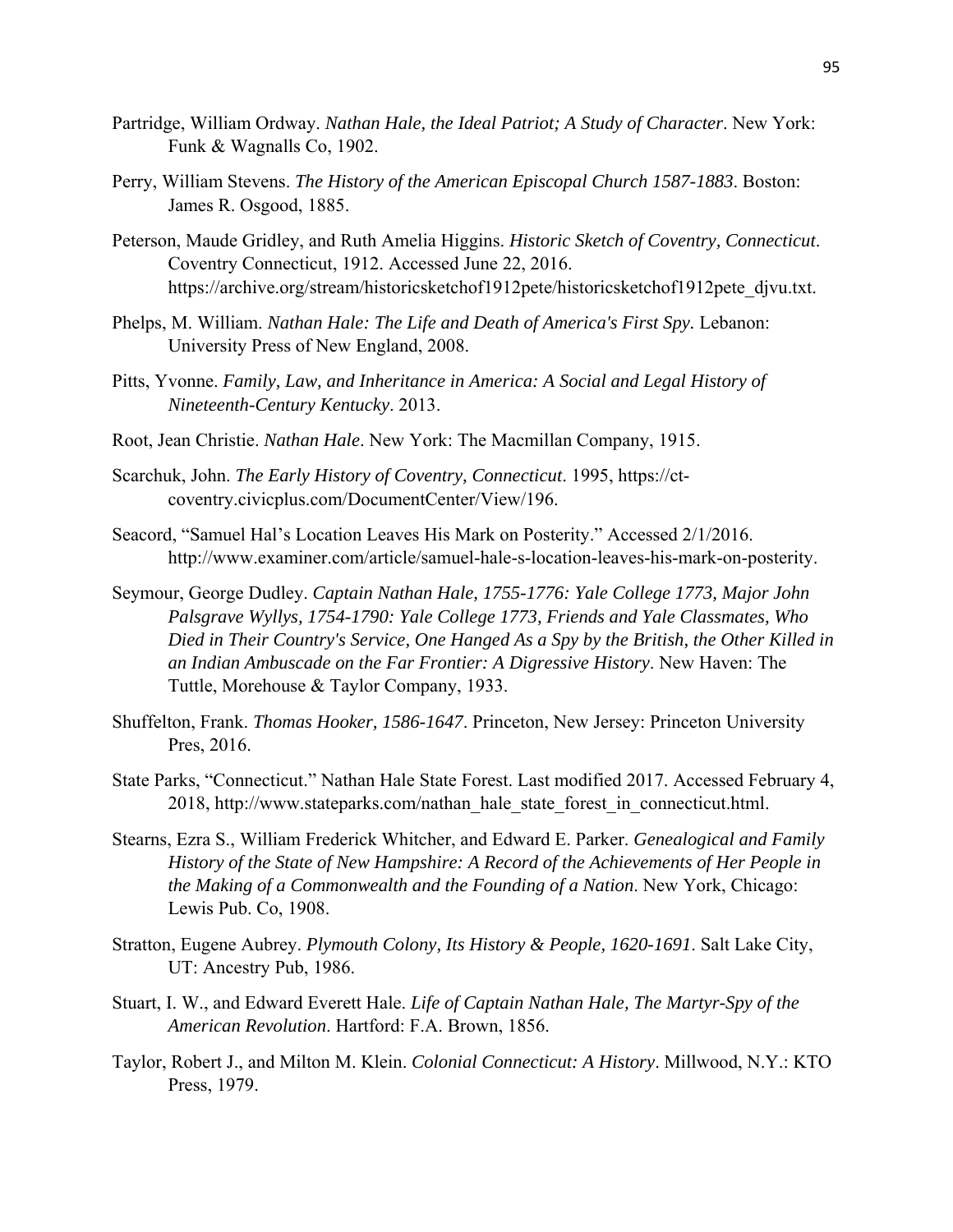Partridge, William Ordway. *Nathan Hale, the Ideal Patriot; A Study of Character*. New York: Funk & Wagnalls Co, 1902.

Perry, William Stevens. *The History of the American Episcopal Church 1587-1883*. Boston: James R. Osgood, 1885.

Peterson, Maude Gridley, and Ruth Amelia Higgins. *Historic Sketch of Coventry, Connecticut*. Coventry Connecticut, 1912. Accessed June 22, 2016. https://archive.org/stream/historicsketchof1912pete/historicsketchof1912pete_djvu.txt.

Phelps, M. William. *Nathan Hale: The Life and Death of America's First Spy.* Lebanon: University Press of New England, 2008.

Pitts, Yvonne. *Family, Law, and Inheritance in America: A Social and Legal History of Nineteenth-Century Kentucky*. 2013.

Root, Jean Christie. *Nathan Hale*. New York: The Macmillan Company, 1915.

Scarchuk, John. *The Early History of Coventry, Connecticut*. 1995, https://ct-coventry.civicplus.com/DocumentCenter/View/196.

Seacord, "Samuel Hal's Location Leaves His Mark on Posterity." Accessed 2/1/2016. http://www.examiner.com/article/samuel-hale-s-location-leaves-his-mark-on-posterity.

Seymour, George Dudley. *Captain Nathan Hale, 1755-1776: Yale College 1773, Major John Palsgrave Wyllys, 1754-1790: Yale College 1773, Friends and Yale Classmates, Who Died in Their Country's Service, One Hanged As a Spy by the British, the Other Killed in an Indian Ambuscade on the Far Frontier: A Digressive History*. New Haven: The Tuttle, Morehouse & Taylor Company, 1933.

Shuffelton, Frank. *Thomas Hooker, 1586-1647*. Princeton, New Jersey: Princeton University Pres, 2016.

State Parks, "Connecticut." Nathan Hale State Forest. Last modified 2017. Accessed February 4, 2018, http://www.stateparks.com/nathan_hale_state_forest_in_connecticut.html.

Stearns, Ezra S., William Frederick Whitcher, and Edward E. Parker. *Genealogical and Family History of the State of New Hampshire: A Record of the Achievements of Her People in the Making of a Commonwealth and the Founding of a Nation*. New York, Chicago: Lewis Pub. Co, 1908.

Stratton, Eugene Aubrey. *Plymouth Colony, Its History & People, 1620-1691*. Salt Lake City, UT: Ancestry Pub, 1986.

Stuart, I. W., and Edward Everett Hale. *Life of Captain Nathan Hale, The Martyr-Spy of the American Revolution*. Hartford: F.A. Brown, 1856.

Taylor, Robert J., and Milton M. Klein. *Colonial Connecticut: A History*. Millwood, N.Y.: KTO Press, 1979.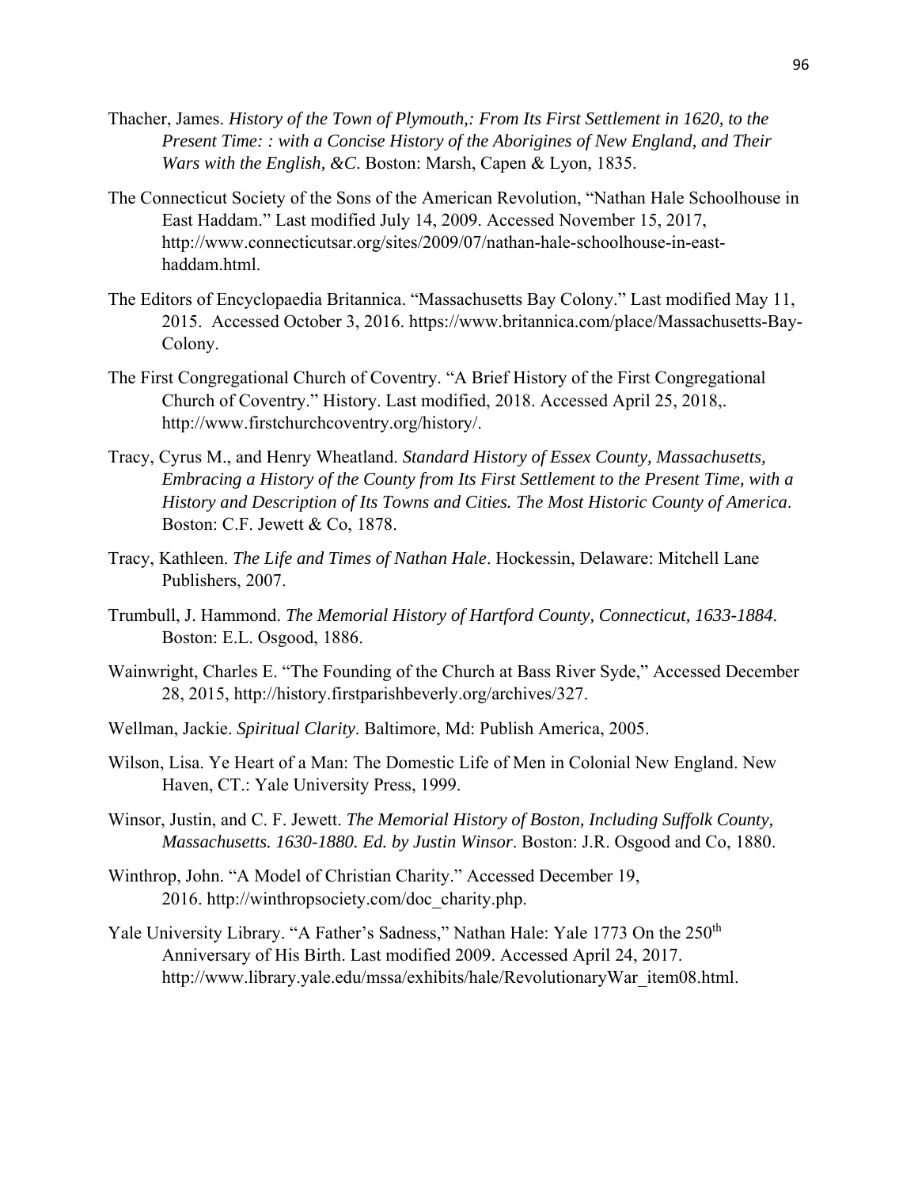Thacher, James. *History of the Town of Plymouth,: From Its First Settlement in 1620, to the Present Time: : with a Concise History of the Aborigines of New England, and Their Wars with the English, &C*. Boston: Marsh, Capen & Lyon, 1835.

The Connecticut Society of the Sons of the American Revolution, "Nathan Hale Schoolhouse in East Haddam." Last modified July 14, 2009. Accessed November 15, 2017, http://www.connecticutsar.org/sites/2009/07/nathan-hale-schoolhouse-in-east-haddam.html.

The Editors of Encyclopaedia Britannica. "Massachusetts Bay Colony." Last modified May 11, 2015. Accessed October 3, 2016. https://www.britannica.com/place/Massachusetts-Bay-Colony.

The First Congregational Church of Coventry. "A Brief History of the First Congregational Church of Coventry." History. Last modified, 2018. Accessed April 25, 2018,. http://www.firstchurchcoventry.org/history/.

Tracy, Cyrus M., and Henry Wheatland. *Standard History of Essex County, Massachusetts, Embracing a History of the County from Its First Settlement to the Present Time, with a History and Description of Its Towns and Cities. The Most Historic County of America*. Boston: C.F. Jewett & Co, 1878.

Tracy, Kathleen. *The Life and Times of Nathan Hale*. Hockessin, Delaware: Mitchell Lane Publishers, 2007.

Trumbull, J. Hammond. *The Memorial History of Hartford County, Connecticut, 1633-1884*. Boston: E.L. Osgood, 1886.

Wainwright, Charles E. "The Founding of the Church at Bass River Syde," Accessed December 28, 2015, http://history.firstparishbeverly.org/archives/327.

Wellman, Jackie. *Spiritual Clarity*. Baltimore, Md: Publish America, 2005.

Wilson, Lisa. Ye Heart of a Man: The Domestic Life of Men in Colonial New England. New Haven, CT.: Yale University Press, 1999.

Winsor, Justin, and C. F. Jewett. *The Memorial History of Boston, Including Suffolk County, Massachusetts. 1630-1880. Ed. by Justin Winsor*. Boston: J.R. Osgood and Co, 1880.

Winthrop, John. "A Model of Christian Charity." Accessed December 19, 2016. http://winthropsociety.com/doc_charity.php.

Yale University Library. "A Father's Sadness," Nathan Hale: Yale 1773 On the 250th Anniversary of His Birth. Last modified 2009. Accessed April 24, 2017. http://www.library.yale.edu/mssa/exhibits/hale/RevolutionaryWar_item08.html.